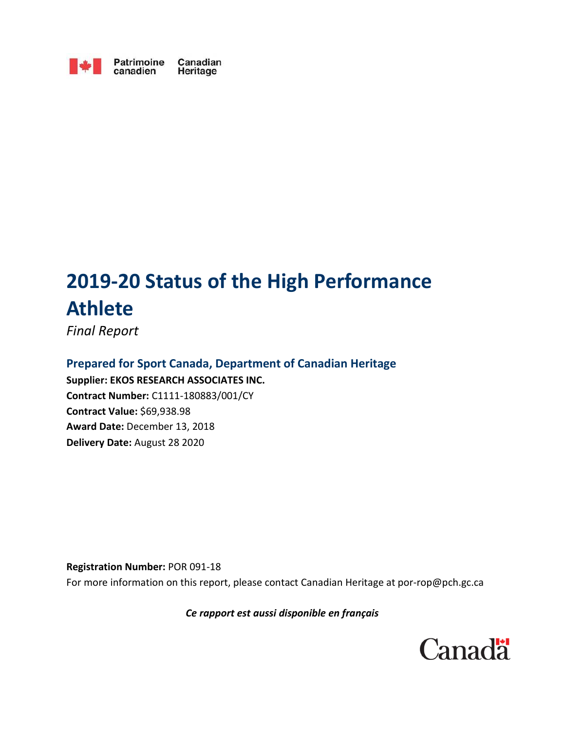Patrimoine canadien Canadian Heritage

# 2019-20 Status of the High Performance Athlete

*Final Report*

## Prepared for Sport Canada, Department of Canadian Heritage

**Supplier: EKOS RESEARCH ASSOCIATES INC.**
**Contract Number:** C1111-180883/001/CY
**Contract Value:** $69,938.98
**Award Date:** December 13, 2018
**Delivery Date:** August 28 2020

**Registration Number:** POR 091-18
For more information on this report, please contact Canadian Heritage at por-rop@pch.gc.ca

***Ce rapport est aussi disponible en français***

Canada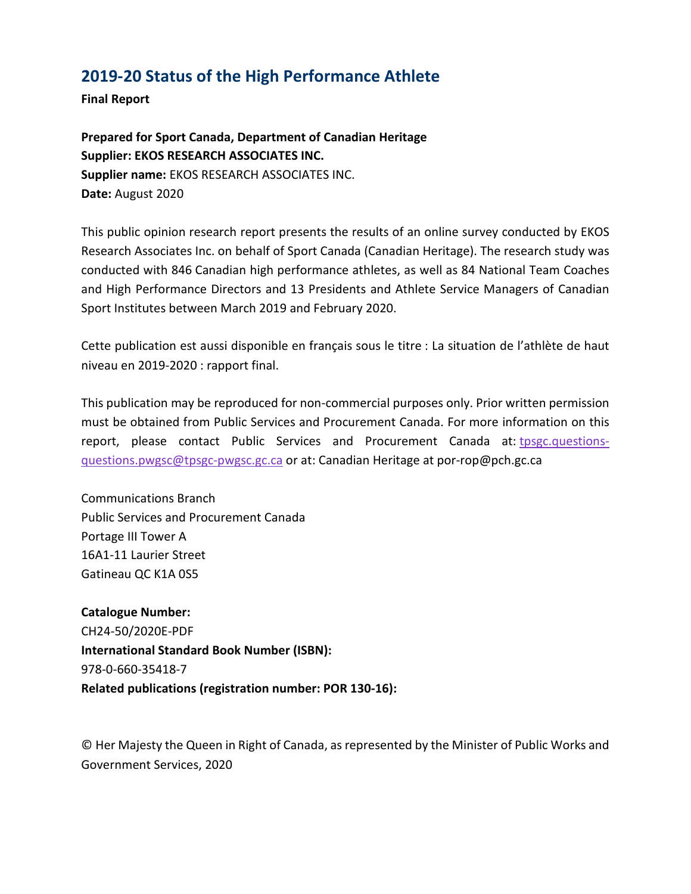## 2019-20 Status of the High Performance Athlete

**Final Report**

**Prepared for Sport Canada, Department of Canadian Heritage**
**Supplier: EKOS RESEARCH ASSOCIATES INC.**
**Supplier name:** EKOS RESEARCH ASSOCIATES INC.
**Date:** August 2020

This public opinion research report presents the results of an online survey conducted by EKOS Research Associates Inc. on behalf of Sport Canada (Canadian Heritage). The research study was conducted with 846 Canadian high performance athletes, as well as 84 National Team Coaches and High Performance Directors and 13 Presidents and Athlete Service Managers of Canadian Sport Institutes between March 2019 and February 2020.

Cette publication est aussi disponible en français sous le titre : La situation de l'athlète de haut niveau en 2019-2020 : rapport final.

This publication may be reproduced for non-commercial purposes only. Prior written permission must be obtained from Public Services and Procurement Canada. For more information on this report, please contact Public Services and Procurement Canada at: tpsgc.questions-questions.pwgsc@tpsgc-pwgsc.gc.ca or at: Canadian Heritage at por-rop@pch.gc.ca

Communications Branch
Public Services and Procurement Canada
Portage III Tower A
16A1-11 Laurier Street
Gatineau QC K1A 0S5

**Catalogue Number:**
CH24-50/2020E-PDF
**International Standard Book Number (ISBN):**
978-0-660-35418-7
**Related publications (registration number: POR 130-16):**

© Her Majesty the Queen in Right of Canada, as represented by the Minister of Public Works and Government Services, 2020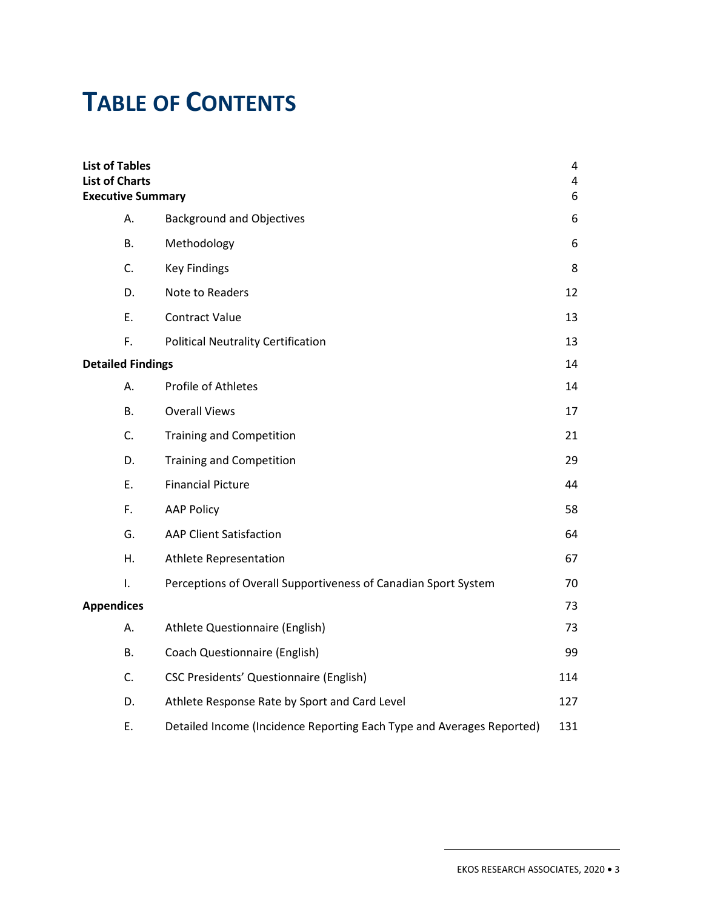# TABLE OF CONTENTS

| | | |
|---|---|---|
| **List of Tables** | | 4 |
| **List of Charts** | | 4 |
| **Executive Summary** | | 6 |
| A. | Background and Objectives | 6 |
| B. | Methodology | 6 |
| C. | Key Findings | 8 |
| D. | Note to Readers | 12 |
| E. | Contract Value | 13 |
| F. | Political Neutrality Certification | 13 |
| **Detailed Findings** | | 14 |
| A. | Profile of Athletes | 14 |
| B. | Overall Views | 17 |
| C. | Training and Competition | 21 |
| D. | Training and Competition | 29 |
| E. | Financial Picture | 44 |
| F. | AAP Policy | 58 |
| G. | AAP Client Satisfaction | 64 |
| H. | Athlete Representation | 67 |
| I. | Perceptions of Overall Supportiveness of Canadian Sport System | 70 |
| **Appendices** | | 73 |
| A. | Athlete Questionnaire (English) | 73 |
| B. | Coach Questionnaire (English) | 99 |
| C. | CSC Presidents' Questionnaire (English) | 114 |
| D. | Athlete Response Rate by Sport and Card Level | 127 |
| E. | Detailed Income (Incidence Reporting Each Type and Averages Reported) | 131 |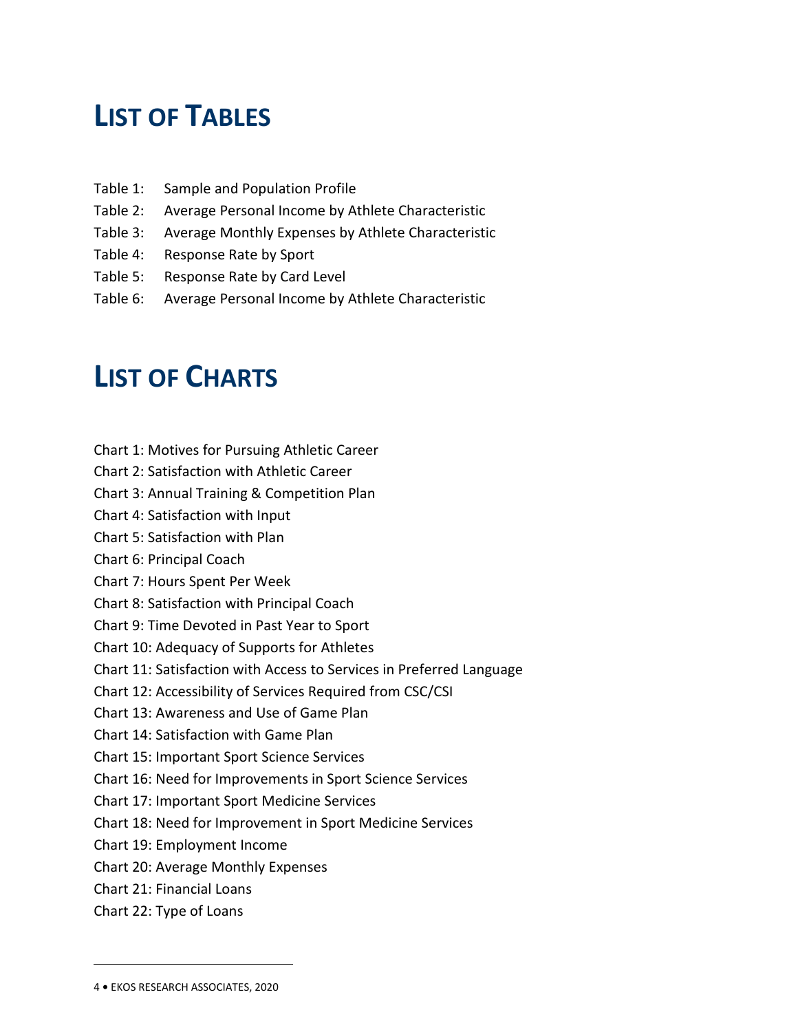# LIST OF TABLES

Table 1: Sample and Population Profile
Table 2: Average Personal Income by Athlete Characteristic
Table 3: Average Monthly Expenses by Athlete Characteristic
Table 4: Response Rate by Sport
Table 5: Response Rate by Card Level
Table 6: Average Personal Income by Athlete Characteristic

# LIST OF CHARTS

Chart 1: Motives for Pursuing Athletic Career
Chart 2: Satisfaction with Athletic Career
Chart 3: Annual Training & Competition Plan
Chart 4: Satisfaction with Input
Chart 5: Satisfaction with Plan
Chart 6: Principal Coach
Chart 7: Hours Spent Per Week
Chart 8: Satisfaction with Principal Coach
Chart 9: Time Devoted in Past Year to Sport
Chart 10: Adequacy of Supports for Athletes
Chart 11: Satisfaction with Access to Services in Preferred Language
Chart 12: Accessibility of Services Required from CSC/CSI
Chart 13: Awareness and Use of Game Plan
Chart 14: Satisfaction with Game Plan
Chart 15: Important Sport Science Services
Chart 16: Need for Improvements in Sport Science Services
Chart 17: Important Sport Medicine Services
Chart 18: Need for Improvement in Sport Medicine Services
Chart 19: Employment Income
Chart 20: Average Monthly Expenses
Chart 21: Financial Loans
Chart 22: Type of Loans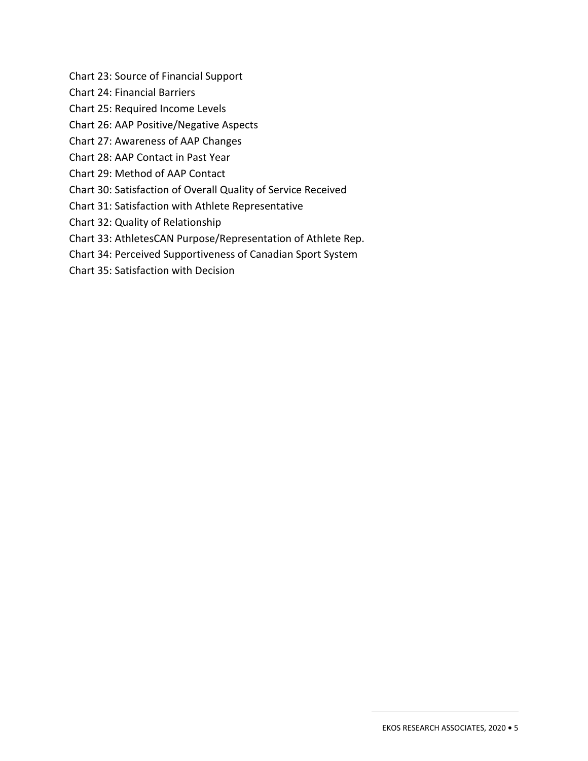Chart 23: Source of Financial Support

Chart 24: Financial Barriers

Chart 25: Required Income Levels

Chart 26: AAP Positive/Negative Aspects

Chart 27: Awareness of AAP Changes

Chart 28: AAP Contact in Past Year

Chart 29: Method of AAP Contact

Chart 30: Satisfaction of Overall Quality of Service Received

Chart 31: Satisfaction with Athlete Representative

Chart 32: Quality of Relationship

Chart 33: AthletesCAN Purpose/Representation of Athlete Rep.

Chart 34: Perceived Supportiveness of Canadian Sport System

Chart 35: Satisfaction with Decision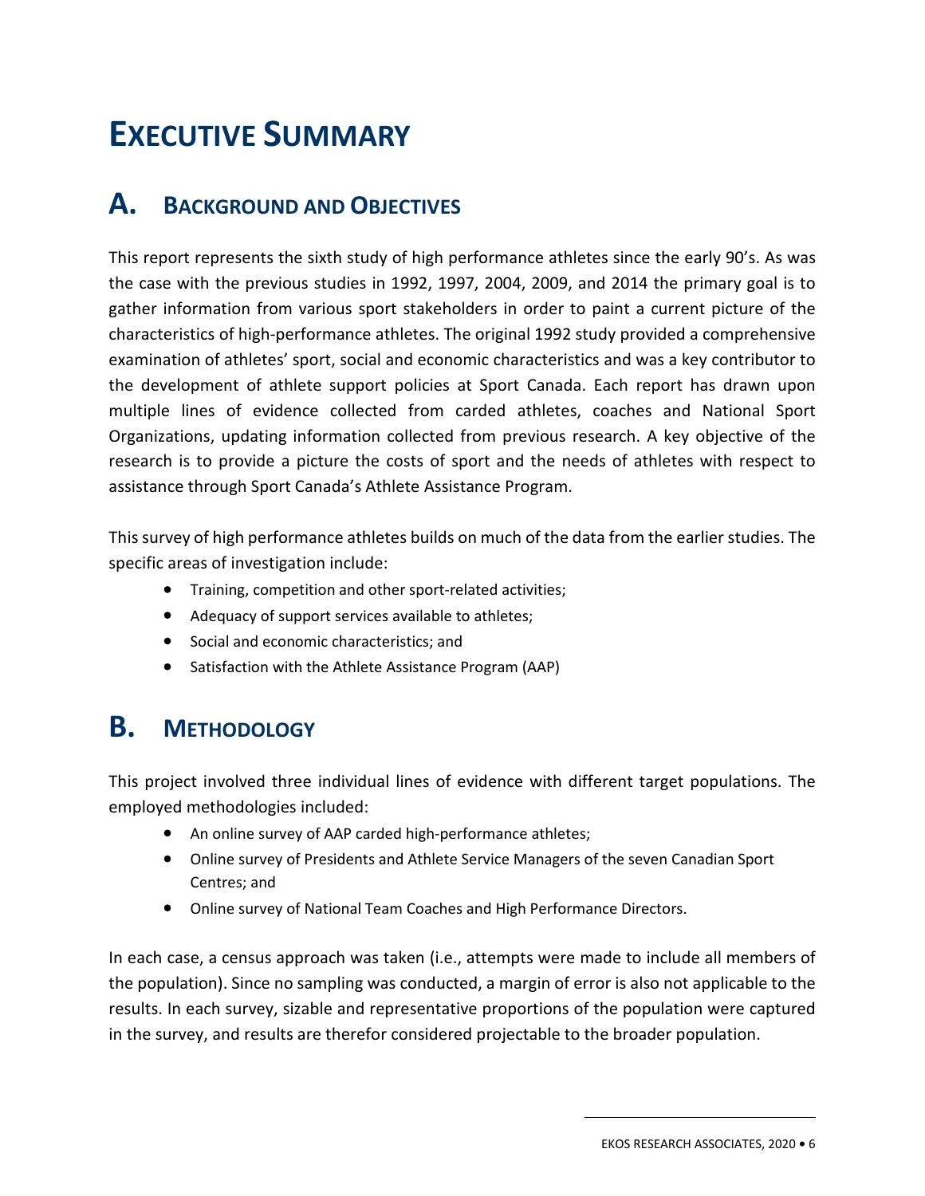# EXECUTIVE SUMMARY

## A. BACKGROUND AND OBJECTIVES

This report represents the sixth study of high performance athletes since the early 90's. As was the case with the previous studies in 1992, 1997, 2004, 2009, and 2014 the primary goal is to gather information from various sport stakeholders in order to paint a current picture of the characteristics of high-performance athletes. The original 1992 study provided a comprehensive examination of athletes' sport, social and economic characteristics and was a key contributor to the development of athlete support policies at Sport Canada. Each report has drawn upon multiple lines of evidence collected from carded athletes, coaches and National Sport Organizations, updating information collected from previous research. A key objective of the research is to provide a picture the costs of sport and the needs of athletes with respect to assistance through Sport Canada's Athlete Assistance Program.

This survey of high performance athletes builds on much of the data from the earlier studies. The specific areas of investigation include:

- Training, competition and other sport-related activities;
- Adequacy of support services available to athletes;
- Social and economic characteristics; and
- Satisfaction with the Athlete Assistance Program (AAP)

## B. METHODOLOGY

This project involved three individual lines of evidence with different target populations. The employed methodologies included:

- An online survey of AAP carded high-performance athletes;
- Online survey of Presidents and Athlete Service Managers of the seven Canadian Sport Centres; and
- Online survey of National Team Coaches and High Performance Directors.

In each case, a census approach was taken (i.e., attempts were made to include all members of the population). Since no sampling was conducted, a margin of error is also not applicable to the results. In each survey, sizable and representative proportions of the population were captured in the survey, and results are therefor considered projectable to the broader population.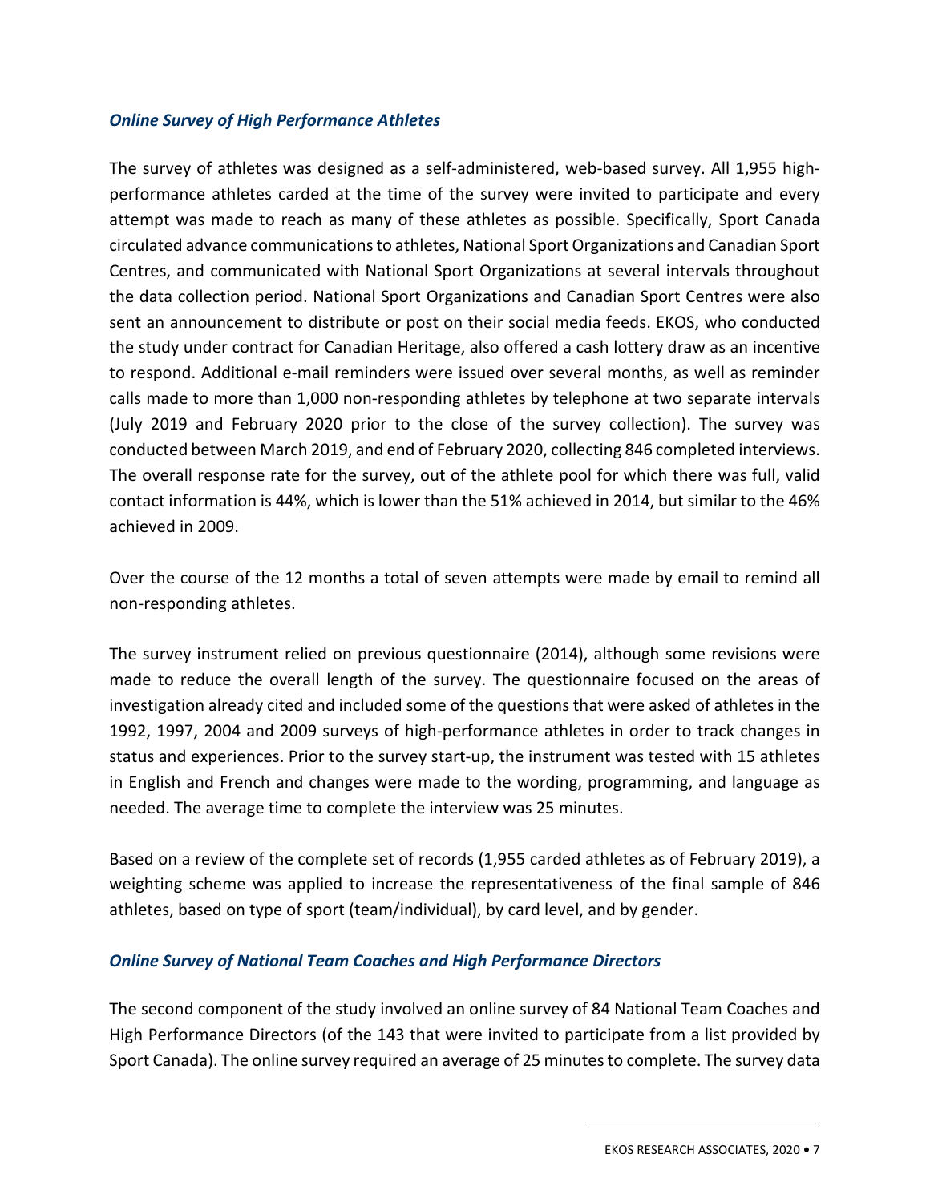### *Online Survey of High Performance Athletes*

The survey of athletes was designed as a self-administered, web-based survey. All 1,955 high-performance athletes carded at the time of the survey were invited to participate and every attempt was made to reach as many of these athletes as possible. Specifically, Sport Canada circulated advance communications to athletes, National Sport Organizations and Canadian Sport Centres, and communicated with National Sport Organizations at several intervals throughout the data collection period. National Sport Organizations and Canadian Sport Centres were also sent an announcement to distribute or post on their social media feeds. EKOS, who conducted the study under contract for Canadian Heritage, also offered a cash lottery draw as an incentive to respond. Additional e-mail reminders were issued over several months, as well as reminder calls made to more than 1,000 non-responding athletes by telephone at two separate intervals (July 2019 and February 2020 prior to the close of the survey collection). The survey was conducted between March 2019, and end of February 2020, collecting 846 completed interviews. The overall response rate for the survey, out of the athlete pool for which there was full, valid contact information is 44%, which is lower than the 51% achieved in 2014, but similar to the 46% achieved in 2009.

Over the course of the 12 months a total of seven attempts were made by email to remind all non-responding athletes.

The survey instrument relied on previous questionnaire (2014), although some revisions were made to reduce the overall length of the survey. The questionnaire focused on the areas of investigation already cited and included some of the questions that were asked of athletes in the 1992, 1997, 2004 and 2009 surveys of high-performance athletes in order to track changes in status and experiences. Prior to the survey start-up, the instrument was tested with 15 athletes in English and French and changes were made to the wording, programming, and language as needed. The average time to complete the interview was 25 minutes.

Based on a review of the complete set of records (1,955 carded athletes as of February 2019), a weighting scheme was applied to increase the representativeness of the final sample of 846 athletes, based on type of sport (team/individual), by card level, and by gender.

### *Online Survey of National Team Coaches and High Performance Directors*

The second component of the study involved an online survey of 84 National Team Coaches and High Performance Directors (of the 143 that were invited to participate from a list provided by Sport Canada). The online survey required an average of 25 minutes to complete. The survey data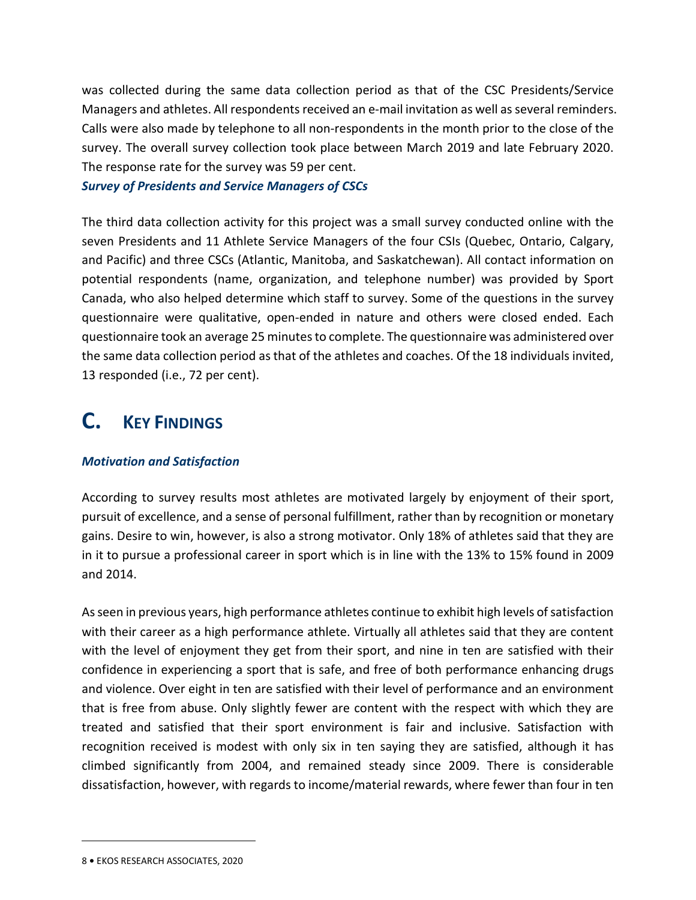was collected during the same data collection period as that of the CSC Presidents/Service Managers and athletes. All respondents received an e-mail invitation as well as several reminders. Calls were also made by telephone to all non-respondents in the month prior to the close of the survey. The overall survey collection took place between March 2019 and late February 2020. The response rate for the survey was 59 per cent.

***Survey of Presidents and Service Managers of CSCs***

The third data collection activity for this project was a small survey conducted online with the seven Presidents and 11 Athlete Service Managers of the four CSIs (Quebec, Ontario, Calgary, and Pacific) and three CSCs (Atlantic, Manitoba, and Saskatchewan). All contact information on potential respondents (name, organization, and telephone number) was provided by Sport Canada, who also helped determine which staff to survey. Some of the questions in the survey questionnaire were qualitative, open-ended in nature and others were closed ended. Each questionnaire took an average 25 minutes to complete. The questionnaire was administered over the same data collection period as that of the athletes and coaches. Of the 18 individuals invited, 13 responded (i.e., 72 per cent).

## C. KEY FINDINGS

***Motivation and Satisfaction***

According to survey results most athletes are motivated largely by enjoyment of their sport, pursuit of excellence, and a sense of personal fulfillment, rather than by recognition or monetary gains. Desire to win, however, is also a strong motivator. Only 18% of athletes said that they are in it to pursue a professional career in sport which is in line with the 13% to 15% found in 2009 and 2014.

As seen in previous years, high performance athletes continue to exhibit high levels of satisfaction with their career as a high performance athlete. Virtually all athletes said that they are content with the level of enjoyment they get from their sport, and nine in ten are satisfied with their confidence in experiencing a sport that is safe, and free of both performance enhancing drugs and violence. Over eight in ten are satisfied with their level of performance and an environment that is free from abuse. Only slightly fewer are content with the respect with which they are treated and satisfied that their sport environment is fair and inclusive. Satisfaction with recognition received is modest with only six in ten saying they are satisfied, although it has climbed significantly from 2004, and remained steady since 2009. There is considerable dissatisfaction, however, with regards to income/material rewards, where fewer than four in ten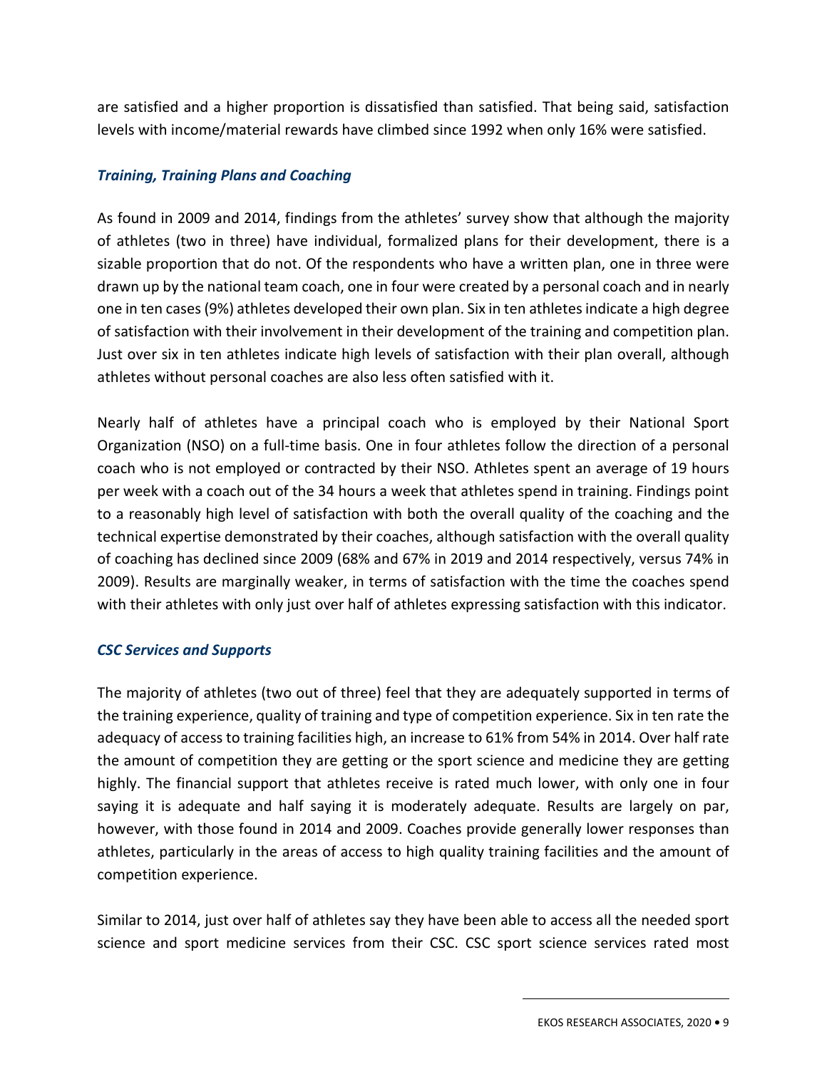are satisfied and a higher proportion is dissatisfied than satisfied. That being said, satisfaction levels with income/material rewards have climbed since 1992 when only 16% were satisfied.

### *Training, Training Plans and Coaching*

As found in 2009 and 2014, findings from the athletes' survey show that although the majority of athletes (two in three) have individual, formalized plans for their development, there is a sizable proportion that do not. Of the respondents who have a written plan, one in three were drawn up by the national team coach, one in four were created by a personal coach and in nearly one in ten cases (9%) athletes developed their own plan. Six in ten athletes indicate a high degree of satisfaction with their involvement in their development of the training and competition plan. Just over six in ten athletes indicate high levels of satisfaction with their plan overall, although athletes without personal coaches are also less often satisfied with it.

Nearly half of athletes have a principal coach who is employed by their National Sport Organization (NSO) on a full-time basis. One in four athletes follow the direction of a personal coach who is not employed or contracted by their NSO. Athletes spent an average of 19 hours per week with a coach out of the 34 hours a week that athletes spend in training. Findings point to a reasonably high level of satisfaction with both the overall quality of the coaching and the technical expertise demonstrated by their coaches, although satisfaction with the overall quality of coaching has declined since 2009 (68% and 67% in 2019 and 2014 respectively, versus 74% in 2009). Results are marginally weaker, in terms of satisfaction with the time the coaches spend with their athletes with only just over half of athletes expressing satisfaction with this indicator.

### *CSC Services and Supports*

The majority of athletes (two out of three) feel that they are adequately supported in terms of the training experience, quality of training and type of competition experience. Six in ten rate the adequacy of access to training facilities high, an increase to 61% from 54% in 2014. Over half rate the amount of competition they are getting or the sport science and medicine they are getting highly. The financial support that athletes receive is rated much lower, with only one in four saying it is adequate and half saying it is moderately adequate. Results are largely on par, however, with those found in 2014 and 2009. Coaches provide generally lower responses than athletes, particularly in the areas of access to high quality training facilities and the amount of competition experience.

Similar to 2014, just over half of athletes say they have been able to access all the needed sport science and sport medicine services from their CSC. CSC sport science services rated most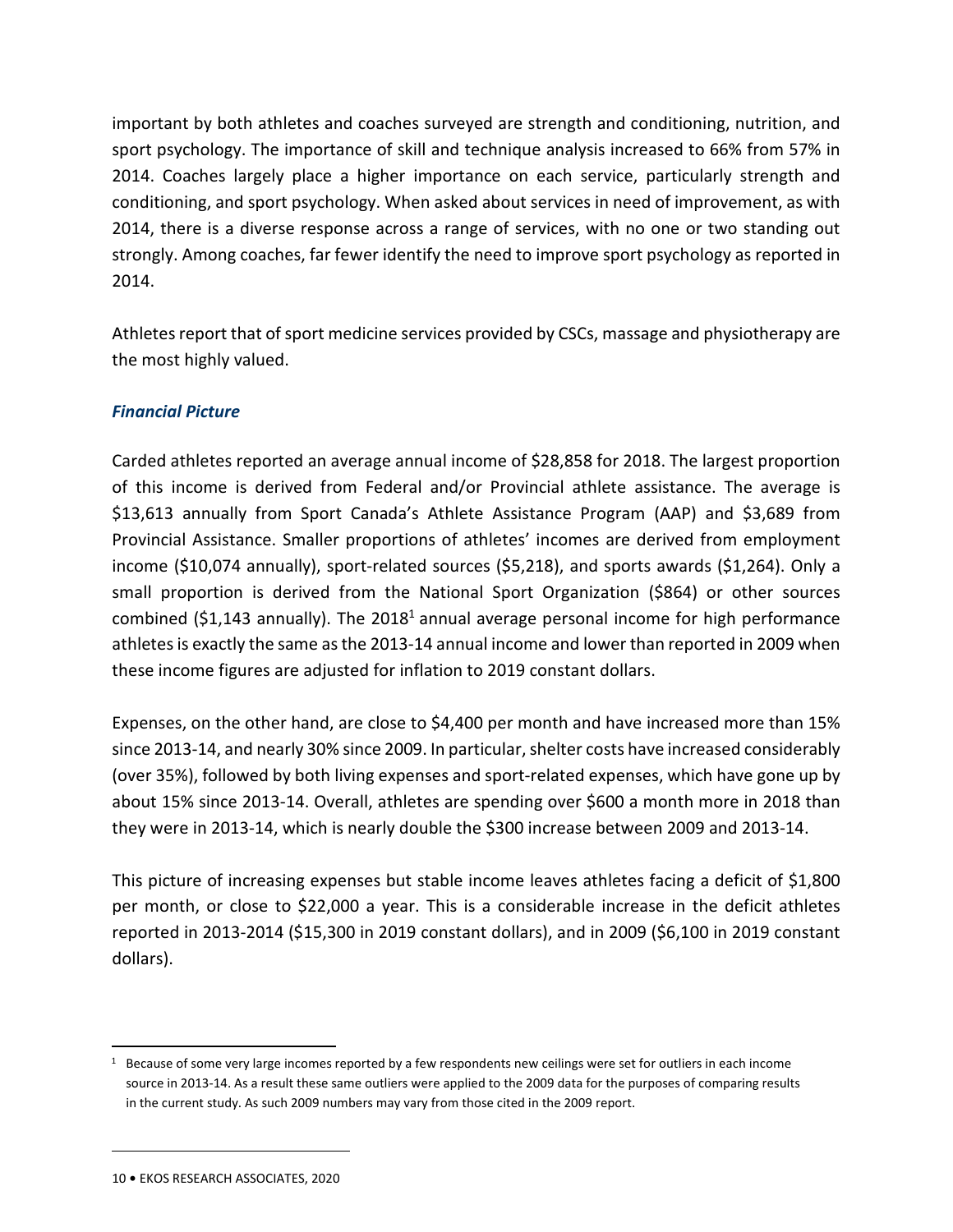important by both athletes and coaches surveyed are strength and conditioning, nutrition, and sport psychology. The importance of skill and technique analysis increased to 66% from 57% in 2014. Coaches largely place a higher importance on each service, particularly strength and conditioning, and sport psychology. When asked about services in need of improvement, as with 2014, there is a diverse response across a range of services, with no one or two standing out strongly. Among coaches, far fewer identify the need to improve sport psychology as reported in 2014.

Athletes report that of sport medicine services provided by CSCs, massage and physiotherapy are the most highly valued.

### *Financial Picture*

Carded athletes reported an average annual income of $28,858 for 2018. The largest proportion of this income is derived from Federal and/or Provincial athlete assistance. The average is $13,613 annually from Sport Canada's Athlete Assistance Program (AAP) and $3,689 from Provincial Assistance. Smaller proportions of athletes' incomes are derived from employment income ($10,074 annually), sport-related sources ($5,218), and sports awards ($1,264). Only a small proportion is derived from the National Sport Organization ($864) or other sources combined ($1,143 annually). The 2018[1] annual average personal income for high performance athletes is exactly the same as the 2013-14 annual income and lower than reported in 2009 when these income figures are adjusted for inflation to 2019 constant dollars.

Expenses, on the other hand, are close to $4,400 per month and have increased more than 15% since 2013-14, and nearly 30% since 2009. In particular, shelter costs have increased considerably (over 35%), followed by both living expenses and sport-related expenses, which have gone up by about 15% since 2013-14. Overall, athletes are spending over $600 a month more in 2018 than they were in 2013-14, which is nearly double the $300 increase between 2009 and 2013-14.

This picture of increasing expenses but stable income leaves athletes facing a deficit of $1,800 per month, or close to $22,000 a year. This is a considerable increase in the deficit athletes reported in 2013-2014 ($15,300 in 2019 constant dollars), and in 2009 ($6,100 in 2019 constant dollars).

[1] Because of some very large incomes reported by a few respondents new ceilings were set for outliers in each income source in 2013-14. As a result these same outliers were applied to the 2009 data for the purposes of comparing results in the current study. As such 2009 numbers may vary from those cited in the 2009 report.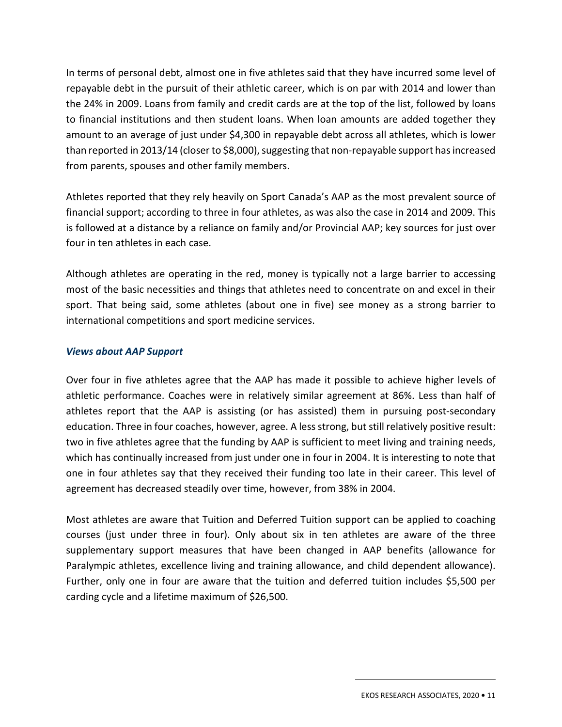In terms of personal debt, almost one in five athletes said that they have incurred some level of repayable debt in the pursuit of their athletic career, which is on par with 2014 and lower than the 24% in 2009. Loans from family and credit cards are at the top of the list, followed by loans to financial institutions and then student loans. When loan amounts are added together they amount to an average of just under $4,300 in repayable debt across all athletes, which is lower than reported in 2013/14 (closer to $8,000), suggesting that non-repayable support has increased from parents, spouses and other family members.

Athletes reported that they rely heavily on Sport Canada's AAP as the most prevalent source of financial support; according to three in four athletes, as was also the case in 2014 and 2009. This is followed at a distance by a reliance on family and/or Provincial AAP; key sources for just over four in ten athletes in each case.

Although athletes are operating in the red, money is typically not a large barrier to accessing most of the basic necessities and things that athletes need to concentrate on and excel in their sport. That being said, some athletes (about one in five) see money as a strong barrier to international competitions and sport medicine services.

### *Views about AAP Support*

Over four in five athletes agree that the AAP has made it possible to achieve higher levels of athletic performance. Coaches were in relatively similar agreement at 86%. Less than half of athletes report that the AAP is assisting (or has assisted) them in pursuing post-secondary education. Three in four coaches, however, agree. A less strong, but still relatively positive result: two in five athletes agree that the funding by AAP is sufficient to meet living and training needs, which has continually increased from just under one in four in 2004. It is interesting to note that one in four athletes say that they received their funding too late in their career. This level of agreement has decreased steadily over time, however, from 38% in 2004.

Most athletes are aware that Tuition and Deferred Tuition support can be applied to coaching courses (just under three in four). Only about six in ten athletes are aware of the three supplementary support measures that have been changed in AAP benefits (allowance for Paralympic athletes, excellence living and training allowance, and child dependent allowance). Further, only one in four are aware that the tuition and deferred tuition includes $5,500 per carding cycle and a lifetime maximum of $26,500.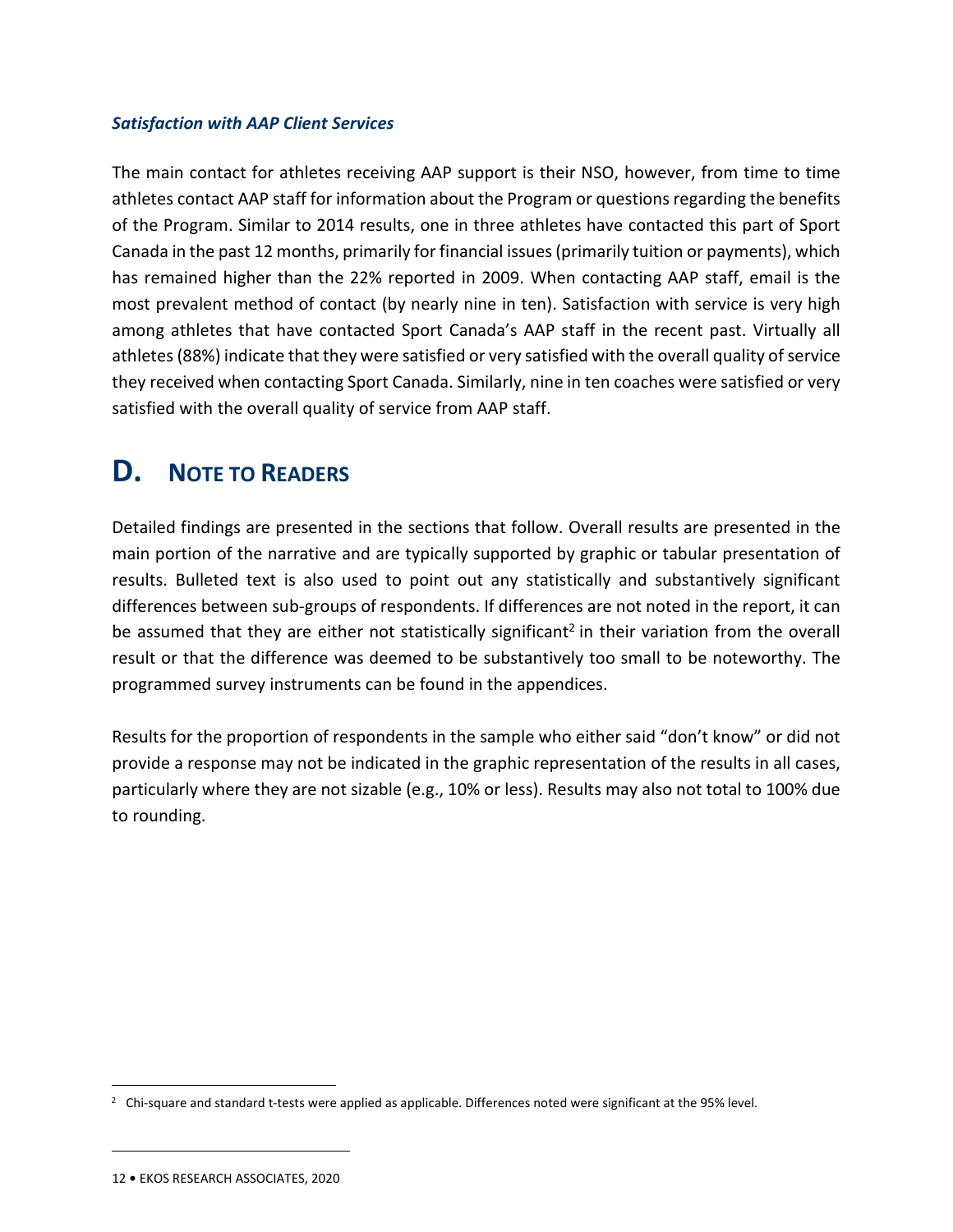*Satisfaction with AAP Client Services*

The main contact for athletes receiving AAP support is their NSO, however, from time to time athletes contact AAP staff for information about the Program or questions regarding the benefits of the Program. Similar to 2014 results, one in three athletes have contacted this part of Sport Canada in the past 12 months, primarily for financial issues (primarily tuition or payments), which has remained higher than the 22% reported in 2009. When contacting AAP staff, email is the most prevalent method of contact (by nearly nine in ten). Satisfaction with service is very high among athletes that have contacted Sport Canada's AAP staff in the recent past. Virtually all athletes (88%) indicate that they were satisfied or very satisfied with the overall quality of service they received when contacting Sport Canada. Similarly, nine in ten coaches were satisfied or very satisfied with the overall quality of service from AAP staff.

# D. Note to Readers

Detailed findings are presented in the sections that follow. Overall results are presented in the main portion of the narrative and are typically supported by graphic or tabular presentation of results. Bulleted text is also used to point out any statistically and substantively significant differences between sub-groups of respondents. If differences are not noted in the report, it can be assumed that they are either not statistically significant[2] in their variation from the overall result or that the difference was deemed to be substantively too small to be noteworthy. The programmed survey instruments can be found in the appendices.

Results for the proportion of respondents in the sample who either said "don't know" or did not provide a response may not be indicated in the graphic representation of the results in all cases, particularly where they are not sizable (e.g., 10% or less). Results may also not total to 100% due to rounding.

[2] Chi-square and standard t-tests were applied as applicable. Differences noted were significant at the 95% level.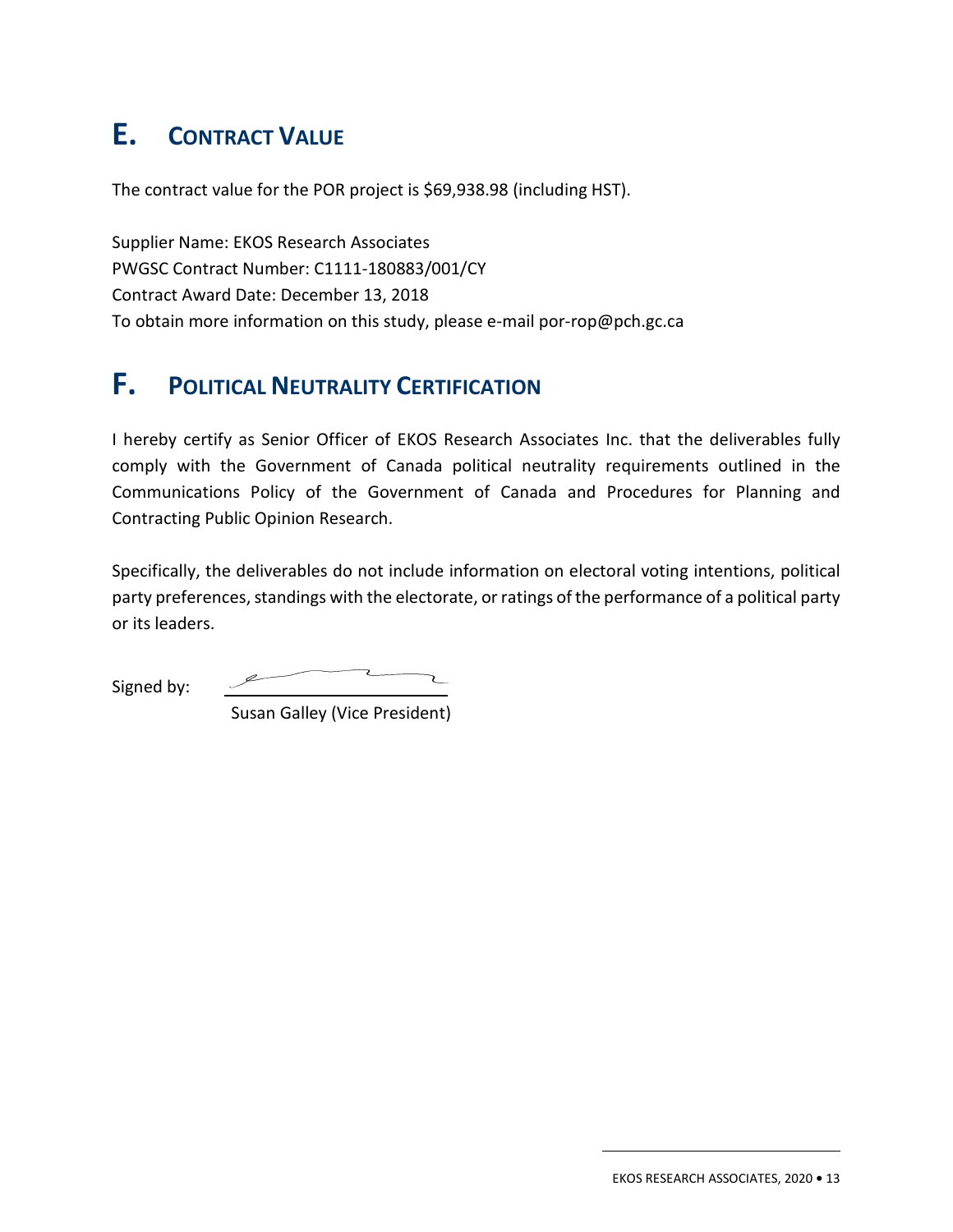## E. CONTRACT VALUE

The contract value for the POR project is $69,938.98 (including HST).

Supplier Name: EKOS Research Associates
PWGSC Contract Number: C1111-180883/001/CY
Contract Award Date: December 13, 2018
To obtain more information on this study, please e-mail por-rop@pch.gc.ca

## F. POLITICAL NEUTRALITY CERTIFICATION

I hereby certify as Senior Officer of EKOS Research Associates Inc. that the deliverables fully comply with the Government of Canada political neutrality requirements outlined in the Communications Policy of the Government of Canada and Procedures for Planning and Contracting Public Opinion Research.

Specifically, the deliverables do not include information on electoral voting intentions, political party preferences, standings with the electorate, or ratings of the performance of a political party or its leaders.

Signed by:

Susan Galley (Vice President)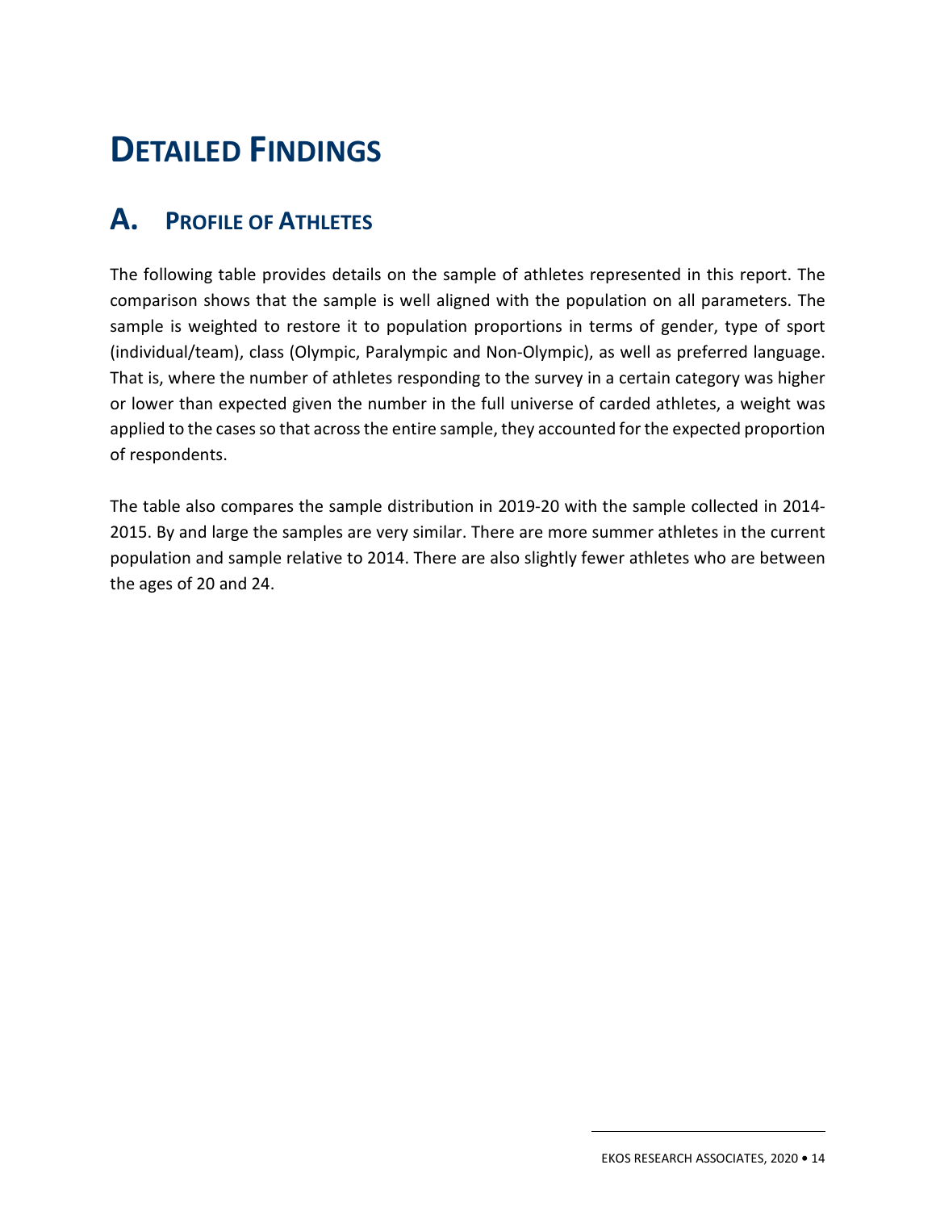# DETAILED FINDINGS

## A. PROFILE OF ATHLETES

The following table provides details on the sample of athletes represented in this report. The comparison shows that the sample is well aligned with the population on all parameters. The sample is weighted to restore it to population proportions in terms of gender, type of sport (individual/team), class (Olympic, Paralympic and Non-Olympic), as well as preferred language. That is, where the number of athletes responding to the survey in a certain category was higher or lower than expected given the number in the full universe of carded athletes, a weight was applied to the cases so that across the entire sample, they accounted for the expected proportion of respondents.

The table also compares the sample distribution in 2019-20 with the sample collected in 2014-2015. By and large the samples are very similar. There are more summer athletes in the current population and sample relative to 2014. There are also slightly fewer athletes who are between the ages of 20 and 24.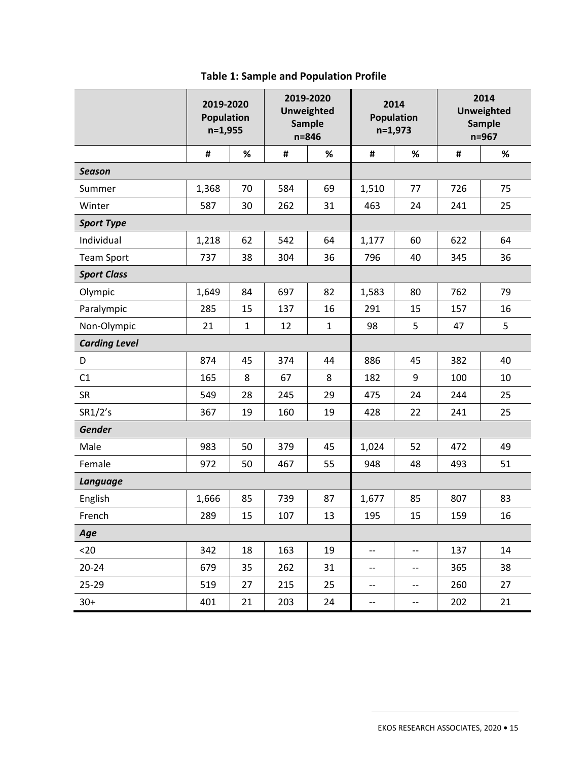**Table 1: Sample and Population Profile**

| | 2019-2020 Population n=1,955 | | 2019-2020 Unweighted Sample n=846 | | 2014 Population n=1,973 | | 2014 Unweighted Sample n=967 | |
|---|---|---|---|---|---|---|---|---|
| | # | % | # | % | # | % | # | % |
| ***Season*** | | | | | | | | |
| Summer | 1,368 | 70 | 584 | 69 | 1,510 | 77 | 726 | 75 |
| Winter | 587 | 30 | 262 | 31 | 463 | 24 | 241 | 25 |
| ***Sport Type*** | | | | | | | | |
| Individual | 1,218 | 62 | 542 | 64 | 1,177 | 60 | 622 | 64 |
| Team Sport | 737 | 38 | 304 | 36 | 796 | 40 | 345 | 36 |
| ***Sport Class*** | | | | | | | | |
| Olympic | 1,649 | 84 | 697 | 82 | 1,583 | 80 | 762 | 79 |
| Paralympic | 285 | 15 | 137 | 16 | 291 | 15 | 157 | 16 |
| Non-Olympic | 21 | 1 | 12 | 1 | 98 | 5 | 47 | 5 |
| ***Carding Level*** | | | | | | | | |
| D | 874 | 45 | 374 | 44 | 886 | 45 | 382 | 40 |
| C1 | 165 | 8 | 67 | 8 | 182 | 9 | 100 | 10 |
| SR | 549 | 28 | 245 | 29 | 475 | 24 | 244 | 25 |
| SR1/2's | 367 | 19 | 160 | 19 | 428 | 22 | 241 | 25 |
| ***Gender*** | | | | | | | | |
| Male | 983 | 50 | 379 | 45 | 1,024 | 52 | 472 | 49 |
| Female | 972 | 50 | 467 | 55 | 948 | 48 | 493 | 51 |
| ***Language*** | | | | | | | | |
| English | 1,666 | 85 | 739 | 87 | 1,677 | 85 | 807 | 83 |
| French | 289 | 15 | 107 | 13 | 195 | 15 | 159 | 16 |
| ***Age*** | | | | | | | | |
| <20 | 342 | 18 | 163 | 19 | -- | -- | 137 | 14 |
| 20-24 | 679 | 35 | 262 | 31 | -- | -- | 365 | 38 |
| 25-29 | 519 | 27 | 215 | 25 | -- | -- | 260 | 27 |
| 30+ | 401 | 21 | 203 | 24 | -- | -- | 202 | 21 |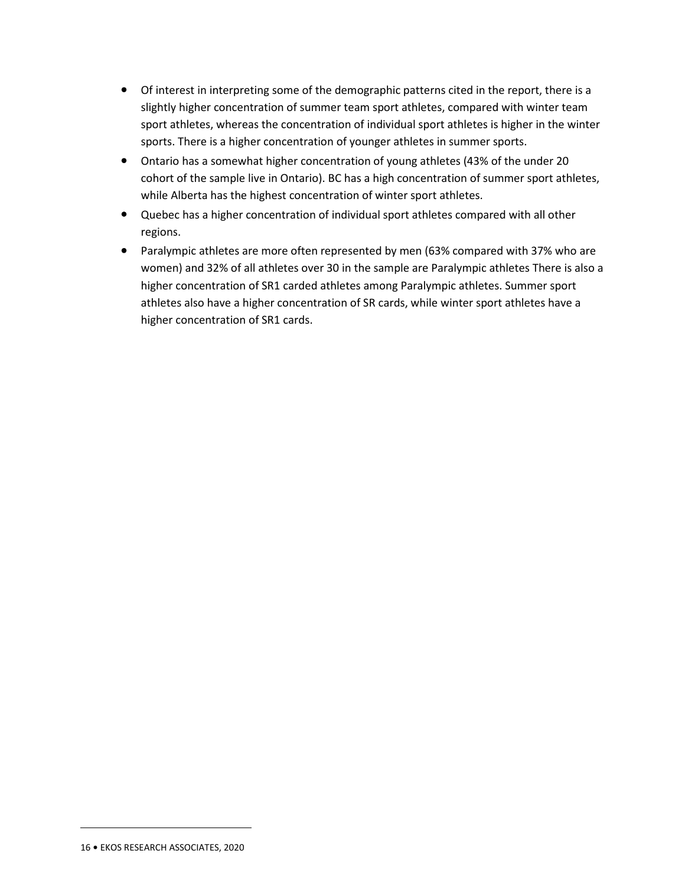- Of interest in interpreting some of the demographic patterns cited in the report, there is a slightly higher concentration of summer team sport athletes, compared with winter team sport athletes, whereas the concentration of individual sport athletes is higher in the winter sports. There is a higher concentration of younger athletes in summer sports.
- Ontario has a somewhat higher concentration of young athletes (43% of the under 20 cohort of the sample live in Ontario). BC has a high concentration of summer sport athletes, while Alberta has the highest concentration of winter sport athletes.
- Quebec has a higher concentration of individual sport athletes compared with all other regions.
- Paralympic athletes are more often represented by men (63% compared with 37% who are women) and 32% of all athletes over 30 in the sample are Paralympic athletes There is also a higher concentration of SR1 carded athletes among Paralympic athletes. Summer sport athletes also have a higher concentration of SR cards, while winter sport athletes have a higher concentration of SR1 cards.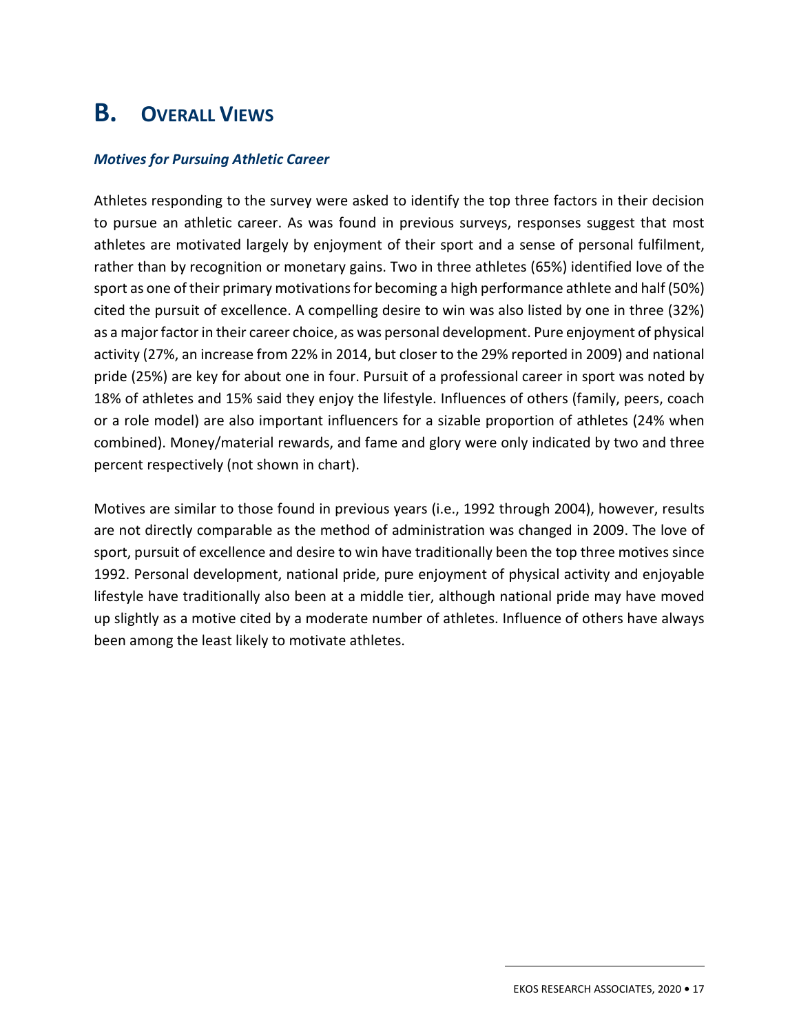## B. Overall Views

### *Motives for Pursuing Athletic Career*

Athletes responding to the survey were asked to identify the top three factors in their decision to pursue an athletic career. As was found in previous surveys, responses suggest that most athletes are motivated largely by enjoyment of their sport and a sense of personal fulfilment, rather than by recognition or monetary gains. Two in three athletes (65%) identified love of the sport as one of their primary motivations for becoming a high performance athlete and half (50%) cited the pursuit of excellence. A compelling desire to win was also listed by one in three (32%) as a major factor in their career choice, as was personal development. Pure enjoyment of physical activity (27%, an increase from 22% in 2014, but closer to the 29% reported in 2009) and national pride (25%) are key for about one in four. Pursuit of a professional career in sport was noted by 18% of athletes and 15% said they enjoy the lifestyle. Influences of others (family, peers, coach or a role model) are also important influencers for a sizable proportion of athletes (24% when combined). Money/material rewards, and fame and glory were only indicated by two and three percent respectively (not shown in chart).

Motives are similar to those found in previous years (i.e., 1992 through 2004), however, results are not directly comparable as the method of administration was changed in 2009. The love of sport, pursuit of excellence and desire to win have traditionally been the top three motives since 1992. Personal development, national pride, pure enjoyment of physical activity and enjoyable lifestyle have traditionally also been at a middle tier, although national pride may have moved up slightly as a motive cited by a moderate number of athletes. Influence of others have always been among the least likely to motivate athletes.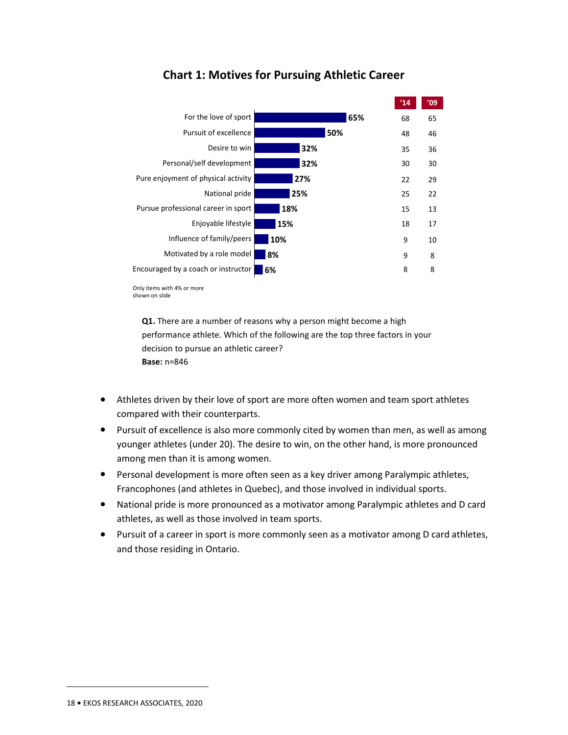**Chart 1: Motives for Pursuing Athletic Career**

| Motive | 2020 | '14 | '09 |
|---|---|---|---|
| For the love of sport | 65% | 68 | 65 |
| Pursuit of excellence | 50% | 48 | 46 |
| Desire to win | 32% | 35 | 36 |
| Personal/self development | 32% | 30 | 30 |
| Pure enjoyment of physical activity | 27% | 22 | 29 |
| National pride | 25% | 25 | 22 |
| Pursue professional career in sport | 18% | 15 | 13 |
| Enjoyable lifestyle | 15% | 18 | 17 |
| Influence of family/peers | 10% | 9 | 10 |
| Motivated by a role model | 8% | 9 | 8 |
| Encouraged by a coach or instructor | 6% | 8 | 8 |

Only items with 4% or more shown on slide

**Q1.** There are a number of reasons why a person might become a high performance athlete. Which of the following are the top three factors in your decision to pursue an athletic career?
**Base:** n=846

- Athletes driven by their love of sport are more often women and team sport athletes compared with their counterparts.
- Pursuit of excellence is also more commonly cited by women than men, as well as among younger athletes (under 20). The desire to win, on the other hand, is more pronounced among men than it is among women.
- Personal development is more often seen as a key driver among Paralympic athletes, Francophones (and athletes in Quebec), and those involved in individual sports.
- National pride is more pronounced as a motivator among Paralympic athletes and D card athletes, as well as those involved in team sports.
- Pursuit of a career in sport is more commonly seen as a motivator among D card athletes, and those residing in Ontario.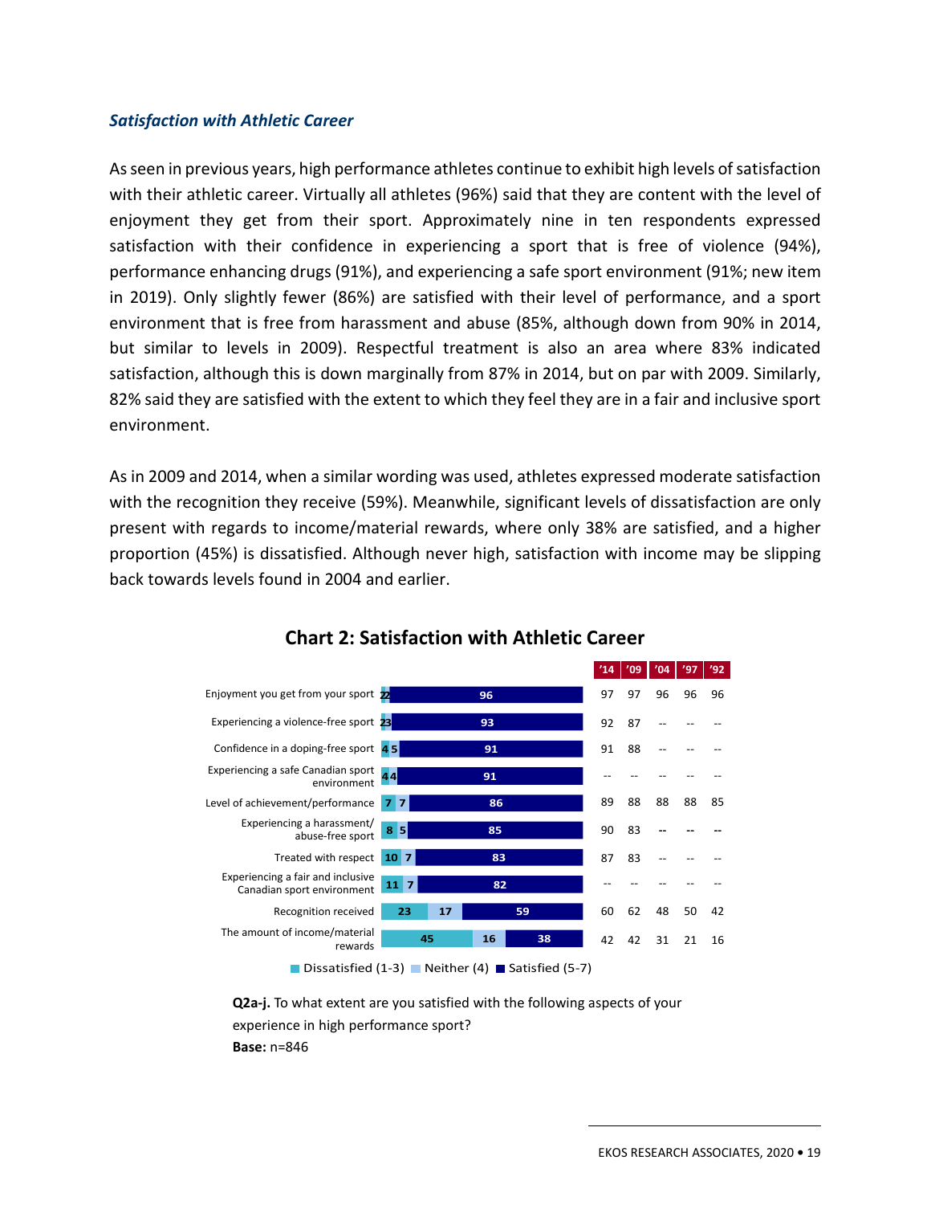### *Satisfaction with Athletic Career*

As seen in previous years, high performance athletes continue to exhibit high levels of satisfaction with their athletic career. Virtually all athletes (96%) said that they are content with the level of enjoyment they get from their sport. Approximately nine in ten respondents expressed satisfaction with their confidence in experiencing a sport that is free of violence (94%), performance enhancing drugs (91%), and experiencing a safe sport environment (91%; new item in 2019). Only slightly fewer (86%) are satisfied with their level of performance, and a sport environment that is free from harassment and abuse (85%, although down from 90% in 2014, but similar to levels in 2009). Respectful treatment is also an area where 83% indicated satisfaction, although this is down marginally from 87% in 2014, but on par with 2009. Similarly, 82% said they are satisfied with the extent to which they feel they are in a fair and inclusive sport environment.

As in 2009 and 2014, when a similar wording was used, athletes expressed moderate satisfaction with the recognition they receive (59%). Meanwhile, significant levels of dissatisfaction are only present with regards to income/material rewards, where only 38% are satisfied, and a higher proportion (45%) is dissatisfied. Although never high, satisfaction with income may be slipping back towards levels found in 2004 and earlier.

**Chart 2: Satisfaction with Athletic Career**

| | Dissatisfied (1-3) | Neither (4) | Satisfied (5-7) | '14 | '09 | '04 | '97 | '92 |
|---|---|---|---|---|---|---|---|---|
| Enjoyment you get from your sport | 2 | 2 | 96 | 97 | 97 | 96 | 96 | 96 |
| Experiencing a violence-free sport | 2 | 3 | 93 | 92 | 87 | -- | -- | -- |
| Confidence in a doping-free sport | 4 | 5 | 91 | 91 | 88 | -- | -- | -- |
| Experiencing a safe Canadian sport environment | 4 | 4 | 91 | -- | -- | -- | -- | -- |
| Level of achievement/performance | 7 | 7 | 86 | 89 | 88 | 88 | 88 | 85 |
| Experiencing a harassment/ abuse-free sport | 8 | 5 | 85 | 90 | 83 | -- | -- | -- |
| Treated with respect | 10 | 7 | 83 | 87 | 83 | -- | -- | -- |
| Experiencing a fair and inclusive Canadian sport environment | 11 | 7 | 82 | -- | -- | -- | -- | -- |
| Recognition received | 23 | 17 | 59 | 60 | 62 | 48 | 50 | 42 |
| The amount of income/material rewards | 45 | 16 | 38 | 42 | 42 | 31 | 21 | 16 |

**Q2a-j.** To what extent are you satisfied with the following aspects of your experience in high performance sport?
**Base:** n=846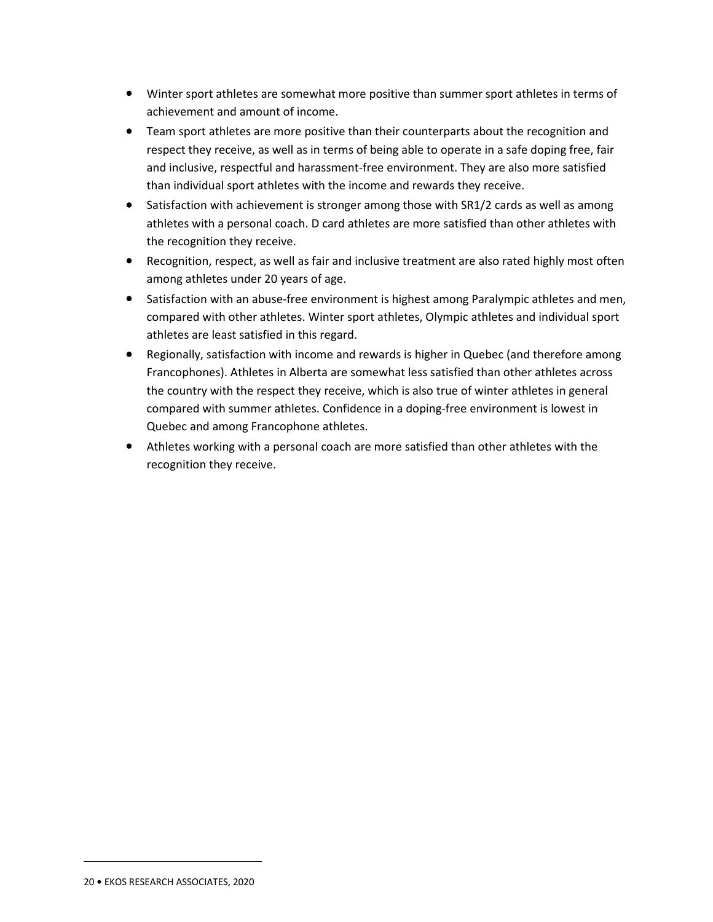- Winter sport athletes are somewhat more positive than summer sport athletes in terms of achievement and amount of income.
- Team sport athletes are more positive than their counterparts about the recognition and respect they receive, as well as in terms of being able to operate in a safe doping free, fair and inclusive, respectful and harassment-free environment. They are also more satisfied than individual sport athletes with the income and rewards they receive.
- Satisfaction with achievement is stronger among those with SR1/2 cards as well as among athletes with a personal coach. D card athletes are more satisfied than other athletes with the recognition they receive.
- Recognition, respect, as well as fair and inclusive treatment are also rated highly most often among athletes under 20 years of age.
- Satisfaction with an abuse-free environment is highest among Paralympic athletes and men, compared with other athletes. Winter sport athletes, Olympic athletes and individual sport athletes are least satisfied in this regard.
- Regionally, satisfaction with income and rewards is higher in Quebec (and therefore among Francophones). Athletes in Alberta are somewhat less satisfied than other athletes across the country with the respect they receive, which is also true of winter athletes in general compared with summer athletes. Confidence in a doping-free environment is lowest in Quebec and among Francophone athletes.
- Athletes working with a personal coach are more satisfied than other athletes with the recognition they receive.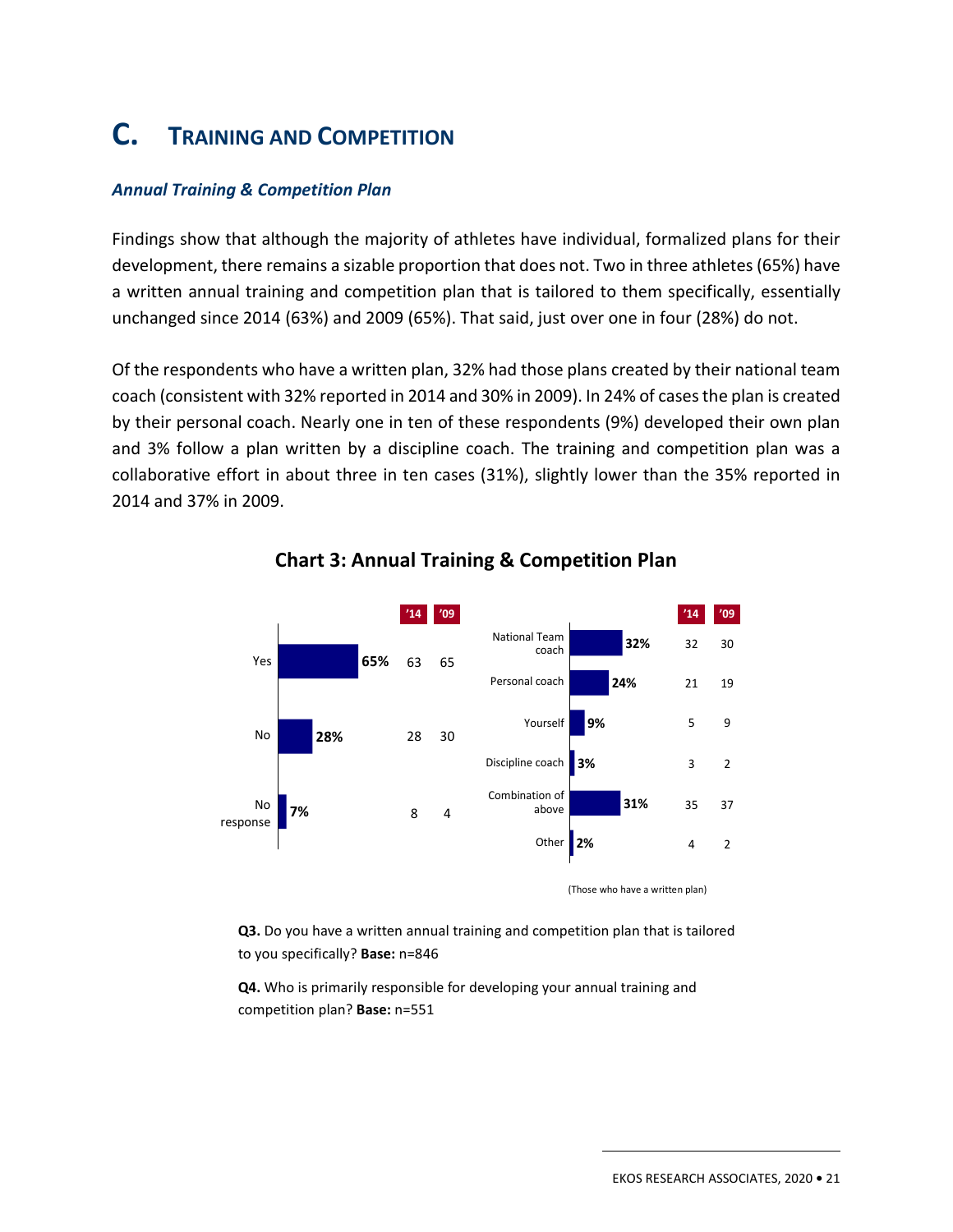# C. Training and Competition

### *Annual Training & Competition Plan*

Findings show that although the majority of athletes have individual, formalized plans for their development, there remains a sizable proportion that does not. Two in three athletes (65%) have a written annual training and competition plan that is tailored to them specifically, essentially unchanged since 2014 (63%) and 2009 (65%). That said, just over one in four (28%) do not.

Of the respondents who have a written plan, 32% had those plans created by their national team coach (consistent with 32% reported in 2014 and 30% in 2009). In 24% of cases the plan is created by their personal coach. Nearly one in ten of these respondents (9%) developed their own plan and 3% follow a plan written by a discipline coach. The training and competition plan was a collaborative effort in about three in ten cases (31%), slightly lower than the 35% reported in 2014 and 37% in 2009.

**Chart 3: Annual Training & Competition Plan**

| | Current | '14 | '09 |
|---|---|---|---|
| Yes | 65% | 63 | 65 |
| No | 28% | 28 | 30 |
| No response | 7% | 8 | 4 |

| (Those who have a written plan) | Current | '14 | '09 |
|---|---|---|---|
| National Team coach | 32% | 32 | 30 |
| Personal coach | 24% | 21 | 19 |
| Yourself | 9% | 5 | 9 |
| Discipline coach | 3% | 3 | 2 |
| Combination of above | 31% | 35 | 37 |
| Other | 2% | 4 | 2 |

**Q3.** Do you have a written annual training and competition plan that is tailored to you specifically? **Base:** n=846

**Q4.** Who is primarily responsible for developing your annual training and competition plan? **Base:** n=551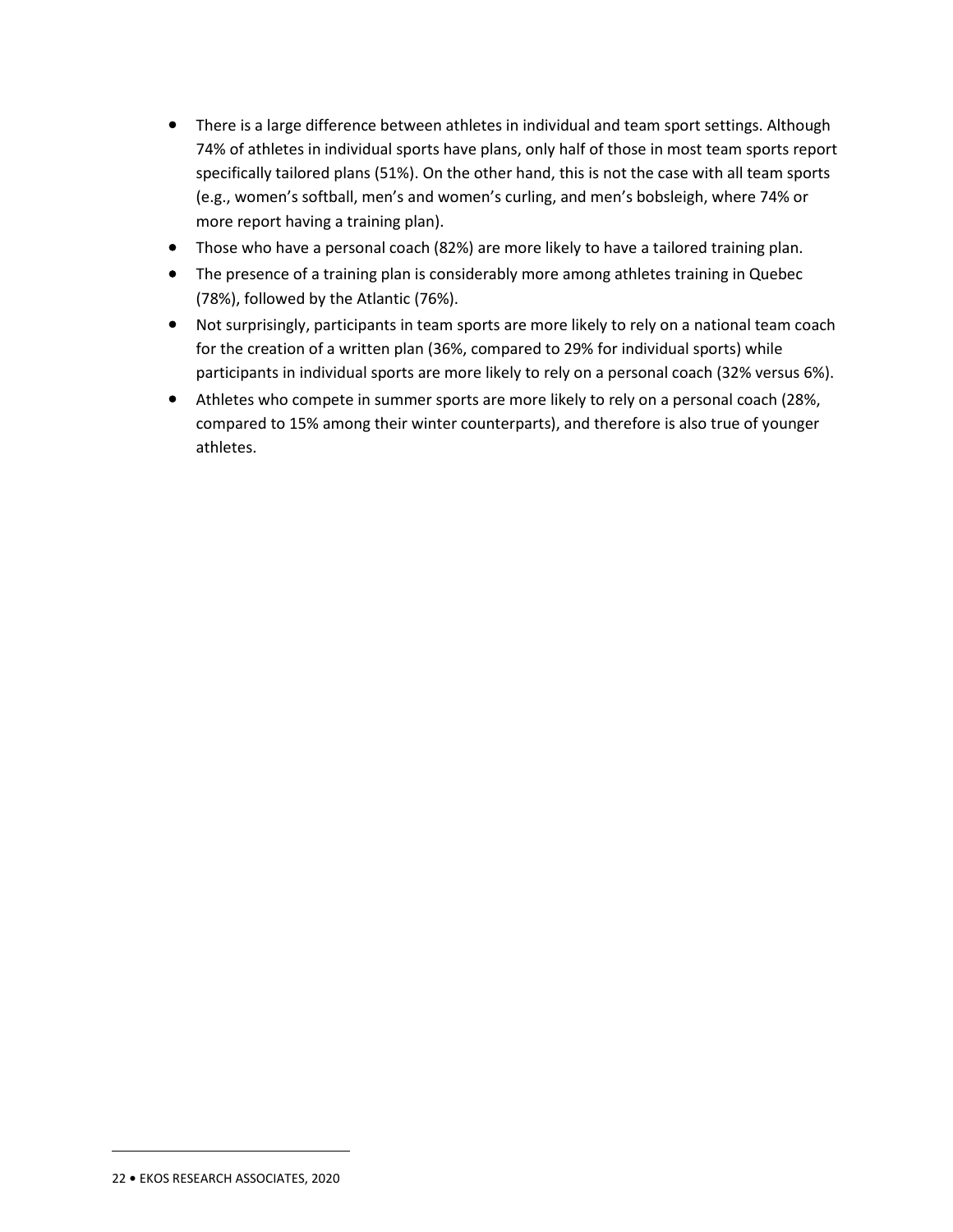- There is a large difference between athletes in individual and team sport settings. Although 74% of athletes in individual sports have plans, only half of those in most team sports report specifically tailored plans (51%). On the other hand, this is not the case with all team sports (e.g., women's softball, men's and women's curling, and men's bobsleigh, where 74% or more report having a training plan).
- Those who have a personal coach (82%) are more likely to have a tailored training plan.
- The presence of a training plan is considerably more among athletes training in Quebec (78%), followed by the Atlantic (76%).
- Not surprisingly, participants in team sports are more likely to rely on a national team coach for the creation of a written plan (36%, compared to 29% for individual sports) while participants in individual sports are more likely to rely on a personal coach (32% versus 6%).
- Athletes who compete in summer sports are more likely to rely on a personal coach (28%, compared to 15% among their winter counterparts), and therefore is also true of younger athletes.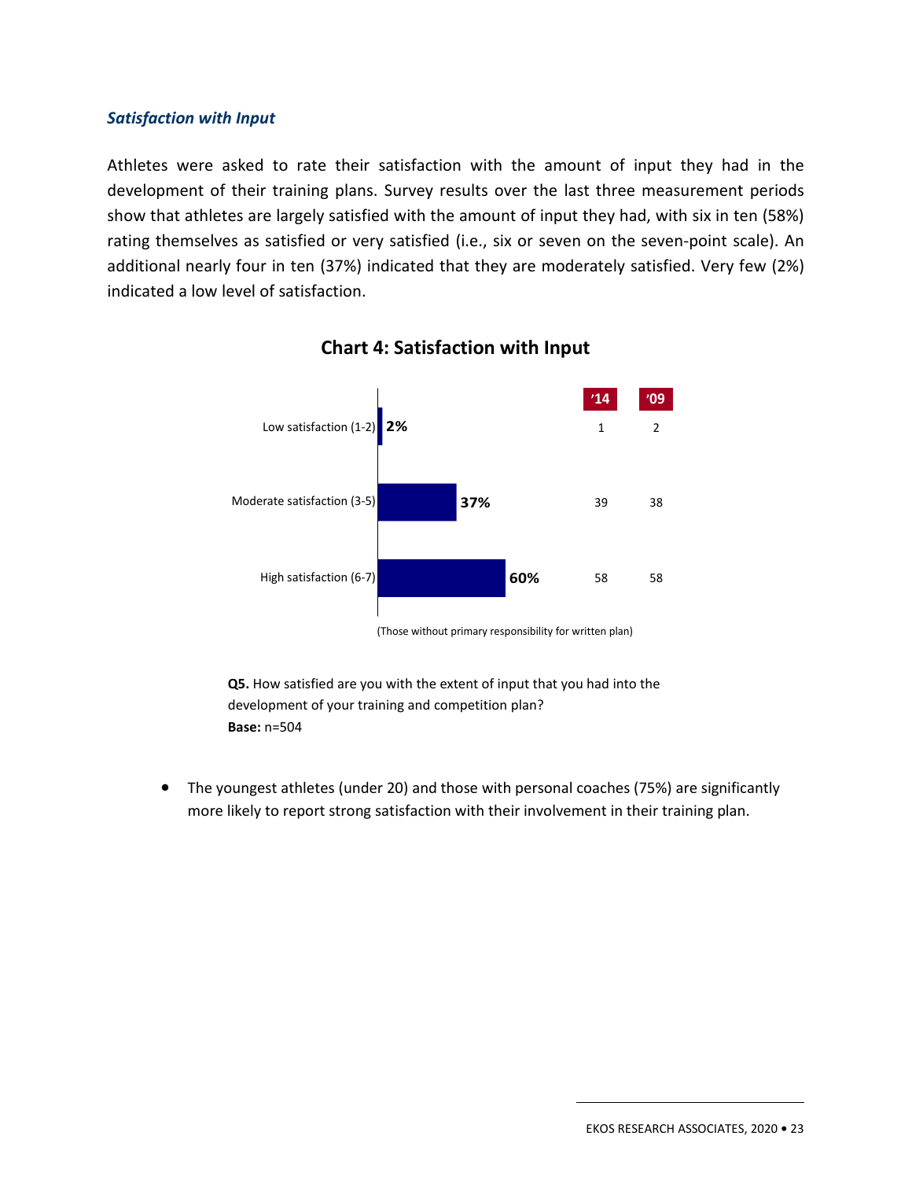### *Satisfaction with Input*

Athletes were asked to rate their satisfaction with the amount of input they had in the development of their training plans. Survey results over the last three measurement periods show that athletes are largely satisfied with the amount of input they had, with six in ten (58%) rating themselves as satisfied or very satisfied (i.e., six or seven on the seven-point scale). An additional nearly four in ten (37%) indicated that they are moderately satisfied. Very few (2%) indicated a low level of satisfaction.

**Chart 4: Satisfaction with Input**

| | | '14 | '09 |
|---|---|---|---|
| Low satisfaction (1-2) | 2% | 1 | 2 |
| Moderate satisfaction (3-5) | 37% | 39 | 38 |
| High satisfaction (6-7) | 60% | 58 | 58 |

(Those without primary responsibility for written plan)

**Q5.** How satisfied are you with the extent of input that you had into the development of your training and competition plan?
**Base:** n=504

- The youngest athletes (under 20) and those with personal coaches (75%) are significantly more likely to report strong satisfaction with their involvement in their training plan.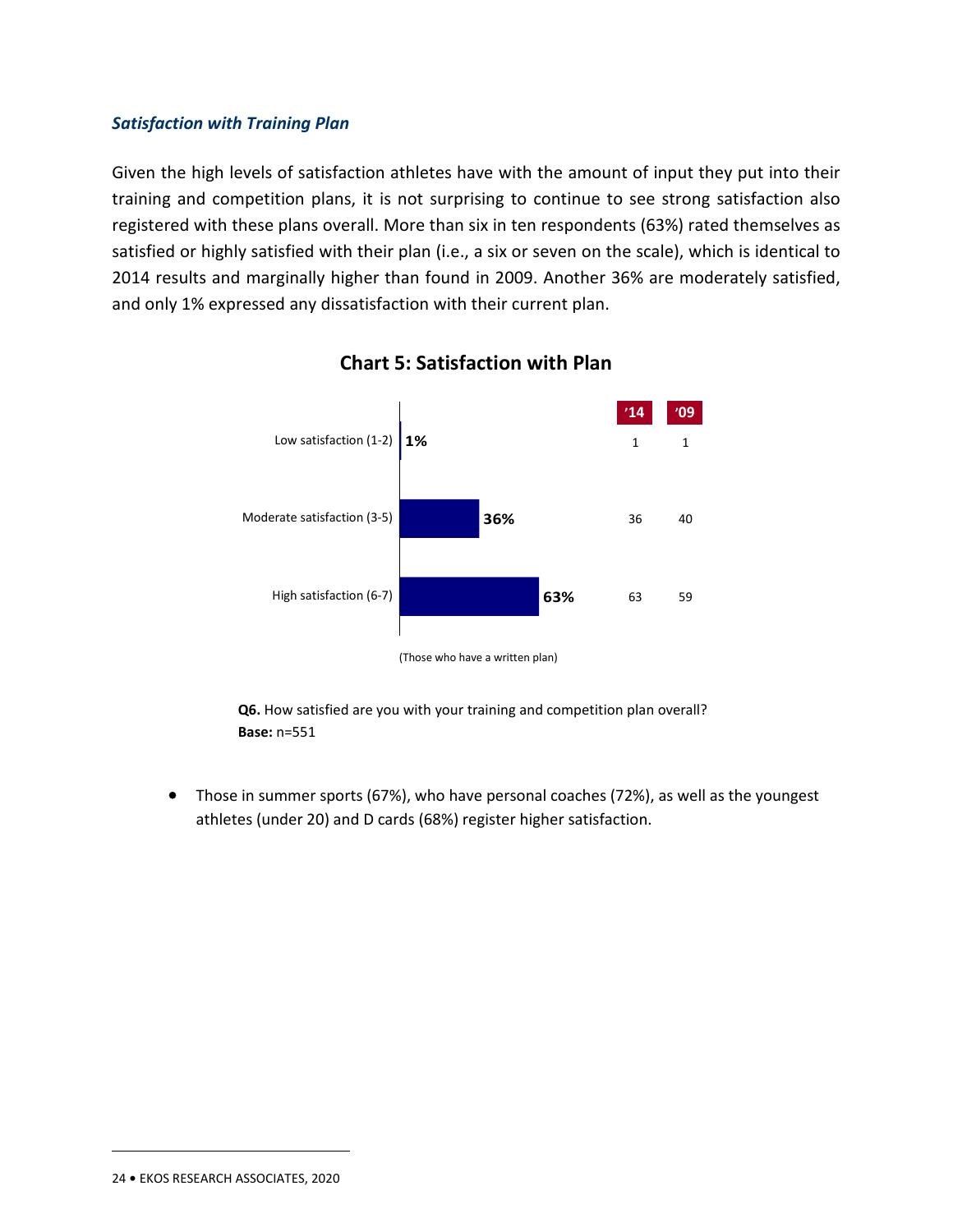### *Satisfaction with Training Plan*

Given the high levels of satisfaction athletes have with the amount of input they put into their training and competition plans, it is not surprising to continue to see strong satisfaction also registered with these plans overall. More than six in ten respondents (63%) rated themselves as satisfied or highly satisfied with their plan (i.e., a six or seven on the scale), which is identical to 2014 results and marginally higher than found in 2009. Another 36% are moderately satisfied, and only 1% expressed any dissatisfaction with their current plan.

**Chart 5: Satisfaction with Plan**

| | | '14 | '09 |
|---|---|---|---|
| Low satisfaction (1-2) | 1% | 1 | 1 |
| Moderate satisfaction (3-5) | 36% | 36 | 40 |
| High satisfaction (6-7) | 63% | 63 | 59 |

(Those who have a written plan)

**Q6.** How satisfied are you with your training and competition plan overall?
**Base:** n=551

- Those in summer sports (67%), who have personal coaches (72%), as well as the youngest athletes (under 20) and D cards (68%) register higher satisfaction.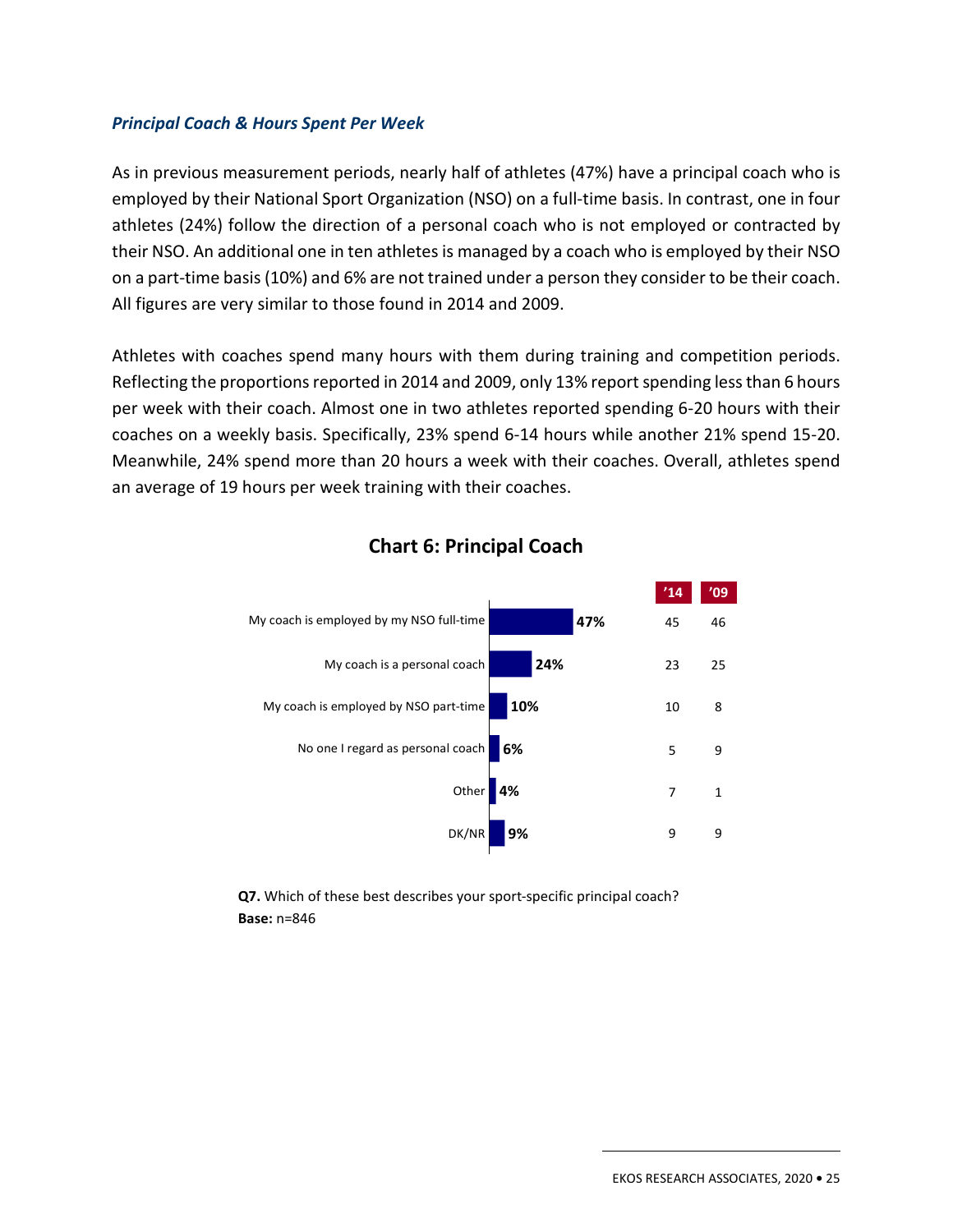### *Principal Coach & Hours Spent Per Week*

As in previous measurement periods, nearly half of athletes (47%) have a principal coach who is employed by their National Sport Organization (NSO) on a full-time basis. In contrast, one in four athletes (24%) follow the direction of a personal coach who is not employed or contracted by their NSO. An additional one in ten athletes is managed by a coach who is employed by their NSO on a part-time basis (10%) and 6% are not trained under a person they consider to be their coach. All figures are very similar to those found in 2014 and 2009.

Athletes with coaches spend many hours with them during training and competition periods. Reflecting the proportions reported in 2014 and 2009, only 13% report spending less than 6 hours per week with their coach. Almost one in two athletes reported spending 6-20 hours with their coaches on a weekly basis. Specifically, 23% spend 6-14 hours while another 21% spend 15-20. Meanwhile, 24% spend more than 20 hours a week with their coaches. Overall, athletes spend an average of 19 hours per week training with their coaches.

**Chart 6: Principal Coach**

| | 2020 | '14 | '09 |
|---|---|---|---|
| My coach is employed by my NSO full-time | 47% | 45 | 46 |
| My coach is a personal coach | 24% | 23 | 25 |
| My coach is employed by NSO part-time | 10% | 10 | 8 |
| No one I regard as personal coach | 6% | 5 | 9 |
| Other | 4% | 7 | 1 |
| DK/NR | 9% | 9 | 9 |

**Q7.** Which of these best describes your sport-specific principal coach?
**Base:** n=846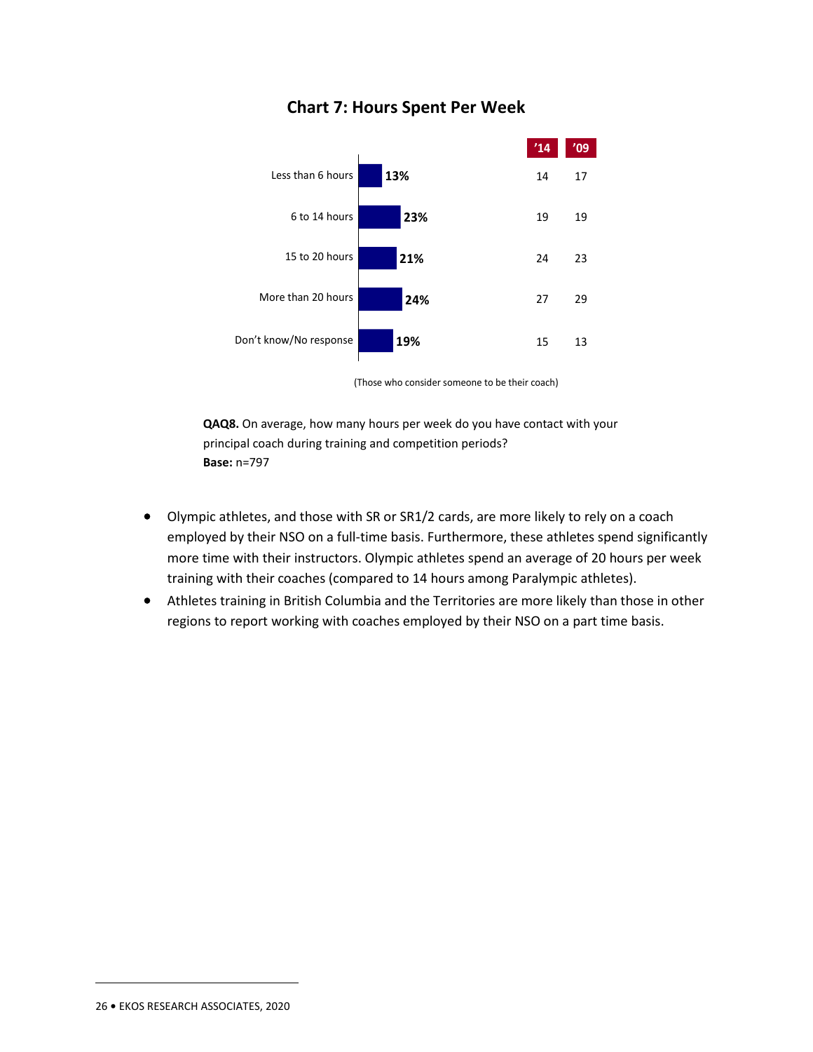## Chart 7: Hours Spent Per Week

| | | '14 | '09 |
|---|---|---|---|
| Less than 6 hours | 13% | 14 | 17 |
| 6 to 14 hours | 23% | 19 | 19 |
| 15 to 20 hours | 21% | 24 | 23 |
| More than 20 hours | 24% | 27 | 29 |
| Don't know/No response | 19% | 15 | 13 |

(Those who consider someone to be their coach)

**QAQ8.** On average, how many hours per week do you have contact with your principal coach during training and competition periods?
**Base:** n=797

- Olympic athletes, and those with SR or SR1/2 cards, are more likely to rely on a coach employed by their NSO on a full-time basis. Furthermore, these athletes spend significantly more time with their instructors. Olympic athletes spend an average of 20 hours per week training with their coaches (compared to 14 hours among Paralympic athletes).
- Athletes training in British Columbia and the Territories are more likely than those in other regions to report working with coaches employed by their NSO on a part time basis.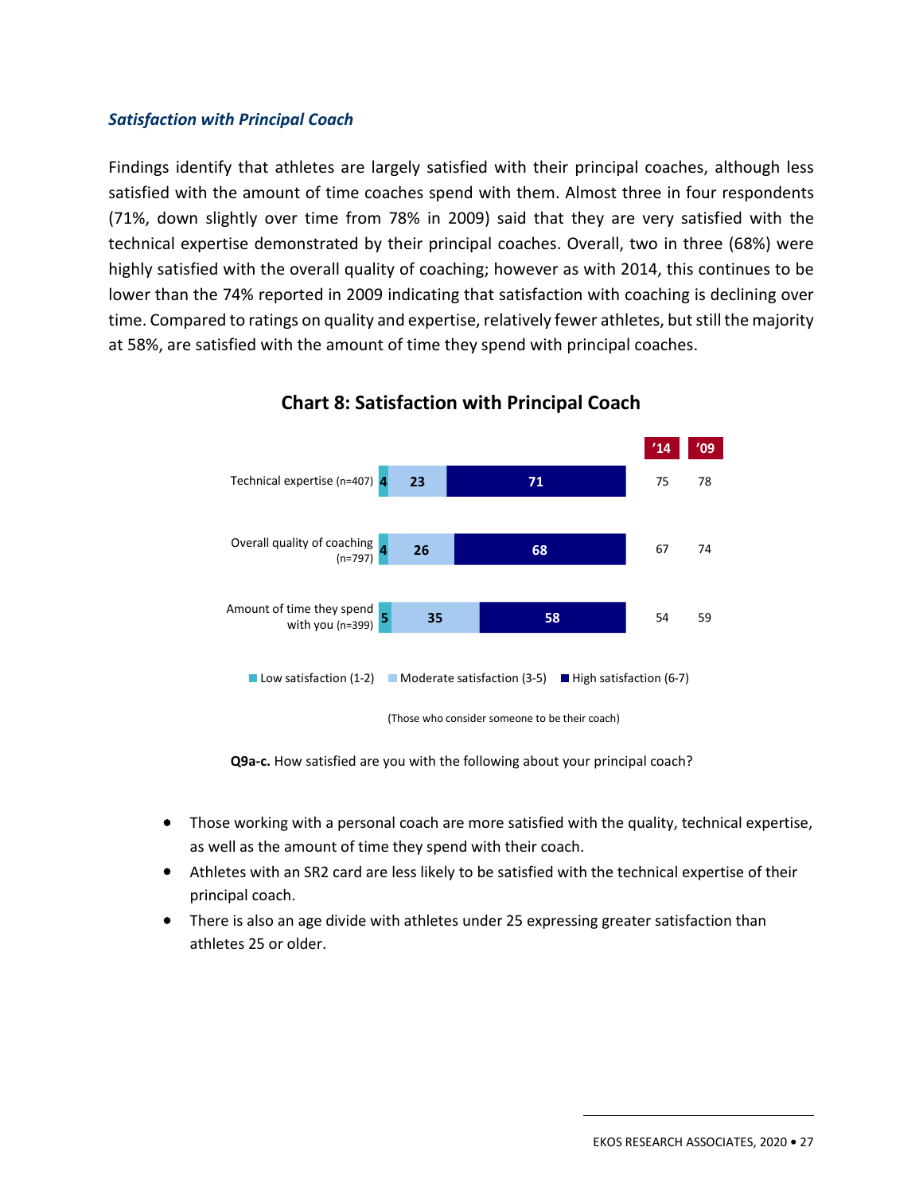*Satisfaction with Principal Coach*

Findings identify that athletes are largely satisfied with their principal coaches, although less satisfied with the amount of time coaches spend with them. Almost three in four respondents (71%, down slightly over time from 78% in 2009) said that they are very satisfied with the technical expertise demonstrated by their principal coaches. Overall, two in three (68%) were highly satisfied with the overall quality of coaching; however as with 2014, this continues to be lower than the 74% reported in 2009 indicating that satisfaction with coaching is declining over time. Compared to ratings on quality and expertise, relatively fewer athletes, but still the majority at 58%, are satisfied with the amount of time they spend with principal coaches.

**Chart 8: Satisfaction with Principal Coach**

| | Low satisfaction (1-2) | Moderate satisfaction (3-5) | High satisfaction (6-7) | '14 | '09 |
|---|---|---|---|---|---|
| Technical expertise (n=407) | 4 | 23 | 71 | 75 | 78 |
| Overall quality of coaching (n=797) | 4 | 26 | 68 | 67 | 74 |
| Amount of time they spend with you (n=399) | 5 | 35 | 58 | 54 | 59 |

(Those who consider someone to be their coach)

**Q9a-c.** How satisfied are you with the following about your principal coach?

- Those working with a personal coach are more satisfied with the quality, technical expertise, as well as the amount of time they spend with their coach.
- Athletes with an SR2 card are less likely to be satisfied with the technical expertise of their principal coach.
- There is also an age divide with athletes under 25 expressing greater satisfaction than athletes 25 or older.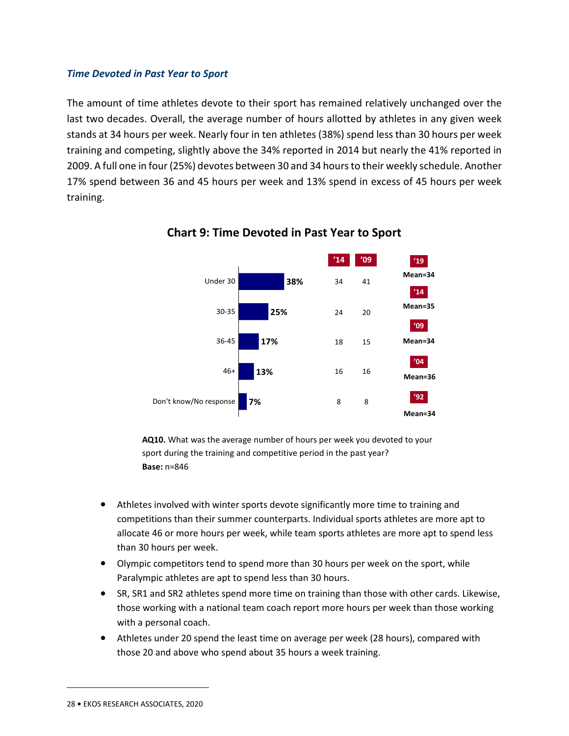### *Time Devoted in Past Year to Sport*

The amount of time athletes devote to their sport has remained relatively unchanged over the last two decades. Overall, the average number of hours allotted by athletes in any given week stands at 34 hours per week. Nearly four in ten athletes (38%) spend less than 30 hours per week training and competing, slightly above the 34% reported in 2014 but nearly the 41% reported in 2009. A full one in four (25%) devotes between 30 and 34 hours to their weekly schedule. Another 17% spend between 36 and 45 hours per week and 13% spend in excess of 45 hours per week training.

**Chart 9: Time Devoted in Past Year to Sport**

| | '19 | '14 | '09 |
|---|---|---|---|
| Under 30 | 38% | 34 | 41 |
| 30-35 | 25% | 24 | 20 |
| 36-45 | 17% | 18 | 15 |
| 46+ | 13% | 16 | 16 |
| Don't know/No response | 7% | 8 | 8 |

'19 Mean=34
'14 Mean=35
'09 Mean=34
'04 Mean=36
'92 Mean=34

**AQ10.** What was the average number of hours per week you devoted to your sport during the training and competitive period in the past year?
**Base:** n=846

- Athletes involved with winter sports devote significantly more time to training and competitions than their summer counterparts. Individual sports athletes are more apt to allocate 46 or more hours per week, while team sports athletes are more apt to spend less than 30 hours per week.
- Olympic competitors tend to spend more than 30 hours per week on the sport, while Paralympic athletes are apt to spend less than 30 hours.
- SR, SR1 and SR2 athletes spend more time on training than those with other cards. Likewise, those working with a national team coach report more hours per week than those working with a personal coach.
- Athletes under 20 spend the least time on average per week (28 hours), compared with those 20 and above who spend about 35 hours a week training.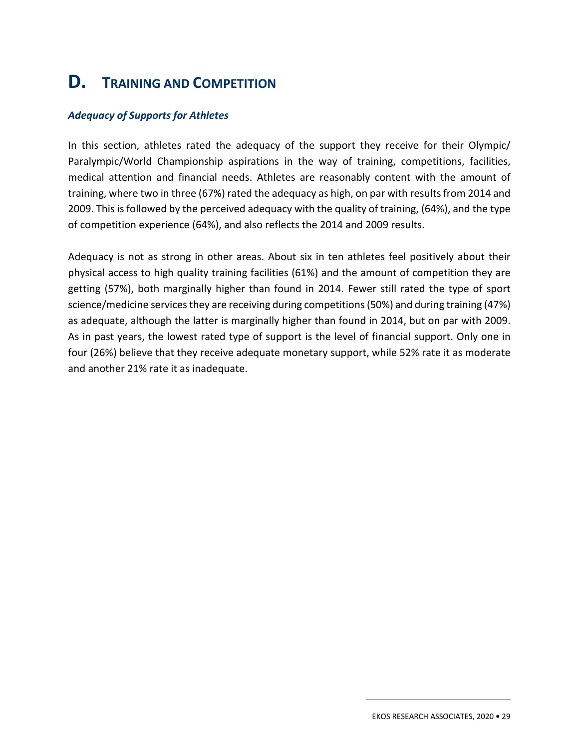# D. Training and Competition

***Adequacy of Supports for Athletes***

In this section, athletes rated the adequacy of the support they receive for their Olympic/ Paralympic/World Championship aspirations in the way of training, competitions, facilities, medical attention and financial needs. Athletes are reasonably content with the amount of training, where two in three (67%) rated the adequacy as high, on par with results from 2014 and 2009. This is followed by the perceived adequacy with the quality of training, (64%), and the type of competition experience (64%), and also reflects the 2014 and 2009 results.

Adequacy is not as strong in other areas. About six in ten athletes feel positively about their physical access to high quality training facilities (61%) and the amount of competition they are getting (57%), both marginally higher than found in 2014. Fewer still rated the type of sport science/medicine services they are receiving during competitions (50%) and during training (47%) as adequate, although the latter is marginally higher than found in 2014, but on par with 2009. As in past years, the lowest rated type of support is the level of financial support. Only one in four (26%) believe that they receive adequate monetary support, while 52% rate it as moderate and another 21% rate it as inadequate.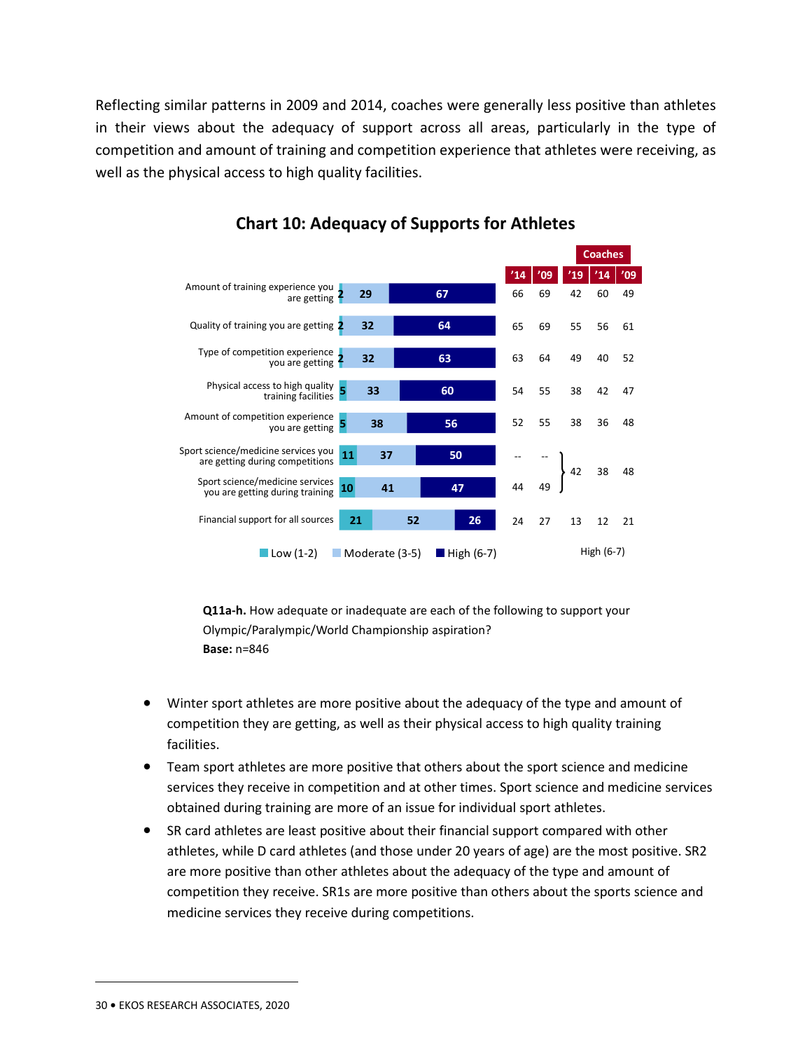Reflecting similar patterns in 2009 and 2014, coaches were generally less positive than athletes in their views about the adequacy of support across all areas, particularly in the type of competition and amount of training and competition experience that athletes were receiving, as well as the physical access to high quality facilities.

### Chart 10: Adequacy of Supports for Athletes

| | Low (1-2) | Moderate (3-5) | High (6-7) | '14 | '09 | Coaches '19 | Coaches '14 | Coaches '09 |
|---|---|---|---|---|---|---|---|---|
| Amount of training experience you are getting | 2 | 29 | 67 | 66 | 69 | 42 | 60 | 49 |
| Quality of training you are getting | 2 | 32 | 64 | 65 | 69 | 55 | 56 | 61 |
| Type of competition experience you are getting | 2 | 32 | 63 | 63 | 64 | 49 | 40 | 52 |
| Physical access to high quality training facilities | 5 | 33 | 60 | 54 | 55 | 38 | 42 | 47 |
| Amount of competition experience you are getting | 5 | 38 | 56 | 52 | 55 | 38 | 36 | 48 |
| Sport science/medicine services you are getting during competitions | 11 | 37 | 50 | -- | -- | 42 | 38 | 48 |
| Sport science/medicine services you are getting during training | 10 | 41 | 47 | 44 | 49 | | | |
| Financial support for all sources | 21 | 52 | 26 | 24 | 27 | 13 | 12 | 21 |

High (6-7)

Note: Coaches' values of 42, 38 and 48 apply jointly to both sport science/medicine services items.

**Q11a-h.** How adequate or inadequate are each of the following to support your Olympic/Paralympic/World Championship aspiration?
**Base:** n=846

- Winter sport athletes are more positive about the adequacy of the type and amount of competition they are getting, as well as their physical access to high quality training facilities.
- Team sport athletes are more positive that others about the sport science and medicine services they receive in competition and at other times. Sport science and medicine services obtained during training are more of an issue for individual sport athletes.
- SR card athletes are least positive about their financial support compared with other athletes, while D card athletes (and those under 20 years of age) are the most positive. SR2 are more positive than other athletes about the adequacy of the type and amount of competition they receive. SR1s are more positive than others about the sports science and medicine services they receive during competitions.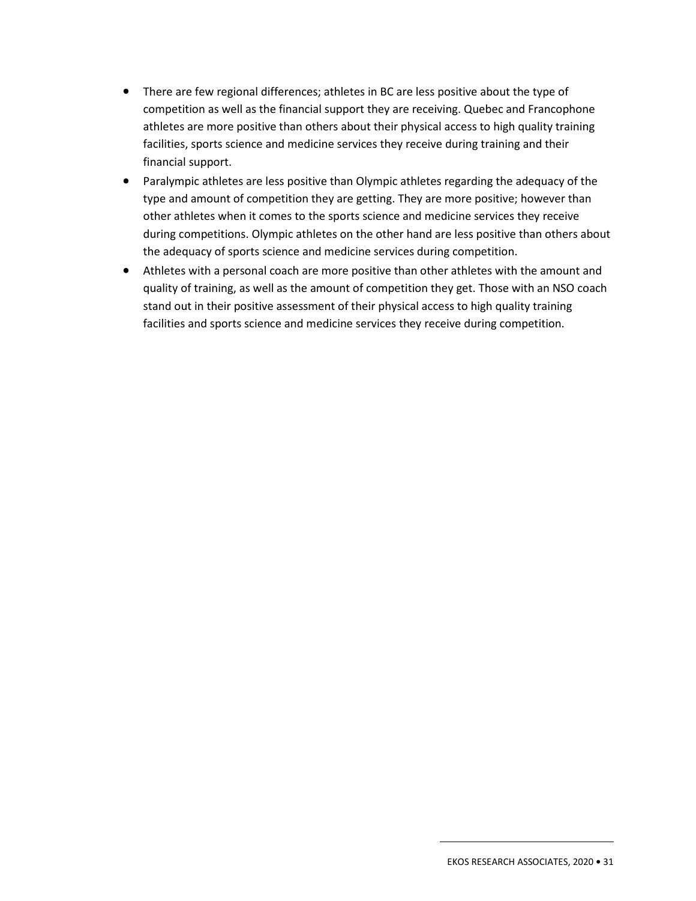- There are few regional differences; athletes in BC are less positive about the type of competition as well as the financial support they are receiving. Quebec and Francophone athletes are more positive than others about their physical access to high quality training facilities, sports science and medicine services they receive during training and their financial support.
- Paralympic athletes are less positive than Olympic athletes regarding the adequacy of the type and amount of competition they are getting. They are more positive; however than other athletes when it comes to the sports science and medicine services they receive during competitions. Olympic athletes on the other hand are less positive than others about the adequacy of sports science and medicine services during competition.
- Athletes with a personal coach are more positive than other athletes with the amount and quality of training, as well as the amount of competition they get. Those with an NSO coach stand out in their positive assessment of their physical access to high quality training facilities and sports science and medicine services they receive during competition.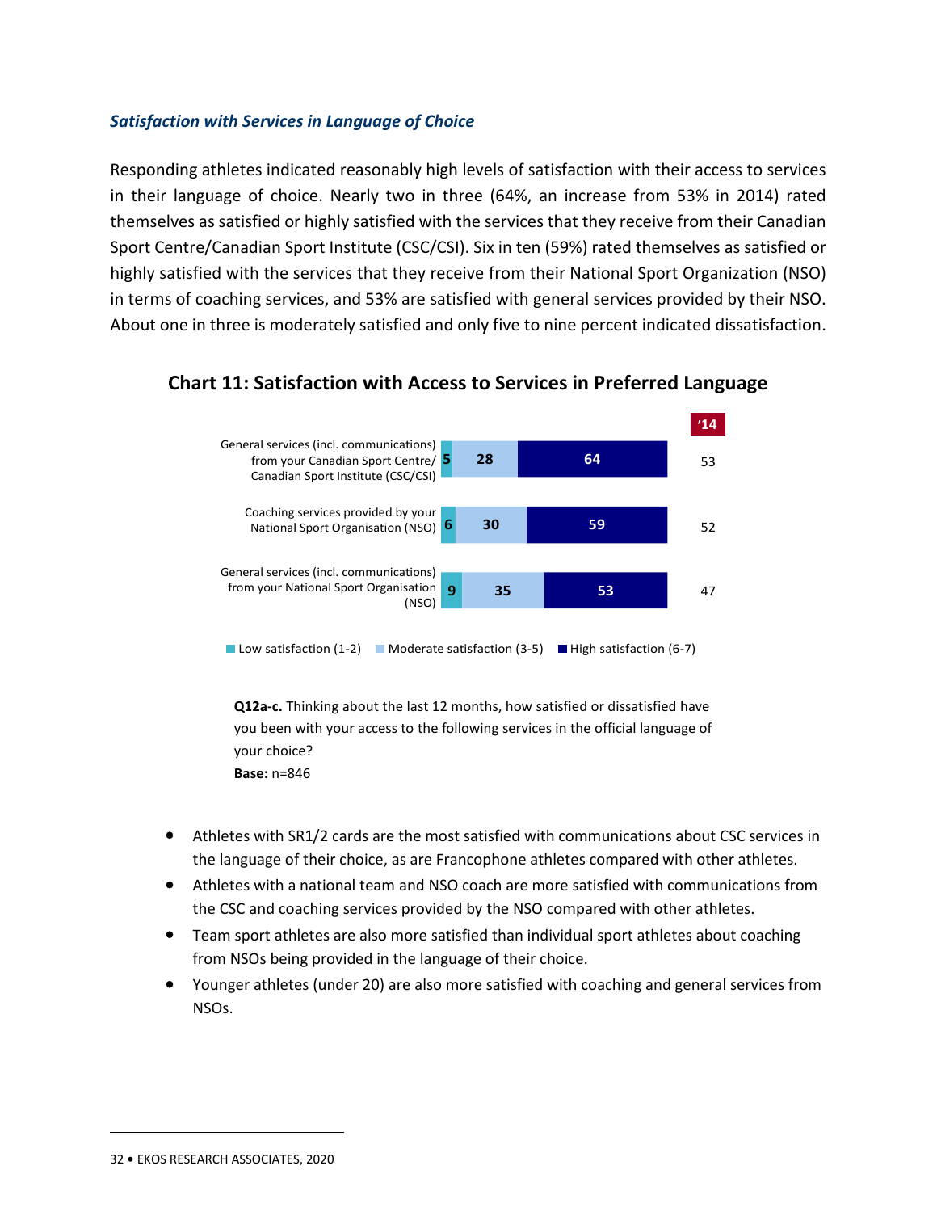### *Satisfaction with Services in Language of Choice*

Responding athletes indicated reasonably high levels of satisfaction with their access to services in their language of choice. Nearly two in three (64%, an increase from 53% in 2014) rated themselves as satisfied or highly satisfied with the services that they receive from their Canadian Sport Centre/Canadian Sport Institute (CSC/CSI). Six in ten (59%) rated themselves as satisfied or highly satisfied with the services that they receive from their National Sport Organization (NSO) in terms of coaching services, and 53% are satisfied with general services provided by their NSO. About one in three is moderately satisfied and only five to nine percent indicated dissatisfaction.

**Chart 11: Satisfaction with Access to Services in Preferred Language**

| | Low satisfaction (1-2) | Moderate satisfaction (3-5) | High satisfaction (6-7) | '14 |
|---|---|---|---|---|
| General services (incl. communications) from your Canadian Sport Centre/ Canadian Sport Institute (CSC/CSI) | 5 | 28 | 64 | 53 |
| Coaching services provided by your National Sport Organisation (NSO) | 6 | 30 | 59 | 52 |
| General services (incl. communications) from your National Sport Organisation (NSO) | 9 | 35 | 53 | 47 |

**Q12a-c.** Thinking about the last 12 months, how satisfied or dissatisfied have you been with your access to the following services in the official language of your choice?
**Base:** n=846

- Athletes with SR1/2 cards are the most satisfied with communications about CSC services in the language of their choice, as are Francophone athletes compared with other athletes.
- Athletes with a national team and NSO coach are more satisfied with communications from the CSC and coaching services provided by the NSO compared with other athletes.
- Team sport athletes are also more satisfied than individual sport athletes about coaching from NSOs being provided in the language of their choice.
- Younger athletes (under 20) are also more satisfied with coaching and general services from NSOs.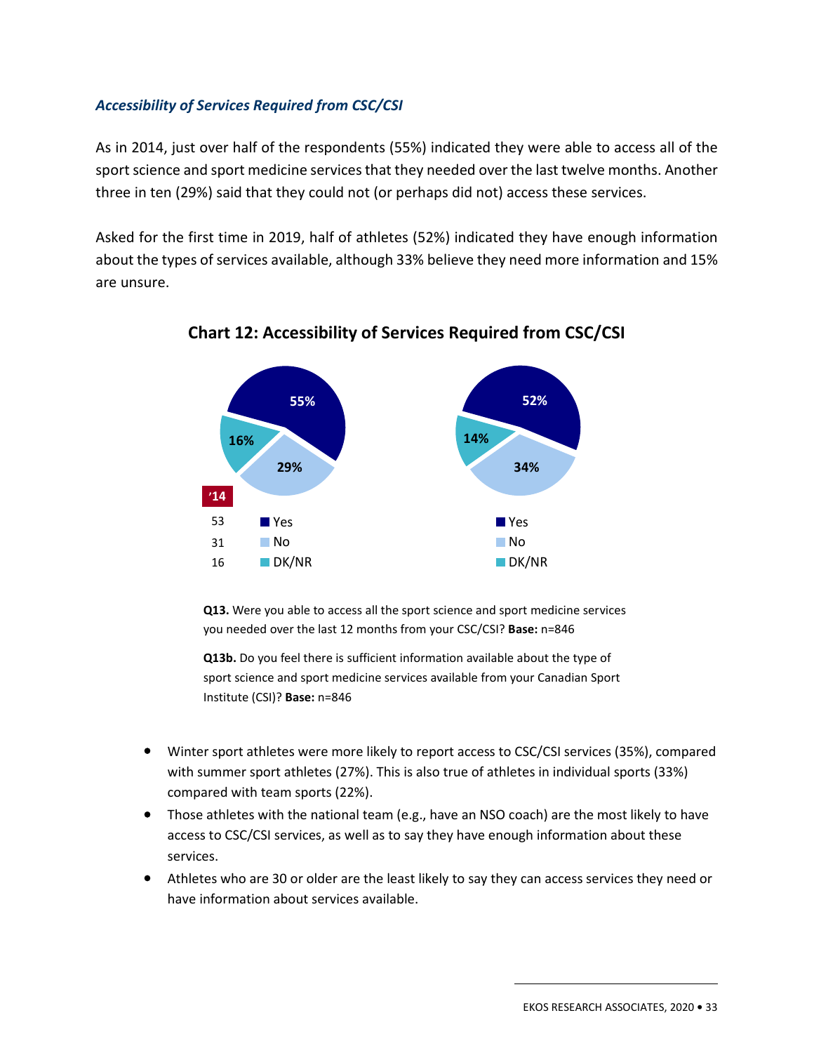### *Accessibility of Services Required from CSC/CSI*

As in 2014, just over half of the respondents (55%) indicated they were able to access all of the sport science and sport medicine services that they needed over the last twelve months. Another three in ten (29%) said that they could not (or perhaps did not) access these services.

Asked for the first time in 2019, half of athletes (52%) indicated they have enough information about the types of services available, although 33% believe they need more information and 15% are unsure.

**Chart 12: Accessibility of Services Required from CSC/CSI**

| | '14 | Q13 (2019) | Q13b (2019) |
|---|---|---|---|
| Yes | 53 | 55% | 52% |
| No | 31 | 29% | 34% |
| DK/NR | 16 | 16% | 14% |

**Q13.** Were you able to access all the sport science and sport medicine services you needed over the last 12 months from your CSC/CSI? **Base:** n=846

**Q13b.** Do you feel there is sufficient information available about the type of sport science and sport medicine services available from your Canadian Sport Institute (CSI)? **Base:** n=846

- Winter sport athletes were more likely to report access to CSC/CSI services (35%), compared with summer sport athletes (27%). This is also true of athletes in individual sports (33%) compared with team sports (22%).
- Those athletes with the national team (e.g., have an NSO coach) are the most likely to have access to CSC/CSI services, as well as to say they have enough information about these services.
- Athletes who are 30 or older are the least likely to say they can access services they need or have information about services available.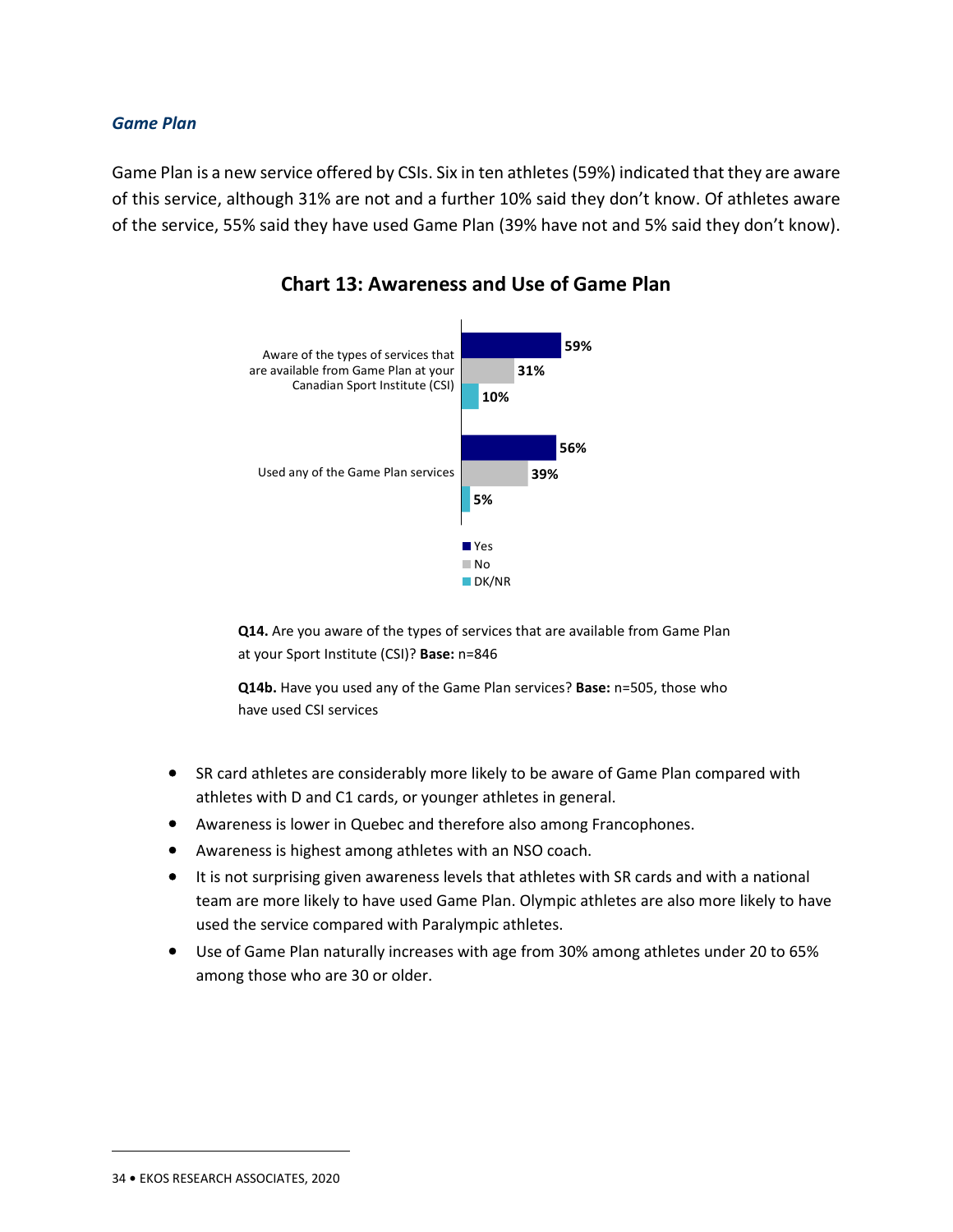### *Game Plan*

Game Plan is a new service offered by CSIs. Six in ten athletes (59%) indicated that they are aware of this service, although 31% are not and a further 10% said they don't know. Of athletes aware of the service, 55% said they have used Game Plan (39% have not and 5% said they don't know).

**Chart 13: Awareness and Use of Game Plan**

| | Yes | No | DK/NR |
|---|---|---|---|
| Aware of the types of services that are available from Game Plan at your Canadian Sport Institute (CSI) | 59% | 31% | 10% |
| Used any of the Game Plan services | 56% | 39% | 5% |

**Q14.** Are you aware of the types of services that are available from Game Plan at your Sport Institute (CSI)? **Base:** n=846

**Q14b.** Have you used any of the Game Plan services? **Base:** n=505, those who have used CSI services

- SR card athletes are considerably more likely to be aware of Game Plan compared with athletes with D and C1 cards, or younger athletes in general.
- Awareness is lower in Quebec and therefore also among Francophones.
- Awareness is highest among athletes with an NSO coach.
- It is not surprising given awareness levels that athletes with SR cards and with a national team are more likely to have used Game Plan. Olympic athletes are also more likely to have used the service compared with Paralympic athletes.
- Use of Game Plan naturally increases with age from 30% among athletes under 20 to 65% among those who are 30 or older.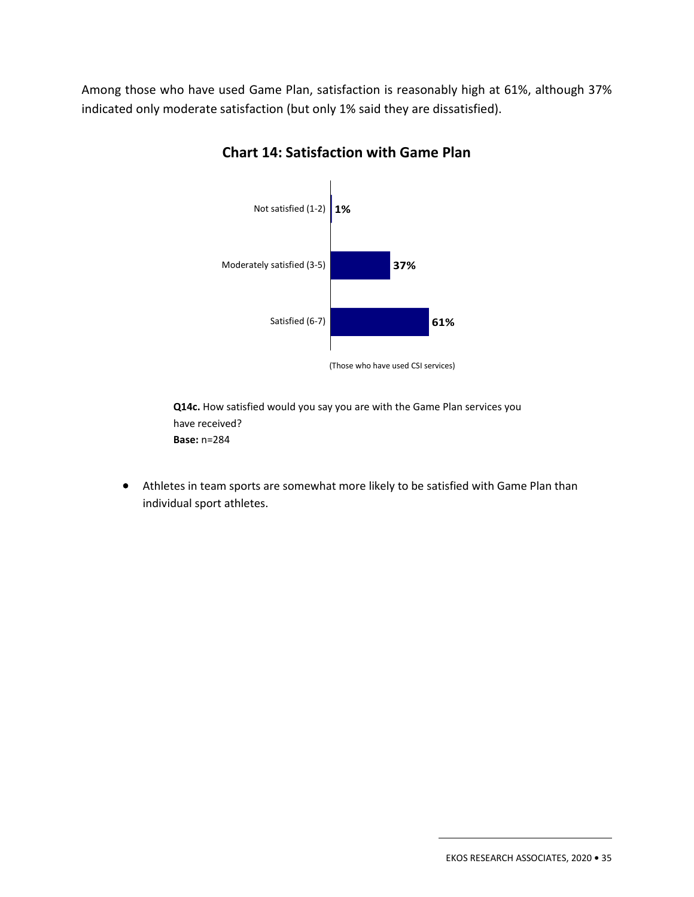Among those who have used Game Plan, satisfaction is reasonably high at 61%, although 37% indicated only moderate satisfaction (but only 1% said they are dissatisfied).

**Chart 14: Satisfaction with Game Plan**

| | |
|---|---|
| Not satisfied (1-2) | 1% |
| Moderately satisfied (3-5) | 37% |
| Satisfied (6-7) | 61% |

(Those who have used CSI services)

**Q14c.** How satisfied would you say you are with the Game Plan services you have received?
**Base:** n=284

- Athletes in team sports are somewhat more likely to be satisfied with Game Plan than individual sport athletes.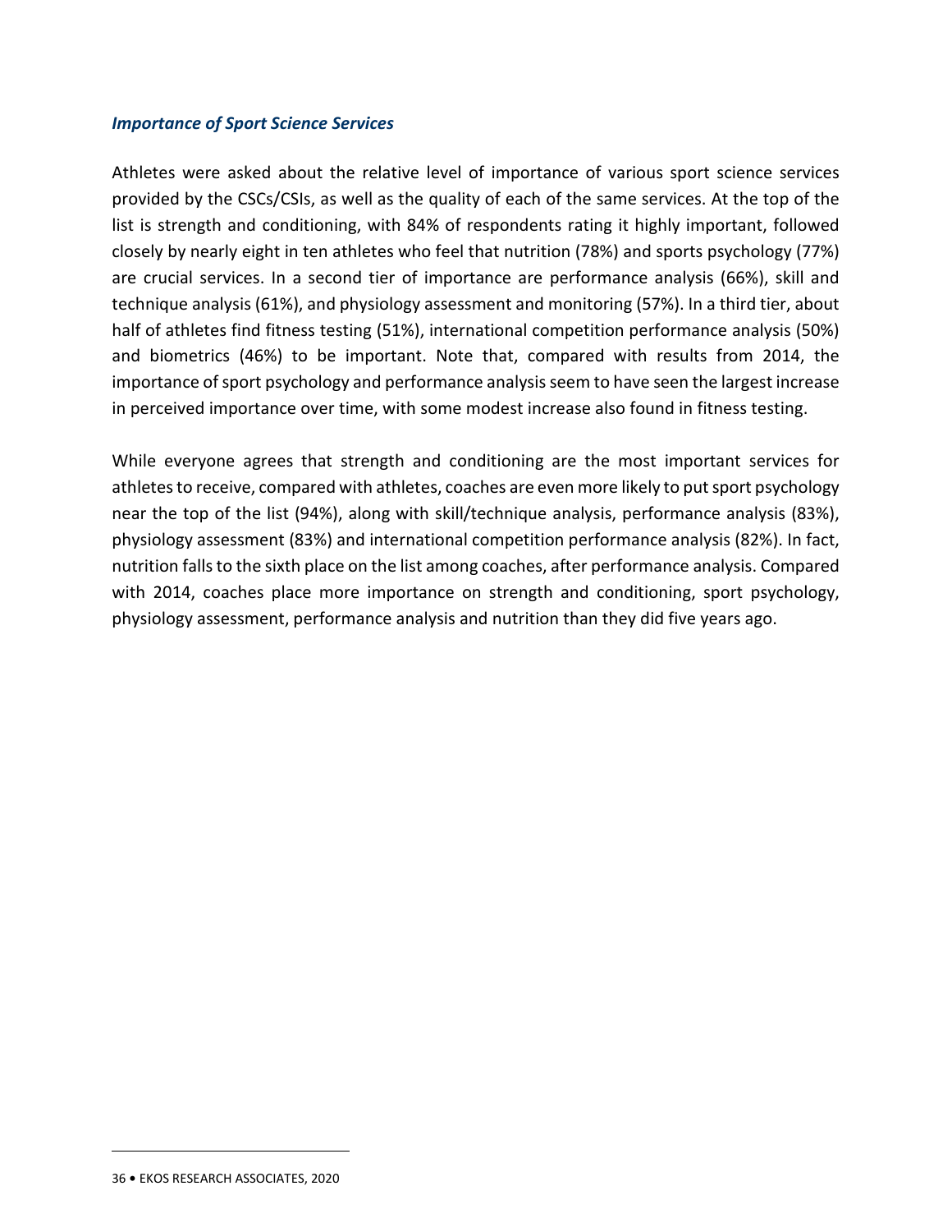### *Importance of Sport Science Services*

Athletes were asked about the relative level of importance of various sport science services provided by the CSCs/CSIs, as well as the quality of each of the same services. At the top of the list is strength and conditioning, with 84% of respondents rating it highly important, followed closely by nearly eight in ten athletes who feel that nutrition (78%) and sports psychology (77%) are crucial services. In a second tier of importance are performance analysis (66%), skill and technique analysis (61%), and physiology assessment and monitoring (57%). In a third tier, about half of athletes find fitness testing (51%), international competition performance analysis (50%) and biometrics (46%) to be important. Note that, compared with results from 2014, the importance of sport psychology and performance analysis seem to have seen the largest increase in perceived importance over time, with some modest increase also found in fitness testing.

While everyone agrees that strength and conditioning are the most important services for athletes to receive, compared with athletes, coaches are even more likely to put sport psychology near the top of the list (94%), along with skill/technique analysis, performance analysis (83%), physiology assessment (83%) and international competition performance analysis (82%). In fact, nutrition falls to the sixth place on the list among coaches, after performance analysis. Compared with 2014, coaches place more importance on strength and conditioning, sport psychology, physiology assessment, performance analysis and nutrition than they did five years ago.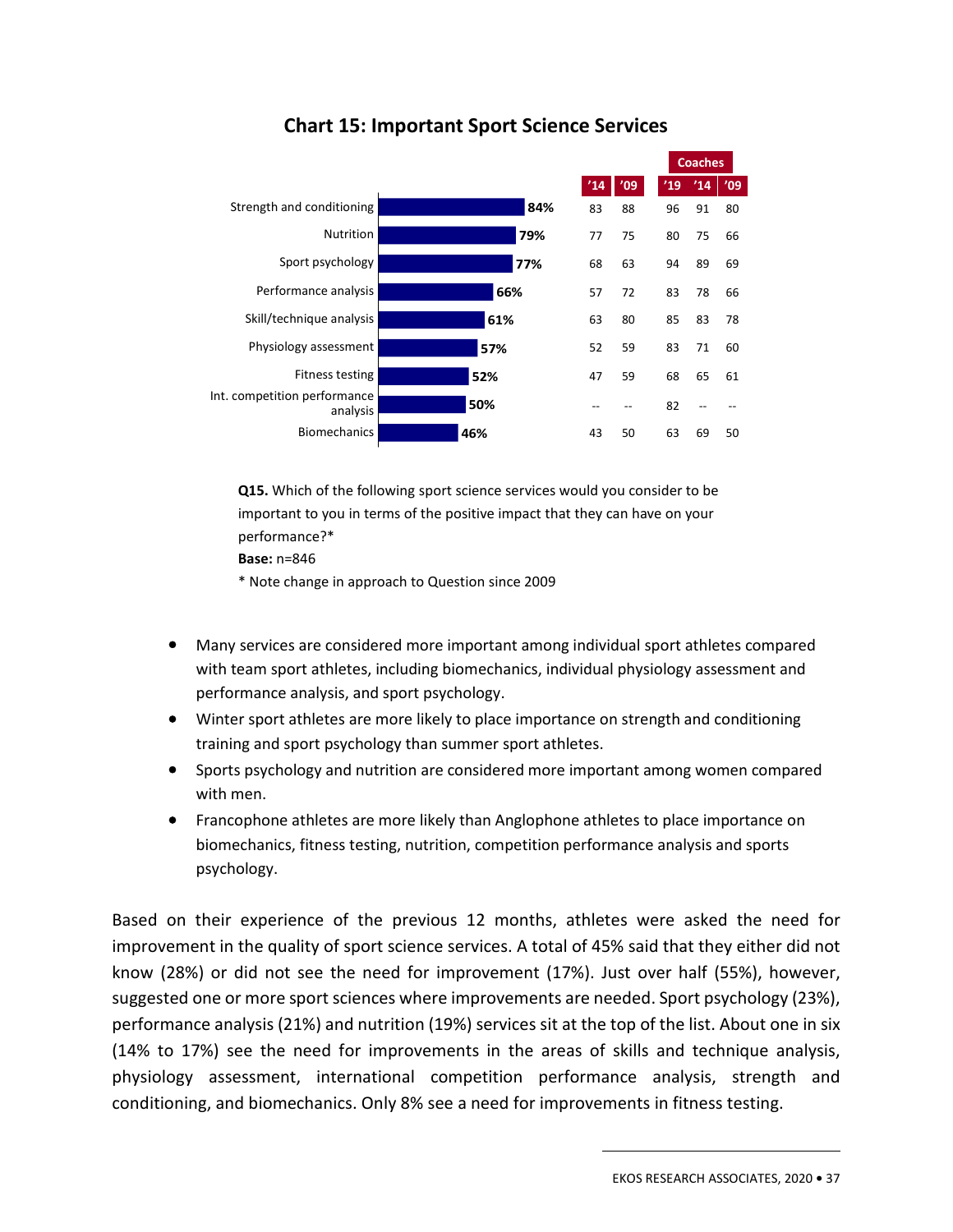### Chart 15: Important Sport Science Services

| Service | 2019 | '14 | '09 | Coaches '19 | Coaches '14 | Coaches '09 |
|---|---|---|---|---|---|---|
| Strength and conditioning | 84% | 83 | 88 | 96 | 91 | 80 |
| Nutrition | 79% | 77 | 75 | 80 | 75 | 66 |
| Sport psychology | 77% | 68 | 63 | 94 | 89 | 69 |
| Performance analysis | 66% | 57 | 72 | 83 | 78 | 66 |
| Skill/technique analysis | 61% | 63 | 80 | 85 | 83 | 78 |
| Physiology assessment | 57% | 52 | 59 | 83 | 71 | 60 |
| Fitness testing | 52% | 47 | 59 | 68 | 65 | 61 |
| Int. competition performance analysis | 50% | -- | -- | 82 | -- | -- |
| Biomechanics | 46% | 43 | 50 | 63 | 69 | 50 |

**Q15.** Which of the following sport science services would you consider to be important to you in terms of the positive impact that they can have on your performance?*

**Base:** n=846

* Note change in approach to Question since 2009

- Many services are considered more important among individual sport athletes compared with team sport athletes, including biomechanics, individual physiology assessment and performance analysis, and sport psychology.
- Winter sport athletes are more likely to place importance on strength and conditioning training and sport psychology than summer sport athletes.
- Sports psychology and nutrition are considered more important among women compared with men.
- Francophone athletes are more likely than Anglophone athletes to place importance on biomechanics, fitness testing, nutrition, competition performance analysis and sports psychology.

Based on their experience of the previous 12 months, athletes were asked the need for improvement in the quality of sport science services. A total of 45% said that they either did not know (28%) or did not see the need for improvement (17%). Just over half (55%), however, suggested one or more sport sciences where improvements are needed. Sport psychology (23%), performance analysis (21%) and nutrition (19%) services sit at the top of the list. About one in six (14% to 17%) see the need for improvements in the areas of skills and technique analysis, physiology assessment, international competition performance analysis, strength and conditioning, and biomechanics. Only 8% see a need for improvements in fitness testing.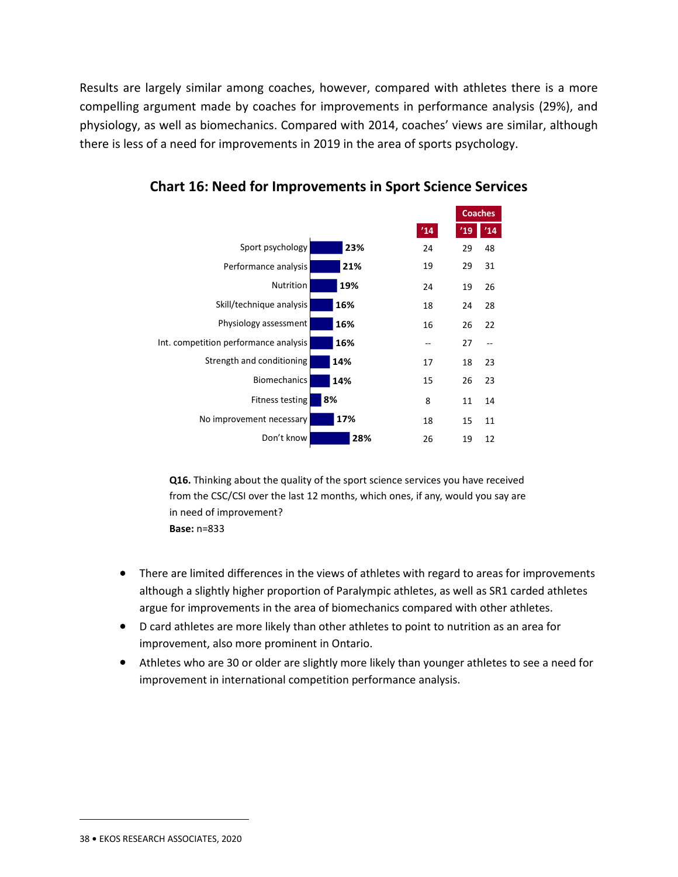Results are largely similar among coaches, however, compared with athletes there is a more compelling argument made by coaches for improvements in performance analysis (29%), and physiology, as well as biomechanics. Compared with 2014, coaches' views are similar, although there is less of a need for improvements in 2019 in the area of sports psychology.

### Chart 16: Need for Improvements in Sport Science Services

| | 2019 | '14 | Coaches '19 | Coaches '14 |
|---|---|---|---|---|
| Sport psychology | 23% | 24 | 29 | 48 |
| Performance analysis | 21% | 19 | 29 | 31 |
| Nutrition | 19% | 24 | 19 | 26 |
| Skill/technique analysis | 16% | 18 | 24 | 28 |
| Physiology assessment | 16% | 16 | 26 | 22 |
| Int. competition performance analysis | 16% | -- | 27 | -- |
| Strength and conditioning | 14% | 17 | 18 | 23 |
| Biomechanics | 14% | 15 | 26 | 23 |
| Fitness testing | 8% | 8 | 11 | 14 |
| No improvement necessary | 17% | 18 | 15 | 11 |
| Don't know | 28% | 26 | 19 | 12 |

**Q16.** Thinking about the quality of the sport science services you have received from the CSC/CSI over the last 12 months, which ones, if any, would you say are in need of improvement?
**Base:** n=833

- There are limited differences in the views of athletes with regard to areas for improvements although a slightly higher proportion of Paralympic athletes, as well as SR1 carded athletes argue for improvements in the area of biomechanics compared with other athletes.
- D card athletes are more likely than other athletes to point to nutrition as an area for improvement, also more prominent in Ontario.
- Athletes who are 30 or older are slightly more likely than younger athletes to see a need for improvement in international competition performance analysis.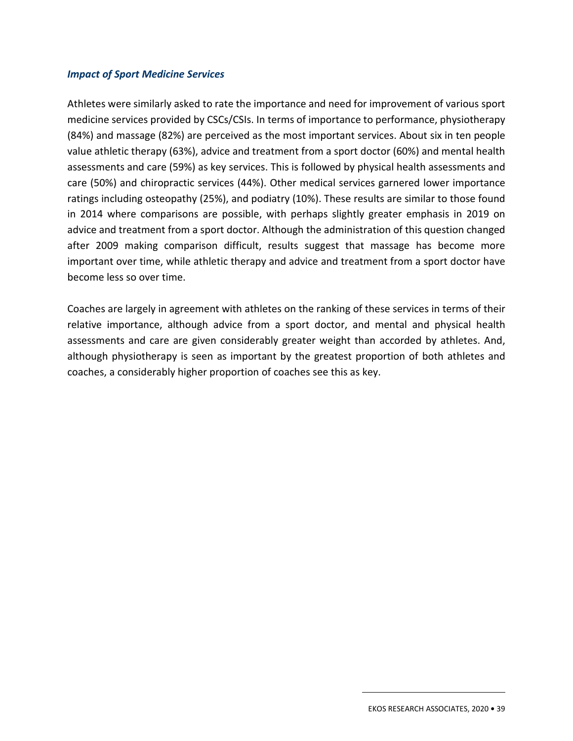### *Impact of Sport Medicine Services*

Athletes were similarly asked to rate the importance and need for improvement of various sport medicine services provided by CSCs/CSIs. In terms of importance to performance, physiotherapy (84%) and massage (82%) are perceived as the most important services. About six in ten people value athletic therapy (63%), advice and treatment from a sport doctor (60%) and mental health assessments and care (59%) as key services. This is followed by physical health assessments and care (50%) and chiropractic services (44%). Other medical services garnered lower importance ratings including osteopathy (25%), and podiatry (10%). These results are similar to those found in 2014 where comparisons are possible, with perhaps slightly greater emphasis in 2019 on advice and treatment from a sport doctor. Although the administration of this question changed after 2009 making comparison difficult, results suggest that massage has become more important over time, while athletic therapy and advice and treatment from a sport doctor have become less so over time.

Coaches are largely in agreement with athletes on the ranking of these services in terms of their relative importance, although advice from a sport doctor, and mental and physical health assessments and care are given considerably greater weight than accorded by athletes. And, although physiotherapy is seen as important by the greatest proportion of both athletes and coaches, a considerably higher proportion of coaches see this as key.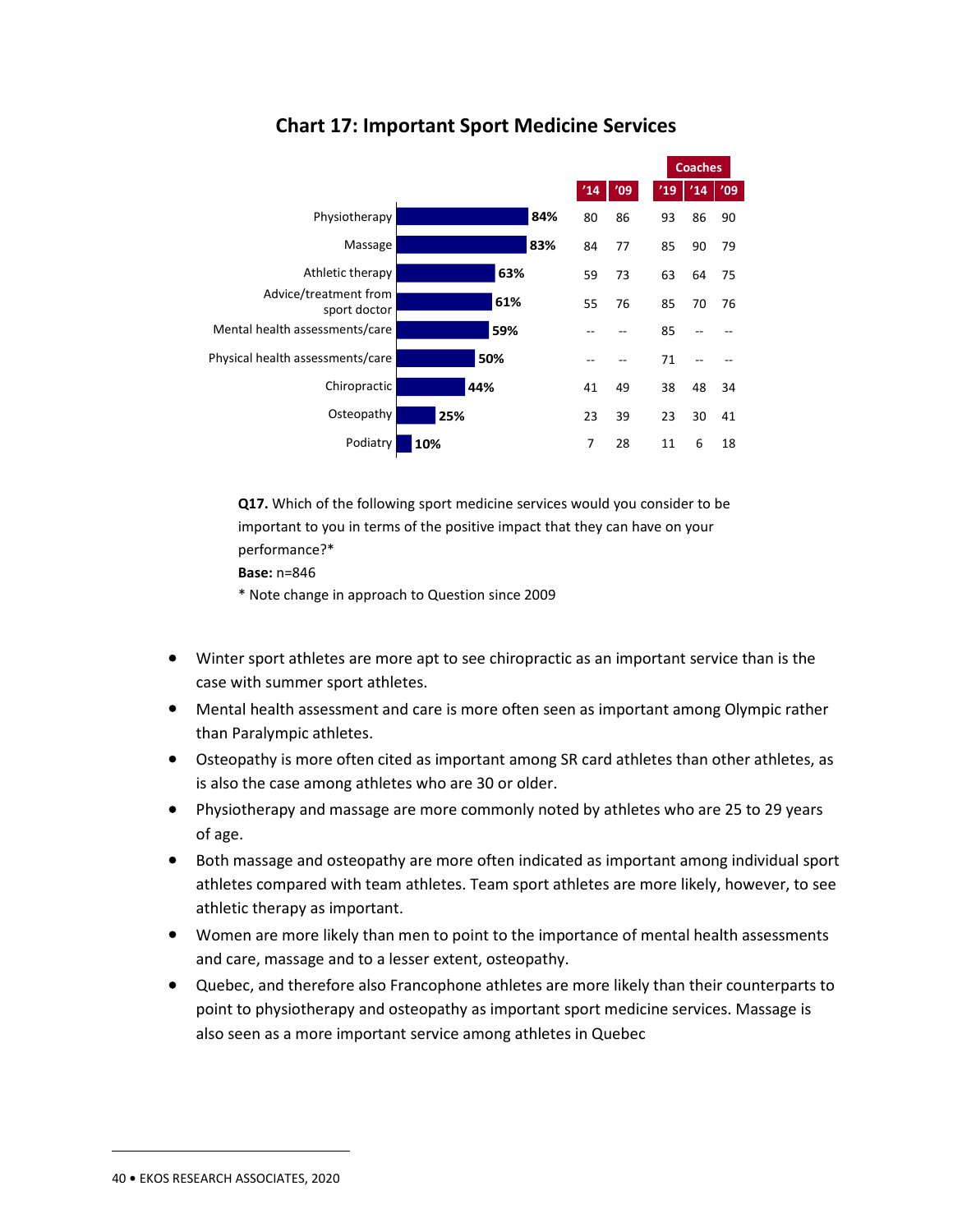## Chart 17: Important Sport Medicine Services

| Service | 2019 | '14 | '09 | Coaches '19 | Coaches '14 | Coaches '09 |
|---|---|---|---|---|---|---|
| Physiotherapy | 84% | 80 | 86 | 93 | 86 | 90 |
| Massage | 83% | 84 | 77 | 85 | 90 | 79 |
| Athletic therapy | 63% | 59 | 73 | 63 | 64 | 75 |
| Advice/treatment from sport doctor | 61% | 55 | 76 | 85 | 70 | 76 |
| Mental health assessments/care | 59% | -- | -- | 85 | -- | -- |
| Physical health assessments/care | 50% | -- | -- | 71 | -- | -- |
| Chiropractic | 44% | 41 | 49 | 38 | 48 | 34 |
| Osteopathy | 25% | 23 | 39 | 23 | 30 | 41 |
| Podiatry | 10% | 7 | 28 | 11 | 6 | 18 |

**Q17.** Which of the following sport medicine services would you consider to be important to you in terms of the positive impact that they can have on your performance?*

**Base:** n=846

* Note change in approach to Question since 2009

- Winter sport athletes are more apt to see chiropractic as an important service than is the case with summer sport athletes.
- Mental health assessment and care is more often seen as important among Olympic rather than Paralympic athletes.
- Osteopathy is more often cited as important among SR card athletes than other athletes, as is also the case among athletes who are 30 or older.
- Physiotherapy and massage are more commonly noted by athletes who are 25 to 29 years of age.
- Both massage and osteopathy are more often indicated as important among individual sport athletes compared with team athletes. Team sport athletes are more likely, however, to see athletic therapy as important.
- Women are more likely than men to point to the importance of mental health assessments and care, massage and to a lesser extent, osteopathy.
- Quebec, and therefore also Francophone athletes are more likely than their counterparts to point to physiotherapy and osteopathy as important sport medicine services. Massage is also seen as a more important service among athletes in Quebec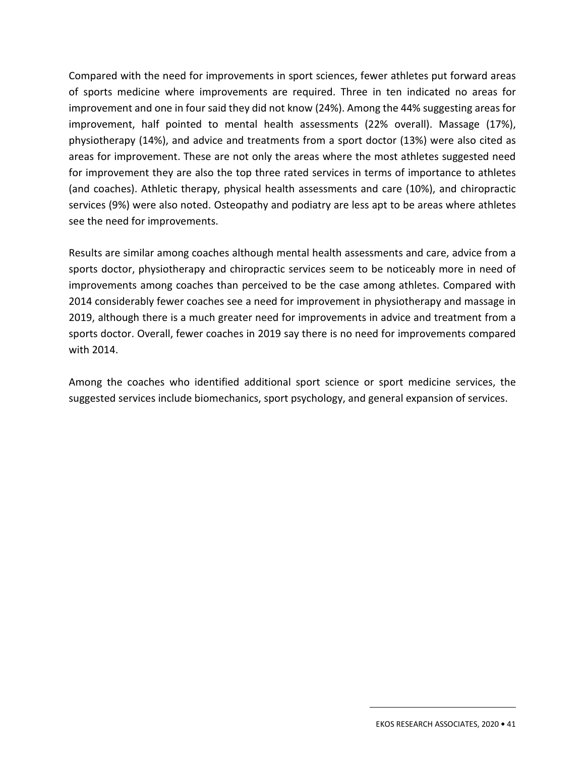Compared with the need for improvements in sport sciences, fewer athletes put forward areas of sports medicine where improvements are required. Three in ten indicated no areas for improvement and one in four said they did not know (24%). Among the 44% suggesting areas for improvement, half pointed to mental health assessments (22% overall). Massage (17%), physiotherapy (14%), and advice and treatments from a sport doctor (13%) were also cited as areas for improvement. These are not only the areas where the most athletes suggested need for improvement they are also the top three rated services in terms of importance to athletes (and coaches). Athletic therapy, physical health assessments and care (10%), and chiropractic services (9%) were also noted. Osteopathy and podiatry are less apt to be areas where athletes see the need for improvements.

Results are similar among coaches although mental health assessments and care, advice from a sports doctor, physiotherapy and chiropractic services seem to be noticeably more in need of improvements among coaches than perceived to be the case among athletes. Compared with 2014 considerably fewer coaches see a need for improvement in physiotherapy and massage in 2019, although there is a much greater need for improvements in advice and treatment from a sports doctor. Overall, fewer coaches in 2019 say there is no need for improvements compared with 2014.

Among the coaches who identified additional sport science or sport medicine services, the suggested services include biomechanics, sport psychology, and general expansion of services.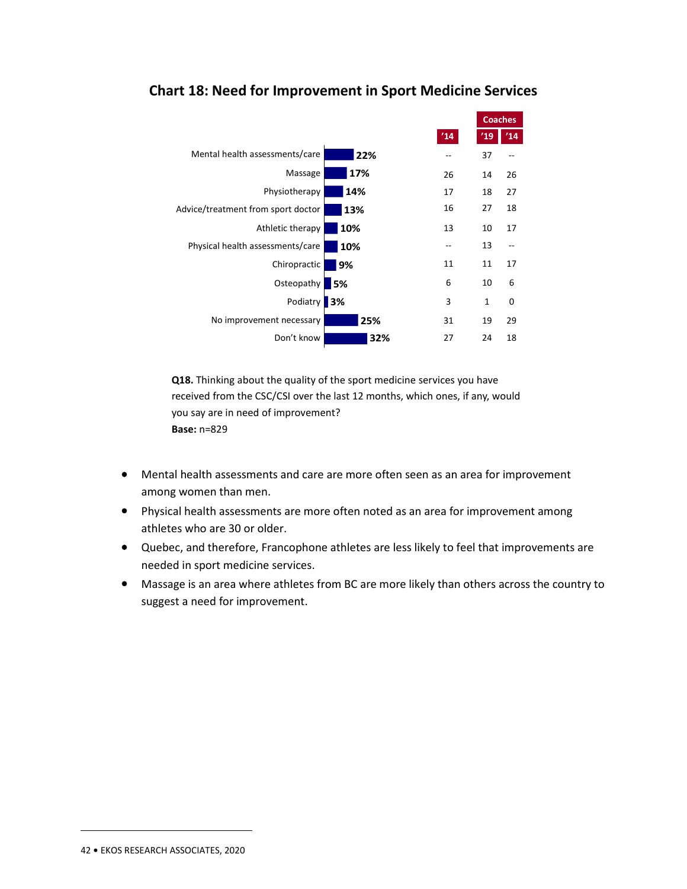## Chart 18: Need for Improvement in Sport Medicine Services

| | 2019 | '14 | Coaches '19 | Coaches '14 |
|---|---|---|---|---|
| Mental health assessments/care | 22% | -- | 37 | -- |
| Massage | 17% | 26 | 14 | 26 |
| Physiotherapy | 14% | 17 | 18 | 27 |
| Advice/treatment from sport doctor | 13% | 16 | 27 | 18 |
| Athletic therapy | 10% | 13 | 10 | 17 |
| Physical health assessments/care | 10% | -- | 13 | -- |
| Chiropractic | 9% | 11 | 11 | 17 |
| Osteopathy | 5% | 6 | 10 | 6 |
| Podiatry | 3% | 3 | 1 | 0 |
| No improvement necessary | 25% | 31 | 19 | 29 |
| Don't know | 32% | 27 | 24 | 18 |

**Q18.** Thinking about the quality of the sport medicine services you have received from the CSC/CSI over the last 12 months, which ones, if any, would you say are in need of improvement?
**Base:** n=829

- Mental health assessments and care are more often seen as an area for improvement among women than men.
- Physical health assessments are more often noted as an area for improvement among athletes who are 30 or older.
- Quebec, and therefore, Francophone athletes are less likely to feel that improvements are needed in sport medicine services.
- Massage is an area where athletes from BC are more likely than others across the country to suggest a need for improvement.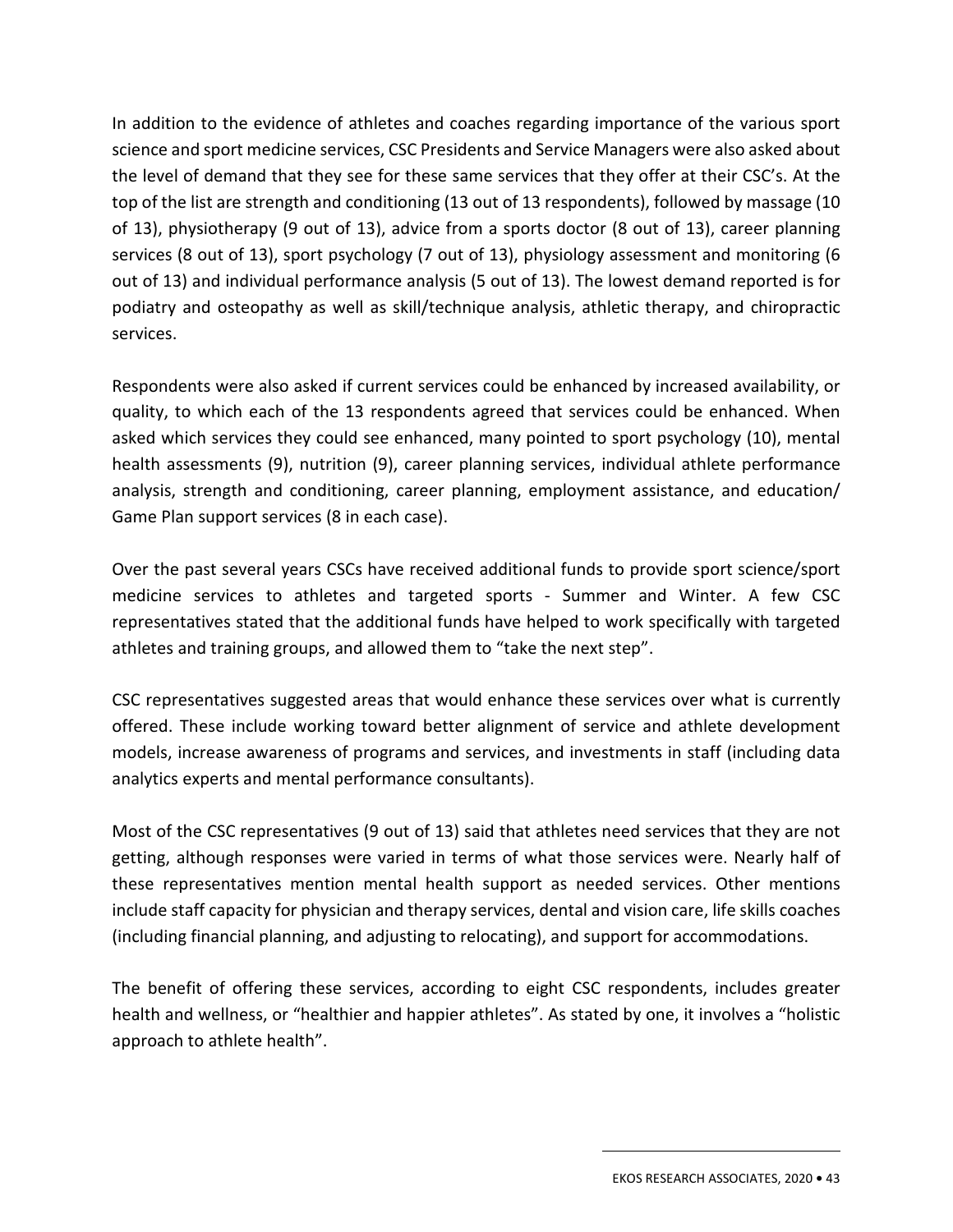In addition to the evidence of athletes and coaches regarding importance of the various sport science and sport medicine services, CSC Presidents and Service Managers were also asked about the level of demand that they see for these same services that they offer at their CSC's. At the top of the list are strength and conditioning (13 out of 13 respondents), followed by massage (10 of 13), physiotherapy (9 out of 13), advice from a sports doctor (8 out of 13), career planning services (8 out of 13), sport psychology (7 out of 13), physiology assessment and monitoring (6 out of 13) and individual performance analysis (5 out of 13). The lowest demand reported is for podiatry and osteopathy as well as skill/technique analysis, athletic therapy, and chiropractic services.

Respondents were also asked if current services could be enhanced by increased availability, or quality, to which each of the 13 respondents agreed that services could be enhanced. When asked which services they could see enhanced, many pointed to sport psychology (10), mental health assessments (9), nutrition (9), career planning services, individual athlete performance analysis, strength and conditioning, career planning, employment assistance, and education/ Game Plan support services (8 in each case).

Over the past several years CSCs have received additional funds to provide sport science/sport medicine services to athletes and targeted sports - Summer and Winter. A few CSC representatives stated that the additional funds have helped to work specifically with targeted athletes and training groups, and allowed them to "take the next step".

CSC representatives suggested areas that would enhance these services over what is currently offered. These include working toward better alignment of service and athlete development models, increase awareness of programs and services, and investments in staff (including data analytics experts and mental performance consultants).

Most of the CSC representatives (9 out of 13) said that athletes need services that they are not getting, although responses were varied in terms of what those services were. Nearly half of these representatives mention mental health support as needed services. Other mentions include staff capacity for physician and therapy services, dental and vision care, life skills coaches (including financial planning, and adjusting to relocating), and support for accommodations.

The benefit of offering these services, according to eight CSC respondents, includes greater health and wellness, or "healthier and happier athletes". As stated by one, it involves a "holistic approach to athlete health".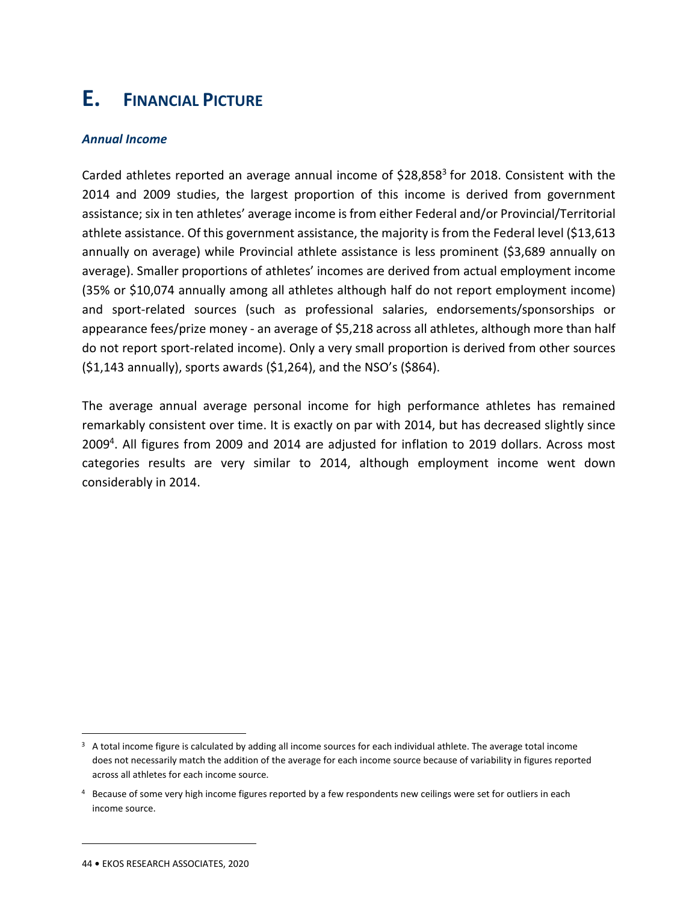# E. Financial Picture

### *Annual Income*

Carded athletes reported an average annual income of $28,858[3] for 2018. Consistent with the 2014 and 2009 studies, the largest proportion of this income is derived from government assistance; six in ten athletes' average income is from either Federal and/or Provincial/Territorial athlete assistance. Of this government assistance, the majority is from the Federal level ($13,613 annually on average) while Provincial athlete assistance is less prominent ($3,689 annually on average). Smaller proportions of athletes' incomes are derived from actual employment income (35% or $10,074 annually among all athletes although half do not report employment income) and sport-related sources (such as professional salaries, endorsements/sponsorships or appearance fees/prize money - an average of $5,218 across all athletes, although more than half do not report sport-related income). Only a very small proportion is derived from other sources ($1,143 annually), sports awards ($1,264), and the NSO's ($864).

The average annual average personal income for high performance athletes has remained remarkably consistent over time. It is exactly on par with 2014, but has decreased slightly since 2009[4]. All figures from 2009 and 2014 are adjusted for inflation to 2019 dollars. Across most categories results are very similar to 2014, although employment income went down considerably in 2014.

---

[3] A total income figure is calculated by adding all income sources for each individual athlete. The average total income does not necessarily match the addition of the average for each income source because of variability in figures reported across all athletes for each income source.

[4] Because of some very high income figures reported by a few respondents new ceilings were set for outliers in each income source.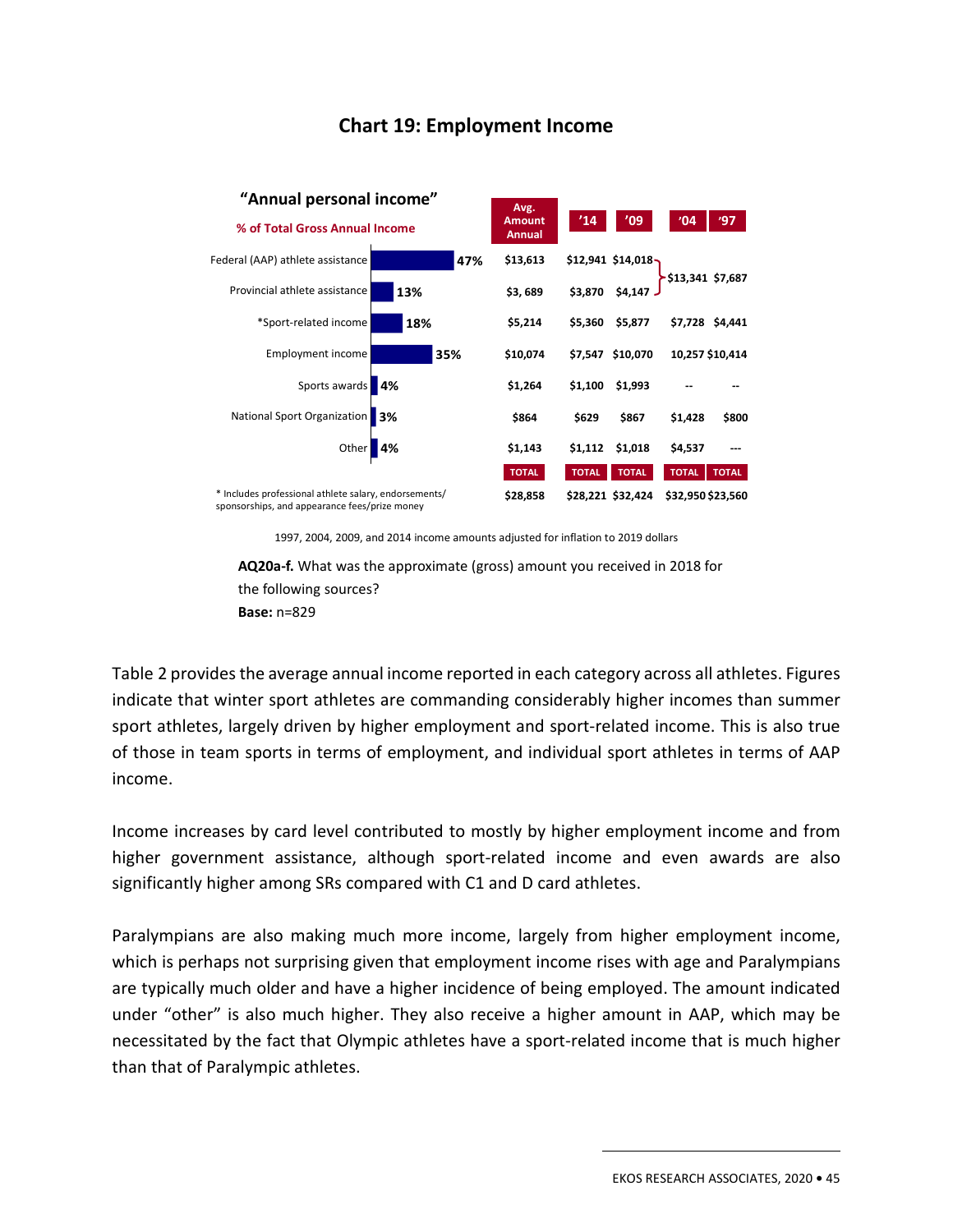## Chart 19: Employment Income

**"Annual personal income"**

% of Total Gross Annual Income

| | % | Avg. Amount Annual | '14 | '09 | '04 | '97 |
|---|---|---|---|---|---|---|
| Federal (AAP) athlete assistance | 47% | $13,613 | $12,941 | $14,018 | $13,341 | $7,687 |
| Provincial athlete assistance | 13% | $3, 689 | $3,870 | $4,147 | | |
| *Sport-related income | 18% | $5,214 | $5,360 | $5,877 | $7,728 | $4,441 |
| Employment income | 35% | $10,074 | $7,547 | $10,070 | 10,257 | $10,414 |
| Sports awards | 4% | $1,264 | $1,100 | $1,993 | -- | -- |
| National Sport Organization | 3% | $864 | $629 | $867 | $1,428 | $800 |
| Other | 4% | $1,143 | $1,112 | $1,018 | $4,537 | --- |
| TOTAL | | $28,858 | $28,221 | $32,424 | $32,950 | $23,560 |

Note: For '04 and '97, $13,341 and $7,687 are combined totals for Federal (AAP) and Provincial athlete assistance.

\* Includes professional athlete salary, endorsements/ sponsorships, and appearance fees/prize money

1997, 2004, 2009, and 2014 income amounts adjusted for inflation to 2019 dollars

**AQ20a-f.** What was the approximate (gross) amount you received in 2018 for the following sources?
**Base:** n=829

Table 2 provides the average annual income reported in each category across all athletes. Figures indicate that winter sport athletes are commanding considerably higher incomes than summer sport athletes, largely driven by higher employment and sport-related income. This is also true of those in team sports in terms of employment, and individual sport athletes in terms of AAP income.

Income increases by card level contributed to mostly by higher employment income and from higher government assistance, although sport-related income and even awards are also significantly higher among SRs compared with C1 and D card athletes.

Paralympians are also making much more income, largely from higher employment income, which is perhaps not surprising given that employment income rises with age and Paralympians are typically much older and have a higher incidence of being employed. The amount indicated under "other" is also much higher. They also receive a higher amount in AAP, which may be necessitated by the fact that Olympic athletes have a sport-related income that is much higher than that of Paralympic athletes.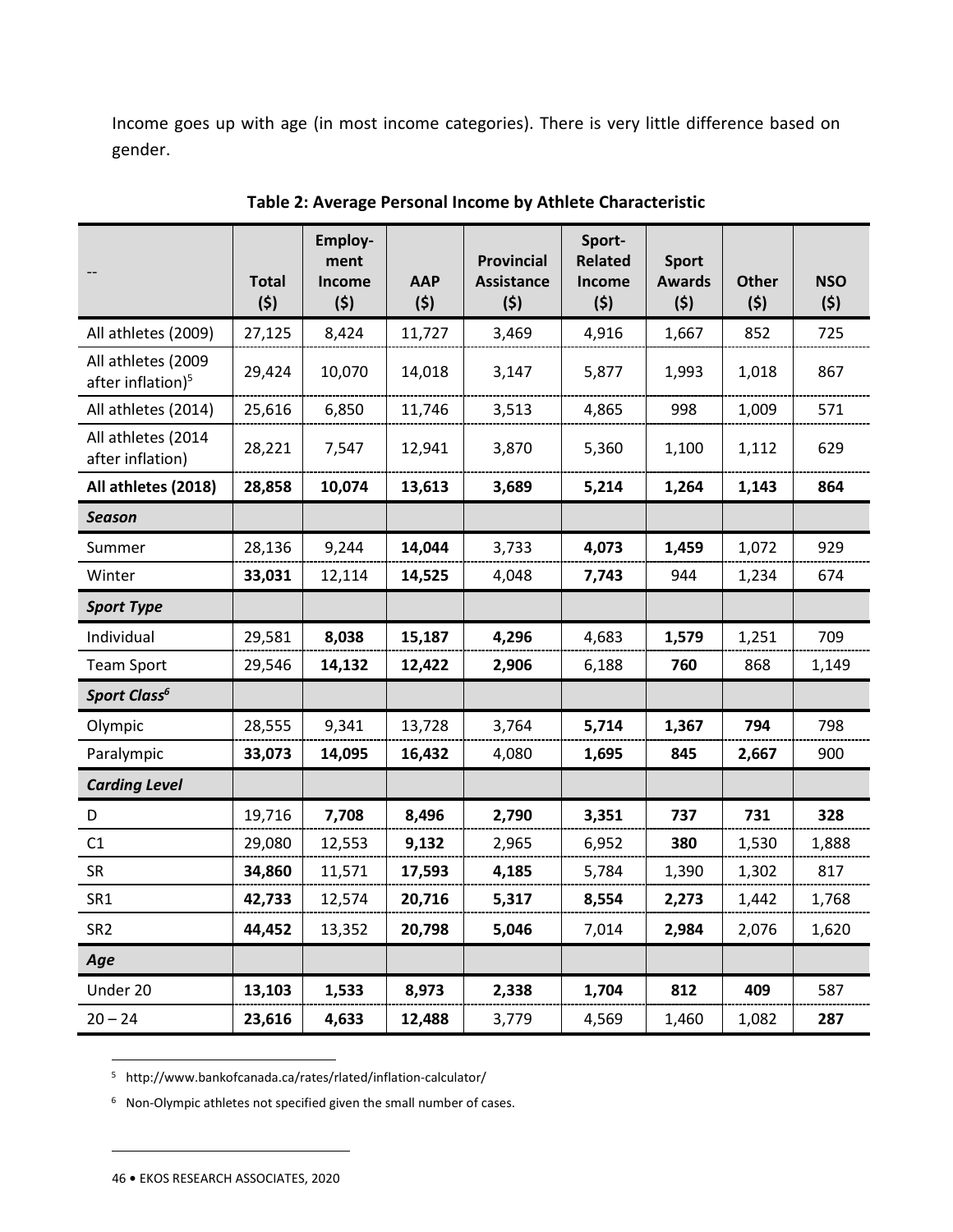Income goes up with age (in most income categories). There is very little difference based on gender.

**Table 2: Average Personal Income by Athlete Characteristic**

| -- | Total ($) | Employ-ment Income ($) | AAP ($) | Provincial Assistance ($) | Sport-Related Income ($) | Sport Awards ($) | Other ($) | NSO ($) |
|---|---|---|---|---|---|---|---|---|
| All athletes (2009) | 27,125 | 8,424 | 11,727 | 3,469 | 4,916 | 1,667 | 852 | 725 |
| All athletes (2009 after inflation)[5] | 29,424 | 10,070 | 14,018 | 3,147 | 5,877 | 1,993 | 1,018 | 867 |
| All athletes (2014) | 25,616 | 6,850 | 11,746 | 3,513 | 4,865 | 998 | 1,009 | 571 |
| All athletes (2014 after inflation) | 28,221 | 7,547 | 12,941 | 3,870 | 5,360 | 1,100 | 1,112 | 629 |
| **All athletes (2018)** | **28,858** | **10,074** | **13,613** | **3,689** | **5,214** | **1,264** | **1,143** | **864** |
| ***Season*** | | | | | | | | |
| Summer | 28,136 | 9,244 | **14,044** | 3,733 | **4,073** | **1,459** | 1,072 | 929 |
| Winter | **33,031** | 12,114 | **14,525** | 4,048 | **7,743** | 944 | 1,234 | 674 |
| ***Sport Type*** | | | | | | | | |
| Individual | 29,581 | **8,038** | **15,187** | **4,296** | 4,683 | **1,579** | 1,251 | 709 |
| Team Sport | 29,546 | **14,132** | **12,422** | **2,906** | 6,188 | **760** | 868 | 1,149 |
| ***Sport Class***[6] | | | | | | | | |
| Olympic | 28,555 | 9,341 | 13,728 | 3,764 | **5,714** | **1,367** | **794** | 798 |
| Paralympic | **33,073** | **14,095** | **16,432** | 4,080 | **1,695** | **845** | **2,667** | 900 |
| ***Carding Level*** | | | | | | | | |
| D | 19,716 | **7,708** | **8,496** | **2,790** | **3,351** | **737** | **731** | **328** |
| C1 | 29,080 | 12,553 | **9,132** | 2,965 | 6,952 | **380** | 1,530 | 1,888 |
| SR | **34,860** | 11,571 | **17,593** | **4,185** | 5,784 | 1,390 | 1,302 | 817 |
| SR1 | **42,733** | 12,574 | **20,716** | **5,317** | **8,554** | **2,273** | 1,442 | 1,768 |
| SR2 | **44,452** | 13,352 | **20,798** | **5,046** | 7,014 | **2,984** | 2,076 | 1,620 |
| ***Age*** | | | | | | | | |
| Under 20 | **13,103** | **1,533** | **8,973** | **2,338** | **1,704** | **812** | **409** | 587 |
| 20 – 24 | **23,616** | **4,633** | **12,488** | 3,779 | 4,569 | 1,460 | 1,082 | **287** |

[5] http://www.bankofcanada.ca/rates/rlated/inflation-calculator/

[6] Non-Olympic athletes not specified given the small number of cases.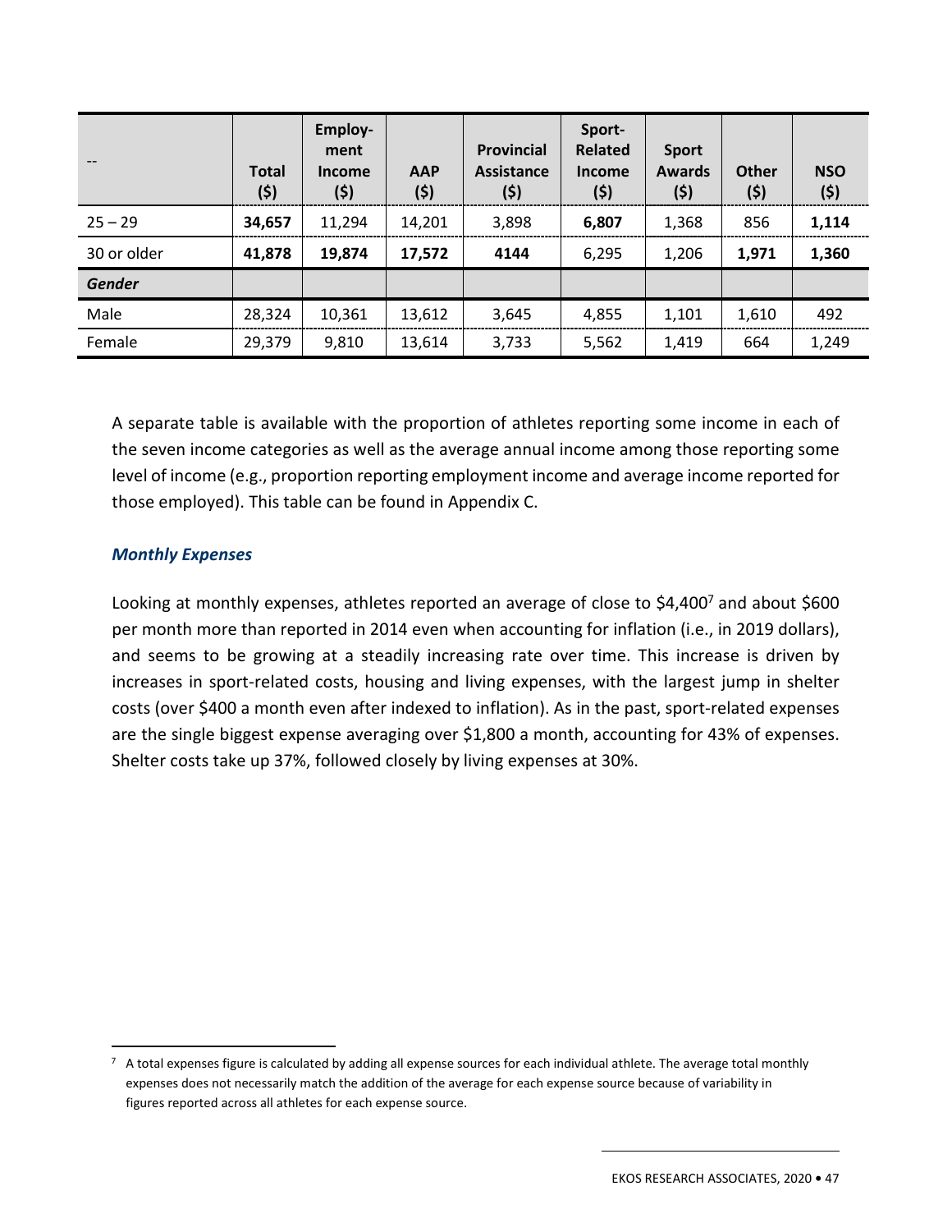| -- | Total ($) | Employ-ment Income ($) | AAP ($) | Provincial Assistance ($) | Sport-Related Income ($) | Sport Awards ($) | Other ($) | NSO ($) |
|---|---|---|---|---|---|---|---|---|
| 25 – 29 | **34,657** | 11,294 | 14,201 | 3,898 | **6,807** | 1,368 | 856 | **1,114** |
| 30 or older | **41,878** | **19,874** | **17,572** | **4144** | 6,295 | 1,206 | **1,971** | **1,360** |
| ***Gender*** | | | | | | | | |
| Male | 28,324 | 10,361 | 13,612 | 3,645 | 4,855 | 1,101 | 1,610 | 492 |
| Female | 29,379 | 9,810 | 13,614 | 3,733 | 5,562 | 1,419 | 664 | 1,249 |

A separate table is available with the proportion of athletes reporting some income in each of the seven income categories as well as the average annual income among those reporting some level of income (e.g., proportion reporting employment income and average income reported for those employed). This table can be found in Appendix C.

### *Monthly Expenses*

Looking at monthly expenses, athletes reported an average of close to $4,400[7] and about $600 per month more than reported in 2014 even when accounting for inflation (i.e., in 2019 dollars), and seems to be growing at a steadily increasing rate over time. This increase is driven by increases in sport-related costs, housing and living expenses, with the largest jump in shelter costs (over $400 a month even after indexed to inflation). As in the past, sport-related expenses are the single biggest expense averaging over $1,800 a month, accounting for 43% of expenses. Shelter costs take up 37%, followed closely by living expenses at 30%.

[7] A total expenses figure is calculated by adding all expense sources for each individual athlete. The average total monthly expenses does not necessarily match the addition of the average for each expense source because of variability in figures reported across all athletes for each expense source.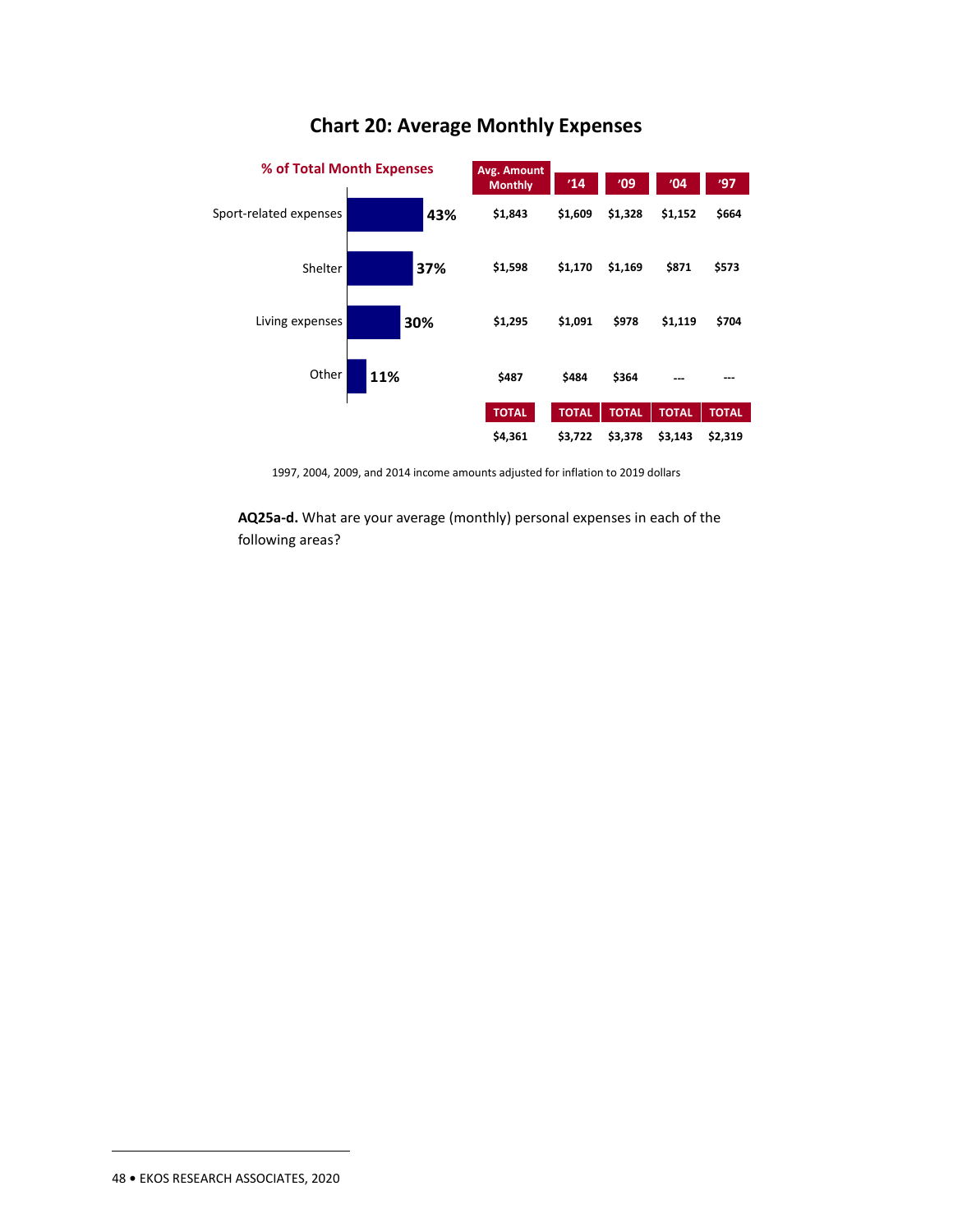## Chart 20: Average Monthly Expenses

| | % of Total Month Expenses | Avg. Amount Monthly | '14 | '09 | '04 | '97 |
|---|---|---|---|---|---|---|
| Sport-related expenses | 43% | $1,843 | $1,609 | $1,328 | $1,152 | $664 |
| Shelter | 37% | $1,598 | $1,170 | $1,169 | $871 | $573 |
| Living expenses | 30% | $1,295 | $1,091 | $978 | $1,119 | $704 |
| Other | 11% | $487 | $484 | $364 | --- | --- |
| TOTAL | | $4,361 | $3,722 | $3,378 | $3,143 | $2,319 |

1997, 2004, 2009, and 2014 income amounts adjusted for inflation to 2019 dollars

**AQ25a-d.** What are your average (monthly) personal expenses in each of the following areas?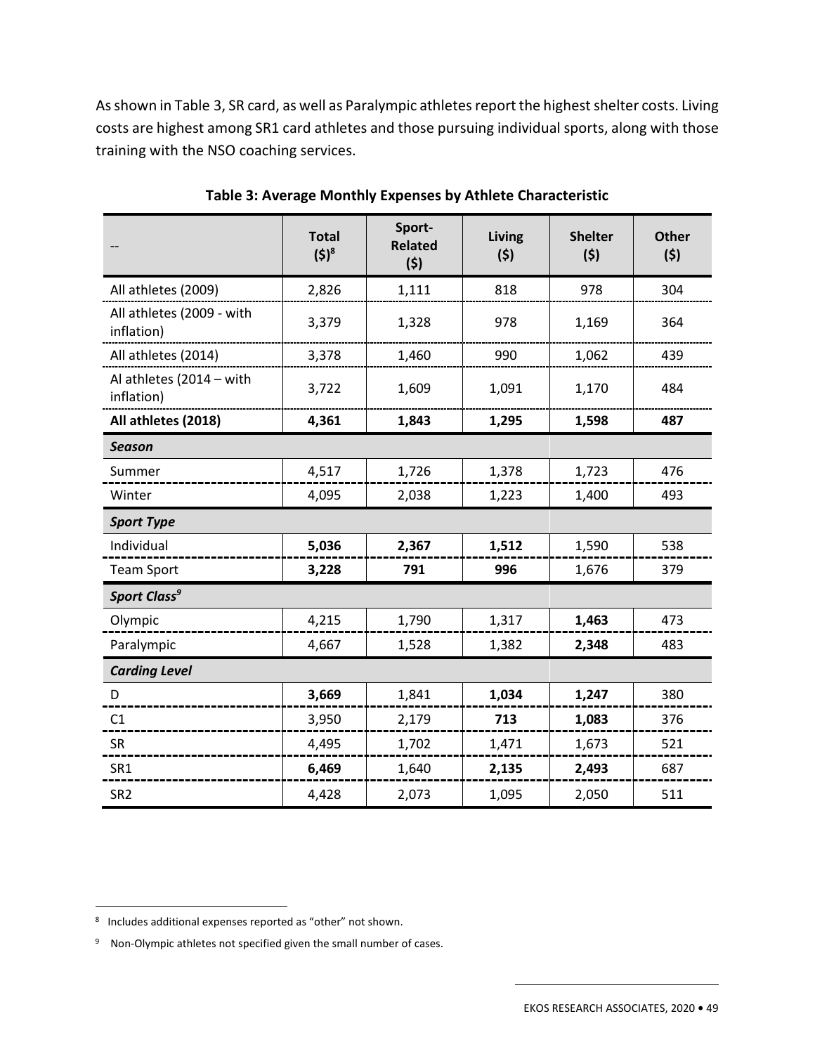As shown in Table 3, SR card, as well as Paralympic athletes report the highest shelter costs. Living costs are highest among SR1 card athletes and those pursuing individual sports, along with those training with the NSO coaching services.

**Table 3: Average Monthly Expenses by Athlete Characteristic**

| -- | Total ($)[8] | Sport-Related ($) | Living ($) | Shelter ($) | Other ($) |
|---|---|---|---|---|---|
| All athletes (2009) | 2,826 | 1,111 | 818 | 978 | 304 |
| All athletes (2009 - with inflation) | 3,379 | 1,328 | 978 | 1,169 | 364 |
| All athletes (2014) | 3,378 | 1,460 | 990 | 1,062 | 439 |
| Al athletes (2014 – with inflation) | 3,722 | 1,609 | 1,091 | 1,170 | 484 |
| **All athletes (2018)** | **4,361** | **1,843** | **1,295** | **1,598** | **487** |
| ***Season*** | | | | | |
| Summer | 4,517 | 1,726 | 1,378 | 1,723 | 476 |
| Winter | 4,095 | 2,038 | 1,223 | 1,400 | 493 |
| ***Sport Type*** | | | | | |
| Individual | **5,036** | **2,367** | **1,512** | 1,590 | 538 |
| Team Sport | **3,228** | **791** | **996** | 1,676 | 379 |
| ***Sport Class[9]*** | | | | | |
| Olympic | 4,215 | 1,790 | 1,317 | **1,463** | 473 |
| Paralympic | 4,667 | 1,528 | 1,382 | **2,348** | 483 |
| ***Carding Level*** | | | | | |
| D | **3,669** | 1,841 | **1,034** | **1,247** | 380 |
| C1 | 3,950 | 2,179 | **713** | **1,083** | 376 |
| SR | 4,495 | 1,702 | 1,471 | 1,673 | 521 |
| SR1 | **6,469** | 1,640 | **2,135** | **2,493** | 687 |
| SR2 | 4,428 | 2,073 | 1,095 | 2,050 | 511 |

[8] Includes additional expenses reported as "other" not shown.

[9] Non-Olympic athletes not specified given the small number of cases.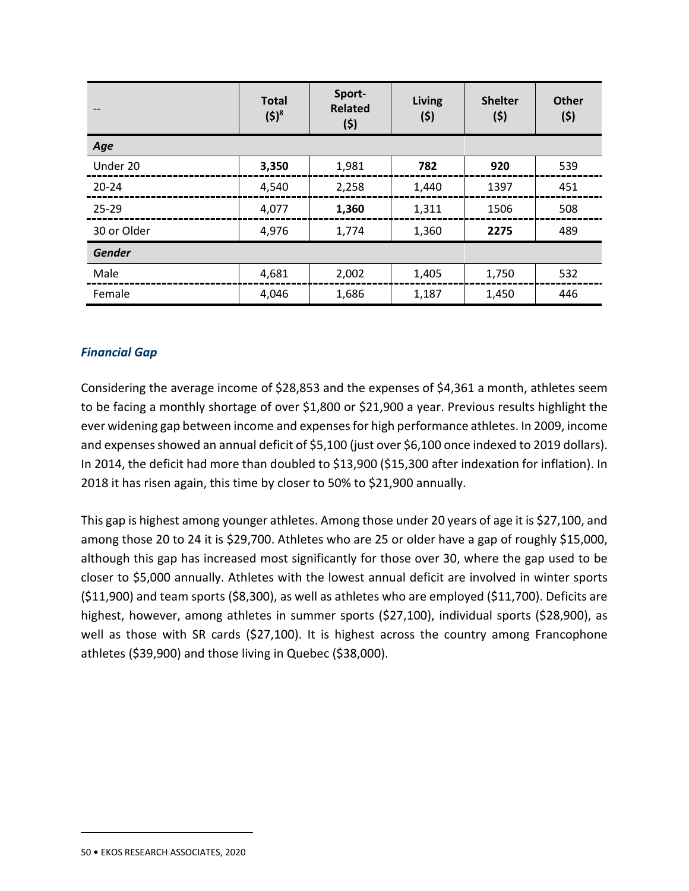| -- | Total ($)[8] | Sport-Related ($) | Living ($) | Shelter ($) | Other ($) |
|---|---|---|---|---|---|
| ***Age*** | | | | | |
| Under 20 | **3,350** | 1,981 | **782** | **920** | 539 |
| 20-24 | 4,540 | 2,258 | 1,440 | 1397 | 451 |
| 25-29 | 4,077 | **1,360** | 1,311 | 1506 | 508 |
| 30 or Older | 4,976 | 1,774 | 1,360 | **2275** | 489 |
| ***Gender*** | | | | | |
| Male | 4,681 | 2,002 | 1,405 | 1,750 | 532 |
| Female | 4,046 | 1,686 | 1,187 | 1,450 | 446 |

### *Financial Gap*

Considering the average income of $28,853 and the expenses of $4,361 a month, athletes seem to be facing a monthly shortage of over $1,800 or $21,900 a year. Previous results highlight the ever widening gap between income and expenses for high performance athletes. In 2009, income and expenses showed an annual deficit of $5,100 (just over $6,100 once indexed to 2019 dollars). In 2014, the deficit had more than doubled to $13,900 ($15,300 after indexation for inflation). In 2018 it has risen again, this time by closer to 50% to $21,900 annually.

This gap is highest among younger athletes. Among those under 20 years of age it is $27,100, and among those 20 to 24 it is $29,700. Athletes who are 25 or older have a gap of roughly $15,000, although this gap has increased most significantly for those over 30, where the gap used to be closer to $5,000 annually. Athletes with the lowest annual deficit are involved in winter sports ($11,900) and team sports ($8,300), as well as athletes who are employed ($11,700). Deficits are highest, however, among athletes in summer sports ($27,100), individual sports ($28,900), as well as those with SR cards ($27,100). It is highest across the country among Francophone athletes ($39,900) and those living in Quebec ($38,000).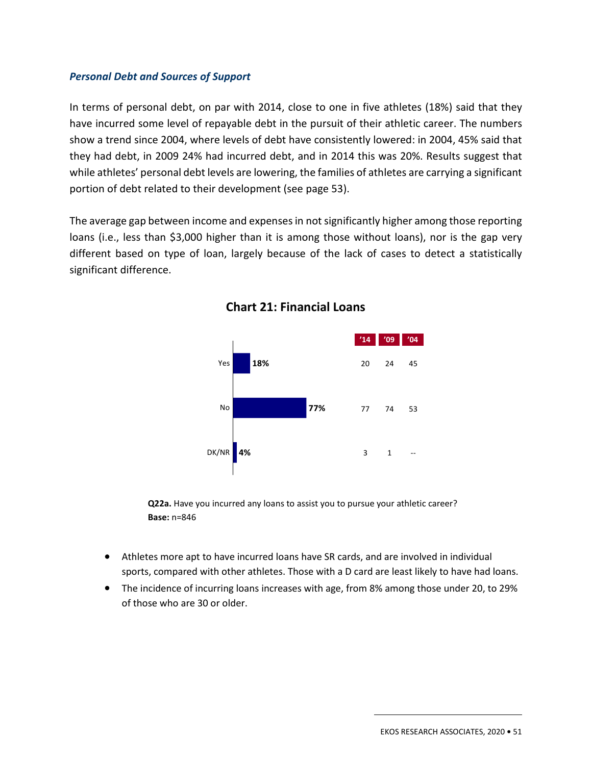### *Personal Debt and Sources of Support*

In terms of personal debt, on par with 2014, close to one in five athletes (18%) said that they have incurred some level of repayable debt in the pursuit of their athletic career. The numbers show a trend since 2004, where levels of debt have consistently lowered: in 2004, 45% said that they had debt, in 2009 24% had incurred debt, and in 2014 this was 20%. Results suggest that while athletes' personal debt levels are lowering, the families of athletes are carrying a significant portion of debt related to their development (see page 53).

The average gap between income and expenses in not significantly higher among those reporting loans (i.e., less than $3,000 higher than it is among those without loans), nor is the gap very different based on type of loan, largely because of the lack of cases to detect a statistically significant difference.

**Chart 21: Financial Loans**

| | 2020 | '14 | '09 | '04 |
|---|---|---|---|---|
| Yes | 18% | 20 | 24 | 45 |
| No | 77% | 77 | 74 | 53 |
| DK/NR | 4% | 3 | 1 | -- |

**Q22a.** Have you incurred any loans to assist you to pursue your athletic career?
**Base:** n=846

- Athletes more apt to have incurred loans have SR cards, and are involved in individual sports, compared with other athletes. Those with a D card are least likely to have had loans.
- The incidence of incurring loans increases with age, from 8% among those under 20, to 29% of those who are 30 or older.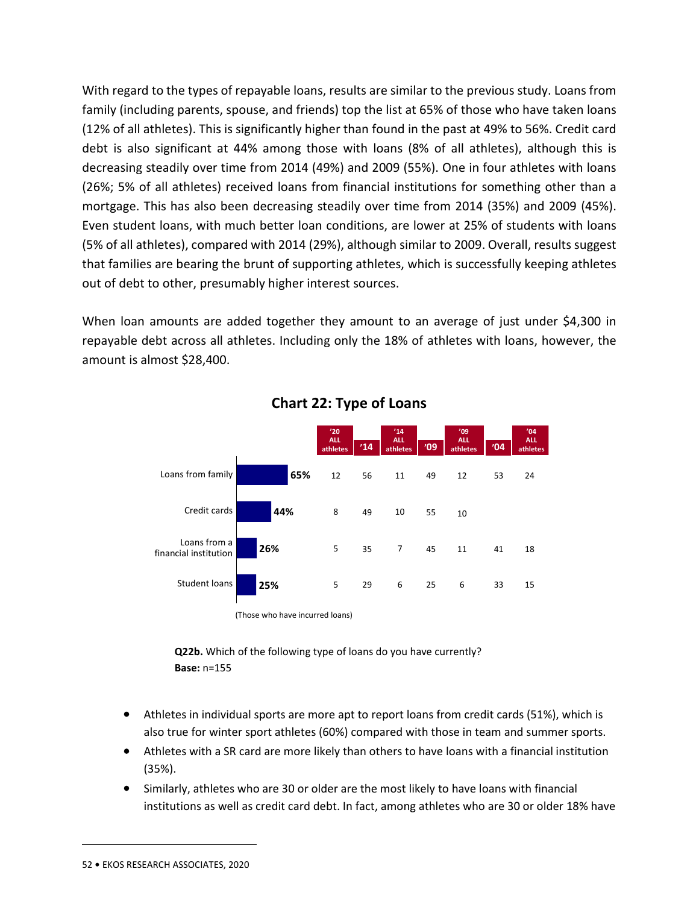With regard to the types of repayable loans, results are similar to the previous study. Loans from family (including parents, spouse, and friends) top the list at 65% of those who have taken loans (12% of all athletes). This is significantly higher than found in the past at 49% to 56%. Credit card debt is also significant at 44% among those with loans (8% of all athletes), although this is decreasing steadily over time from 2014 (49%) and 2009 (55%). One in four athletes with loans (26%; 5% of all athletes) received loans from financial institutions for something other than a mortgage. This has also been decreasing steadily over time from 2014 (35%) and 2009 (45%). Even student loans, with much better loan conditions, are lower at 25% of students with loans (5% of all athletes), compared with 2014 (29%), although similar to 2009. Overall, results suggest that families are bearing the brunt of supporting athletes, which is successfully keeping athletes out of debt to other, presumably higher interest sources.

When loan amounts are added together they amount to an average of just under $4,300 in repayable debt across all athletes. Including only the 18% of athletes with loans, however, the amount is almost $28,400.

**Chart 22: Type of Loans**

| | '20 | '20 ALL athletes | '14 | '14 ALL athletes | '09 | '09 ALL athletes | '04 | '04 ALL athletes |
|---|---|---|---|---|---|---|---|---|
| Loans from family | 65% | 12 | 56 | 11 | 49 | 12 | 53 | 24 |
| Credit cards | 44% | 8 | 49 | 10 | 55 | 10 | | |
| Loans from a financial institution | 26% | 5 | 35 | 7 | 45 | 11 | 41 | 18 |
| Student loans | 25% | 5 | 29 | 6 | 25 | 6 | 33 | 15 |

(Those who have incurred loans)

**Q22b.** Which of the following type of loans do you have currently?
**Base:** n=155

- Athletes in individual sports are more apt to report loans from credit cards (51%), which is also true for winter sport athletes (60%) compared with those in team and summer sports.
- Athletes with a SR card are more likely than others to have loans with a financial institution (35%).
- Similarly, athletes who are 30 or older are the most likely to have loans with financial institutions as well as credit card debt. In fact, among athletes who are 30 or older 18% have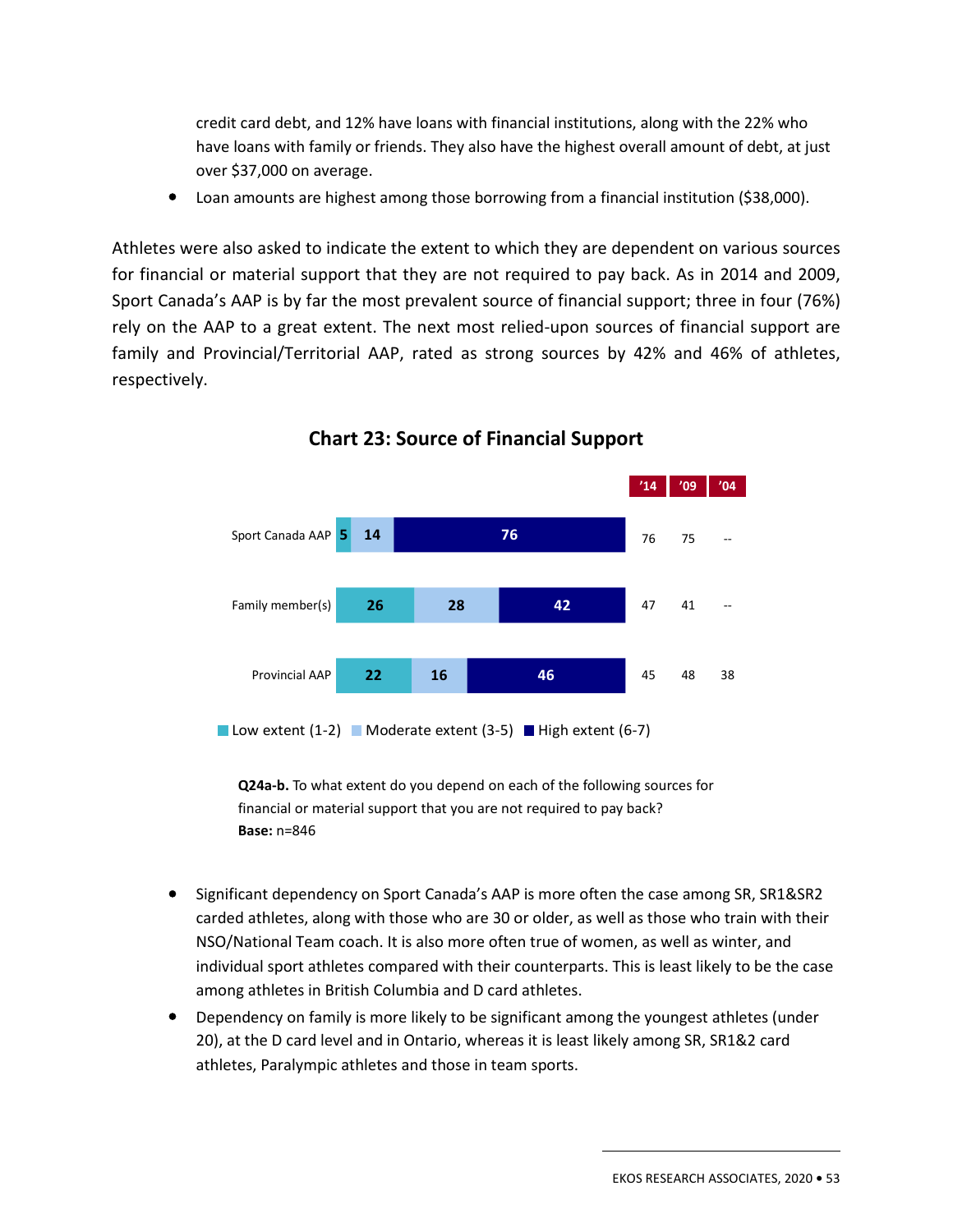credit card debt, and 12% have loans with financial institutions, along with the 22% who have loans with family or friends. They also have the highest overall amount of debt, at just over $37,000 on average.

- Loan amounts are highest among those borrowing from a financial institution ($38,000).

Athletes were also asked to indicate the extent to which they are dependent on various sources for financial or material support that they are not required to pay back. As in 2014 and 2009, Sport Canada's AAP is by far the most prevalent source of financial support; three in four (76%) rely on the AAP to a great extent. The next most relied-upon sources of financial support are family and Provincial/Territorial AAP, rated as strong sources by 42% and 46% of athletes, respectively.

## Chart 23: Source of Financial Support

| | Low extent (1-2) | Moderate extent (3-5) | High extent (6-7) | '14 | '09 | '04 |
|---|---|---|---|---|---|---|
| Sport Canada AAP | 5 | 14 | 76 | 76 | 75 | -- |
| Family member(s) | 26 | 28 | 42 | 47 | 41 | -- |
| Provincial AAP | 22 | 16 | 46 | 45 | 48 | 38 |

**Q24a-b.** To what extent do you depend on each of the following sources for financial or material support that you are not required to pay back?
**Base:** n=846

- Significant dependency on Sport Canada's AAP is more often the case among SR, SR1&SR2 carded athletes, along with those who are 30 or older, as well as those who train with their NSO/National Team coach. It is also more often true of women, as well as winter, and individual sport athletes compared with their counterparts. This is least likely to be the case among athletes in British Columbia and D card athletes.
- Dependency on family is more likely to be significant among the youngest athletes (under 20), at the D card level and in Ontario, whereas it is least likely among SR, SR1&2 card athletes, Paralympic athletes and those in team sports.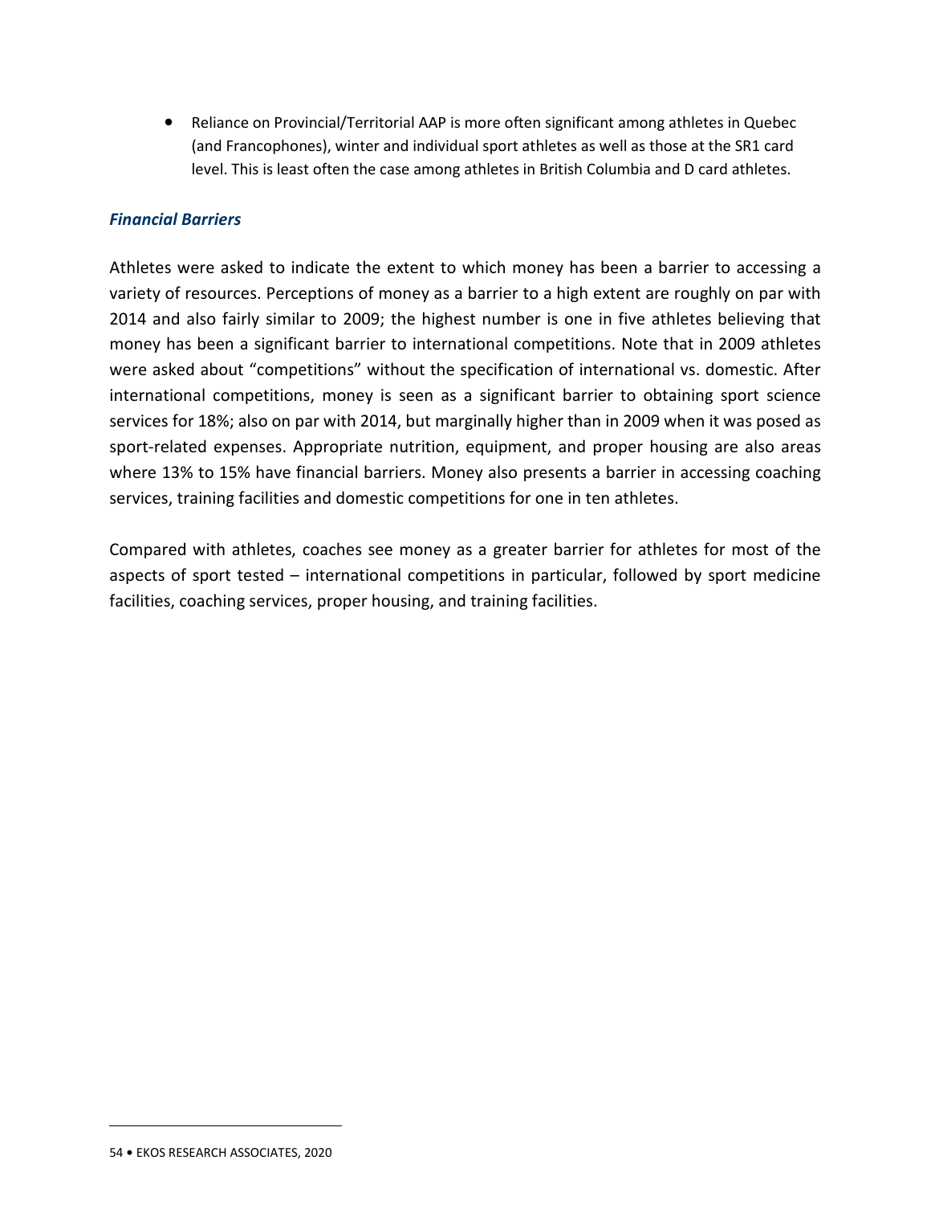- Reliance on Provincial/Territorial AAP is more often significant among athletes in Quebec (and Francophones), winter and individual sport athletes as well as those at the SR1 card level. This is least often the case among athletes in British Columbia and D card athletes.

### *Financial Barriers*

Athletes were asked to indicate the extent to which money has been a barrier to accessing a variety of resources. Perceptions of money as a barrier to a high extent are roughly on par with 2014 and also fairly similar to 2009; the highest number is one in five athletes believing that money has been a significant barrier to international competitions. Note that in 2009 athletes were asked about "competitions" without the specification of international vs. domestic. After international competitions, money is seen as a significant barrier to obtaining sport science services for 18%; also on par with 2014, but marginally higher than in 2009 when it was posed as sport-related expenses. Appropriate nutrition, equipment, and proper housing are also areas where 13% to 15% have financial barriers. Money also presents a barrier in accessing coaching services, training facilities and domestic competitions for one in ten athletes.

Compared with athletes, coaches see money as a greater barrier for athletes for most of the aspects of sport tested – international competitions in particular, followed by sport medicine facilities, coaching services, proper housing, and training facilities.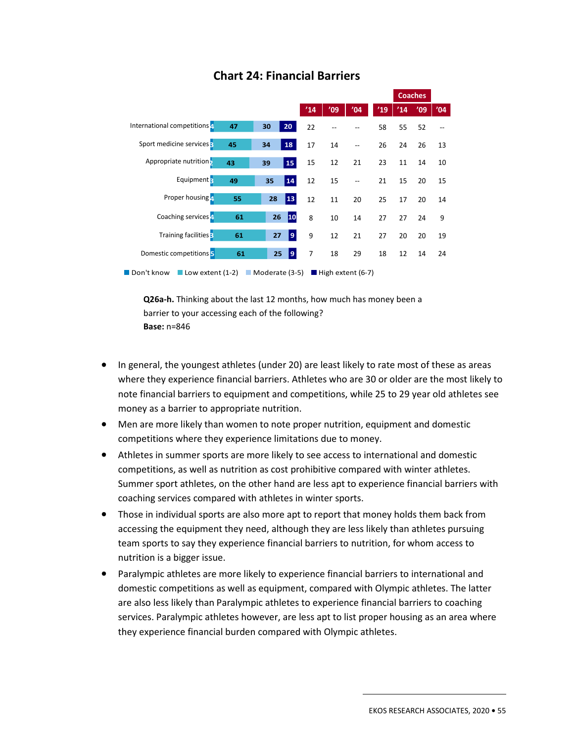## Chart 24: Financial Barriers

| | Don't know | Low extent (1-2) | Moderate (3-5) | High extent (6-7) | '14 | '09 | '04 | Coaches '19 | Coaches '14 | Coaches '09 | Coaches '04 |
|---|---|---|---|---|---|---|---|---|---|---|---|
| International competitions | 4 | 47 | 30 | 20 | 22 | -- | -- | 58 | 55 | 52 | -- |
| Sport medicine services | 3 | 45 | 34 | 18 | 17 | 14 | -- | 26 | 24 | 26 | 13 |
| Appropriate nutrition | 2 | 43 | 39 | 15 | 15 | 12 | 21 | 23 | 11 | 14 | 10 |
| Equipment | 3 | 49 | 35 | 14 | 12 | 15 | -- | 21 | 15 | 20 | 15 |
| Proper housing | 4 | 55 | 28 | 13 | 12 | 11 | 20 | 25 | 17 | 20 | 14 |
| Coaching services | 4 | 61 | 26 | 10 | 8 | 10 | 14 | 27 | 27 | 24 | 9 |
| Training facilities | 3 | 61 | 27 | 9 | 9 | 12 | 21 | 27 | 20 | 20 | 19 |
| Domestic competitions | 5 | 61 | 25 | 9 | 7 | 18 | 29 | 18 | 12 | 14 | 24 |

**Q26a-h.** Thinking about the last 12 months, how much has money been a barrier to your accessing each of the following?
**Base:** n=846

- In general, the youngest athletes (under 20) are least likely to rate most of these as areas where they experience financial barriers. Athletes who are 30 or older are the most likely to note financial barriers to equipment and competitions, while 25 to 29 year old athletes see money as a barrier to appropriate nutrition.
- Men are more likely than women to note proper nutrition, equipment and domestic competitions where they experience limitations due to money.
- Athletes in summer sports are more likely to see access to international and domestic competitions, as well as nutrition as cost prohibitive compared with winter athletes. Summer sport athletes, on the other hand are less apt to experience financial barriers with coaching services compared with athletes in winter sports.
- Those in individual sports are also more apt to report that money holds them back from accessing the equipment they need, although they are less likely than athletes pursuing team sports to say they experience financial barriers to nutrition, for whom access to nutrition is a bigger issue.
- Paralympic athletes are more likely to experience financial barriers to international and domestic competitions as well as equipment, compared with Olympic athletes. The latter are also less likely than Paralympic athletes to experience financial barriers to coaching services. Paralympic athletes however, are less apt to list proper housing as an area where they experience financial burden compared with Olympic athletes.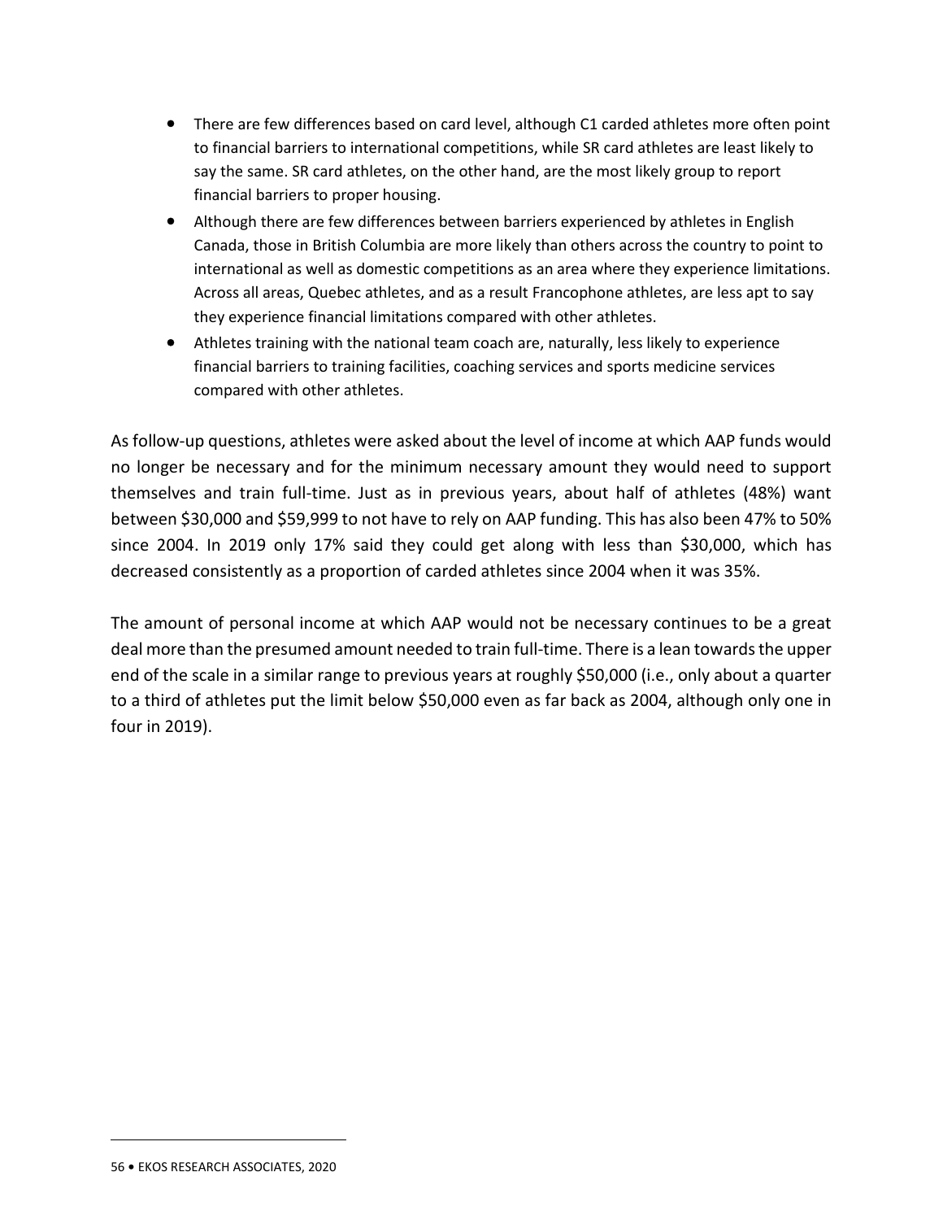- There are few differences based on card level, although C1 carded athletes more often point to financial barriers to international competitions, while SR card athletes are least likely to say the same. SR card athletes, on the other hand, are the most likely group to report financial barriers to proper housing.
- Although there are few differences between barriers experienced by athletes in English Canada, those in British Columbia are more likely than others across the country to point to international as well as domestic competitions as an area where they experience limitations. Across all areas, Quebec athletes, and as a result Francophone athletes, are less apt to say they experience financial limitations compared with other athletes.
- Athletes training with the national team coach are, naturally, less likely to experience financial barriers to training facilities, coaching services and sports medicine services compared with other athletes.

As follow-up questions, athletes were asked about the level of income at which AAP funds would no longer be necessary and for the minimum necessary amount they would need to support themselves and train full-time. Just as in previous years, about half of athletes (48%) want between $30,000 and $59,999 to not have to rely on AAP funding. This has also been 47% to 50% since 2004. In 2019 only 17% said they could get along with less than $30,000, which has decreased consistently as a proportion of carded athletes since 2004 when it was 35%.

The amount of personal income at which AAP would not be necessary continues to be a great deal more than the presumed amount needed to train full-time. There is a lean towards the upper end of the scale in a similar range to previous years at roughly $50,000 (i.e., only about a quarter to a third of athletes put the limit below $50,000 even as far back as 2004, although only one in four in 2019).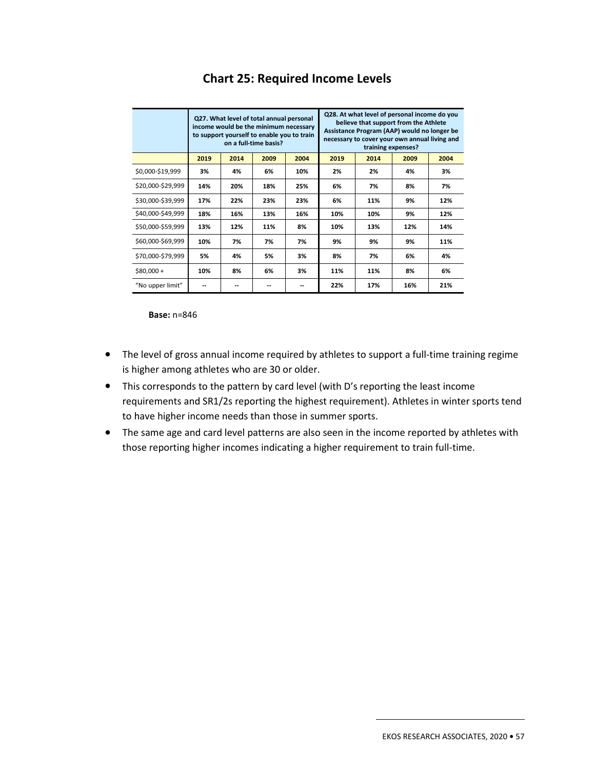## Chart 25: Required Income Levels

| | Q27. What level of total annual personal income would be the minimum necessary to support yourself to enable you to train on a full-time basis? | | | | Q28. At what level of personal income do you believe that support from the Athlete Assistance Program (AAP) would no longer be necessary to cover your own annual living and training expenses? | | | |
|---|---|---|---|---|---|---|---|---|
| | 2019 | 2014 | 2009 | 2004 | 2019 | 2014 | 2009 | 2004 |
| $0,000-$19,999 | 3% | 4% | 6% | 10% | 2% | 2% | 4% | 3% |
| $20,000-$29,999 | 14% | 20% | 18% | 25% | 6% | 7% | 8% | 7% |
| $30,000-$39,999 | 17% | 22% | 23% | 23% | 6% | 11% | 9% | 12% |
| $40,000-$49,999 | 18% | 16% | 13% | 16% | 10% | 10% | 9% | 12% |
| $50,000-$59,999 | 13% | 12% | 11% | 8% | 10% | 13% | 12% | 14% |
| $60,000-$69,999 | 10% | 7% | 7% | 7% | 9% | 9% | 9% | 11% |
| $70,000-$79,999 | 5% | 4% | 5% | 3% | 8% | 7% | 6% | 4% |
| $80,000 + | 10% | 8% | 6% | 3% | 11% | 11% | 8% | 6% |
| "No upper limit" | -- | -- | -- | -- | 22% | 17% | 16% | 21% |

**Base:** n=846

- The level of gross annual income required by athletes to support a full-time training regime is higher among athletes who are 30 or older.
- This corresponds to the pattern by card level (with D's reporting the least income requirements and SR1/2s reporting the highest requirement). Athletes in winter sports tend to have higher income needs than those in summer sports.
- The same age and card level patterns are also seen in the income reported by athletes with those reporting higher incomes indicating a higher requirement to train full-time.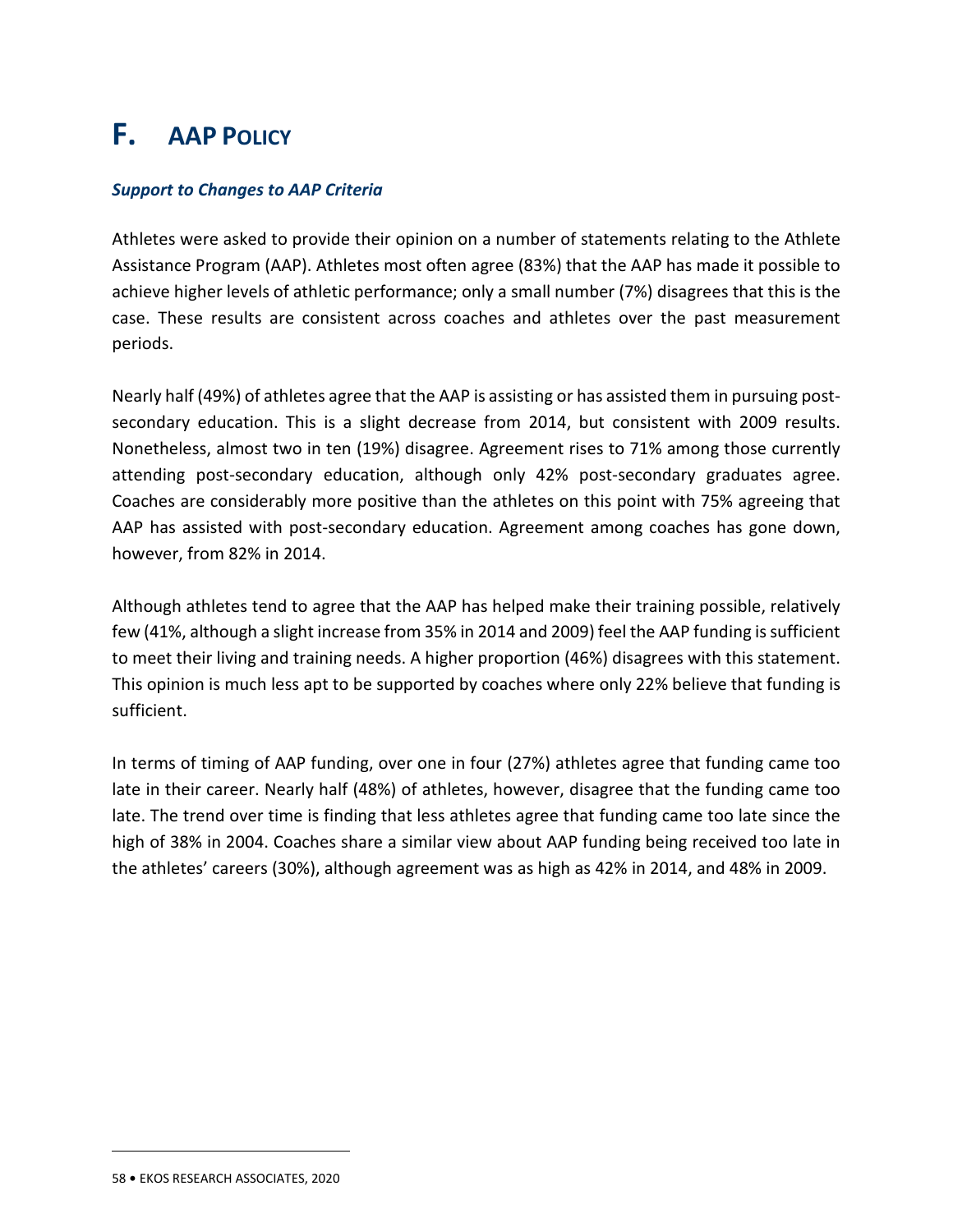# F. AAP POLICY

***Support to Changes to AAP Criteria***

Athletes were asked to provide their opinion on a number of statements relating to the Athlete Assistance Program (AAP). Athletes most often agree (83%) that the AAP has made it possible to achieve higher levels of athletic performance; only a small number (7%) disagrees that this is the case. These results are consistent across coaches and athletes over the past measurement periods.

Nearly half (49%) of athletes agree that the AAP is assisting or has assisted them in pursuing post-secondary education. This is a slight decrease from 2014, but consistent with 2009 results. Nonetheless, almost two in ten (19%) disagree. Agreement rises to 71% among those currently attending post-secondary education, although only 42% post-secondary graduates agree. Coaches are considerably more positive than the athletes on this point with 75% agreeing that AAP has assisted with post-secondary education. Agreement among coaches has gone down, however, from 82% in 2014.

Although athletes tend to agree that the AAP has helped make their training possible, relatively few (41%, although a slight increase from 35% in 2014 and 2009) feel the AAP funding is sufficient to meet their living and training needs. A higher proportion (46%) disagrees with this statement. This opinion is much less apt to be supported by coaches where only 22% believe that funding is sufficient.

In terms of timing of AAP funding, over one in four (27%) athletes agree that funding came too late in their career. Nearly half (48%) of athletes, however, disagree that the funding came too late. The trend over time is finding that less athletes agree that funding came too late since the high of 38% in 2004. Coaches share a similar view about AAP funding being received too late in the athletes' careers (30%), although agreement was as high as 42% in 2014, and 48% in 2009.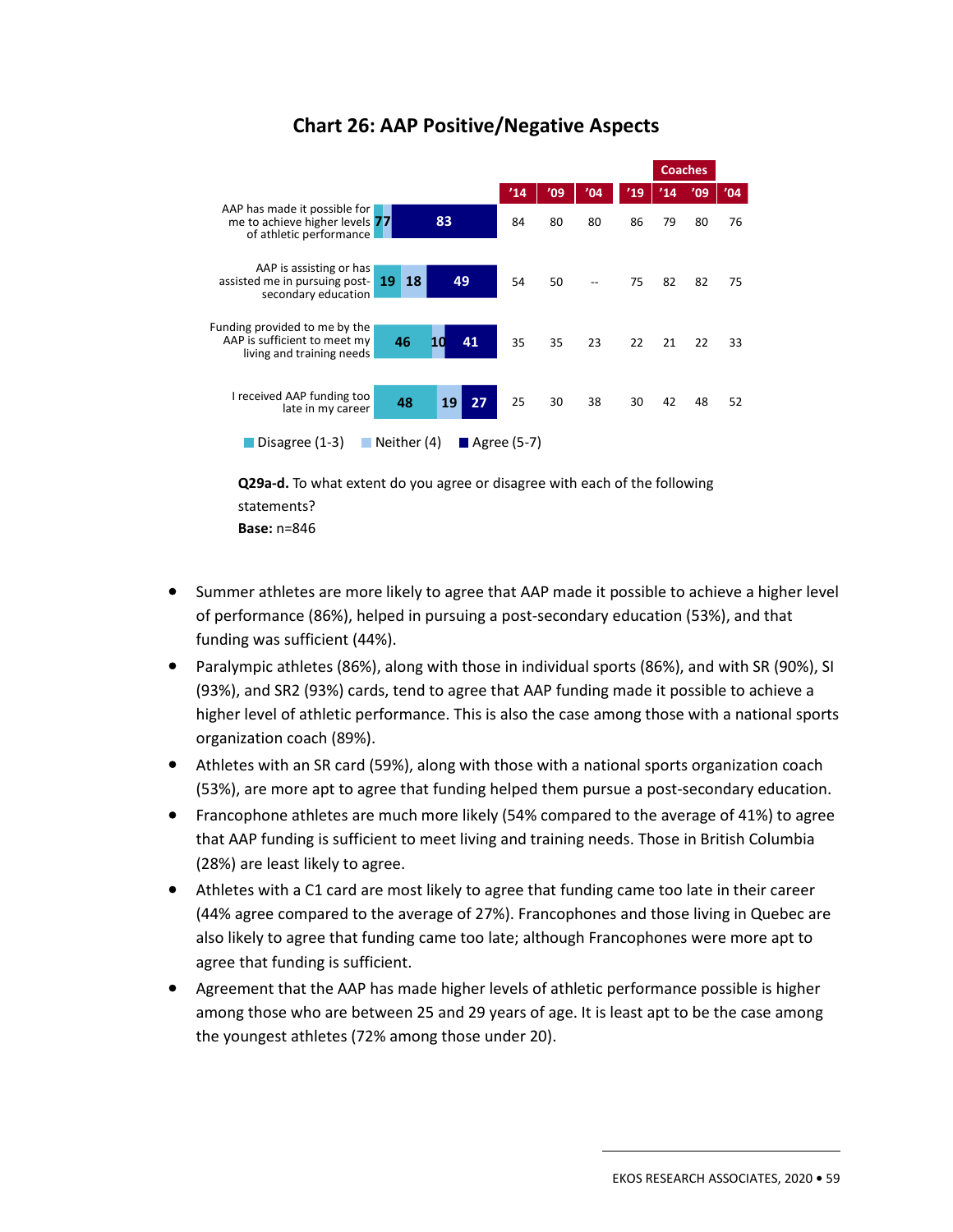## Chart 26: AAP Positive/Negative Aspects

| Statement | Disagree (1-3) | Neither (4) | Agree (5-7) | '14 | '09 | '04 | Coaches '19 | Coaches '14 | Coaches '09 | Coaches '04 |
|---|---|---|---|---|---|---|---|---|---|---|
| AAP has made it possible for me to achieve higher levels of athletic performance | 7 | 7 | 83 | 84 | 80 | 80 | 86 | 79 | 80 | 76 |
| AAP is assisting or has assisted me in pursuing post-secondary education | 19 | 18 | 49 | 54 | 50 | -- | 75 | 82 | 82 | 75 |
| Funding provided to me by the AAP is sufficient to meet my living and training needs | 46 | 10 | 41 | 35 | 35 | 23 | 22 | 21 | 22 | 33 |
| I received AAP funding too late in my career | 48 | 19 | 27 | 25 | 30 | 38 | 30 | 42 | 48 | 52 |

**Q29a-d.** To what extent do you agree or disagree with each of the following statements?
**Base:** n=846

- Summer athletes are more likely to agree that AAP made it possible to achieve a higher level of performance (86%), helped in pursuing a post-secondary education (53%), and that funding was sufficient (44%).
- Paralympic athletes (86%), along with those in individual sports (86%), and with SR (90%), SI (93%), and SR2 (93%) cards, tend to agree that AAP funding made it possible to achieve a higher level of athletic performance. This is also the case among those with a national sports organization coach (89%).
- Athletes with an SR card (59%), along with those with a national sports organization coach (53%), are more apt to agree that funding helped them pursue a post-secondary education.
- Francophone athletes are much more likely (54% compared to the average of 41%) to agree that AAP funding is sufficient to meet living and training needs. Those in British Columbia (28%) are least likely to agree.
- Athletes with a C1 card are most likely to agree that funding came too late in their career (44% agree compared to the average of 27%). Francophones and those living in Quebec are also likely to agree that funding came too late; although Francophones were more apt to agree that funding is sufficient.
- Agreement that the AAP has made higher levels of athletic performance possible is higher among those who are between 25 and 29 years of age. It is least apt to be the case among the youngest athletes (72% among those under 20).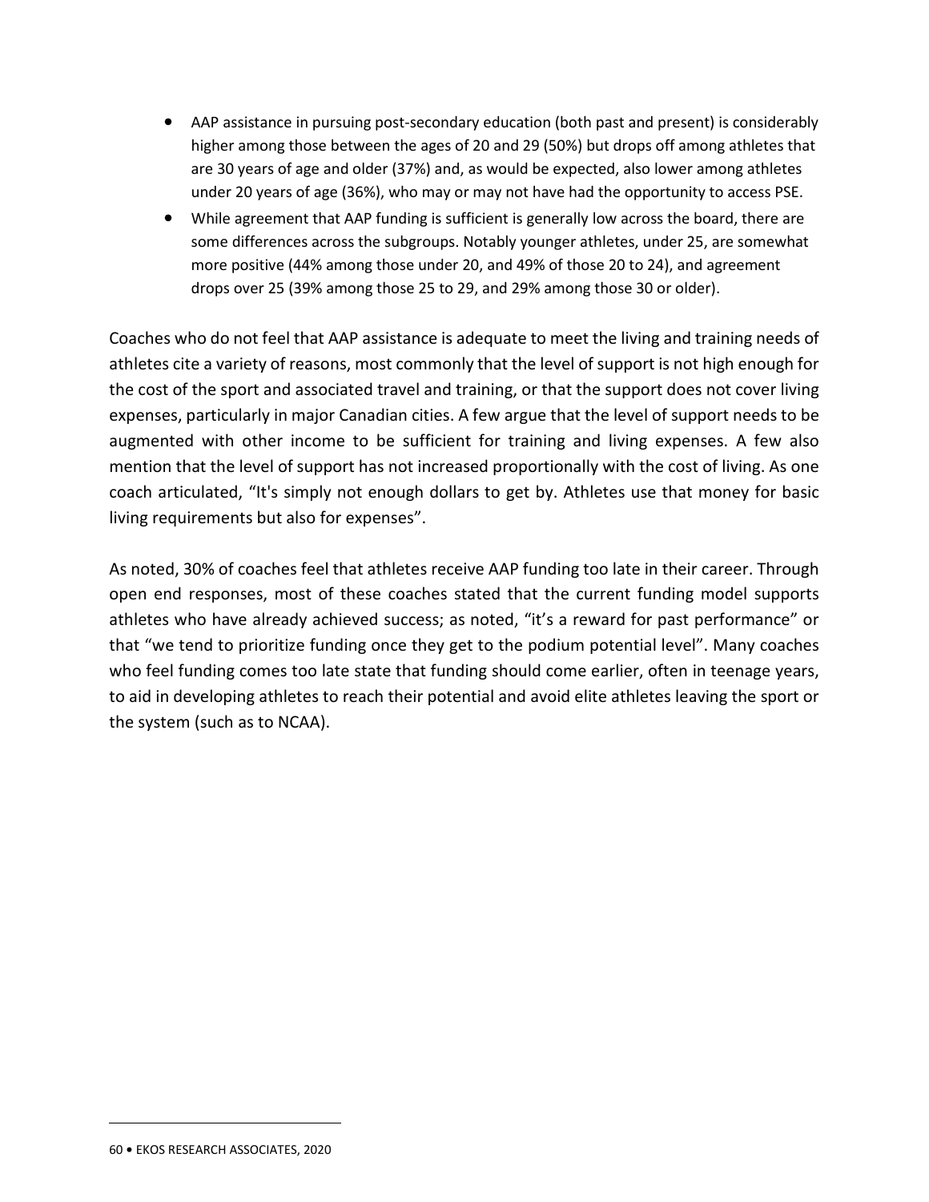- AAP assistance in pursuing post-secondary education (both past and present) is considerably higher among those between the ages of 20 and 29 (50%) but drops off among athletes that are 30 years of age and older (37%) and, as would be expected, also lower among athletes under 20 years of age (36%), who may or may not have had the opportunity to access PSE.
- While agreement that AAP funding is sufficient is generally low across the board, there are some differences across the subgroups. Notably younger athletes, under 25, are somewhat more positive (44% among those under 20, and 49% of those 20 to 24), and agreement drops over 25 (39% among those 25 to 29, and 29% among those 30 or older).

Coaches who do not feel that AAP assistance is adequate to meet the living and training needs of athletes cite a variety of reasons, most commonly that the level of support is not high enough for the cost of the sport and associated travel and training, or that the support does not cover living expenses, particularly in major Canadian cities. A few argue that the level of support needs to be augmented with other income to be sufficient for training and living expenses. A few also mention that the level of support has not increased proportionally with the cost of living. As one coach articulated, "It's simply not enough dollars to get by. Athletes use that money for basic living requirements but also for expenses".

As noted, 30% of coaches feel that athletes receive AAP funding too late in their career. Through open end responses, most of these coaches stated that the current funding model supports athletes who have already achieved success; as noted, "it's a reward for past performance" or that "we tend to prioritize funding once they get to the podium potential level". Many coaches who feel funding comes too late state that funding should come earlier, often in teenage years, to aid in developing athletes to reach their potential and avoid elite athletes leaving the sport or the system (such as to NCAA).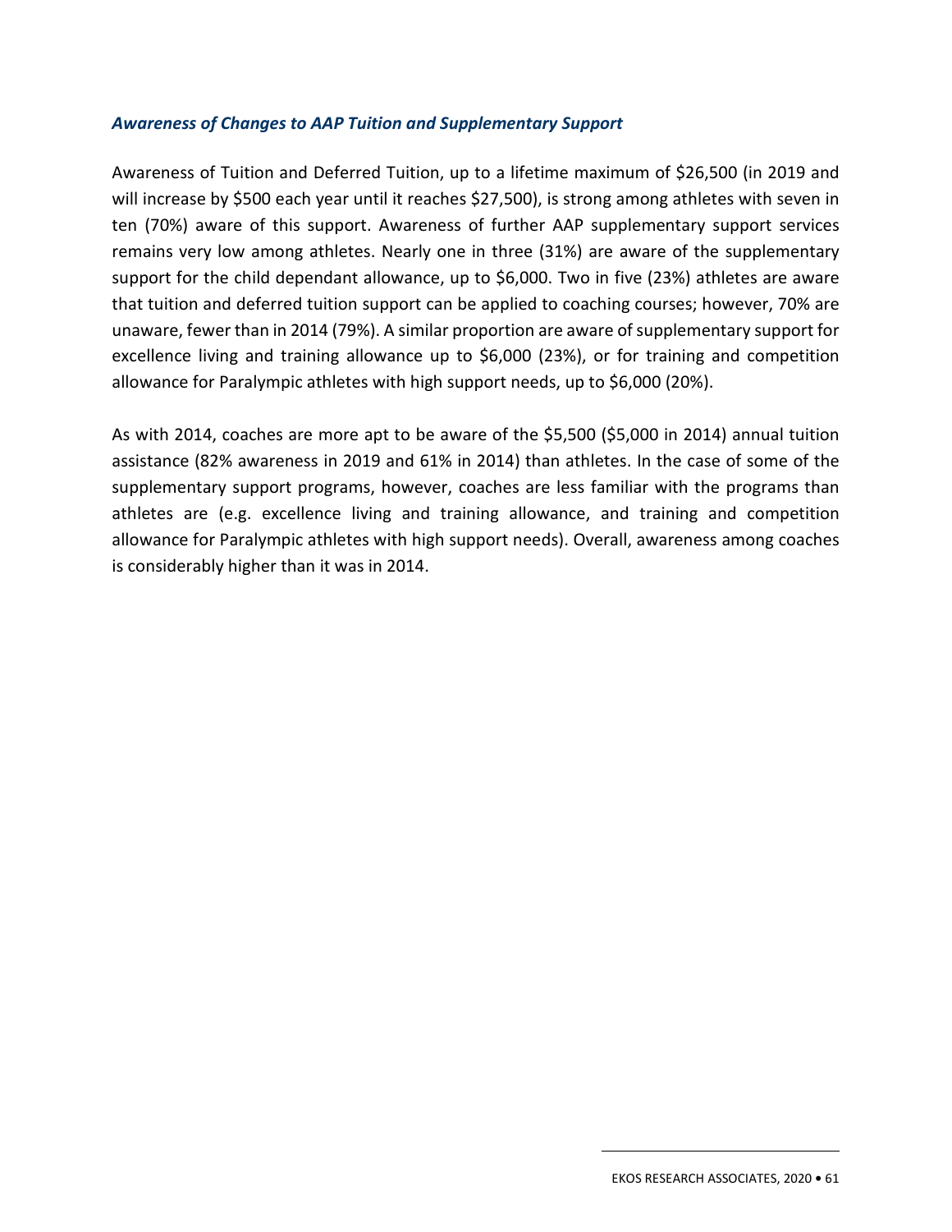### *Awareness of Changes to AAP Tuition and Supplementary Support*

Awareness of Tuition and Deferred Tuition, up to a lifetime maximum of $26,500 (in 2019 and will increase by $500 each year until it reaches $27,500), is strong among athletes with seven in ten (70%) aware of this support. Awareness of further AAP supplementary support services remains very low among athletes. Nearly one in three (31%) are aware of the supplementary support for the child dependant allowance, up to $6,000. Two in five (23%) athletes are aware that tuition and deferred tuition support can be applied to coaching courses; however, 70% are unaware, fewer than in 2014 (79%). A similar proportion are aware of supplementary support for excellence living and training allowance up to $6,000 (23%), or for training and competition allowance for Paralympic athletes with high support needs, up to $6,000 (20%).

As with 2014, coaches are more apt to be aware of the $5,500 ($5,000 in 2014) annual tuition assistance (82% awareness in 2019 and 61% in 2014) than athletes. In the case of some of the supplementary support programs, however, coaches are less familiar with the programs than athletes are (e.g. excellence living and training allowance, and training and competition allowance for Paralympic athletes with high support needs). Overall, awareness among coaches is considerably higher than it was in 2014.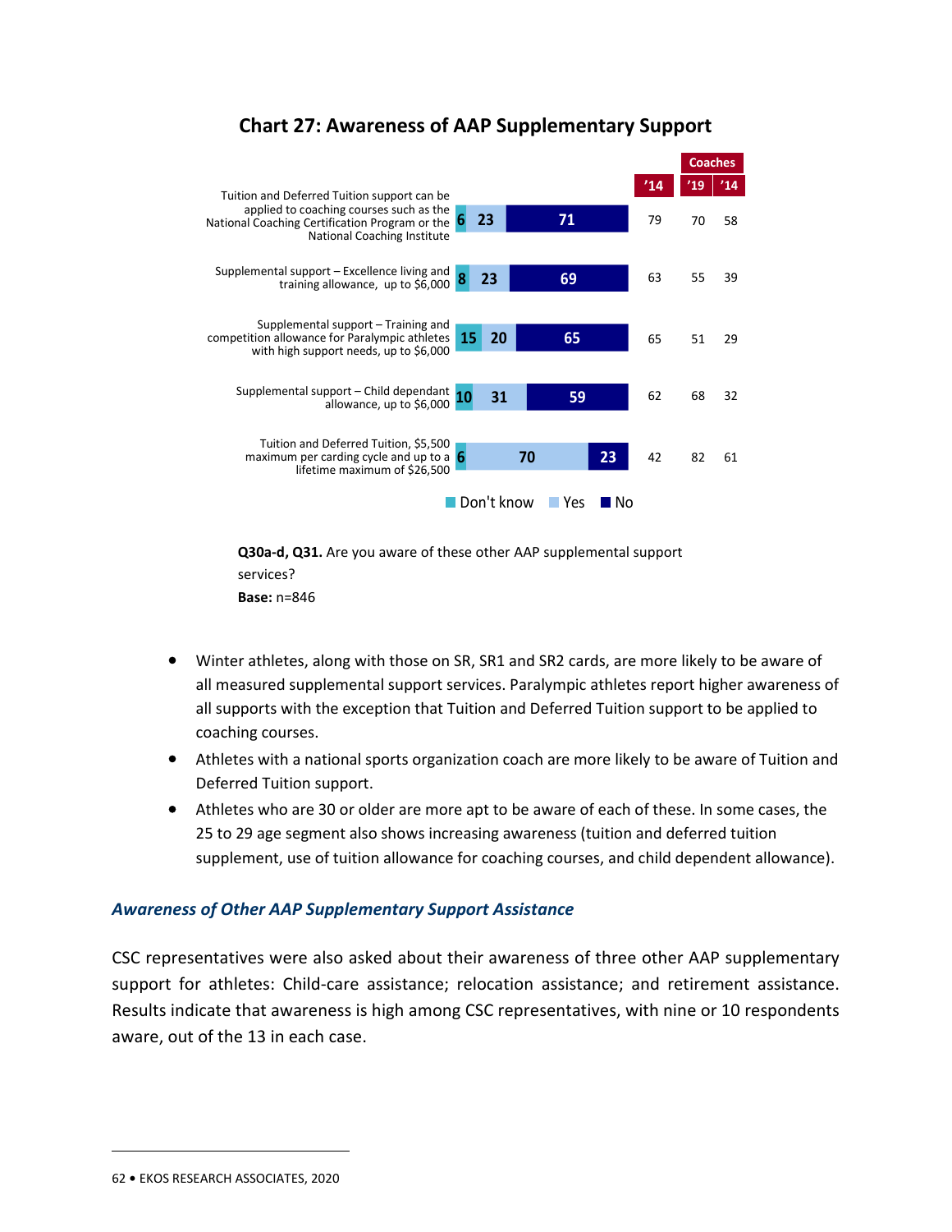## Chart 27: Awareness of AAP Supplementary Support

| | Don't know | Yes | No | '14 | Coaches '19 | Coaches '14 |
|---|---|---|---|---|---|---|
| Tuition and Deferred Tuition support can be applied to coaching courses such as the National Coaching Certification Program or the National Coaching Institute | 6 | 23 | 71 | 79 | 70 | 58 |
| Supplemental support – Excellence living and training allowance, up to $6,000 | 8 | 23 | 69 | 63 | 55 | 39 |
| Supplemental support – Training and competition allowance for Paralympic athletes with high support needs, up to $6,000 | 15 | 20 | 65 | 65 | 51 | 29 |
| Supplemental support – Child dependant allowance, up to $6,000 | 10 | 31 | 59 | 62 | 68 | 32 |
| Tuition and Deferred Tuition, $5,500 maximum per carding cycle and up to a lifetime maximum of $26,500 | 6 | 70 | 23 | 42 | 82 | 61 |

**Q30a-d, Q31.** Are you aware of these other AAP supplemental support services?
**Base:** n=846

- Winter athletes, along with those on SR, SR1 and SR2 cards, are more likely to be aware of all measured supplemental support services. Paralympic athletes report higher awareness of all supports with the exception that Tuition and Deferred Tuition support to be applied to coaching courses.
- Athletes with a national sports organization coach are more likely to be aware of Tuition and Deferred Tuition support.
- Athletes who are 30 or older are more apt to be aware of each of these. In some cases, the 25 to 29 age segment also shows increasing awareness (tuition and deferred tuition supplement, use of tuition allowance for coaching courses, and child dependent allowance).

### *Awareness of Other AAP Supplementary Support Assistance*

CSC representatives were also asked about their awareness of three other AAP supplementary support for athletes: Child-care assistance; relocation assistance; and retirement assistance. Results indicate that awareness is high among CSC representatives, with nine or 10 respondents aware, out of the 13 in each case.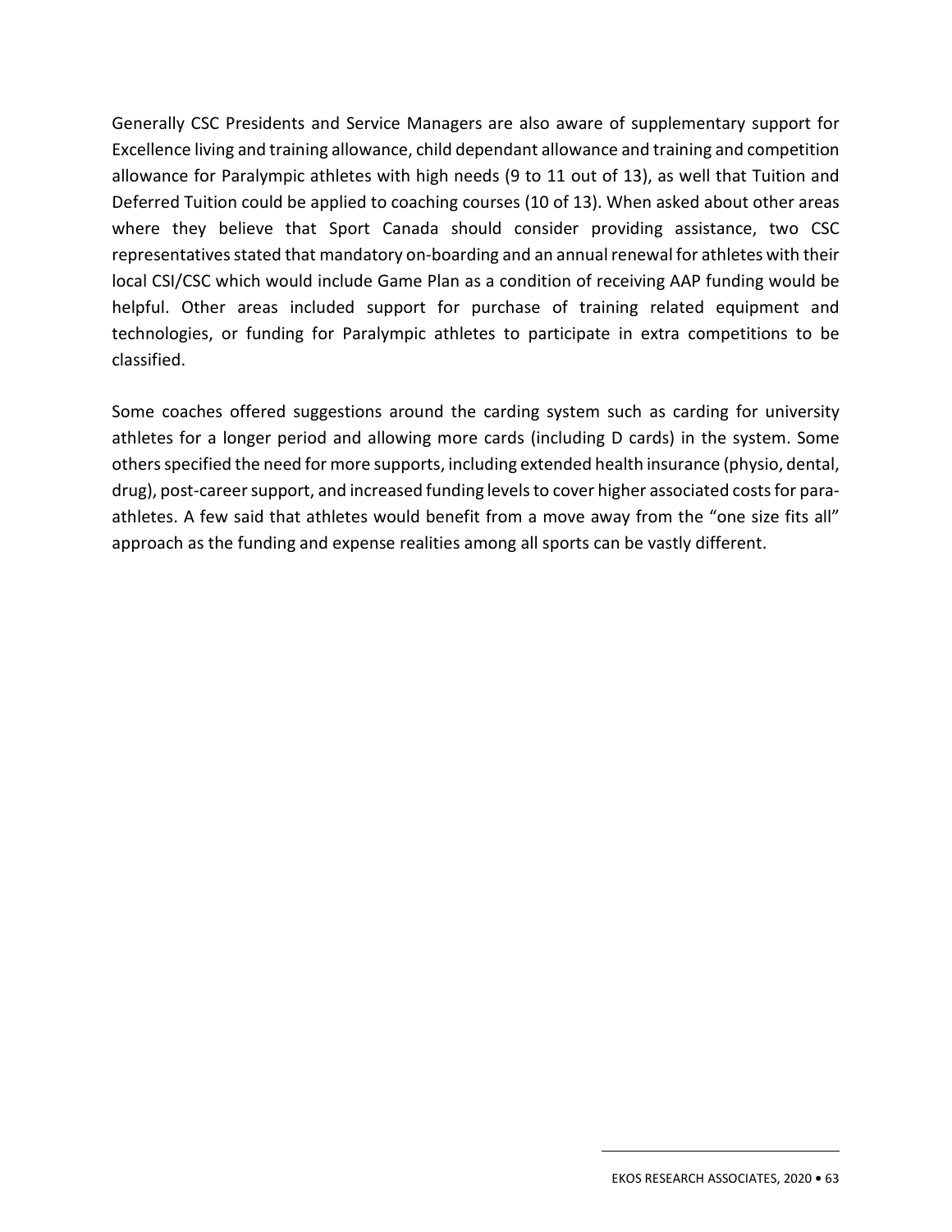Generally CSC Presidents and Service Managers are also aware of supplementary support for Excellence living and training allowance, child dependant allowance and training and competition allowance for Paralympic athletes with high needs (9 to 11 out of 13), as well that Tuition and Deferred Tuition could be applied to coaching courses (10 of 13). When asked about other areas where they believe that Sport Canada should consider providing assistance, two CSC representatives stated that mandatory on-boarding and an annual renewal for athletes with their local CSI/CSC which would include Game Plan as a condition of receiving AAP funding would be helpful. Other areas included support for purchase of training related equipment and technologies, or funding for Paralympic athletes to participate in extra competitions to be classified.

Some coaches offered suggestions around the carding system such as carding for university athletes for a longer period and allowing more cards (including D cards) in the system. Some others specified the need for more supports, including extended health insurance (physio, dental, drug), post-career support, and increased funding levels to cover higher associated costs for para-athletes. A few said that athletes would benefit from a move away from the "one size fits all" approach as the funding and expense realities among all sports can be vastly different.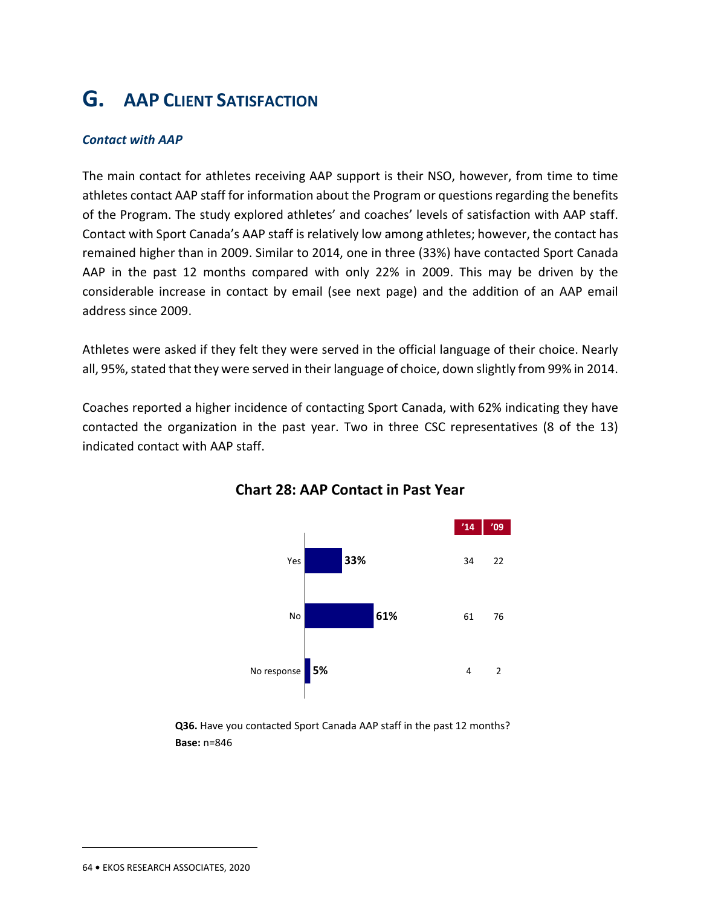# G. AAP Client Satisfaction

### *Contact with AAP*

The main contact for athletes receiving AAP support is their NSO, however, from time to time athletes contact AAP staff for information about the Program or questions regarding the benefits of the Program. The study explored athletes' and coaches' levels of satisfaction with AAP staff. Contact with Sport Canada's AAP staff is relatively low among athletes; however, the contact has remained higher than in 2009. Similar to 2014, one in three (33%) have contacted Sport Canada AAP in the past 12 months compared with only 22% in 2009. This may be driven by the considerable increase in contact by email (see next page) and the addition of an AAP email address since 2009.

Athletes were asked if they felt they were served in the official language of their choice. Nearly all, 95%, stated that they were served in their language of choice, down slightly from 99% in 2014.

Coaches reported a higher incidence of contacting Sport Canada, with 62% indicating they have contacted the organization in the past year. Two in three CSC representatives (8 of the 13) indicated contact with AAP staff.

**Chart 28: AAP Contact in Past Year**

| | 2020 | '14 | '09 |
|---|---|---|---|
| Yes | 33% | 34 | 22 |
| No | 61% | 61 | 76 |
| No response | 5% | 4 | 2 |

**Q36.** Have you contacted Sport Canada AAP staff in the past 12 months?
**Base:** n=846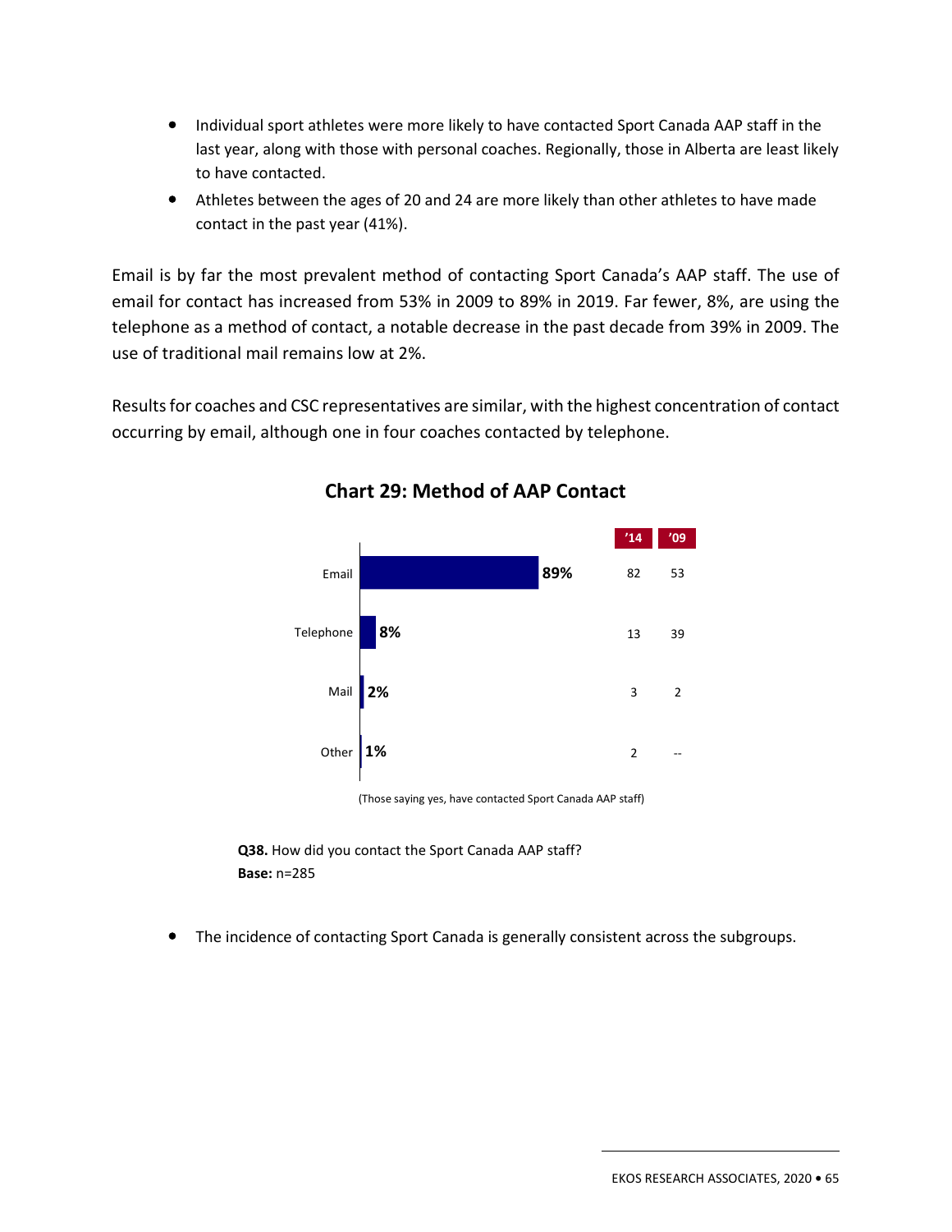- Individual sport athletes were more likely to have contacted Sport Canada AAP staff in the last year, along with those with personal coaches. Regionally, those in Alberta are least likely to have contacted.
- Athletes between the ages of 20 and 24 are more likely than other athletes to have made contact in the past year (41%).

Email is by far the most prevalent method of contacting Sport Canada's AAP staff. The use of email for contact has increased from 53% in 2009 to 89% in 2019. Far fewer, 8%, are using the telephone as a method of contact, a notable decrease in the past decade from 39% in 2009. The use of traditional mail remains low at 2%.

Results for coaches and CSC representatives are similar, with the highest concentration of contact occurring by email, although one in four coaches contacted by telephone.

### Chart 29: Method of AAP Contact

| | 2019 | '14 | '09 |
|---|---|---|---|
| Email | 89% | 82 | 53 |
| Telephone | 8% | 13 | 39 |
| Mail | 2% | 3 | 2 |
| Other | 1% | 2 | -- |

(Those saying yes, have contacted Sport Canada AAP staff)

**Q38.** How did you contact the Sport Canada AAP staff?
**Base:** n=285

- The incidence of contacting Sport Canada is generally consistent across the subgroups.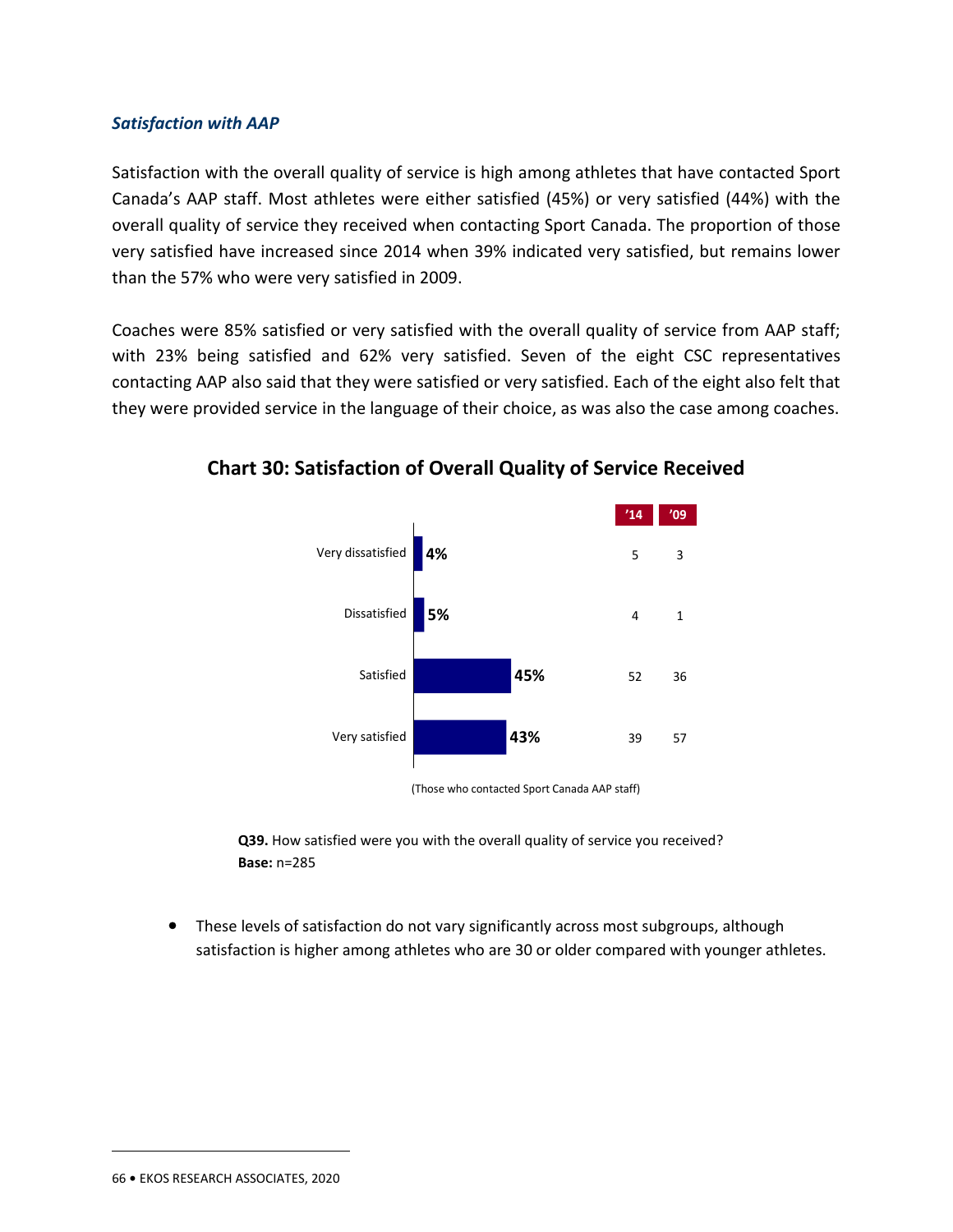### *Satisfaction with AAP*

Satisfaction with the overall quality of service is high among athletes that have contacted Sport Canada's AAP staff. Most athletes were either satisfied (45%) or very satisfied (44%) with the overall quality of service they received when contacting Sport Canada. The proportion of those very satisfied have increased since 2014 when 39% indicated very satisfied, but remains lower than the 57% who were very satisfied in 2009.

Coaches were 85% satisfied or very satisfied with the overall quality of service from AAP staff; with 23% being satisfied and 62% very satisfied. Seven of the eight CSC representatives contacting AAP also said that they were satisfied or very satisfied. Each of the eight also felt that they were provided service in the language of their choice, as was also the case among coaches.

**Chart 30: Satisfaction of Overall Quality of Service Received**

| | 2020 | '14 | '09 |
|---|---|---|---|
| Very dissatisfied | 4% | 5 | 3 |
| Dissatisfied | 5% | 4 | 1 |
| Satisfied | 45% | 52 | 36 |
| Very satisfied | 43% | 39 | 57 |

(Those who contacted Sport Canada AAP staff)

**Q39.** How satisfied were you with the overall quality of service you received?
**Base:** n=285

- These levels of satisfaction do not vary significantly across most subgroups, although satisfaction is higher among athletes who are 30 or older compared with younger athletes.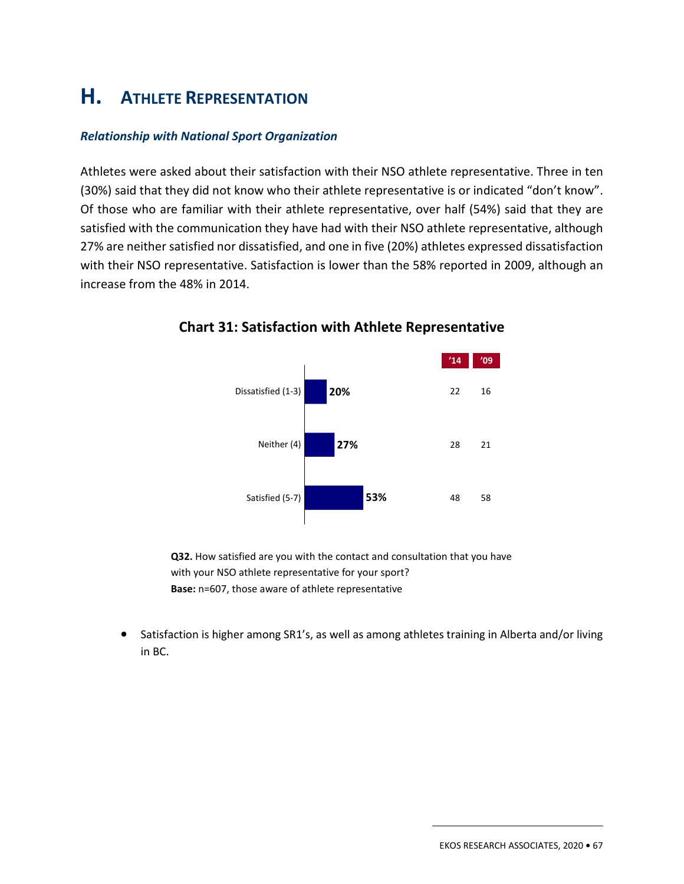## H. ATHLETE REPRESENTATION

### *Relationship with National Sport Organization*

Athletes were asked about their satisfaction with their NSO athlete representative. Three in ten (30%) said that they did not know who their athlete representative is or indicated "don't know". Of those who are familiar with their athlete representative, over half (54%) said that they are satisfied with the communication they have had with their NSO athlete representative, although 27% are neither satisfied nor dissatisfied, and one in five (20%) athletes expressed dissatisfaction with their NSO representative. Satisfaction is lower than the 58% reported in 2009, although an increase from the 48% in 2014.

**Chart 31: Satisfaction with Athlete Representative**

| | 2020 | '14 | '09 |
|---|---|---|---|
| Dissatisfied (1-3) | 20% | 22 | 16 |
| Neither (4) | 27% | 28 | 21 |
| Satisfied (5-7) | 53% | 48 | 58 |

**Q32.** How satisfied are you with the contact and consultation that you have with your NSO athlete representative for your sport?
**Base:** n=607, those aware of athlete representative

- Satisfaction is higher among SR1's, as well as among athletes training in Alberta and/or living in BC.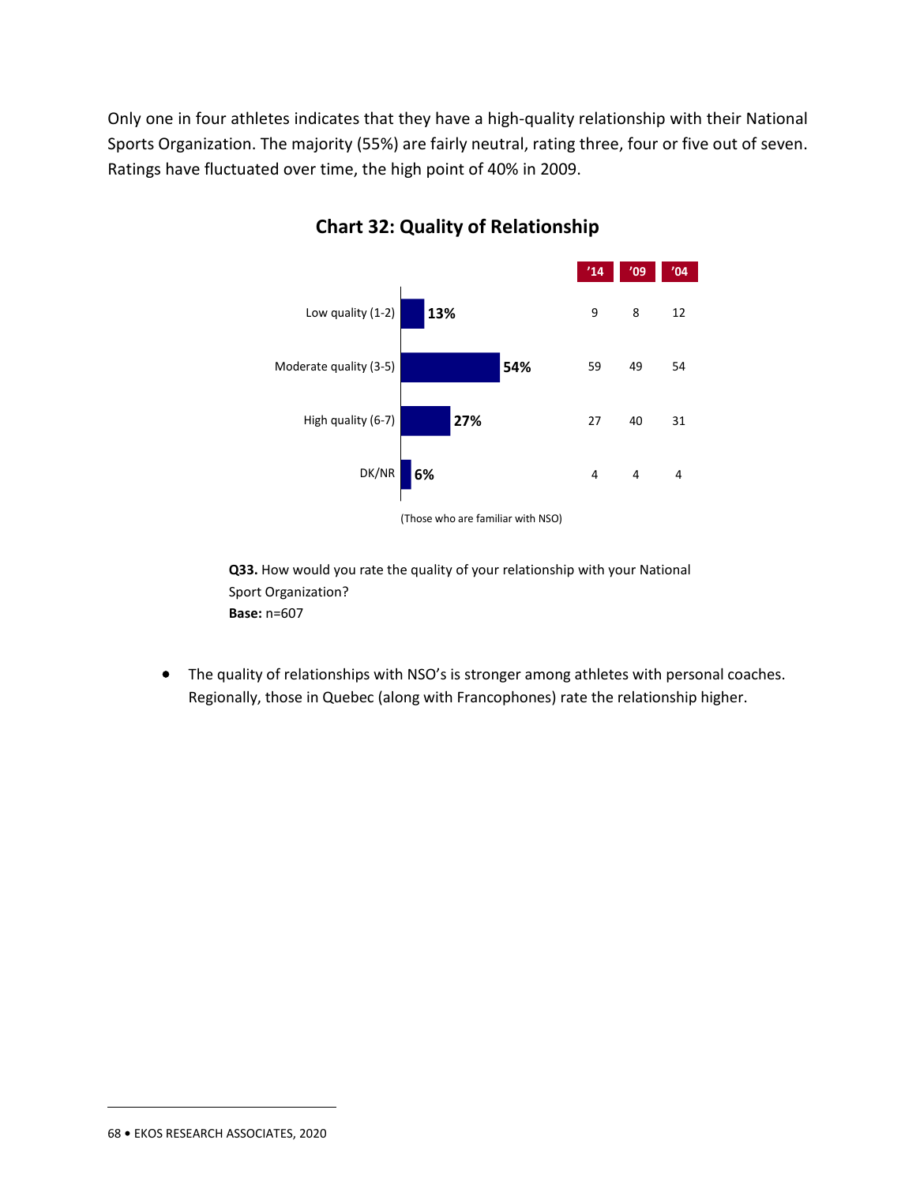Only one in four athletes indicates that they have a high-quality relationship with their National Sports Organization. The majority (55%) are fairly neutral, rating three, four or five out of seven. Ratings have fluctuated over time, the high point of 40% in 2009.

## Chart 32: Quality of Relationship

| | Current | '14 | '09 | '04 |
|---|---|---|---|---|
| Low quality (1-2) | 13% | 9 | 8 | 12 |
| Moderate quality (3-5) | 54% | 59 | 49 | 54 |
| High quality (6-7) | 27% | 27 | 40 | 31 |
| DK/NR | 6% | 4 | 4 | 4 |

(Those who are familiar with NSO)

**Q33.** How would you rate the quality of your relationship with your National Sport Organization?
**Base:** n=607

- The quality of relationships with NSO's is stronger among athletes with personal coaches. Regionally, those in Quebec (along with Francophones) rate the relationship higher.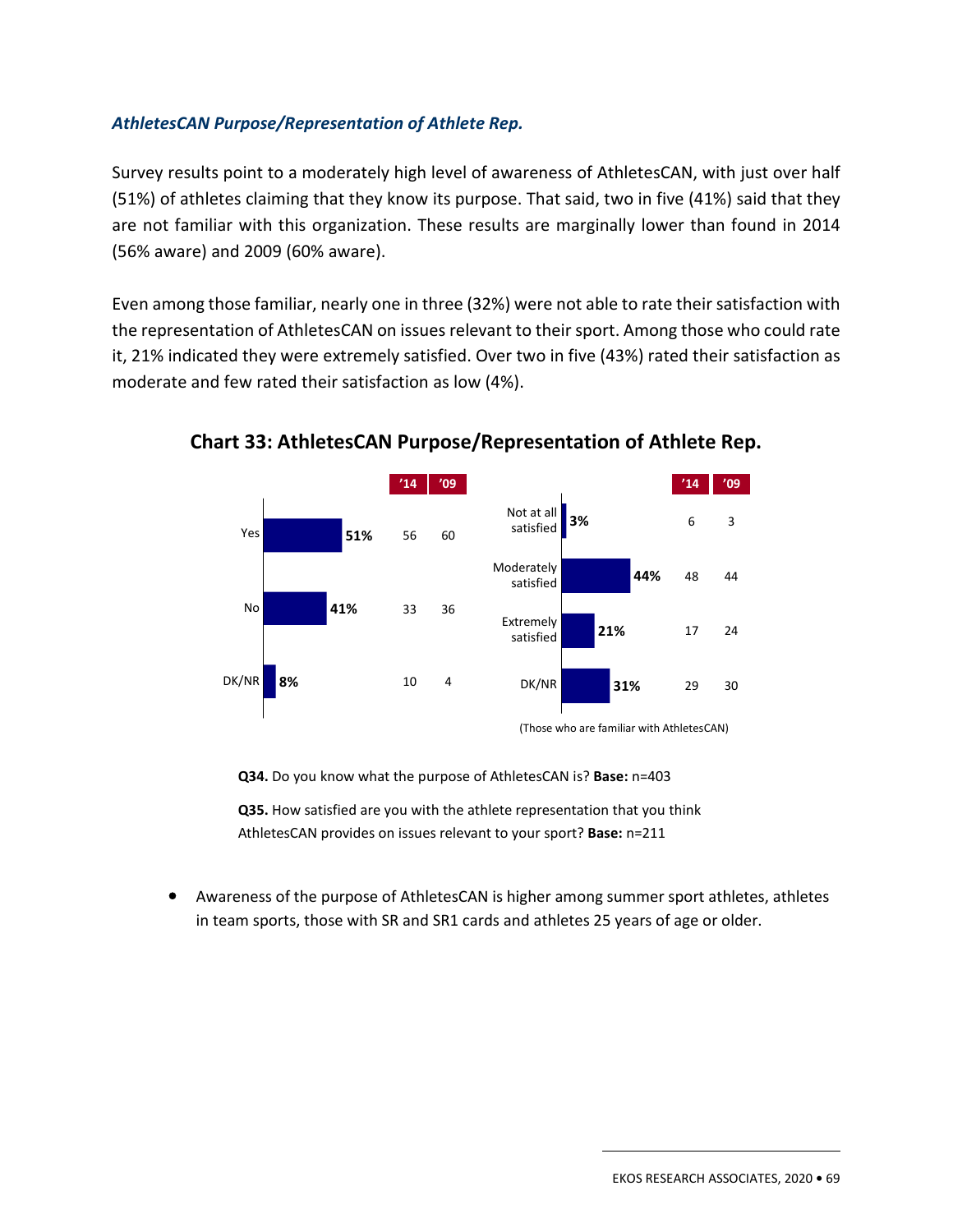### *AthletesCAN Purpose/Representation of Athlete Rep.*

Survey results point to a moderately high level of awareness of AthletesCAN, with just over half (51%) of athletes claiming that they know its purpose. That said, two in five (41%) said that they are not familiar with this organization. These results are marginally lower than found in 2014 (56% aware) and 2009 (60% aware).

Even among those familiar, nearly one in three (32%) were not able to rate their satisfaction with the representation of AthletesCAN on issues relevant to their sport. Among those who could rate it, 21% indicated they were extremely satisfied. Over two in five (43%) rated their satisfaction as moderate and few rated their satisfaction as low (4%).

**Chart 33: AthletesCAN Purpose/Representation of Athlete Rep.**

| Q34 | 2020 | '14 | '09 |
|---|---|---|---|
| Yes | 51% | 56 | 60 |
| No | 41% | 33 | 36 |
| DK/NR | 8% | 10 | 4 |

| Q35 | 2020 | '14 | '09 |
|---|---|---|---|
| Not at all satisfied | 3% | 6 | 3 |
| Moderately satisfied | 44% | 48 | 44 |
| Extremely satisfied | 21% | 17 | 24 |
| DK/NR | 31% | 29 | 30 |

(Those who are familiar with AthletesCAN)

**Q34.** Do you know what the purpose of AthletesCAN is? **Base:** n=403

**Q35.** How satisfied are you with the athlete representation that you think AthletesCAN provides on issues relevant to your sport? **Base:** n=211

- Awareness of the purpose of AthletesCAN is higher among summer sport athletes, athletes in team sports, those with SR and SR1 cards and athletes 25 years of age or older.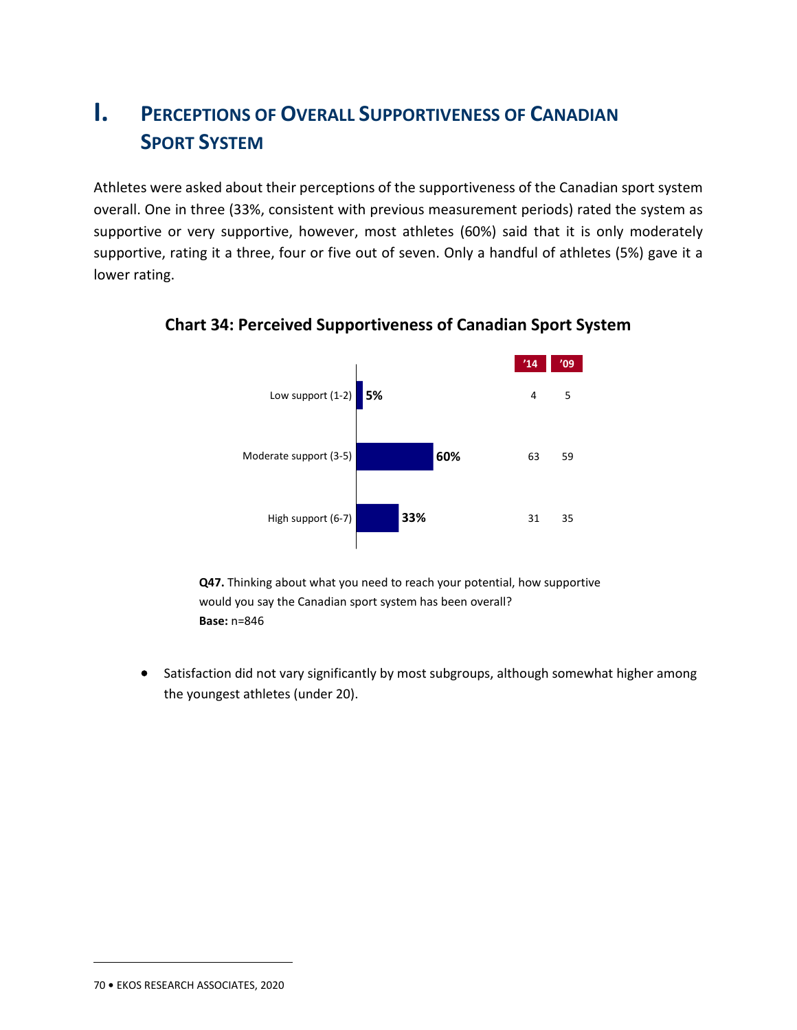# I. Perceptions of Overall Supportiveness of Canadian Sport System

Athletes were asked about their perceptions of the supportiveness of the Canadian sport system overall. One in three (33%, consistent with previous measurement periods) rated the system as supportive or very supportive, however, most athletes (60%) said that it is only moderately supportive, rating it a three, four or five out of seven. Only a handful of athletes (5%) gave it a lower rating.

**Chart 34: Perceived Supportiveness of Canadian Sport System**

| | Current | '14 | '09 |
|---|---|---|---|
| Low support (1-2) | 5% | 4 | 5 |
| Moderate support (3-5) | 60% | 63 | 59 |
| High support (6-7) | 33% | 31 | 35 |

**Q47.** Thinking about what you need to reach your potential, how supportive would you say the Canadian sport system has been overall?
**Base:** n=846

- Satisfaction did not vary significantly by most subgroups, although somewhat higher among the youngest athletes (under 20).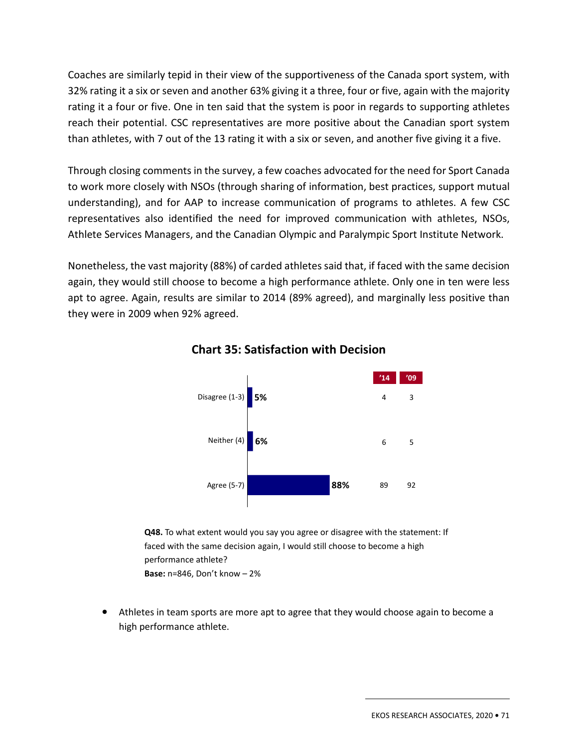Coaches are similarly tepid in their view of the supportiveness of the Canada sport system, with 32% rating it a six or seven and another 63% giving it a three, four or five, again with the majority rating it a four or five. One in ten said that the system is poor in regards to supporting athletes reach their potential. CSC representatives are more positive about the Canadian sport system than athletes, with 7 out of the 13 rating it with a six or seven, and another five giving it a five.

Through closing comments in the survey, a few coaches advocated for the need for Sport Canada to work more closely with NSOs (through sharing of information, best practices, support mutual understanding), and for AAP to increase communication of programs to athletes. A few CSC representatives also identified the need for improved communication with athletes, NSOs, Athlete Services Managers, and the Canadian Olympic and Paralympic Sport Institute Network.

Nonetheless, the vast majority (88%) of carded athletes said that, if faced with the same decision again, they would still choose to become a high performance athlete. Only one in ten were less apt to agree. Again, results are similar to 2014 (89% agreed), and marginally less positive than they were in 2009 when 92% agreed.

### Chart 35: Satisfaction with Decision

| | | '14 | '09 |
|---|---|---|---|
| Disagree (1-3) | 5% | 4 | 3 |
| Neither (4) | 6% | 6 | 5 |
| Agree (5-7) | 88% | 89 | 92 |

**Q48.** To what extent would you say you agree or disagree with the statement: If faced with the same decision again, I would still choose to become a high performance athlete?
**Base:** n=846, Don't know – 2%

- Athletes in team sports are more apt to agree that they would choose again to become a high performance athlete.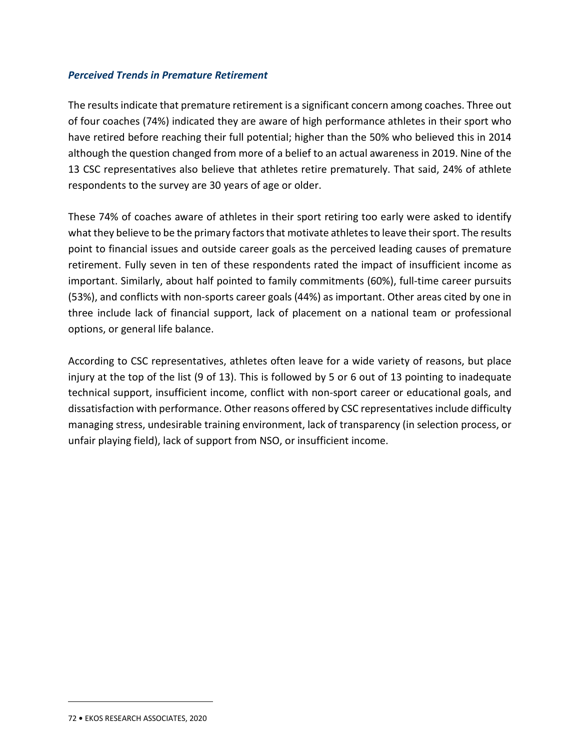***Perceived Trends in Premature Retirement***

The results indicate that premature retirement is a significant concern among coaches. Three out of four coaches (74%) indicated they are aware of high performance athletes in their sport who have retired before reaching their full potential; higher than the 50% who believed this in 2014 although the question changed from more of a belief to an actual awareness in 2019. Nine of the 13 CSC representatives also believe that athletes retire prematurely. That said, 24% of athlete respondents to the survey are 30 years of age or older.

These 74% of coaches aware of athletes in their sport retiring too early were asked to identify what they believe to be the primary factors that motivate athletes to leave their sport. The results point to financial issues and outside career goals as the perceived leading causes of premature retirement. Fully seven in ten of these respondents rated the impact of insufficient income as important. Similarly, about half pointed to family commitments (60%), full-time career pursuits (53%), and conflicts with non-sports career goals (44%) as important. Other areas cited by one in three include lack of financial support, lack of placement on a national team or professional options, or general life balance.

According to CSC representatives, athletes often leave for a wide variety of reasons, but place injury at the top of the list (9 of 13). This is followed by 5 or 6 out of 13 pointing to inadequate technical support, insufficient income, conflict with non-sport career or educational goals, and dissatisfaction with performance. Other reasons offered by CSC representatives include difficulty managing stress, undesirable training environment, lack of transparency (in selection process, or unfair playing field), lack of support from NSO, or insufficient income.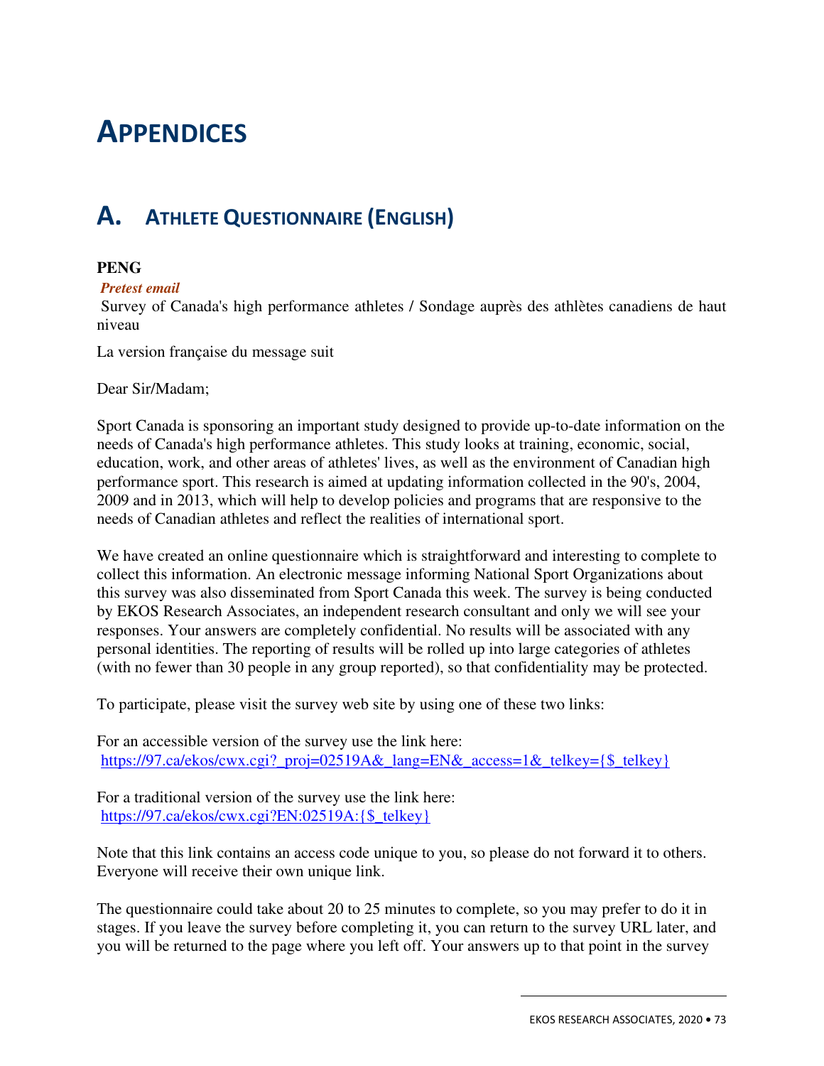# APPENDICES

## A. ATHLETE QUESTIONNAIRE (ENGLISH)

**PENG**

***Pretest email***

Survey of Canada's high performance athletes / Sondage auprès des athlètes canadiens de haut niveau

La version française du message suit

Dear Sir/Madam;

Sport Canada is sponsoring an important study designed to provide up-to-date information on the needs of Canada's high performance athletes. This study looks at training, economic, social, education, work, and other areas of athletes' lives, as well as the environment of Canadian high performance sport. This research is aimed at updating information collected in the 90's, 2004, 2009 and in 2013, which will help to develop policies and programs that are responsive to the needs of Canadian athletes and reflect the realities of international sport.

We have created an online questionnaire which is straightforward and interesting to complete to collect this information. An electronic message informing National Sport Organizations about this survey was also disseminated from Sport Canada this week. The survey is being conducted by EKOS Research Associates, an independent research consultant and only we will see your responses. Your answers are completely confidential. No results will be associated with any personal identities. The reporting of results will be rolled up into large categories of athletes (with no fewer than 30 people in any group reported), so that confidentiality may be protected.

To participate, please visit the survey web site by using one of these two links:

For an accessible version of the survey use the link here:
https://97.ca/ekos/cwx.cgi?_proj=02519A&_lang=EN&_access=1&_telkey={$_telkey}

For a traditional version of the survey use the link here:
https://97.ca/ekos/cwx.cgi?EN:02519A:{$_telkey}

Note that this link contains an access code unique to you, so please do not forward it to others. Everyone will receive their own unique link.

The questionnaire could take about 20 to 25 minutes to complete, so you may prefer to do it in stages. If you leave the survey before completing it, you can return to the survey URL later, and you will be returned to the page where you left off. Your answers up to that point in the survey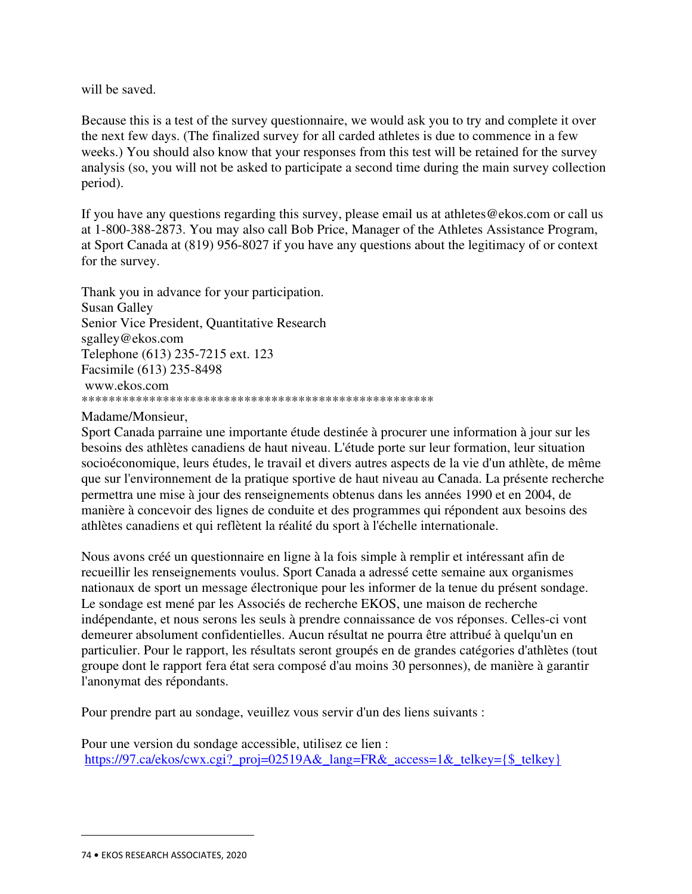will be saved.

Because this is a test of the survey questionnaire, we would ask you to try and complete it over the next few days. (The finalized survey for all carded athletes is due to commence in a few weeks.) You should also know that your responses from this test will be retained for the survey analysis (so, you will not be asked to participate a second time during the main survey collection period).

If you have any questions regarding this survey, please email us at athletes@ekos.com or call us at 1-800-388-2873. You may also call Bob Price, Manager of the Athletes Assistance Program, at Sport Canada at (819) 956-8027 if you have any questions about the legitimacy of or context for the survey.

Thank you in advance for your participation.
Susan Galley
Senior Vice President, Quantitative Research
sgalley@ekos.com
Telephone (613) 235-7215 ext. 123
Facsimile (613) 235-8498
www.ekos.com
****************************************************

Madame/Monsieur,
Sport Canada parraine une importante étude destinée à procurer une information à jour sur les besoins des athlètes canadiens de haut niveau. L'étude porte sur leur formation, leur situation socioéconomique, leurs études, le travail et divers autres aspects de la vie d'un athlète, de même que sur l'environnement de la pratique sportive de haut niveau au Canada. La présente recherche permettra une mise à jour des renseignements obtenus dans les années 1990 et en 2004, de manière à concevoir des lignes de conduite et des programmes qui répondent aux besoins des athlètes canadiens et qui reflètent la réalité du sport à l'échelle internationale.

Nous avons créé un questionnaire en ligne à la fois simple à remplir et intéressant afin de recueillir les renseignements voulus. Sport Canada a adressé cette semaine aux organismes nationaux de sport un message électronique pour les informer de la tenue du présent sondage. Le sondage est mené par les Associés de recherche EKOS, une maison de recherche indépendante, et nous serons les seuls à prendre connaissance de vos réponses. Celles-ci vont demeurer absolument confidentielles. Aucun résultat ne pourra être attribué à quelqu'un en particulier. Pour le rapport, les résultats seront groupés en de grandes catégories d'athlètes (tout groupe dont le rapport fera état sera composé d'au moins 30 personnes), de manière à garantir l'anonymat des répondants.

Pour prendre part au sondage, veuillez vous servir d'un des liens suivants :

Pour une version du sondage accessible, utilisez ce lien :
https://97.ca/ekos/cwx.cgi?_proj=02519A&_lang=FR&_access=1&_telkey={$_telkey}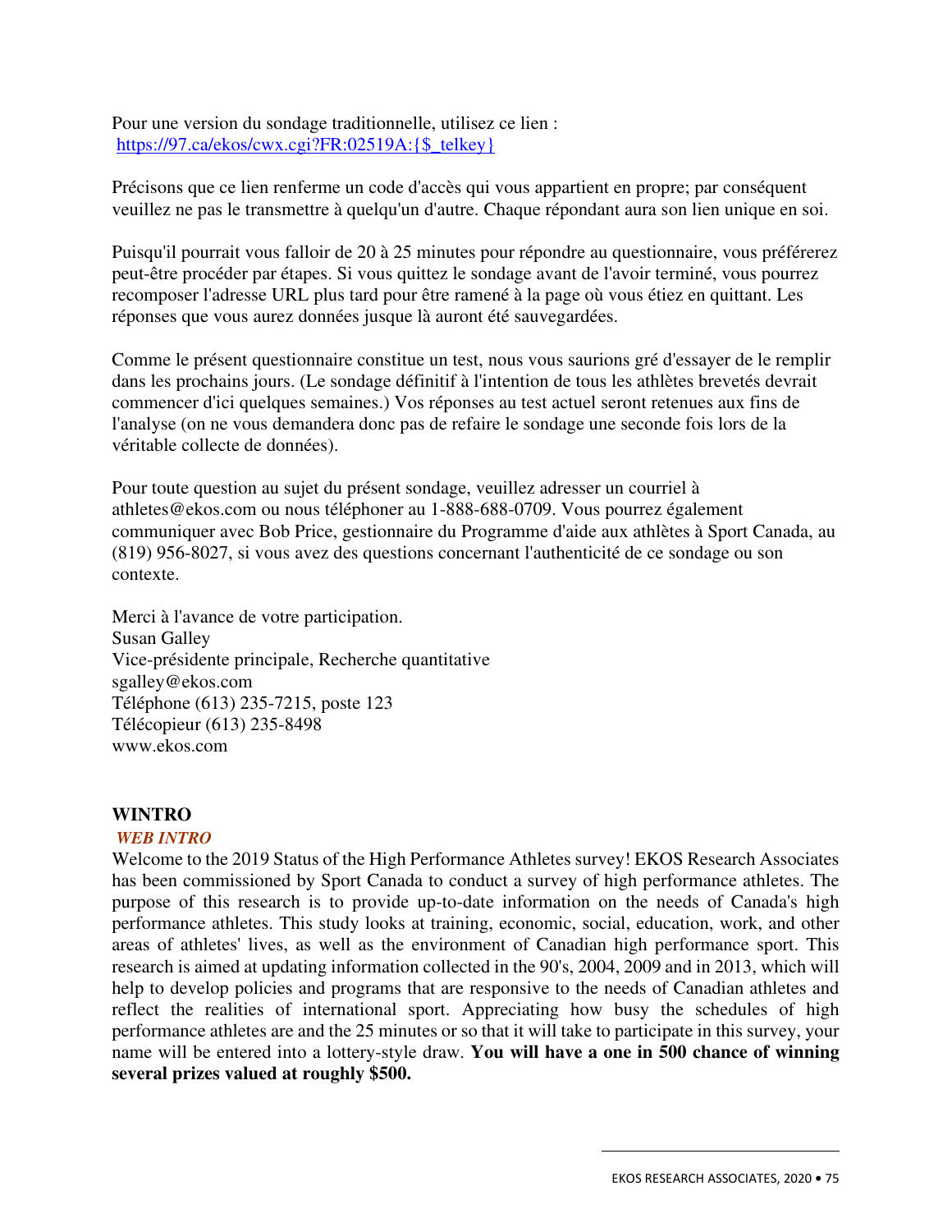Pour une version du sondage traditionnelle, utilisez ce lien :
[https://97.ca/ekos/cwx.cgi?FR:02519A:{$_telkey}](https://97.ca/ekos/cwx.cgi?FR:02519A:{$_telkey})

Précisons que ce lien renferme un code d'accès qui vous appartient en propre; par conséquent veuillez ne pas le transmettre à quelqu'un d'autre. Chaque répondant aura son lien unique en soi.

Puisqu'il pourrait vous falloir de 20 à 25 minutes pour répondre au questionnaire, vous préférerez peut-être procéder par étapes. Si vous quittez le sondage avant de l'avoir terminé, vous pourrez recomposer l'adresse URL plus tard pour être ramené à la page où vous étiez en quittant. Les réponses que vous aurez données jusque là auront été sauvegardées.

Comme le présent questionnaire constitue un test, nous vous saurions gré d'essayer de le remplir dans les prochains jours. (Le sondage définitif à l'intention de tous les athlètes brevetés devrait commencer d'ici quelques semaines.) Vos réponses au test actuel seront retenues aux fins de l'analyse (on ne vous demandera donc pas de refaire le sondage une seconde fois lors de la véritable collecte de données).

Pour toute question au sujet du présent sondage, veuillez adresser un courriel à athletes@ekos.com ou nous téléphoner au 1-888-688-0709. Vous pourrez également communiquer avec Bob Price, gestionnaire du Programme d'aide aux athlètes à Sport Canada, au (819) 956-8027, si vous avez des questions concernant l'authenticité de ce sondage ou son contexte.

Merci à l'avance de votre participation.
Susan Galley
Vice-présidente principale, Recherche quantitative
sgalley@ekos.com
Téléphone (613) 235-7215, poste 123
Télécopieur (613) 235-8498
www.ekos.com

**WINTRO**

***WEB INTRO***

Welcome to the 2019 Status of the High Performance Athletes survey! EKOS Research Associates has been commissioned by Sport Canada to conduct a survey of high performance athletes. The purpose of this research is to provide up-to-date information on the needs of Canada's high performance athletes. This study looks at training, economic, social, education, work, and other areas of athletes' lives, as well as the environment of Canadian high performance sport. This research is aimed at updating information collected in the 90's, 2004, 2009 and in 2013, which will help to develop policies and programs that are responsive to the needs of Canadian athletes and reflect the realities of international sport. Appreciating how busy the schedules of high performance athletes are and the 25 minutes or so that it will take to participate in this survey, your name will be entered into a lottery-style draw. **You will have a one in 500 chance of winning several prizes valued at roughly $500.**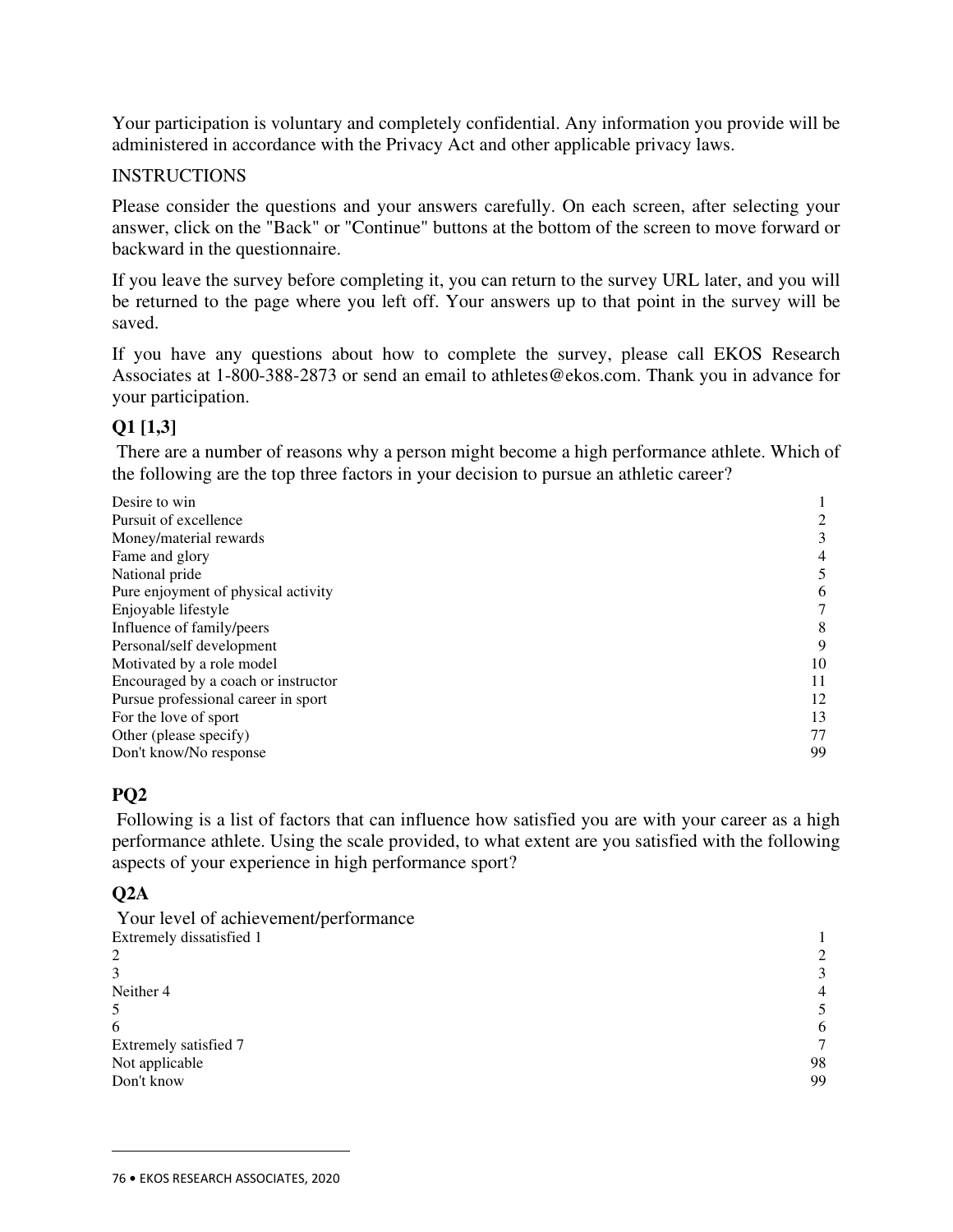Your participation is voluntary and completely confidential. Any information you provide will be administered in accordance with the Privacy Act and other applicable privacy laws.

INSTRUCTIONS

Please consider the questions and your answers carefully. On each screen, after selecting your answer, click on the "Back" or "Continue" buttons at the bottom of the screen to move forward or backward in the questionnaire.

If you leave the survey before completing it, you can return to the survey URL later, and you will be returned to the page where you left off. Your answers up to that point in the survey will be saved.

If you have any questions about how to complete the survey, please call EKOS Research Associates at 1-800-388-2873 or send an email to athletes@ekos.com. Thank you in advance for your participation.

### Q1 [1,3]

There are a number of reasons why a person might become a high performance athlete. Which of the following are the top three factors in your decision to pursue an athletic career?

| | |
|---|---|
| Desire to win | 1 |
| Pursuit of excellence | 2 |
| Money/material rewards | 3 |
| Fame and glory | 4 |
| National pride | 5 |
| Pure enjoyment of physical activity | 6 |
| Enjoyable lifestyle | 7 |
| Influence of family/peers | 8 |
| Personal/self development | 9 |
| Motivated by a role model | 10 |
| Encouraged by a coach or instructor | 11 |
| Pursue professional career in sport | 12 |
| For the love of sport | 13 |
| Other (please specify) | 77 |
| Don't know/No response | 99 |

### PQ2

Following is a list of factors that can influence how satisfied you are with your career as a high performance athlete. Using the scale provided, to what extent are you satisfied with the following aspects of your experience in high performance sport?

### Q2A

Your level of achievement/performance

| | |
|---|---|
| Extremely dissatisfied 1 | 1 |
| 2 | 2 |
| 3 | 3 |
| Neither 4 | 4 |
| 5 | 5 |
| 6 | 6 |
| Extremely satisfied 7 | 7 |
| Not applicable | 98 |
| Don't know | 99 |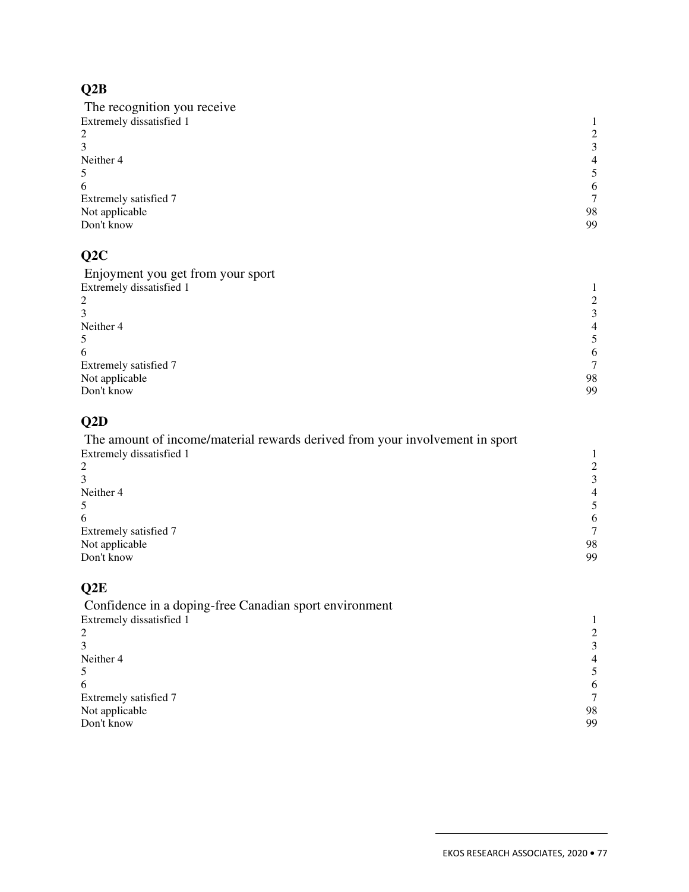## Q2B

The recognition you receive

| | |
|---|---|
| Extremely dissatisfied 1 | 1 |
| 2 | 2 |
| 3 | 3 |
| Neither 4 | 4 |
| 5 | 5 |
| 6 | 6 |
| Extremely satisfied 7 | 7 |
| Not applicable | 98 |
| Don't know | 99 |

## Q2C

Enjoyment you get from your sport

| | |
|---|---|
| Extremely dissatisfied 1 | 1 |
| 2 | 2 |
| 3 | 3 |
| Neither 4 | 4 |
| 5 | 5 |
| 6 | 6 |
| Extremely satisfied 7 | 7 |
| Not applicable | 98 |
| Don't know | 99 |

## Q2D

The amount of income/material rewards derived from your involvement in sport

| | |
|---|---|
| Extremely dissatisfied 1 | 1 |
| 2 | 2 |
| 3 | 3 |
| Neither 4 | 4 |
| 5 | 5 |
| 6 | 6 |
| Extremely satisfied 7 | 7 |
| Not applicable | 98 |
| Don't know | 99 |

## Q2E

Confidence in a doping-free Canadian sport environment

| | |
|---|---|
| Extremely dissatisfied 1 | 1 |
| 2 | 2 |
| 3 | 3 |
| Neither 4 | 4 |
| 5 | 5 |
| 6 | 6 |
| Extremely satisfied 7 | 7 |
| Not applicable | 98 |
| Don't know | 99 |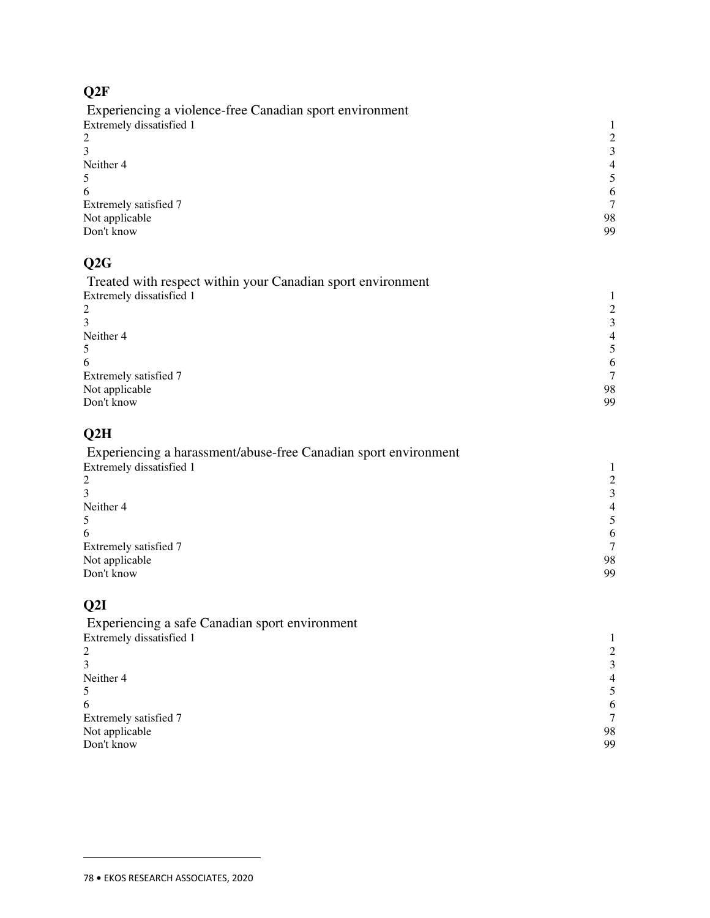## Q2F

Experiencing a violence-free Canadian sport environment

| | |
|---|---|
| Extremely dissatisfied 1 | 1 |
| 2 | 2 |
| 3 | 3 |
| Neither 4 | 4 |
| 5 | 5 |
| 6 | 6 |
| Extremely satisfied 7 | 7 |
| Not applicable | 98 |
| Don't know | 99 |

## Q2G

Treated with respect within your Canadian sport environment

| | |
|---|---|
| Extremely dissatisfied 1 | 1 |
| 2 | 2 |
| 3 | 3 |
| Neither 4 | 4 |
| 5 | 5 |
| 6 | 6 |
| Extremely satisfied 7 | 7 |
| Not applicable | 98 |
| Don't know | 99 |

## Q2H

Experiencing a harassment/abuse-free Canadian sport environment

| | |
|---|---|
| Extremely dissatisfied 1 | 1 |
| 2 | 2 |
| 3 | 3 |
| Neither 4 | 4 |
| 5 | 5 |
| 6 | 6 |
| Extremely satisfied 7 | 7 |
| Not applicable | 98 |
| Don't know | 99 |

## Q2I

Experiencing a safe Canadian sport environment

| | |
|---|---|
| Extremely dissatisfied 1 | 1 |
| 2 | 2 |
| 3 | 3 |
| Neither 4 | 4 |
| 5 | 5 |
| 6 | 6 |
| Extremely satisfied 7 | 7 |
| Not applicable | 98 |
| Don't know | 99 |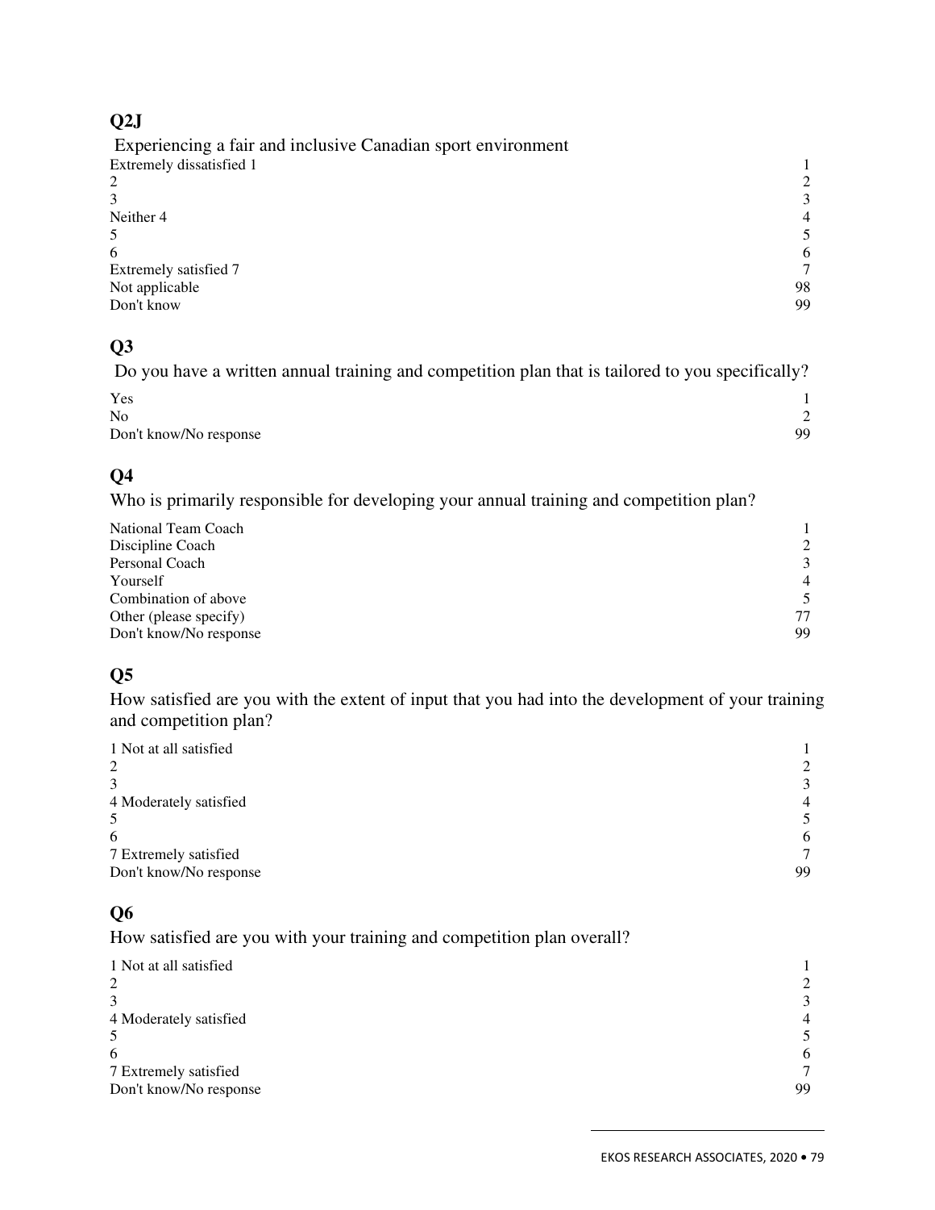## Q2J

Experiencing a fair and inclusive Canadian sport environment

| | |
|---|---|
| Extremely dissatisfied 1 | 1 |
| 2 | 2 |
| 3 | 3 |
| Neither 4 | 4 |
| 5 | 5 |
| 6 | 6 |
| Extremely satisfied 7 | 7 |
| Not applicable | 98 |
| Don't know | 99 |

## Q3

Do you have a written annual training and competition plan that is tailored to you specifically?

| | |
|---|---|
| Yes | 1 |
| No | 2 |
| Don't know/No response | 99 |

## Q4

Who is primarily responsible for developing your annual training and competition plan?

| | |
|---|---|
| National Team Coach | 1 |
| Discipline Coach | 2 |
| Personal Coach | 3 |
| Yourself | 4 |
| Combination of above | 5 |
| Other (please specify) | 77 |
| Don't know/No response | 99 |

## Q5

How satisfied are you with the extent of input that you had into the development of your training and competition plan?

| | |
|---|---|
| 1 Not at all satisfied | 1 |
| 2 | 2 |
| 3 | 3 |
| 4 Moderately satisfied | 4 |
| 5 | 5 |
| 6 | 6 |
| 7 Extremely satisfied | 7 |
| Don't know/No response | 99 |

## Q6

How satisfied are you with your training and competition plan overall?

| | |
|---|---|
| 1 Not at all satisfied | 1 |
| 2 | 2 |
| 3 | 3 |
| 4 Moderately satisfied | 4 |
| 5 | 5 |
| 6 | 6 |
| 7 Extremely satisfied | 7 |
| Don't know/No response | 99 |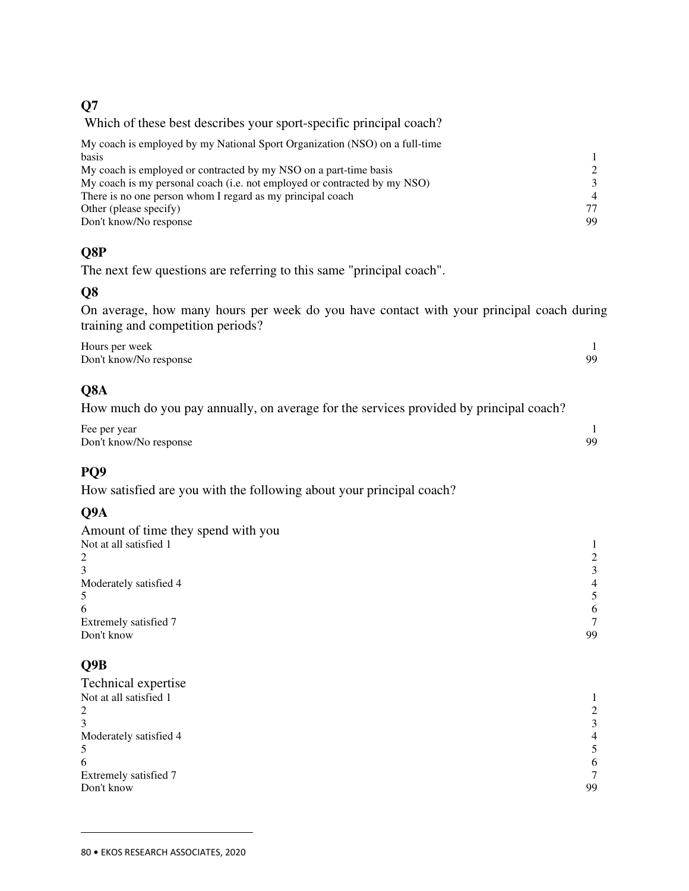## Q7

Which of these best describes your sport-specific principal coach?

| | |
|---|---|
| My coach is employed by my National Sport Organization (NSO) on a full-time basis | 1 |
| My coach is employed or contracted by my NSO on a part-time basis | 2 |
| My coach is my personal coach (i.e. not employed or contracted by my NSO) | 3 |
| There is no one person whom I regard as my principal coach | 4 |
| Other (please specify) | 77 |
| Don't know/No response | 99 |

## Q8P

The next few questions are referring to this same "principal coach".

## Q8

On average, how many hours per week do you have contact with your principal coach during training and competition periods?

| | |
|---|---|
| Hours per week | 1 |
| Don't know/No response | 99 |

## Q8A

How much do you pay annually, on average for the services provided by principal coach?

| | |
|---|---|
| Fee per year | 1 |
| Don't know/No response | 99 |

## PQ9

How satisfied are you with the following about your principal coach?

## Q9A

Amount of time they spend with you

| | |
|---|---|
| Not at all satisfied 1 | 1 |
| 2 | 2 |
| 3 | 3 |
| Moderately satisfied 4 | 4 |
| 5 | 5 |
| 6 | 6 |
| Extremely satisfied 7 | 7 |
| Don't know | 99 |

## Q9B

Technical expertise

| | |
|---|---|
| Not at all satisfied 1 | 1 |
| 2 | 2 |
| 3 | 3 |
| Moderately satisfied 4 | 4 |
| 5 | 5 |
| 6 | 6 |
| Extremely satisfied 7 | 7 |
| Don't know | 99 |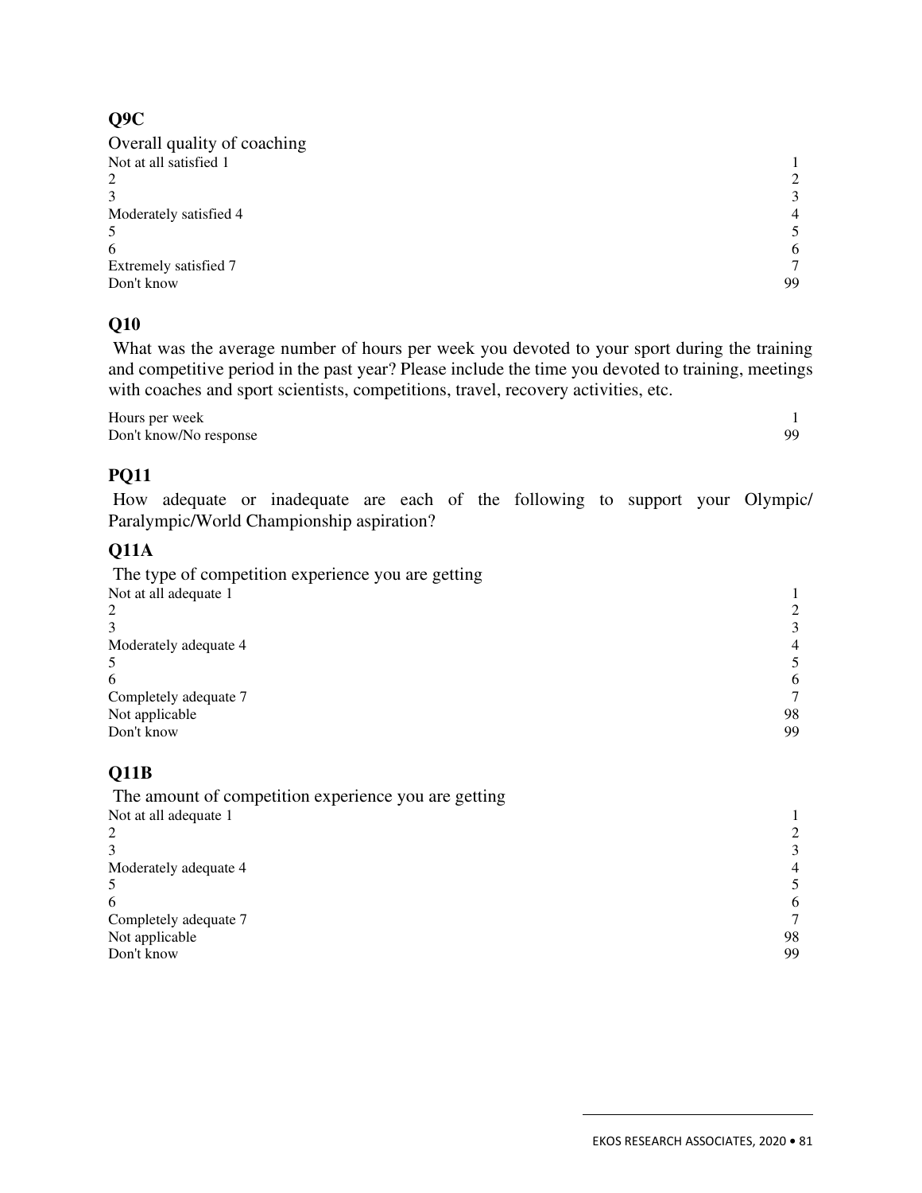## Q9C

Overall quality of coaching

| | |
|---|---|
| Not at all satisfied 1 | 1 |
| 2 | 2 |
| 3 | 3 |
| Moderately satisfied 4 | 4 |
| 5 | 5 |
| 6 | 6 |
| Extremely satisfied 7 | 7 |
| Don't know | 99 |

## Q10

What was the average number of hours per week you devoted to your sport during the training and competitive period in the past year? Please include the time you devoted to training, meetings with coaches and sport scientists, competitions, travel, recovery activities, etc.

| | |
|---|---|
| Hours per week | 1 |
| Don't know/No response | 99 |

## PQ11

How adequate or inadequate are each of the following to support your Olympic/ Paralympic/World Championship aspiration?

## Q11A

The type of competition experience you are getting

| | |
|---|---|
| Not at all adequate 1 | 1 |
| 2 | 2 |
| 3 | 3 |
| Moderately adequate 4 | 4 |
| 5 | 5 |
| 6 | 6 |
| Completely adequate 7 | 7 |
| Not applicable | 98 |
| Don't know | 99 |

## Q11B

The amount of competition experience you are getting

| | |
|---|---|
| Not at all adequate 1 | 1 |
| 2 | 2 |
| 3 | 3 |
| Moderately adequate 4 | 4 |
| 5 | 5 |
| 6 | 6 |
| Completely adequate 7 | 7 |
| Not applicable | 98 |
| Don't know | 99 |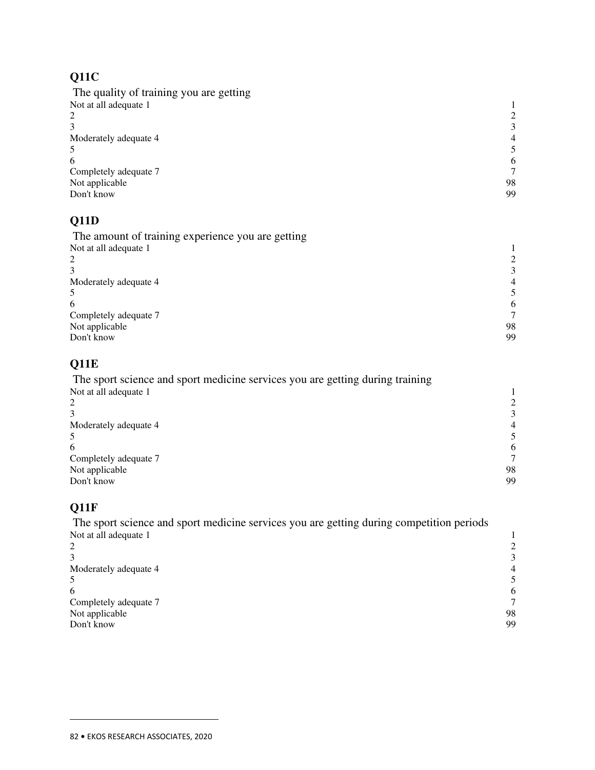## Q11C

The quality of training you are getting

| | |
|---|---|
| Not at all adequate 1 | 1 |
| 2 | 2 |
| 3 | 3 |
| Moderately adequate 4 | 4 |
| 5 | 5 |
| 6 | 6 |
| Completely adequate 7 | 7 |
| Not applicable | 98 |
| Don't know | 99 |

## Q11D

The amount of training experience you are getting

| | |
|---|---|
| Not at all adequate 1 | 1 |
| 2 | 2 |
| 3 | 3 |
| Moderately adequate 4 | 4 |
| 5 | 5 |
| 6 | 6 |
| Completely adequate 7 | 7 |
| Not applicable | 98 |
| Don't know | 99 |

## Q11E

The sport science and sport medicine services you are getting during training

| | |
|---|---|
| Not at all adequate 1 | 1 |
| 2 | 2 |
| 3 | 3 |
| Moderately adequate 4 | 4 |
| 5 | 5 |
| 6 | 6 |
| Completely adequate 7 | 7 |
| Not applicable | 98 |
| Don't know | 99 |

## Q11F

The sport science and sport medicine services you are getting during competition periods

| | |
|---|---|
| Not at all adequate 1 | 1 |
| 2 | 2 |
| 3 | 3 |
| Moderately adequate 4 | 4 |
| 5 | 5 |
| 6 | 6 |
| Completely adequate 7 | 7 |
| Not applicable | 98 |
| Don't know | 99 |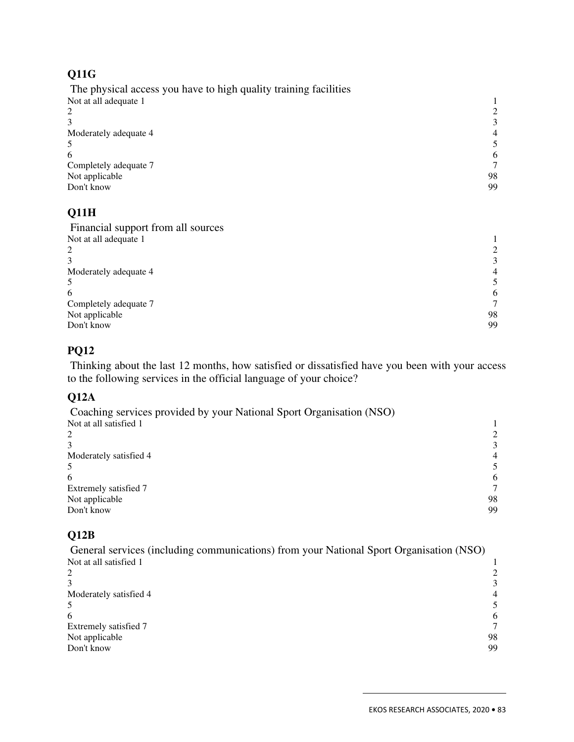## Q11G

The physical access you have to high quality training facilities

| | |
|---|---|
| Not at all adequate 1 | 1 |
| 2 | 2 |
| 3 | 3 |
| Moderately adequate 4 | 4 |
| 5 | 5 |
| 6 | 6 |
| Completely adequate 7 | 7 |
| Not applicable | 98 |
| Don't know | 99 |

## Q11H

Financial support from all sources

| | |
|---|---|
| Not at all adequate 1 | 1 |
| 2 | 2 |
| 3 | 3 |
| Moderately adequate 4 | 4 |
| 5 | 5 |
| 6 | 6 |
| Completely adequate 7 | 7 |
| Not applicable | 98 |
| Don't know | 99 |

## PQ12

Thinking about the last 12 months, how satisfied or dissatisfied have you been with your access to the following services in the official language of your choice?

## Q12A

Coaching services provided by your National Sport Organisation (NSO)

| | |
|---|---|
| Not at all satisfied 1 | 1 |
| 2 | 2 |
| 3 | 3 |
| Moderately satisfied 4 | 4 |
| 5 | 5 |
| 6 | 6 |
| Extremely satisfied 7 | 7 |
| Not applicable | 98 |
| Don't know | 99 |

## Q12B

General services (including communications) from your National Sport Organisation (NSO)

| | |
|---|---|
| Not at all satisfied 1 | 1 |
| 2 | 2 |
| 3 | 3 |
| Moderately satisfied 4 | 4 |
| 5 | 5 |
| 6 | 6 |
| Extremely satisfied 7 | 7 |
| Not applicable | 98 |
| Don't know | 99 |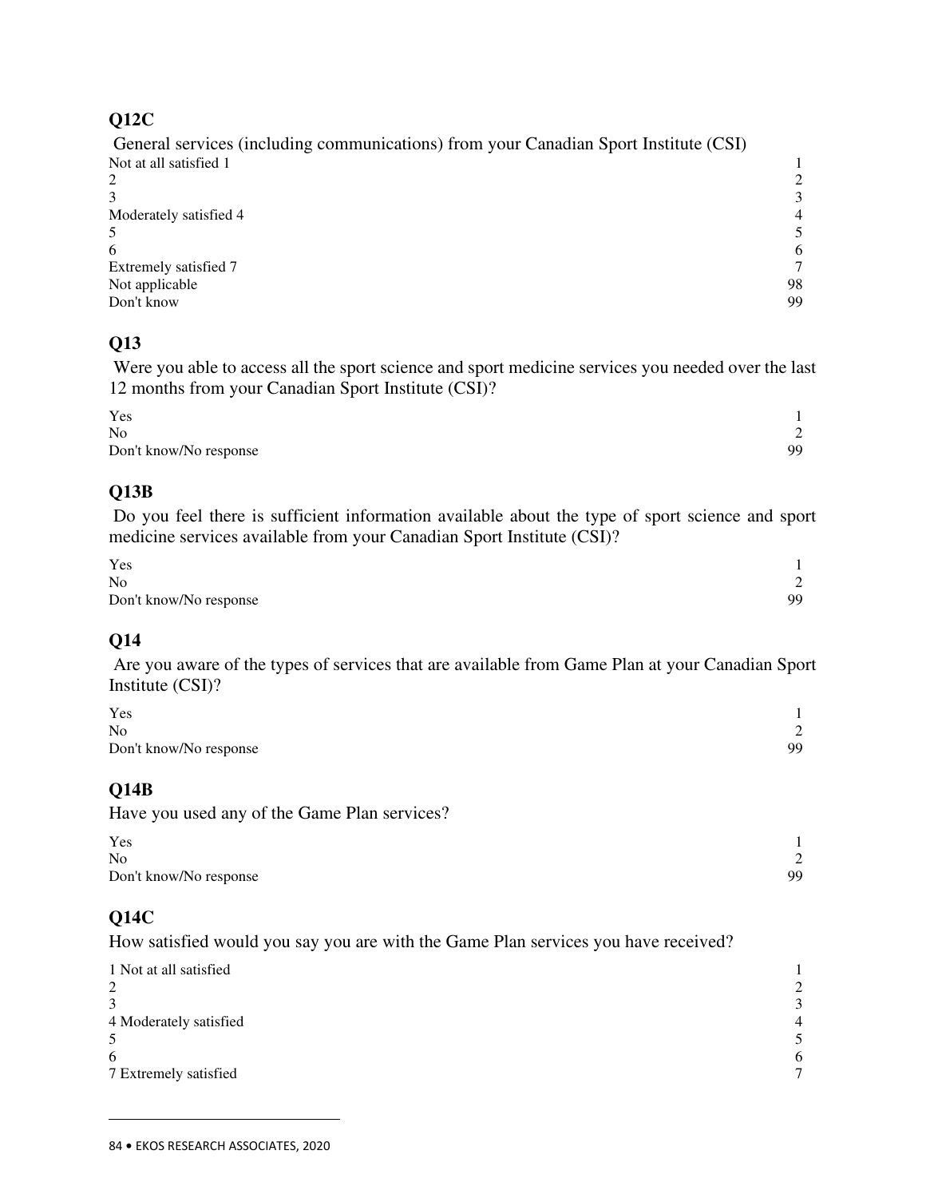## Q12C

General services (including communications) from your Canadian Sport Institute (CSI)

| | |
|---|---|
| Not at all satisfied 1 | 1 |
| 2 | 2 |
| 3 | 3 |
| Moderately satisfied 4 | 4 |
| 5 | 5 |
| 6 | 6 |
| Extremely satisfied 7 | 7 |
| Not applicable | 98 |
| Don't know | 99 |

## Q13

Were you able to access all the sport science and sport medicine services you needed over the last 12 months from your Canadian Sport Institute (CSI)?

| | |
|---|---|
| Yes | 1 |
| No | 2 |
| Don't know/No response | 99 |

## Q13B

Do you feel there is sufficient information available about the type of sport science and sport medicine services available from your Canadian Sport Institute (CSI)?

| | |
|---|---|
| Yes | 1 |
| No | 2 |
| Don't know/No response | 99 |

## Q14

Are you aware of the types of services that are available from Game Plan at your Canadian Sport Institute (CSI)?

| | |
|---|---|
| Yes | 1 |
| No | 2 |
| Don't know/No response | 99 |

## Q14B

Have you used any of the Game Plan services?

| | |
|---|---|
| Yes | 1 |
| No | 2 |
| Don't know/No response | 99 |

## Q14C

How satisfied would you say you are with the Game Plan services you have received?

| | |
|---|---|
| 1 Not at all satisfied | 1 |
| 2 | 2 |
| 3 | 3 |
| 4 Moderately satisfied | 4 |
| 5 | 5 |
| 6 | 6 |
| 7 Extremely satisfied | 7 |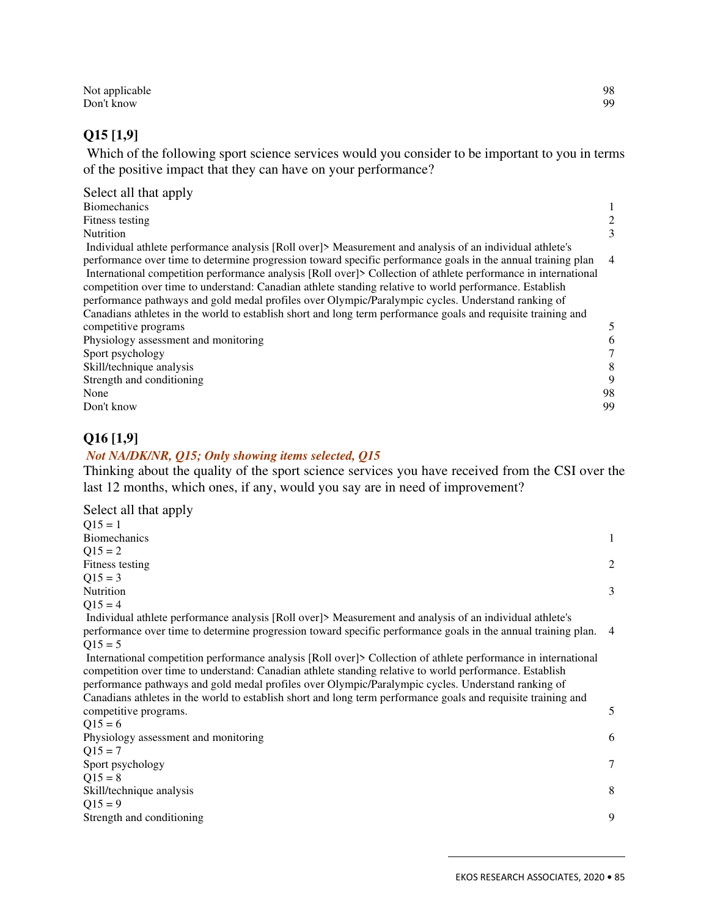| | |
|---|---|
| Not applicable | 98 |
| Don't know | 99 |

## Q15 [1,9]

Which of the following sport science services would you consider to be important to you in terms of the positive impact that they can have on your performance?

Select all that apply

| | |
|---|---|
| Biomechanics | 1 |
| Fitness testing | 2 |
| Nutrition | 3 |
| Individual athlete performance analysis [Roll over]> Measurement and analysis of an individual athlete's performance over time to determine progression toward specific performance goals in the annual training plan | 4 |
| International competition performance analysis [Roll over]> Collection of athlete performance in international competition over time to understand: Canadian athlete standing relative to world performance. Establish performance pathways and gold medal profiles over Olympic/Paralympic cycles. Understand ranking of Canadians athletes in the world to establish short and long term performance goals and requisite training and competitive programs | 5 |
| Physiology assessment and monitoring | 6 |
| Sport psychology | 7 |
| Skill/technique analysis | 8 |
| Strength and conditioning | 9 |
| None | 98 |
| Don't know | 99 |

## Q16 [1,9]

***Not NA/DK/NR, Q15; Only showing items selected, Q15***

Thinking about the quality of the sport science services you have received from the CSI over the last 12 months, which ones, if any, would you say are in need of improvement?

Select all that apply

| | |
|---|---|
| Q15 = 1 | |
| Biomechanics | 1 |
| Q15 = 2 | |
| Fitness testing | 2 |
| Q15 = 3 | |
| Nutrition | 3 |
| Q15 = 4 | |
| Individual athlete performance analysis [Roll over]> Measurement and analysis of an individual athlete's performance over time to determine progression toward specific performance goals in the annual training plan. | 4 |
| Q15 = 5 | |
| International competition performance analysis [Roll over]> Collection of athlete performance in international competition over time to understand: Canadian athlete standing relative to world performance. Establish performance pathways and gold medal profiles over Olympic/Paralympic cycles. Understand ranking of Canadians athletes in the world to establish short and long term performance goals and requisite training and competitive programs. | 5 |
| Q15 = 6 | |
| Physiology assessment and monitoring | 6 |
| Q15 = 7 | |
| Sport psychology | 7 |
| Q15 = 8 | |
| Skill/technique analysis | 8 |
| Q15 = 9 | |
| Strength and conditioning | 9 |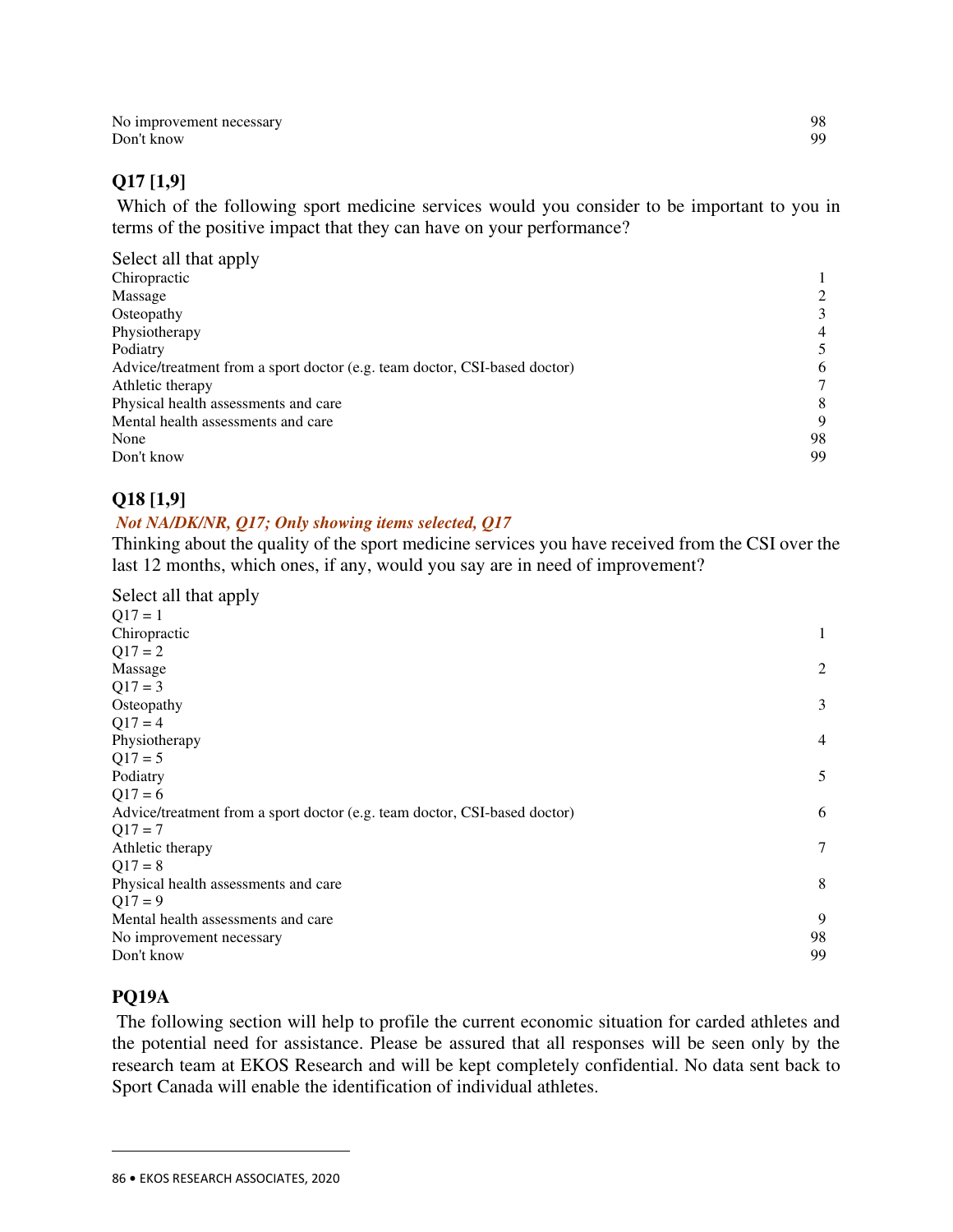| | |
|---|---|
| No improvement necessary | 98 |
| Don't know | 99 |

**Q17 [1,9]**

Which of the following sport medicine services would you consider to be important to you in terms of the positive impact that they can have on your performance?

Select all that apply

| | |
|---|---|
| Chiropractic | 1 |
| Massage | 2 |
| Osteopathy | 3 |
| Physiotherapy | 4 |
| Podiatry | 5 |
| Advice/treatment from a sport doctor (e.g. team doctor, CSI-based doctor) | 6 |
| Athletic therapy | 7 |
| Physical health assessments and care | 8 |
| Mental health assessments and care | 9 |
| None | 98 |
| Don't know | 99 |

**Q18 [1,9]**

*Not NA/DK/NR, Q17; Only showing items selected, Q17*

Thinking about the quality of the sport medicine services you have received from the CSI over the last 12 months, which ones, if any, would you say are in need of improvement?

Select all that apply

| | |
|---|---|
| Q17 = 1 | |
| Chiropractic | 1 |
| Q17 = 2 | |
| Massage | 2 |
| Q17 = 3 | |
| Osteopathy | 3 |
| Q17 = 4 | |
| Physiotherapy | 4 |
| Q17 = 5 | |
| Podiatry | 5 |
| Q17 = 6 | |
| Advice/treatment from a sport doctor (e.g. team doctor, CSI-based doctor) | 6 |
| Q17 = 7 | |
| Athletic therapy | 7 |
| Q17 = 8 | |
| Physical health assessments and care | 8 |
| Q17 = 9 | |
| Mental health assessments and care | 9 |
| No improvement necessary | 98 |
| Don't know | 99 |

**PQ19A**

The following section will help to profile the current economic situation for carded athletes and the potential need for assistance. Please be assured that all responses will be seen only by the research team at EKOS Research and will be kept completely confidential. No data sent back to Sport Canada will enable the identification of individual athletes.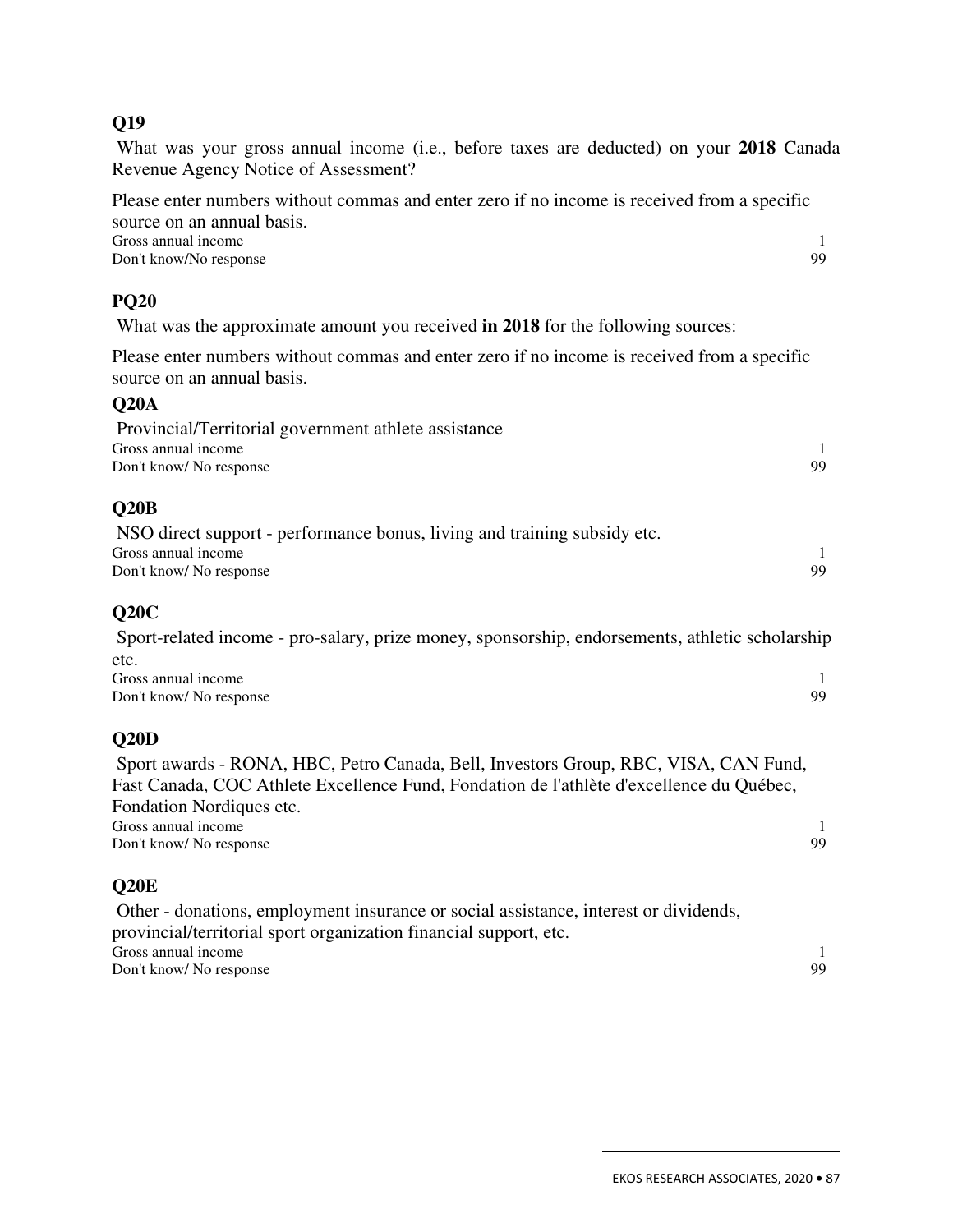### Q19

What was your gross annual income (i.e., before taxes are deducted) on your **2018** Canada Revenue Agency Notice of Assessment?

Please enter numbers without commas and enter zero if no income is received from a specific source on an annual basis.

| | |
|---|---|
| Gross annual income | 1 |
| Don't know/No response | 99 |

### PQ20

What was the approximate amount you received **in 2018** for the following sources:

Please enter numbers without commas and enter zero if no income is received from a specific source on an annual basis.

### Q20A

Provincial/Territorial government athlete assistance

| | |
|---|---|
| Gross annual income | 1 |
| Don't know/ No response | 99 |

### Q20B

NSO direct support - performance bonus, living and training subsidy etc.

| | |
|---|---|
| Gross annual income | 1 |
| Don't know/ No response | 99 |

### Q20C

Sport-related income - pro-salary, prize money, sponsorship, endorsements, athletic scholarship etc.

| | |
|---|---|
| Gross annual income | 1 |
| Don't know/ No response | 99 |

### Q20D

Sport awards - RONA, HBC, Petro Canada, Bell, Investors Group, RBC, VISA, CAN Fund, Fast Canada, COC Athlete Excellence Fund, Fondation de l'athlète d'excellence du Québec, Fondation Nordiques etc.

| | |
|---|---|
| Gross annual income | 1 |
| Don't know/ No response | 99 |

### Q20E

Other - donations, employment insurance or social assistance, interest or dividends, provincial/territorial sport organization financial support, etc.

| | |
|---|---|
| Gross annual income | 1 |
| Don't know/ No response | 99 |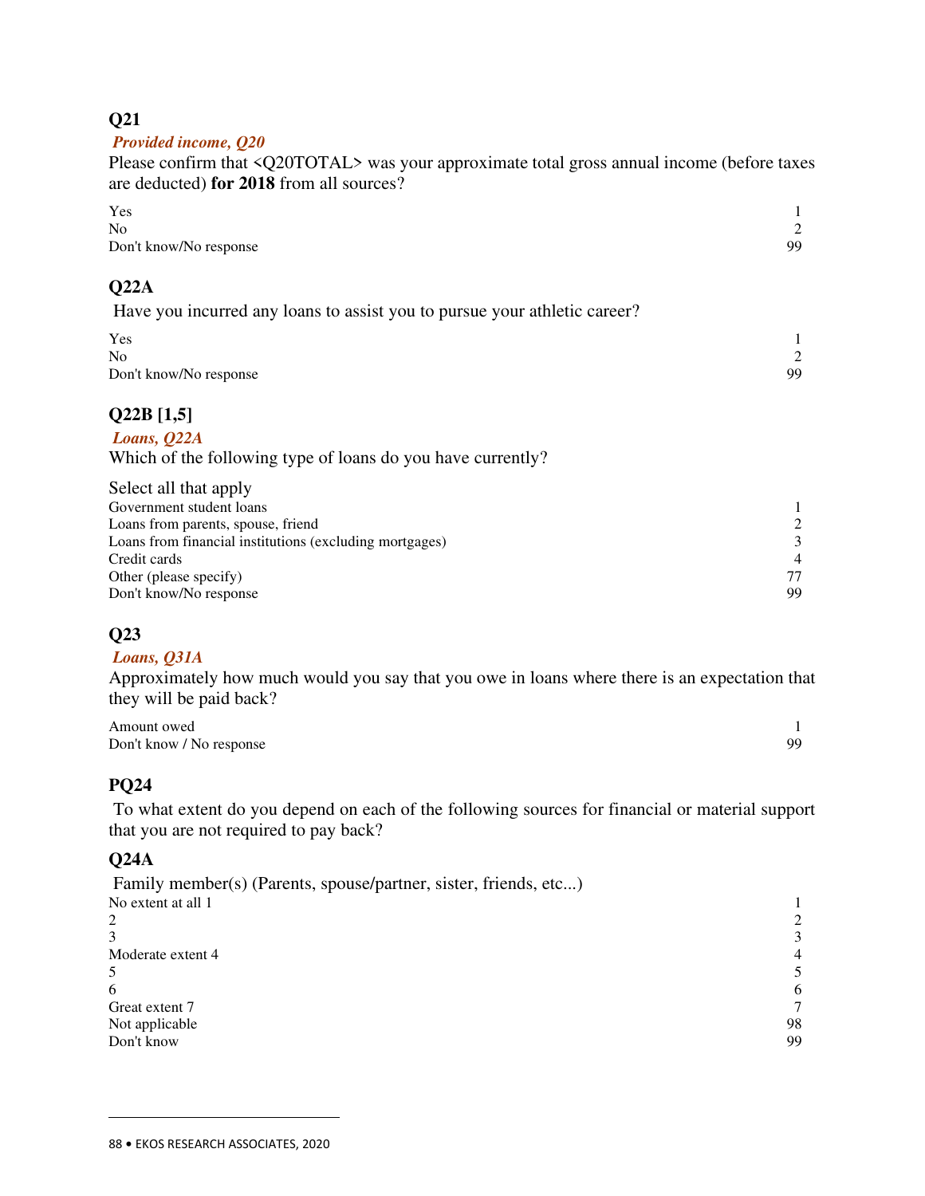### Q21

***Provided income, Q20***

Please confirm that <Q20TOTAL> was your approximate total gross annual income (before taxes are deducted) **for 2018** from all sources?

| | |
|---|---|
| Yes | 1 |
| No | 2 |
| Don't know/No response | 99 |

### Q22A

Have you incurred any loans to assist you to pursue your athletic career?

| | |
|---|---|
| Yes | 1 |
| No | 2 |
| Don't know/No response | 99 |

### Q22B [1,5]

***Loans, Q22A***

Which of the following type of loans do you have currently?

Select all that apply

| | |
|---|---|
| Government student loans | 1 |
| Loans from parents, spouse, friend | 2 |
| Loans from financial institutions (excluding mortgages) | 3 |
| Credit cards | 4 |
| Other (please specify) | 77 |
| Don't know/No response | 99 |

### Q23

***Loans, Q31A***

Approximately how much would you say that you owe in loans where there is an expectation that they will be paid back?

| | |
|---|---|
| Amount owed | 1 |
| Don't know / No response | 99 |

### PQ24

To what extent do you depend on each of the following sources for financial or material support that you are not required to pay back?

### Q24A

Family member(s) (Parents, spouse/partner, sister, friends, etc...)

| | |
|---|---|
| No extent at all 1 | 1 |
| 2 | 2 |
| 3 | 3 |
| Moderate extent 4 | 4 |
| 5 | 5 |
| 6 | 6 |
| Great extent 7 | 7 |
| Not applicable | 98 |
| Don't know | 99 |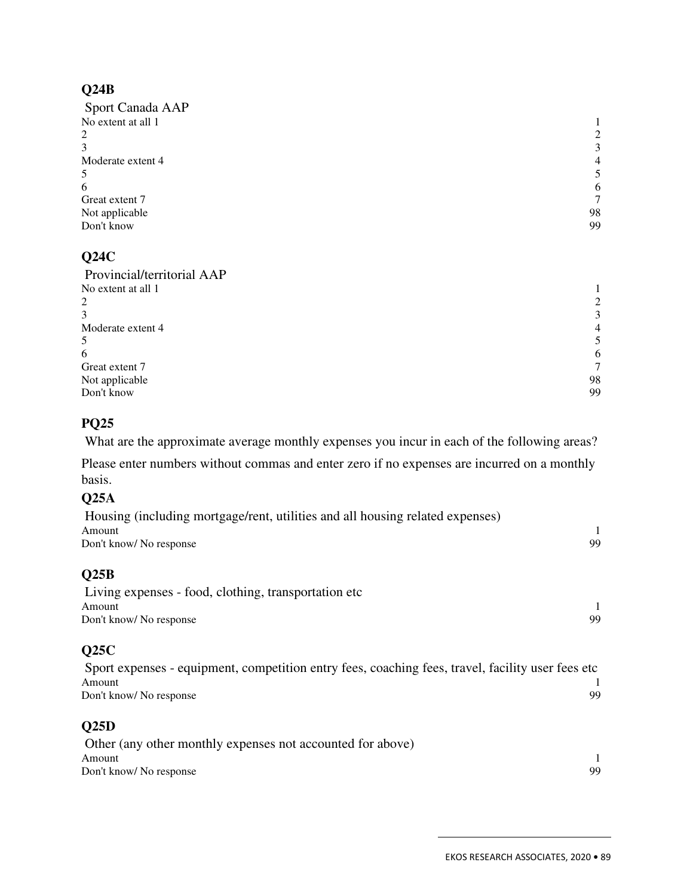### Q24B

Sport Canada AAP

| | |
|---|---|
| No extent at all 1 | 1 |
| 2 | 2 |
| 3 | 3 |
| Moderate extent 4 | 4 |
| 5 | 5 |
| 6 | 6 |
| Great extent 7 | 7 |
| Not applicable | 98 |
| Don't know | 99 |

### Q24C

Provincial/territorial AAP

| | |
|---|---|
| No extent at all 1 | 1 |
| 2 | 2 |
| 3 | 3 |
| Moderate extent 4 | 4 |
| 5 | 5 |
| 6 | 6 |
| Great extent 7 | 7 |
| Not applicable | 98 |
| Don't know | 99 |

### PQ25

What are the approximate average monthly expenses you incur in each of the following areas?

Please enter numbers without commas and enter zero if no expenses are incurred on a monthly basis.

### Q25A

Housing (including mortgage/rent, utilities and all housing related expenses)

| | |
|---|---|
| Amount | 1 |
| Don't know/ No response | 99 |

### Q25B

Living expenses - food, clothing, transportation etc

| | |
|---|---|
| Amount | 1 |
| Don't know/ No response | 99 |

### Q25C

Sport expenses - equipment, competition entry fees, coaching fees, travel, facility user fees etc

| | |
|---|---|
| Amount | 1 |
| Don't know/ No response | 99 |

### Q25D

Other (any other monthly expenses not accounted for above)

| | |
|---|---|
| Amount | 1 |
| Don't know/ No response | 99 |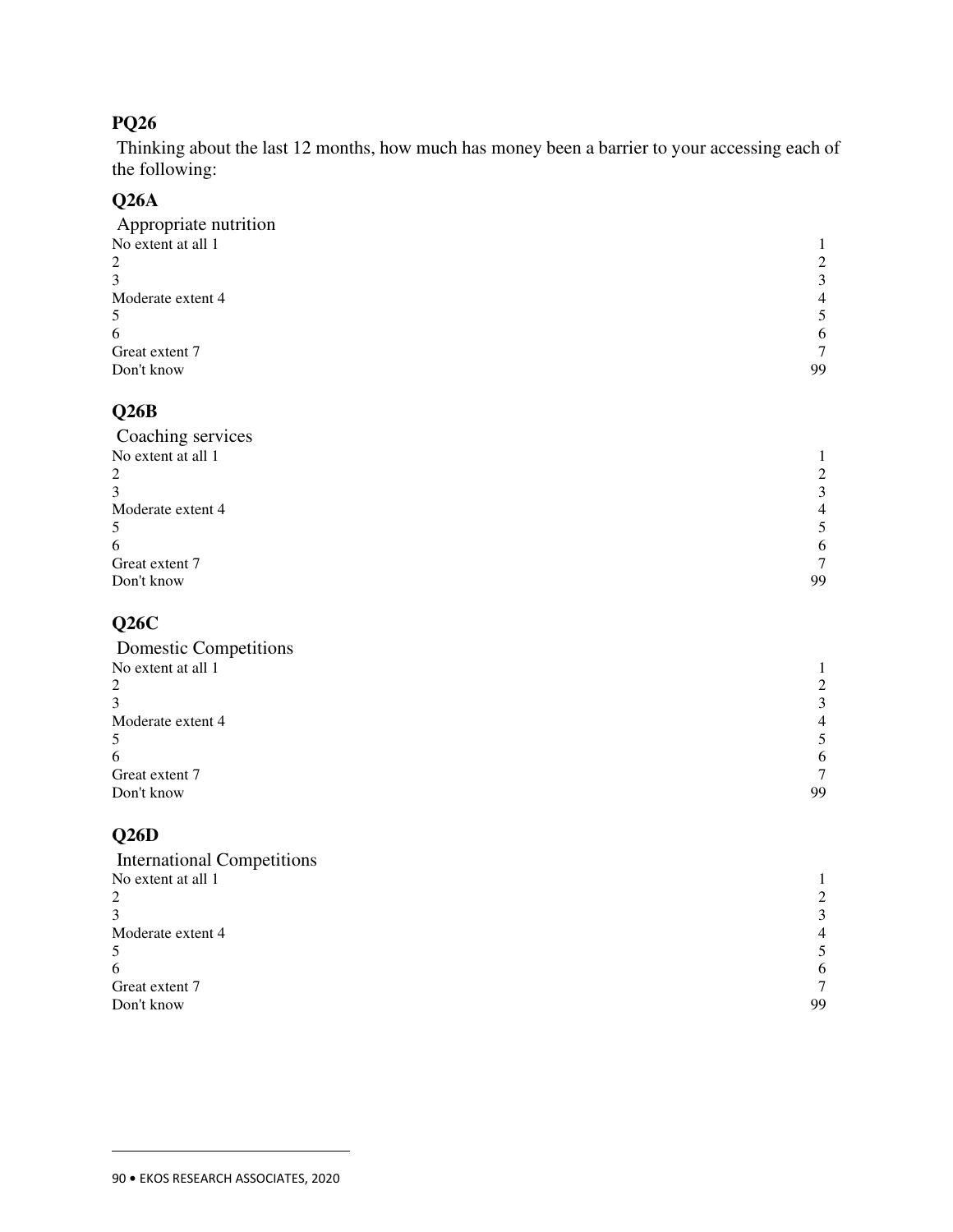## PQ26

Thinking about the last 12 months, how much has money been a barrier to your accessing each of the following:

### Q26A

Appropriate nutrition

| | |
|---|---|
| No extent at all 1 | 1 |
| 2 | 2 |
| 3 | 3 |
| Moderate extent 4 | 4 |
| 5 | 5 |
| 6 | 6 |
| Great extent 7 | 7 |
| Don't know | 99 |

### Q26B

Coaching services

| | |
|---|---|
| No extent at all 1 | 1 |
| 2 | 2 |
| 3 | 3 |
| Moderate extent 4 | 4 |
| 5 | 5 |
| 6 | 6 |
| Great extent 7 | 7 |
| Don't know | 99 |

### Q26C

Domestic Competitions

| | |
|---|---|
| No extent at all 1 | 1 |
| 2 | 2 |
| 3 | 3 |
| Moderate extent 4 | 4 |
| 5 | 5 |
| 6 | 6 |
| Great extent 7 | 7 |
| Don't know | 99 |

### Q26D

International Competitions

| | |
|---|---|
| No extent at all 1 | 1 |
| 2 | 2 |
| 3 | 3 |
| Moderate extent 4 | 4 |
| 5 | 5 |
| 6 | 6 |
| Great extent 7 | 7 |
| Don't know | 99 |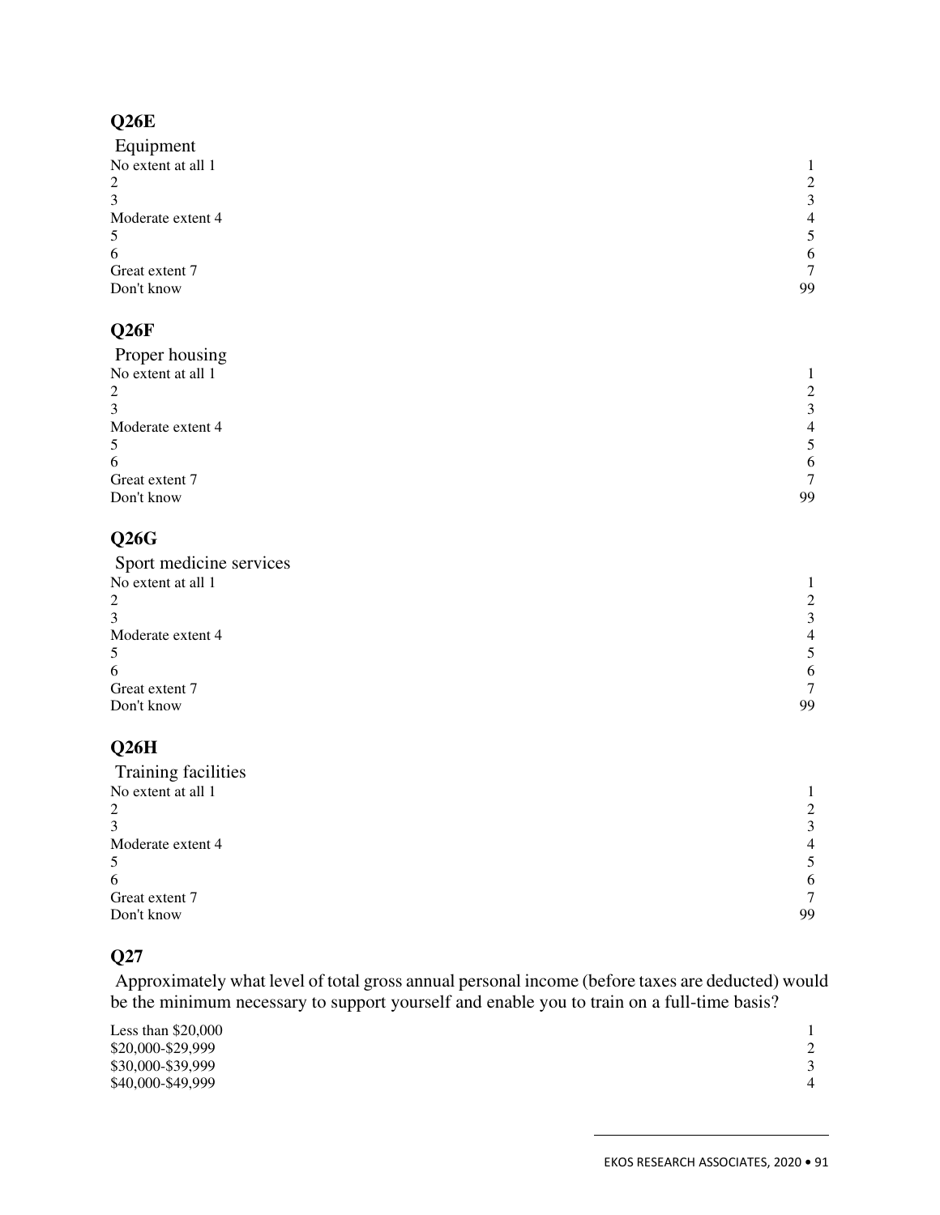## Q26E

Equipment

| | |
|---|---|
| No extent at all 1 | 1 |
| 2 | 2 |
| 3 | 3 |
| Moderate extent 4 | 4 |
| 5 | 5 |
| 6 | 6 |
| Great extent 7 | 7 |
| Don't know | 99 |

## Q26F

Proper housing

| | |
|---|---|
| No extent at all 1 | 1 |
| 2 | 2 |
| 3 | 3 |
| Moderate extent 4 | 4 |
| 5 | 5 |
| 6 | 6 |
| Great extent 7 | 7 |
| Don't know | 99 |

## Q26G

Sport medicine services

| | |
|---|---|
| No extent at all 1 | 1 |
| 2 | 2 |
| 3 | 3 |
| Moderate extent 4 | 4 |
| 5 | 5 |
| 6 | 6 |
| Great extent 7 | 7 |
| Don't know | 99 |

## Q26H

Training facilities

| | |
|---|---|
| No extent at all 1 | 1 |
| 2 | 2 |
| 3 | 3 |
| Moderate extent 4 | 4 |
| 5 | 5 |
| 6 | 6 |
| Great extent 7 | 7 |
| Don't know | 99 |

## Q27

Approximately what level of total gross annual personal income (before taxes are deducted) would be the minimum necessary to support yourself and enable you to train on a full-time basis?

| | |
|---|---|
| Less than $20,000 | 1 |
| $20,000-$29,999 | 2 |
| $30,000-$39,999 | 3 |
| $40,000-$49,999 | 4 |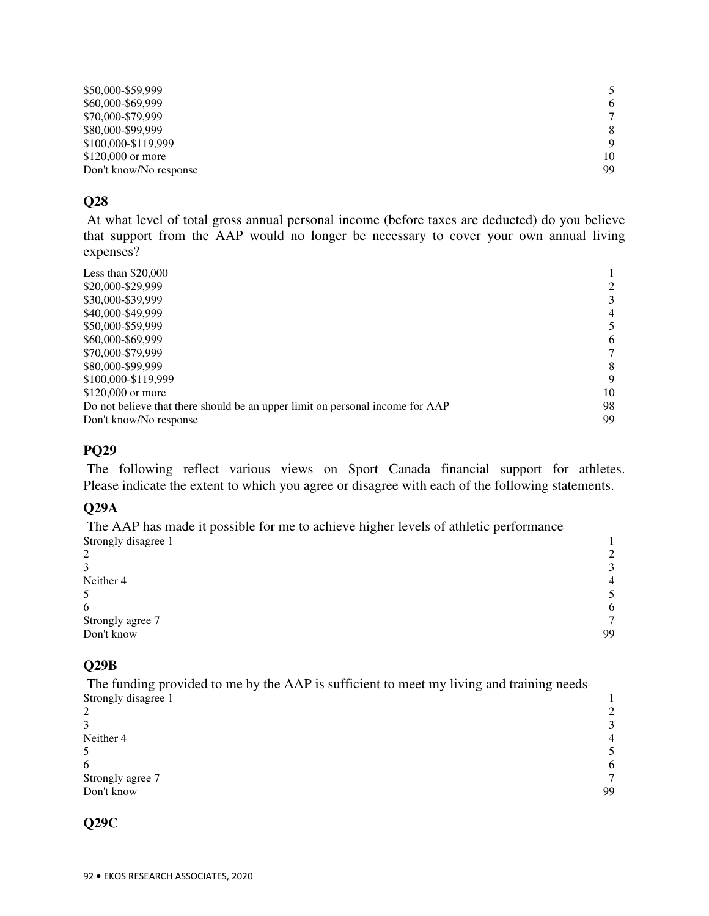| | |
|---|---|
| $50,000-$59,999 | 5 |
| $60,000-$69,999 | 6 |
| $70,000-$79,999 | 7 |
| $80,000-$99,999 | 8 |
| $100,000-$119,999 | 9 |
| $120,000 or more | 10 |
| Don't know/No response | 99 |

## Q28

At what level of total gross annual personal income (before taxes are deducted) do you believe that support from the AAP would no longer be necessary to cover your own annual living expenses?

| | |
|---|---|
| Less than $20,000 | 1 |
| $20,000-$29,999 | 2 |
| $30,000-$39,999 | 3 |
| $40,000-$49,999 | 4 |
| $50,000-$59,999 | 5 |
| $60,000-$69,999 | 6 |
| $70,000-$79,999 | 7 |
| $80,000-$99,999 | 8 |
| $100,000-$119,999 | 9 |
| $120,000 or more | 10 |
| Do not believe that there should be an upper limit on personal income for AAP | 98 |
| Don't know/No response | 99 |

## PQ29

The following reflect various views on Sport Canada financial support for athletes. Please indicate the extent to which you agree or disagree with each of the following statements.

## Q29A

The AAP has made it possible for me to achieve higher levels of athletic performance

| | |
|---|---|
| Strongly disagree 1 | 1 |
| 2 | 2 |
| 3 | 3 |
| Neither 4 | 4 |
| 5 | 5 |
| 6 | 6 |
| Strongly agree 7 | 7 |
| Don't know | 99 |

## Q29B

The funding provided to me by the AAP is sufficient to meet my living and training needs

| | |
|---|---|
| Strongly disagree 1 | 1 |
| 2 | 2 |
| 3 | 3 |
| Neither 4 | 4 |
| 5 | 5 |
| 6 | 6 |
| Strongly agree 7 | 7 |
| Don't know | 99 |

## Q29C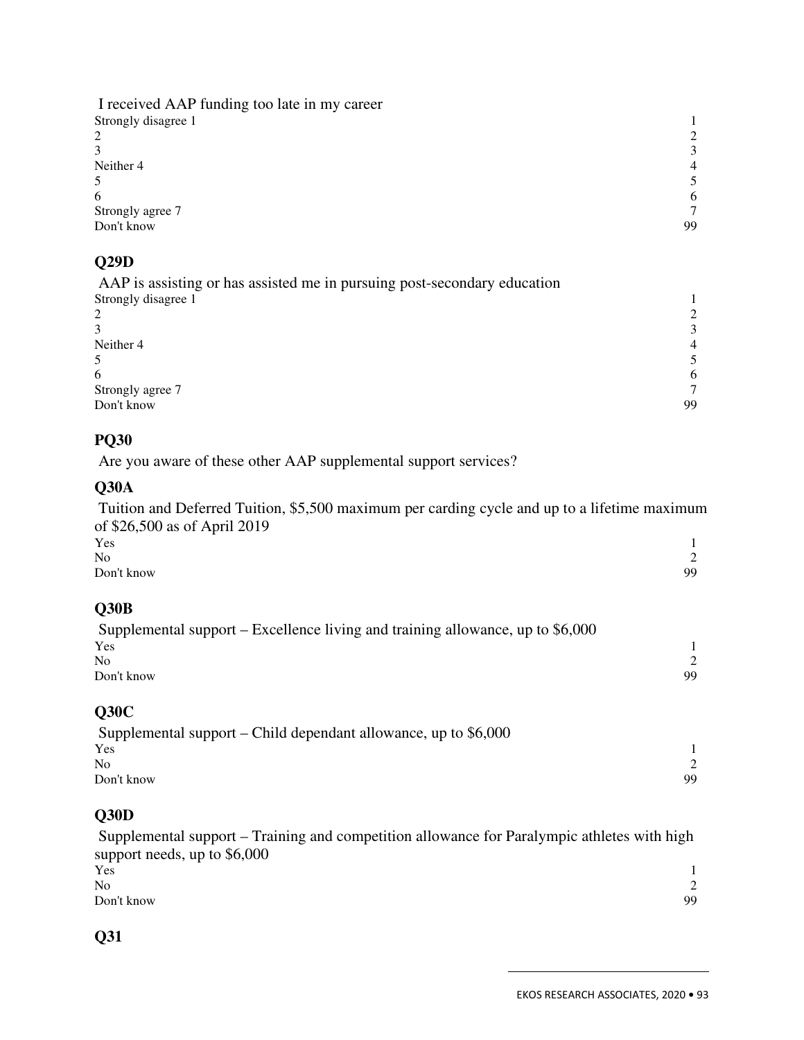I received AAP funding too late in my career

| | |
|---|---|
| Strongly disagree 1 | 1 |
| 2 | 2 |
| 3 | 3 |
| Neither 4 | 4 |
| 5 | 5 |
| 6 | 6 |
| Strongly agree 7 | 7 |
| Don't know | 99 |

## Q29D

AAP is assisting or has assisted me in pursuing post-secondary education

| | |
|---|---|
| Strongly disagree 1 | 1 |
| 2 | 2 |
| 3 | 3 |
| Neither 4 | 4 |
| 5 | 5 |
| 6 | 6 |
| Strongly agree 7 | 7 |
| Don't know | 99 |

## PQ30

Are you aware of these other AAP supplemental support services?

## Q30A

Tuition and Deferred Tuition, $5,500 maximum per carding cycle and up to a lifetime maximum of $26,500 as of April 2019

| | |
|---|---|
| Yes | 1 |
| No | 2 |
| Don't know | 99 |

## Q30B

Supplemental support – Excellence living and training allowance, up to $6,000

| | |
|---|---|
| Yes | 1 |
| No | 2 |
| Don't know | 99 |

## Q30C

Supplemental support – Child dependant allowance, up to $6,000

| | |
|---|---|
| Yes | 1 |
| No | 2 |
| Don't know | 99 |

## Q30D

Supplemental support – Training and competition allowance for Paralympic athletes with high support needs, up to $6,000

| | |
|---|---|
| Yes | 1 |
| No | 2 |
| Don't know | 99 |

## Q31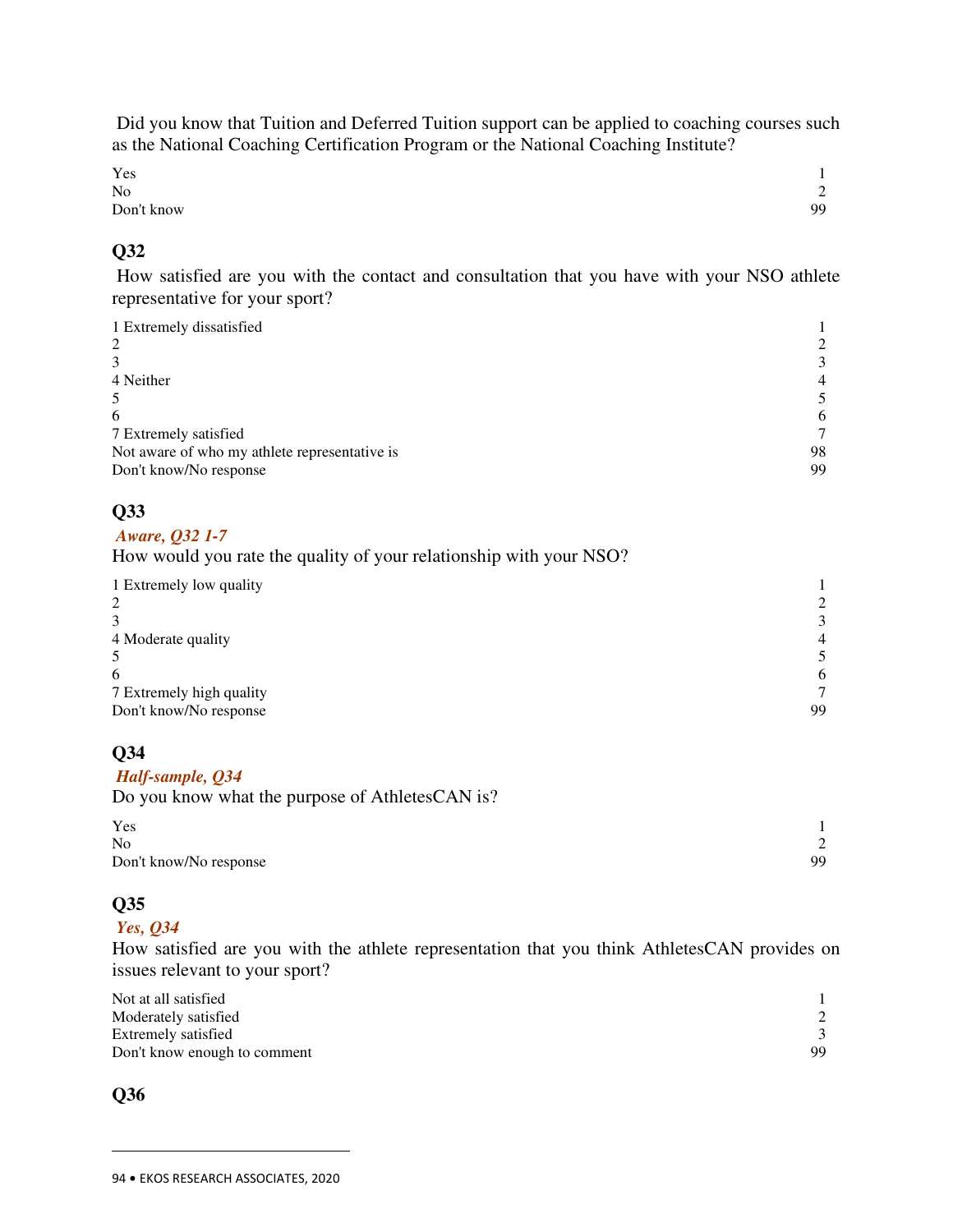Did you know that Tuition and Deferred Tuition support can be applied to coaching courses such as the National Coaching Certification Program or the National Coaching Institute?

| | |
|---|---|
| Yes | 1 |
| No | 2 |
| Don't know | 99 |

## Q32

How satisfied are you with the contact and consultation that you have with your NSO athlete representative for your sport?

| | |
|---|---|
| 1 Extremely dissatisfied | 1 |
| 2 | 2 |
| 3 | 3 |
| 4 Neither | 4 |
| 5 | 5 |
| 6 | 6 |
| 7 Extremely satisfied | 7 |
| Not aware of who my athlete representative is | 98 |
| Don't know/No response | 99 |

## Q33

***Aware, Q32 1-7***

How would you rate the quality of your relationship with your NSO?

| | |
|---|---|
| 1 Extremely low quality | 1 |
| 2 | 2 |
| 3 | 3 |
| 4 Moderate quality | 4 |
| 5 | 5 |
| 6 | 6 |
| 7 Extremely high quality | 7 |
| Don't know/No response | 99 |

## Q34

***Half-sample, Q34***

Do you know what the purpose of AthletesCAN is?

| | |
|---|---|
| Yes | 1 |
| No | 2 |
| Don't know/No response | 99 |

## Q35

***Yes, Q34***

How satisfied are you with the athlete representation that you think AthletesCAN provides on issues relevant to your sport?

| | |
|---|---|
| Not at all satisfied | 1 |
| Moderately satisfied | 2 |
| Extremely satisfied | 3 |
| Don't know enough to comment | 99 |

## Q36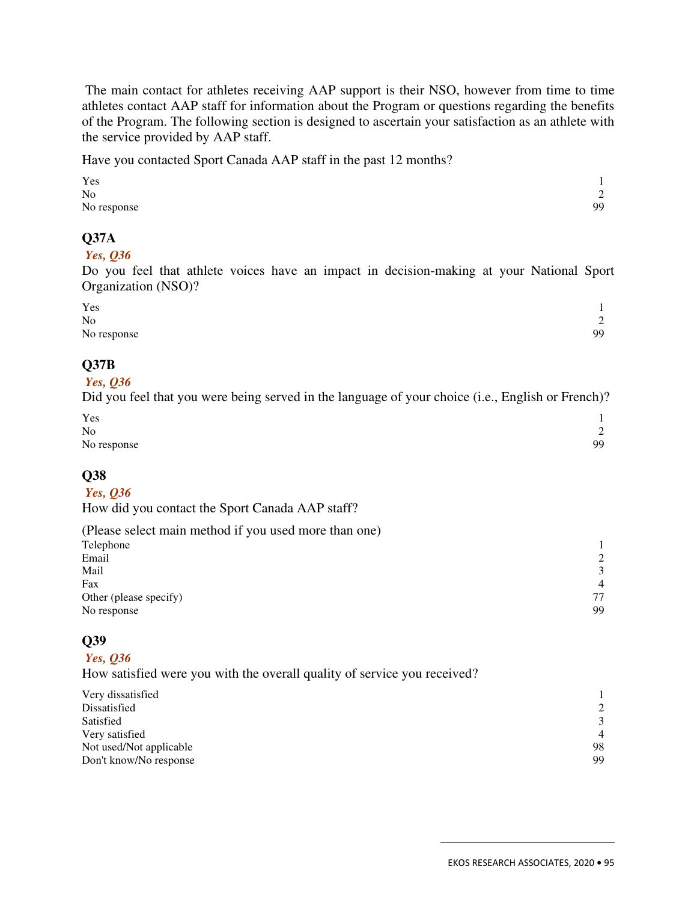The main contact for athletes receiving AAP support is their NSO, however from time to time athletes contact AAP staff for information about the Program or questions regarding the benefits of the Program. The following section is designed to ascertain your satisfaction as an athlete with the service provided by AAP staff.

Have you contacted Sport Canada AAP staff in the past 12 months?

| | |
|---|---|
| Yes | 1 |
| No | 2 |
| No response | 99 |

### Q37A

*Yes, Q36*

Do you feel that athlete voices have an impact in decision-making at your National Sport Organization (NSO)?

| | |
|---|---|
| Yes | 1 |
| No | 2 |
| No response | 99 |

### Q37B

*Yes, Q36*

Did you feel that you were being served in the language of your choice (i.e., English or French)?

| | |
|---|---|
| Yes | 1 |
| No | 2 |
| No response | 99 |

### Q38

*Yes, Q36*

How did you contact the Sport Canada AAP staff?

(Please select main method if you used more than one)

| | |
|---|---|
| Telephone | 1 |
| Email | 2 |
| Mail | 3 |
| Fax | 4 |
| Other (please specify) | 77 |
| No response | 99 |

### Q39

*Yes, Q36*

How satisfied were you with the overall quality of service you received?

| | |
|---|---|
| Very dissatisfied | 1 |
| Dissatisfied | 2 |
| Satisfied | 3 |
| Very satisfied | 4 |
| Not used/Not applicable | 98 |
| Don't know/No response | 99 |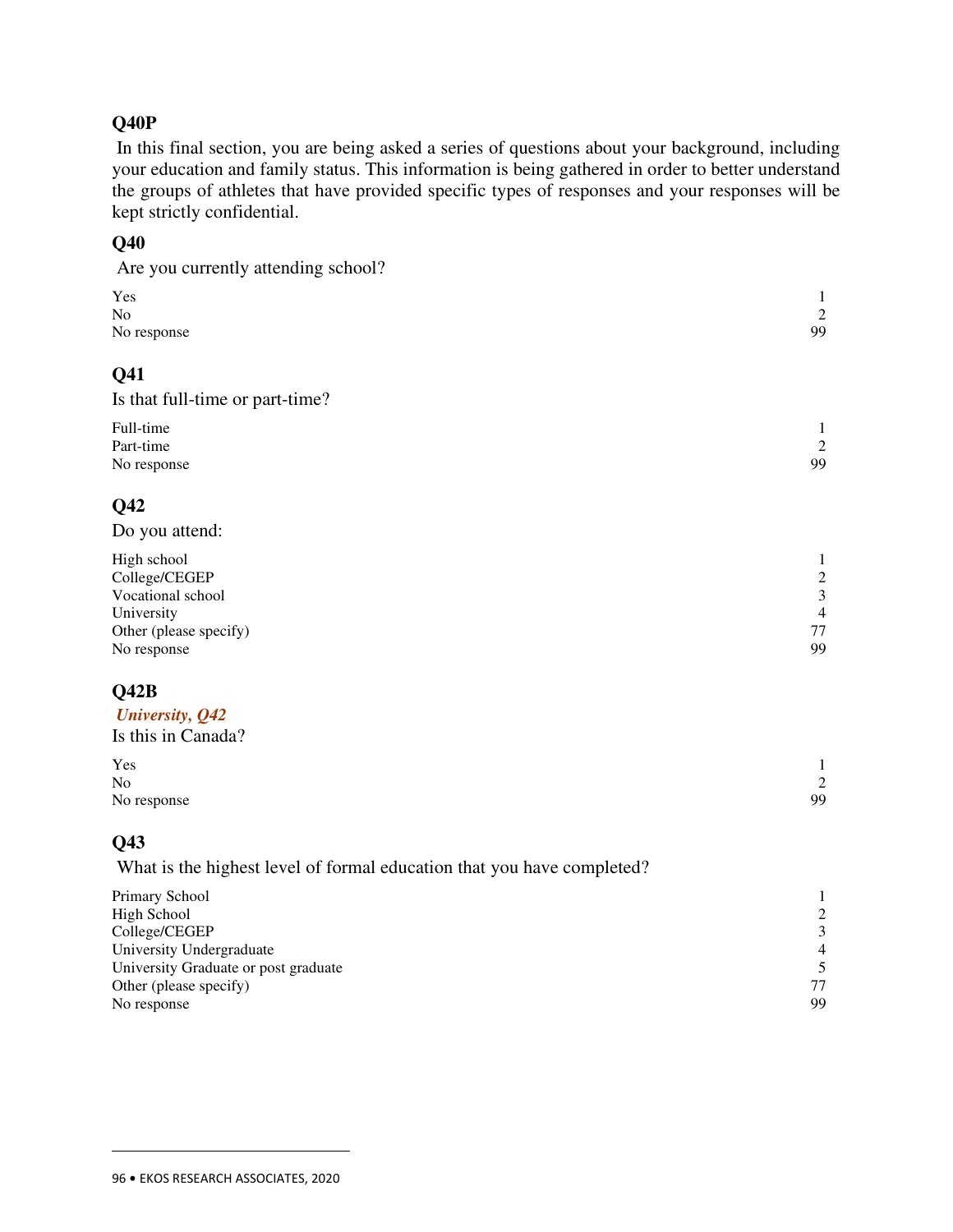### Q40P

In this final section, you are being asked a series of questions about your background, including your education and family status. This information is being gathered in order to better understand the groups of athletes that have provided specific types of responses and your responses will be kept strictly confidential.

### Q40

Are you currently attending school?

| | |
|---|---|
| Yes | 1 |
| No | 2 |
| No response | 99 |

### Q41

Is that full-time or part-time?

| | |
|---|---|
| Full-time | 1 |
| Part-time | 2 |
| No response | 99 |

### Q42

Do you attend:

| | |
|---|---|
| High school | 1 |
| College/CEGEP | 2 |
| Vocational school | 3 |
| University | 4 |
| Other (please specify) | 77 |
| No response | 99 |

### Q42B

***University, Q42***

Is this in Canada?

| | |
|---|---|
| Yes | 1 |
| No | 2 |
| No response | 99 |

### Q43

What is the highest level of formal education that you have completed?

| | |
|---|---|
| Primary School | 1 |
| High School | 2 |
| College/CEGEP | 3 |
| University Undergraduate | 4 |
| University Graduate or post graduate | 5 |
| Other (please specify) | 77 |
| No response | 99 |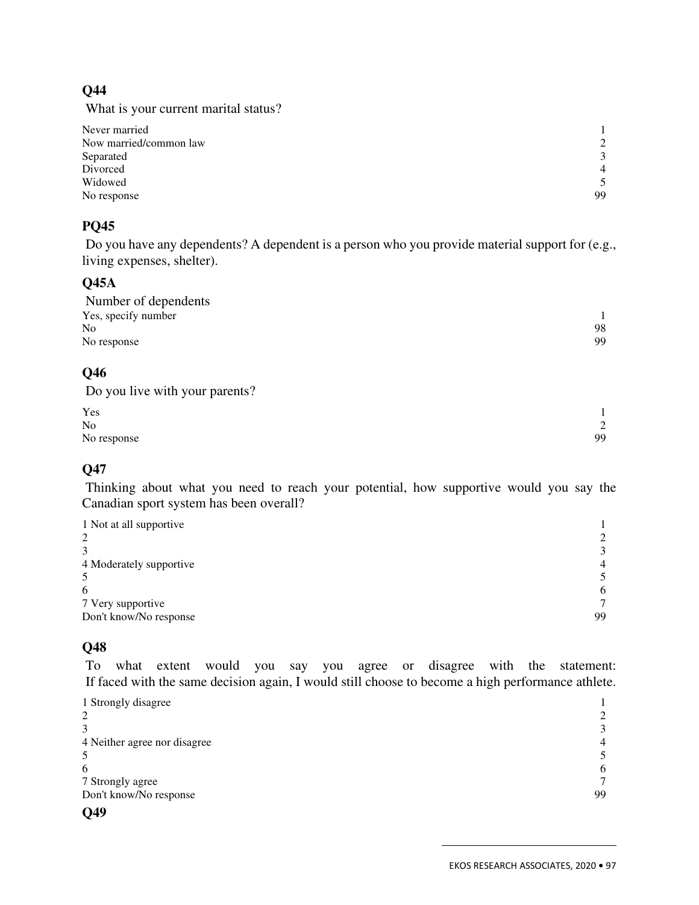**Q44**

What is your current marital status?

| | |
|---|---|
| Never married | 1 |
| Now married/common law | 2 |
| Separated | 3 |
| Divorced | 4 |
| Widowed | 5 |
| No response | 99 |

**PQ45**

Do you have any dependents? A dependent is a person who you provide material support for (e.g., living expenses, shelter).

**Q45A**

Number of dependents

| | |
|---|---|
| Yes, specify number | 1 |
| No | 98 |
| No response | 99 |

**Q46**

Do you live with your parents?

| | |
|---|---|
| Yes | 1 |
| No | 2 |
| No response | 99 |

**Q47**

Thinking about what you need to reach your potential, how supportive would you say the Canadian sport system has been overall?

| | |
|---|---|
| 1 Not at all supportive | 1 |
| 2 | 2 |
| 3 | 3 |
| 4 Moderately supportive | 4 |
| 5 | 5 |
| 6 | 6 |
| 7 Very supportive | 7 |
| Don't know/No response | 99 |

**Q48**

To what extent would you say you agree or disagree with the statement: If faced with the same decision again, I would still choose to become a high performance athlete.

| | |
|---|---|
| 1 Strongly disagree | 1 |
| 2 | 2 |
| 3 | 3 |
| 4 Neither agree nor disagree | 4 |
| 5 | 5 |
| 6 | 6 |
| 7 Strongly agree | 7 |
| Don't know/No response | 99 |

**Q49**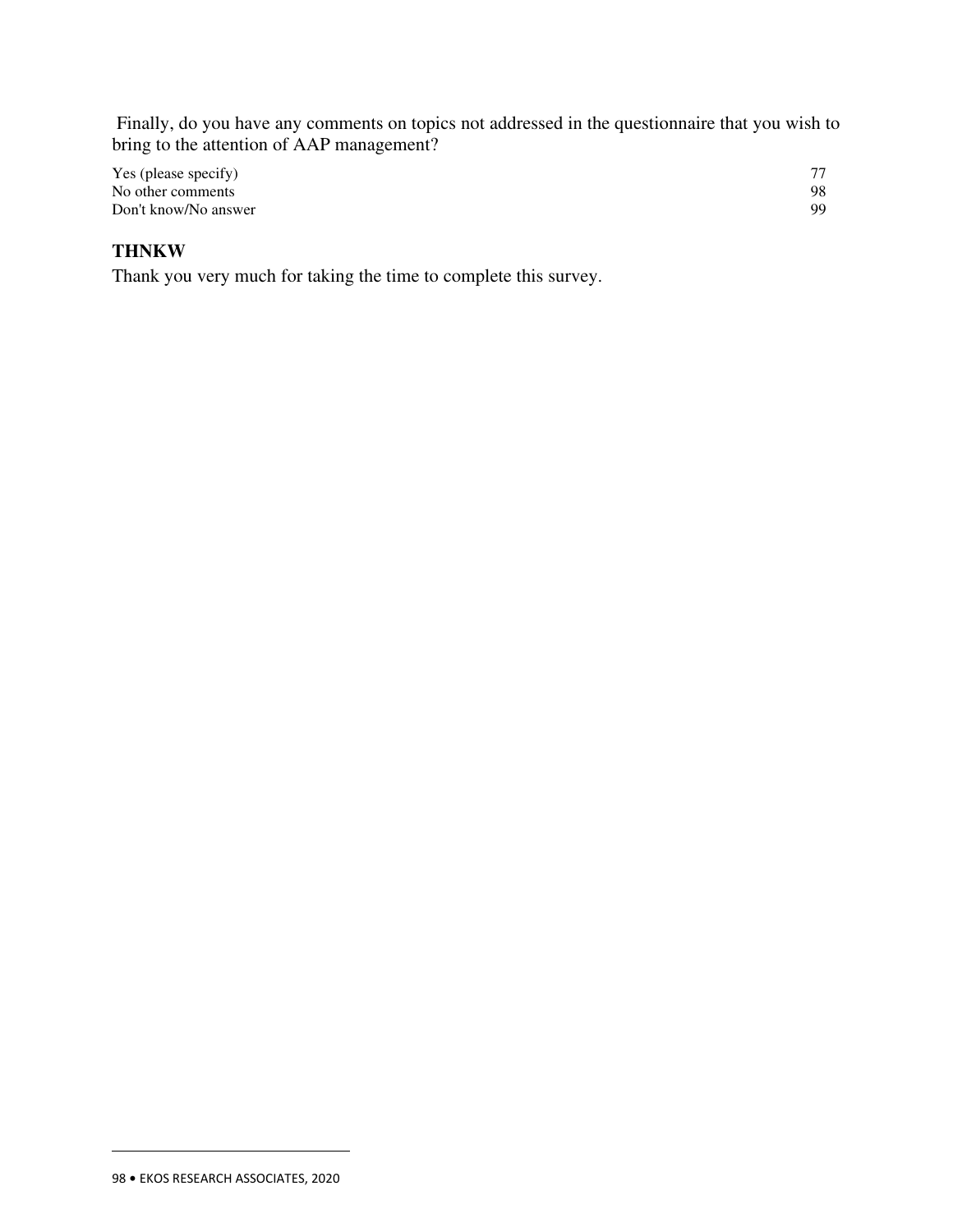Finally, do you have any comments on topics not addressed in the questionnaire that you wish to bring to the attention of AAP management?

| | |
|---|---|
| Yes (please specify) | 77 |
| No other comments | 98 |
| Don't know/No answer | 99 |

**THNKW**

Thank you very much for taking the time to complete this survey.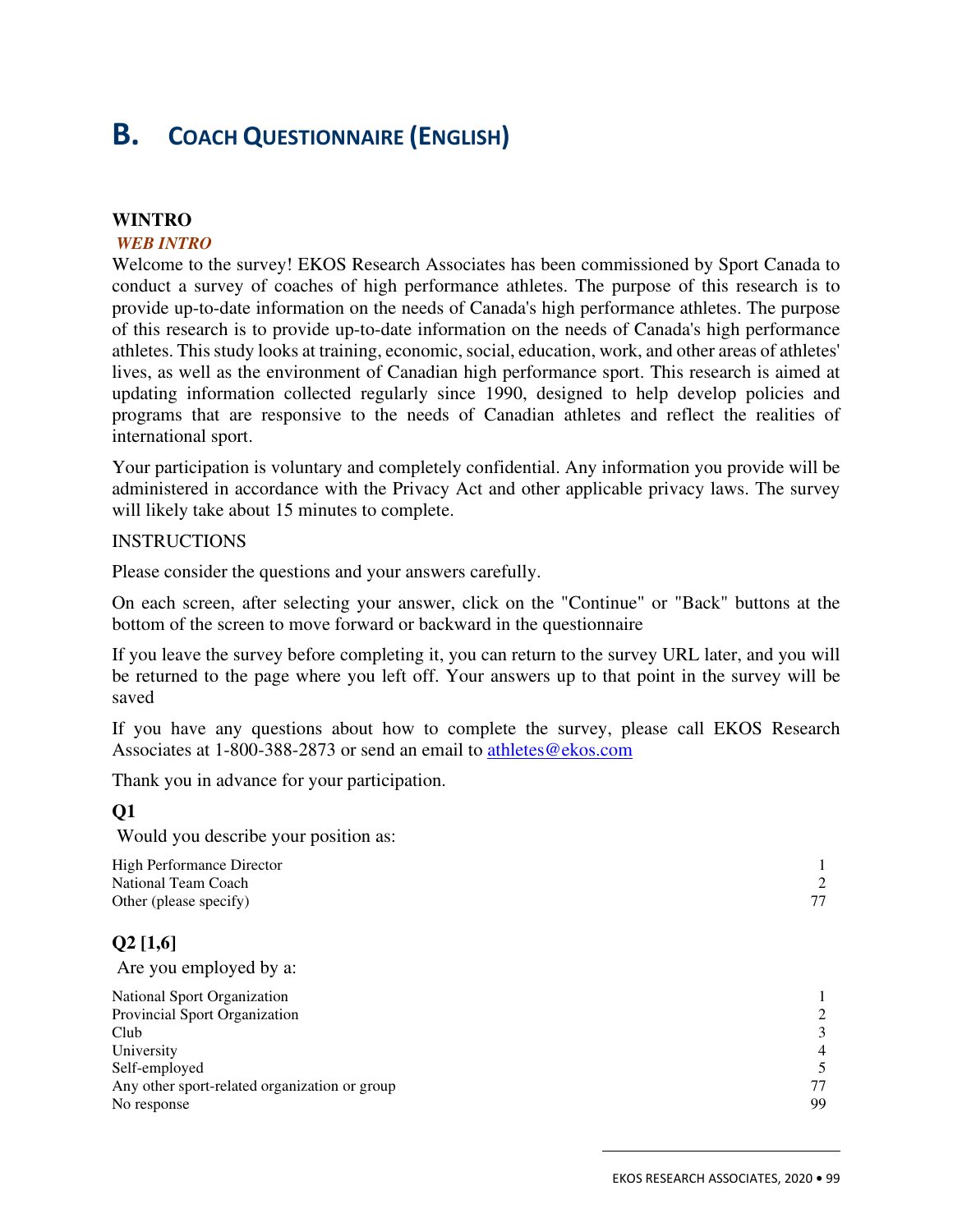# B. COACH QUESTIONNAIRE (ENGLISH)

**WINTRO**

***WEB INTRO***

Welcome to the survey! EKOS Research Associates has been commissioned by Sport Canada to conduct a survey of coaches of high performance athletes. The purpose of this research is to provide up-to-date information on the needs of Canada's high performance athletes. The purpose of this research is to provide up-to-date information on the needs of Canada's high performance athletes. This study looks at training, economic, social, education, work, and other areas of athletes' lives, as well as the environment of Canadian high performance sport. This research is aimed at updating information collected regularly since 1990, designed to help develop policies and programs that are responsive to the needs of Canadian athletes and reflect the realities of international sport.

Your participation is voluntary and completely confidential. Any information you provide will be administered in accordance with the Privacy Act and other applicable privacy laws. The survey will likely take about 15 minutes to complete.

INSTRUCTIONS

Please consider the questions and your answers carefully.

On each screen, after selecting your answer, click on the "Continue" or "Back" buttons at the bottom of the screen to move forward or backward in the questionnaire

If you leave the survey before completing it, you can return to the survey URL later, and you will be returned to the page where you left off. Your answers up to that point in the survey will be saved

If you have any questions about how to complete the survey, please call EKOS Research Associates at 1-800-388-2873 or send an email to athletes@ekos.com

Thank you in advance for your participation.

**Q1**

Would you describe your position as:

| | |
|---|---|
| High Performance Director | 1 |
| National Team Coach | 2 |
| Other (please specify) | 77 |

**Q2 [1,6]**

Are you employed by a:

| | |
|---|---|
| National Sport Organization | 1 |
| Provincial Sport Organization | 2 |
| Club | 3 |
| University | 4 |
| Self-employed | 5 |
| Any other sport-related organization or group | 77 |
| No response | 99 |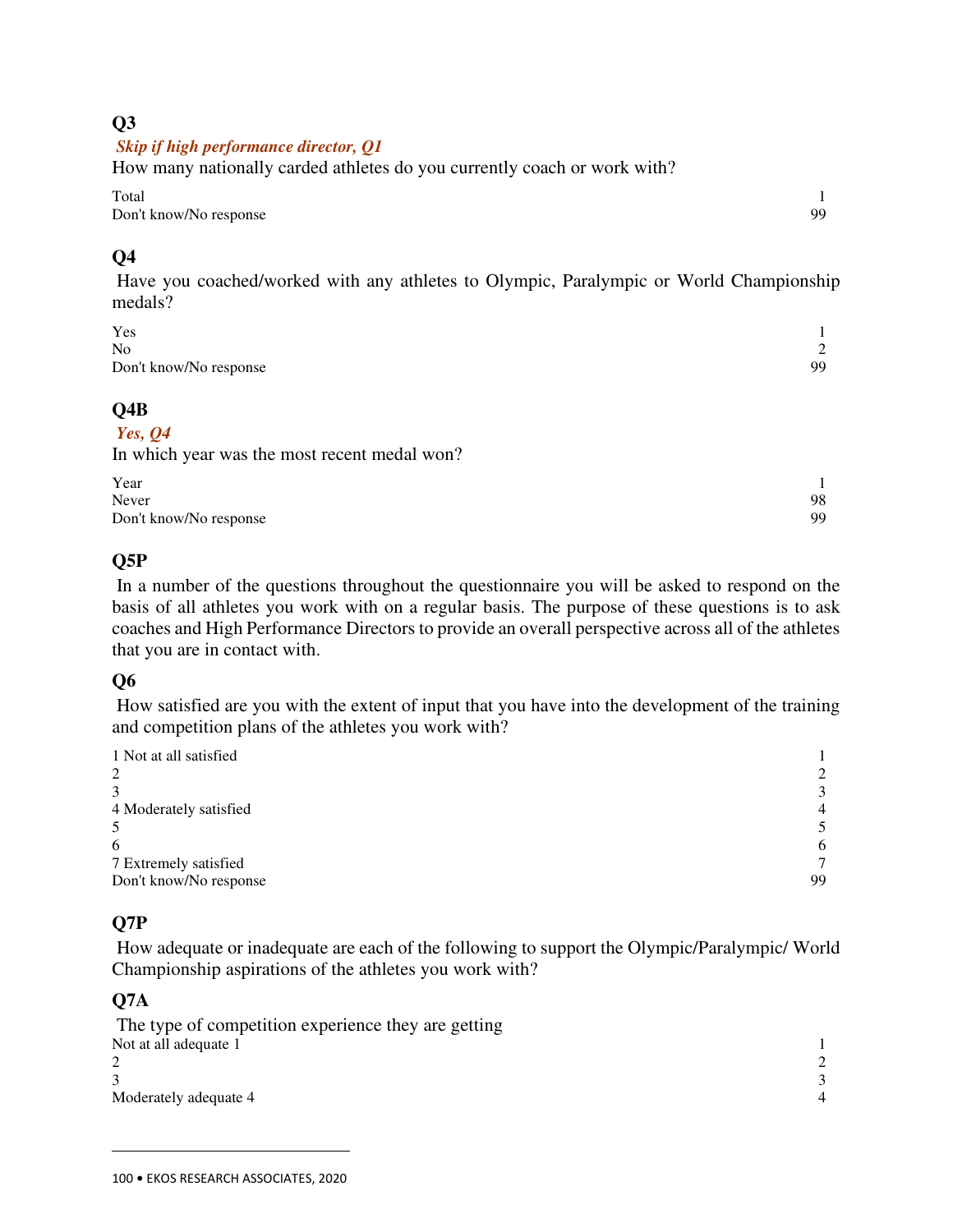### Q3

***Skip if high performance director, Q1***

How many nationally carded athletes do you currently coach or work with?

| | |
|---|---|
| Total | 1 |
| Don't know/No response | 99 |

### Q4

Have you coached/worked with any athletes to Olympic, Paralympic or World Championship medals?

| | |
|---|---|
| Yes | 1 |
| No | 2 |
| Don't know/No response | 99 |

### Q4B

***Yes, Q4***

In which year was the most recent medal won?

| | |
|---|---|
| Year | 1 |
| Never | 98 |
| Don't know/No response | 99 |

### Q5P

In a number of the questions throughout the questionnaire you will be asked to respond on the basis of all athletes you work with on a regular basis. The purpose of these questions is to ask coaches and High Performance Directors to provide an overall perspective across all of the athletes that you are in contact with.

### Q6

How satisfied are you with the extent of input that you have into the development of the training and competition plans of the athletes you work with?

| | |
|---|---|
| 1 Not at all satisfied | 1 |
| 2 | 2 |
| 3 | 3 |
| 4 Moderately satisfied | 4 |
| 5 | 5 |
| 6 | 6 |
| 7 Extremely satisfied | 7 |
| Don't know/No response | 99 |

### Q7P

How adequate or inadequate are each of the following to support the Olympic/Paralympic/ World Championship aspirations of the athletes you work with?

### Q7A

The type of competition experience they are getting

| | |
|---|---|
| Not at all adequate 1 | 1 |
| 2 | 2 |
| 3 | 3 |
| Moderately adequate 4 | 4 |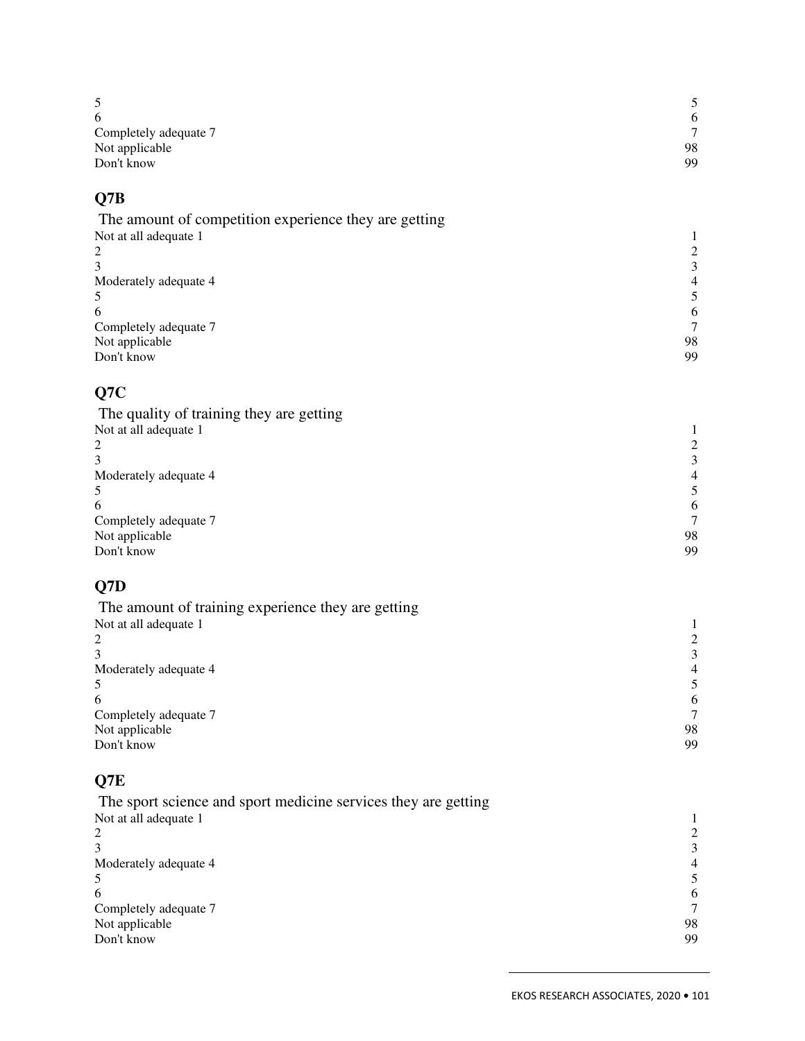| | |
|---|---|
| 5 | 5 |
| 6 | 6 |
| Completely adequate 7 | 7 |
| Not applicable | 98 |
| Don't know | 99 |

## Q7B

The amount of competition experience they are getting

| | |
|---|---|
| Not at all adequate 1 | 1 |
| 2 | 2 |
| 3 | 3 |
| Moderately adequate 4 | 4 |
| 5 | 5 |
| 6 | 6 |
| Completely adequate 7 | 7 |
| Not applicable | 98 |
| Don't know | 99 |

## Q7C

The quality of training they are getting

| | |
|---|---|
| Not at all adequate 1 | 1 |
| 2 | 2 |
| 3 | 3 |
| Moderately adequate 4 | 4 |
| 5 | 5 |
| 6 | 6 |
| Completely adequate 7 | 7 |
| Not applicable | 98 |
| Don't know | 99 |

## Q7D

The amount of training experience they are getting

| | |
|---|---|
| Not at all adequate 1 | 1 |
| 2 | 2 |
| 3 | 3 |
| Moderately adequate 4 | 4 |
| 5 | 5 |
| 6 | 6 |
| Completely adequate 7 | 7 |
| Not applicable | 98 |
| Don't know | 99 |

## Q7E

The sport science and sport medicine services they are getting

| | |
|---|---|
| Not at all adequate 1 | 1 |
| 2 | 2 |
| 3 | 3 |
| Moderately adequate 4 | 4 |
| 5 | 5 |
| 6 | 6 |
| Completely adequate 7 | 7 |
| Not applicable | 98 |
| Don't know | 99 |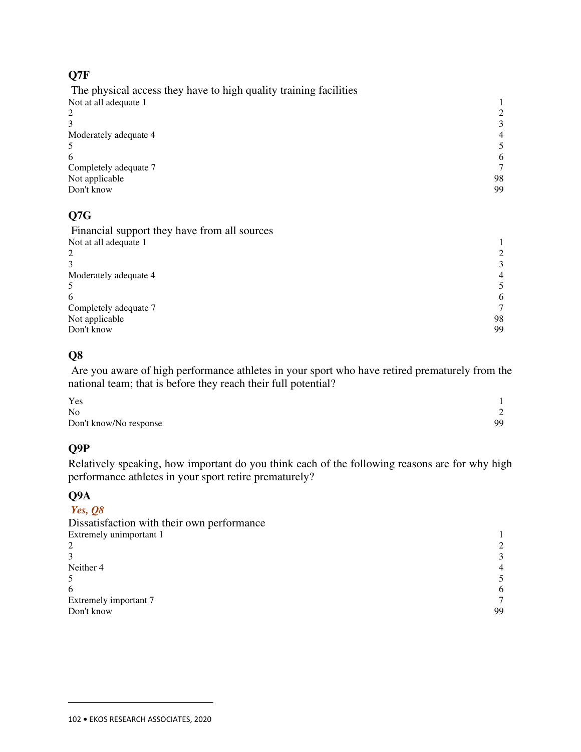## Q7F

The physical access they have to high quality training facilities

| | |
|---|---|
| Not at all adequate 1 | 1 |
| 2 | 2 |
| 3 | 3 |
| Moderately adequate 4 | 4 |
| 5 | 5 |
| 6 | 6 |
| Completely adequate 7 | 7 |
| Not applicable | 98 |
| Don't know | 99 |

## Q7G

Financial support they have from all sources

| | |
|---|---|
| Not at all adequate 1 | 1 |
| 2 | 2 |
| 3 | 3 |
| Moderately adequate 4 | 4 |
| 5 | 5 |
| 6 | 6 |
| Completely adequate 7 | 7 |
| Not applicable | 98 |
| Don't know | 99 |

## Q8

Are you aware of high performance athletes in your sport who have retired prematurely from the national team; that is before they reach their full potential?

| | |
|---|---|
| Yes | 1 |
| No | 2 |
| Don't know/No response | 99 |

## Q9P

Relatively speaking, how important do you think each of the following reasons are for why high performance athletes in your sport retire prematurely?

## Q9A

***Yes, Q8***

Dissatisfaction with their own performance

| | |
|---|---|
| Extremely unimportant 1 | 1 |
| 2 | 2 |
| 3 | 3 |
| Neither 4 | 4 |
| 5 | 5 |
| 6 | 6 |
| Extremely important 7 | 7 |
| Don't know | 99 |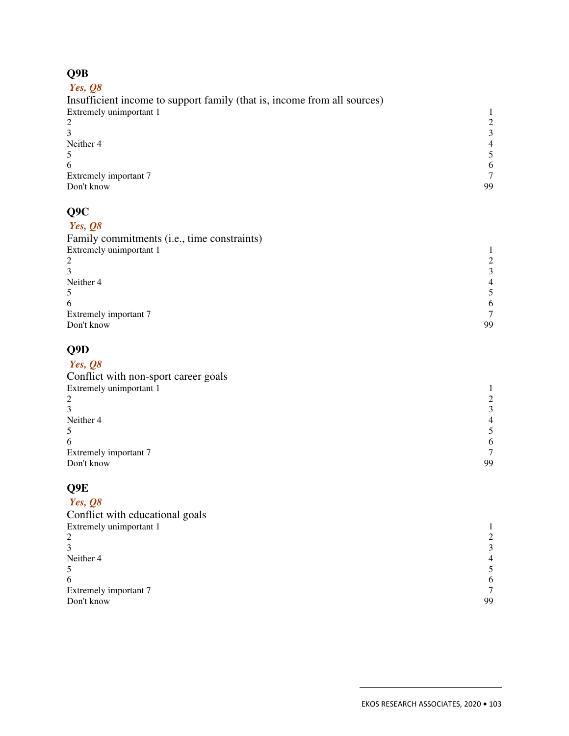### Q9B

***Yes, Q8***

Insufficient income to support family (that is, income from all sources)

| | |
|---|---|
| Extremely unimportant 1 | 1 |
| 2 | 2 |
| 3 | 3 |
| Neither 4 | 4 |
| 5 | 5 |
| 6 | 6 |
| Extremely important 7 | 7 |
| Don't know | 99 |

### Q9C

***Yes, Q8***

Family commitments (i.e., time constraints)

| | |
|---|---|
| Extremely unimportant 1 | 1 |
| 2 | 2 |
| 3 | 3 |
| Neither 4 | 4 |
| 5 | 5 |
| 6 | 6 |
| Extremely important 7 | 7 |
| Don't know | 99 |

### Q9D

***Yes, Q8***

Conflict with non-sport career goals

| | |
|---|---|
| Extremely unimportant 1 | 1 |
| 2 | 2 |
| 3 | 3 |
| Neither 4 | 4 |
| 5 | 5 |
| 6 | 6 |
| Extremely important 7 | 7 |
| Don't know | 99 |

### Q9E

***Yes, Q8***

Conflict with educational goals

| | |
|---|---|
| Extremely unimportant 1 | 1 |
| 2 | 2 |
| 3 | 3 |
| Neither 4 | 4 |
| 5 | 5 |
| 6 | 6 |
| Extremely important 7 | 7 |
| Don't know | 99 |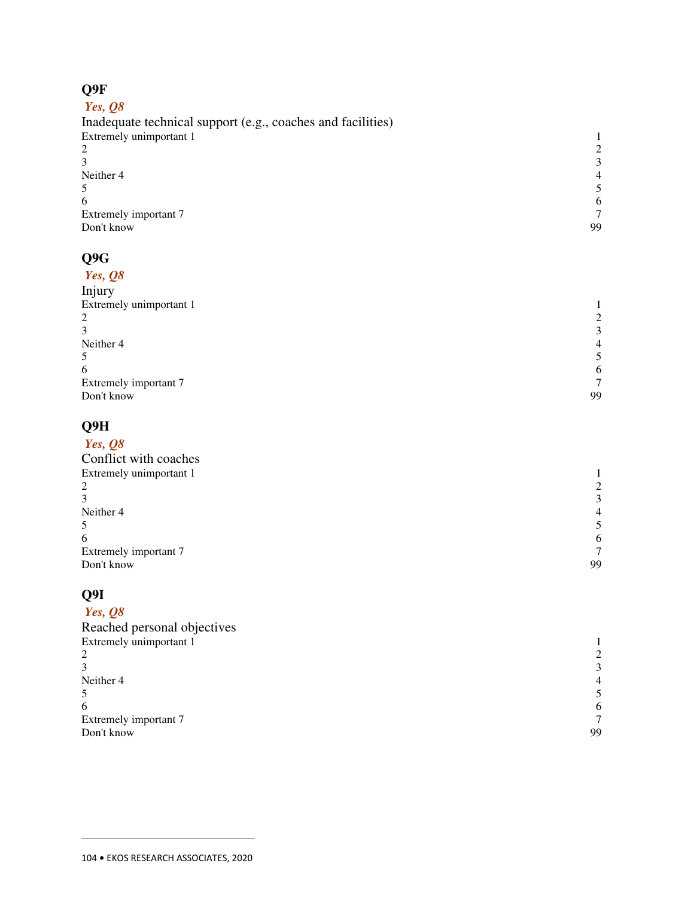## Q9F

***Yes, Q8***

Inadequate technical support (e.g., coaches and facilities)

| | |
|---|---|
| Extremely unimportant 1 | 1 |
| 2 | 2 |
| 3 | 3 |
| Neither 4 | 4 |
| 5 | 5 |
| 6 | 6 |
| Extremely important 7 | 7 |
| Don't know | 99 |

## Q9G

***Yes, Q8***

Injury

| | |
|---|---|
| Extremely unimportant 1 | 1 |
| 2 | 2 |
| 3 | 3 |
| Neither 4 | 4 |
| 5 | 5 |
| 6 | 6 |
| Extremely important 7 | 7 |
| Don't know | 99 |

## Q9H

***Yes, Q8***

Conflict with coaches

| | |
|---|---|
| Extremely unimportant 1 | 1 |
| 2 | 2 |
| 3 | 3 |
| Neither 4 | 4 |
| 5 | 5 |
| 6 | 6 |
| Extremely important 7 | 7 |
| Don't know | 99 |

## Q9I

***Yes, Q8***

Reached personal objectives

| | |
|---|---|
| Extremely unimportant 1 | 1 |
| 2 | 2 |
| 3 | 3 |
| Neither 4 | 4 |
| 5 | 5 |
| 6 | 6 |
| Extremely important 7 | 7 |
| Don't know | 99 |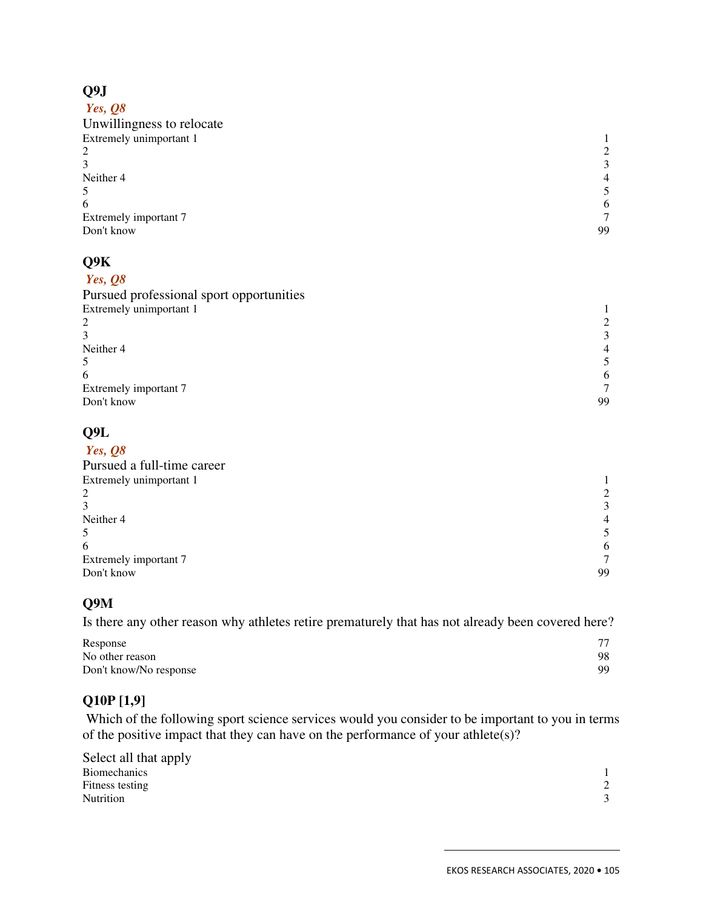### Q9J

***Yes, Q8***

Unwillingness to relocate

| | |
|---|---|
| Extremely unimportant 1 | 1 |
| 2 | 2 |
| 3 | 3 |
| Neither 4 | 4 |
| 5 | 5 |
| 6 | 6 |
| Extremely important 7 | 7 |
| Don't know | 99 |

### Q9K

***Yes, Q8***

Pursued professional sport opportunities

| | |
|---|---|
| Extremely unimportant 1 | 1 |
| 2 | 2 |
| 3 | 3 |
| Neither 4 | 4 |
| 5 | 5 |
| 6 | 6 |
| Extremely important 7 | 7 |
| Don't know | 99 |

### Q9L

***Yes, Q8***

Pursued a full-time career

| | |
|---|---|
| Extremely unimportant 1 | 1 |
| 2 | 2 |
| 3 | 3 |
| Neither 4 | 4 |
| 5 | 5 |
| 6 | 6 |
| Extremely important 7 | 7 |
| Don't know | 99 |

### Q9M

Is there any other reason why athletes retire prematurely that has not already been covered here?

| | |
|---|---|
| Response | 77 |
| No other reason | 98 |
| Don't know/No response | 99 |

### Q10P [1,9]

Which of the following sport science services would you consider to be important to you in terms of the positive impact that they can have on the performance of your athlete(s)?

Select all that apply

| | |
|---|---|
| Biomechanics | 1 |
| Fitness testing | 2 |
| Nutrition | 3 |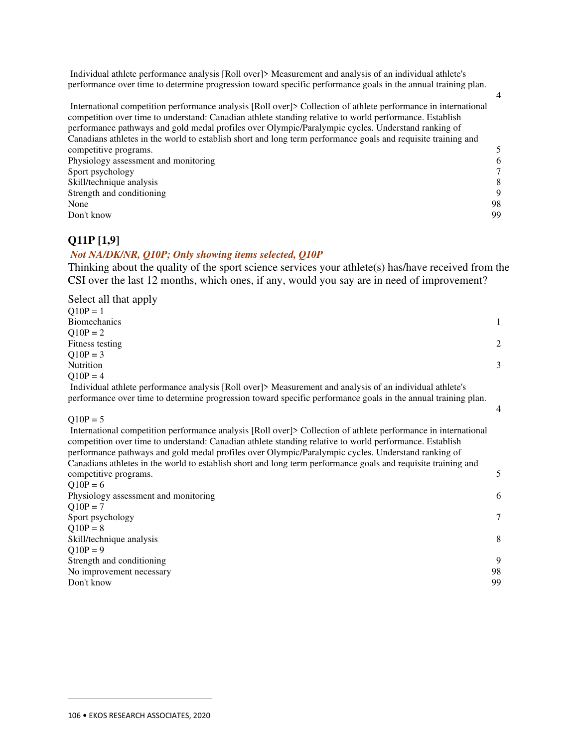Individual athlete performance analysis [Roll over]> Measurement and analysis of an individual athlete's performance over time to determine progression toward specific performance goals in the annual training plan. 4

International competition performance analysis [Roll over]> Collection of athlete performance in international competition over time to understand: Canadian athlete standing relative to world performance. Establish performance pathways and gold medal profiles over Olympic/Paralympic cycles. Understand ranking of Canadians athletes in the world to establish short and long term performance goals and requisite training and competitive programs. 5

Physiology assessment and monitoring 6

Sport psychology 7

Skill/technique analysis 8

Strength and conditioning 9

None 98

Don't know 99

### Q11P [1,9]

***Not NA/DK/NR, Q10P; Only showing items selected, Q10P***

Thinking about the quality of the sport science services your athlete(s) has/have received from the CSI over the last 12 months, which ones, if any, would you say are in need of improvement?

Select all that apply

Q10P = 1
Biomechanics 1

Q10P = 2
Fitness testing 2

Q10P = 3
Nutrition 3

Q10P = 4
Individual athlete performance analysis [Roll over]> Measurement and analysis of an individual athlete's performance over time to determine progression toward specific performance goals in the annual training plan. 4

Q10P = 5
International competition performance analysis [Roll over]> Collection of athlete performance in international competition over time to understand: Canadian athlete standing relative to world performance. Establish performance pathways and gold medal profiles over Olympic/Paralympic cycles. Understand ranking of Canadians athletes in the world to establish short and long term performance goals and requisite training and competitive programs. 5

Q10P = 6
Physiology assessment and monitoring 6

Q10P = 7
Sport psychology 7

Q10P = 8
Skill/technique analysis 8

Q10P = 9
Strength and conditioning 9

No improvement necessary 98

Don't know 99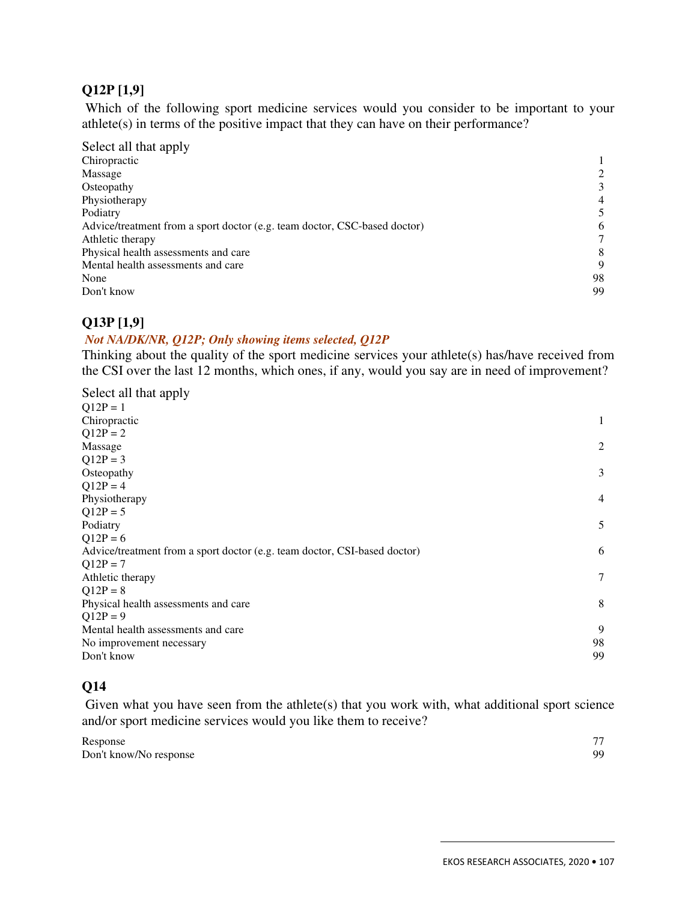### Q12P [1,9]

Which of the following sport medicine services would you consider to be important to your athlete(s) in terms of the positive impact that they can have on their performance?

Select all that apply

| | |
|---|---|
| Chiropractic | 1 |
| Massage | 2 |
| Osteopathy | 3 |
| Physiotherapy | 4 |
| Podiatry | 5 |
| Advice/treatment from a sport doctor (e.g. team doctor, CSC-based doctor) | 6 |
| Athletic therapy | 7 |
| Physical health assessments and care | 8 |
| Mental health assessments and care | 9 |
| None | 98 |
| Don't know | 99 |

### Q13P [1,9]

*Not NA/DK/NR, Q12P; Only showing items selected, Q12P*

Thinking about the quality of the sport medicine services your athlete(s) has/have received from the CSI over the last 12 months, which ones, if any, would you say are in need of improvement?

Select all that apply

| | |
|---|---|
| Q12P = 1 | |
| Chiropractic | 1 |
| Q12P = 2 | |
| Massage | 2 |
| Q12P = 3 | |
| Osteopathy | 3 |
| Q12P = 4 | |
| Physiotherapy | 4 |
| Q12P = 5 | |
| Podiatry | 5 |
| Q12P = 6 | |
| Advice/treatment from a sport doctor (e.g. team doctor, CSI-based doctor) | 6 |
| Q12P = 7 | |
| Athletic therapy | 7 |
| Q12P = 8 | |
| Physical health assessments and care | 8 |
| Q12P = 9 | |
| Mental health assessments and care | 9 |
| No improvement necessary | 98 |
| Don't know | 99 |

### Q14

Given what you have seen from the athlete(s) that you work with, what additional sport science and/or sport medicine services would you like them to receive?

| | |
|---|---|
| Response | 77 |
| Don't know/No response | 99 |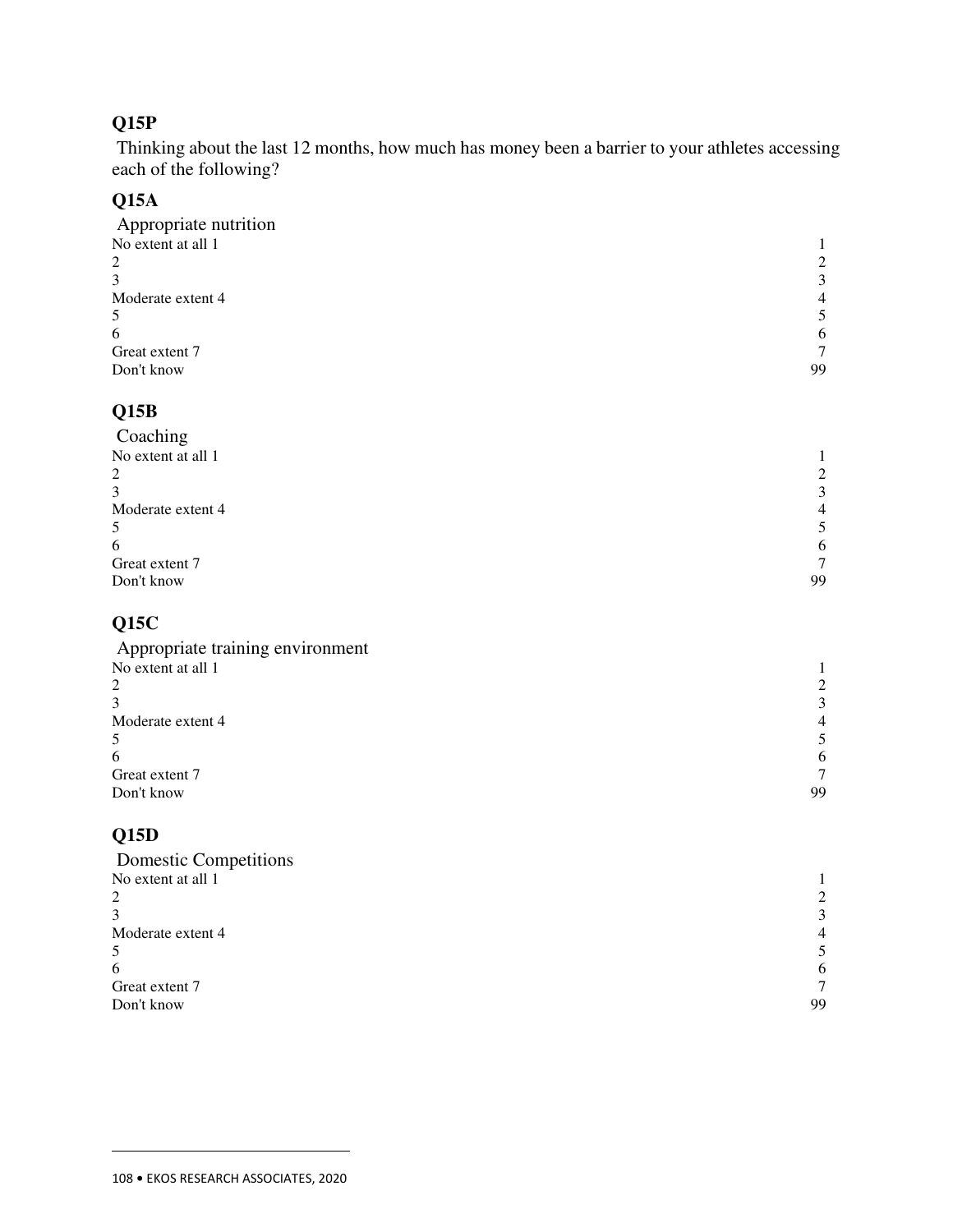### Q15P

Thinking about the last 12 months, how much has money been a barrier to your athletes accessing each of the following?

### Q15A

Appropriate nutrition

| | |
|---|---|
| No extent at all 1 | 1 |
| 2 | 2 |
| 3 | 3 |
| Moderate extent 4 | 4 |
| 5 | 5 |
| 6 | 6 |
| Great extent 7 | 7 |
| Don't know | 99 |

### Q15B

Coaching

| | |
|---|---|
| No extent at all 1 | 1 |
| 2 | 2 |
| 3 | 3 |
| Moderate extent 4 | 4 |
| 5 | 5 |
| 6 | 6 |
| Great extent 7 | 7 |
| Don't know | 99 |

### Q15C

Appropriate training environment

| | |
|---|---|
| No extent at all 1 | 1 |
| 2 | 2 |
| 3 | 3 |
| Moderate extent 4 | 4 |
| 5 | 5 |
| 6 | 6 |
| Great extent 7 | 7 |
| Don't know | 99 |

### Q15D

Domestic Competitions

| | |
|---|---|
| No extent at all 1 | 1 |
| 2 | 2 |
| 3 | 3 |
| Moderate extent 4 | 4 |
| 5 | 5 |
| 6 | 6 |
| Great extent 7 | 7 |
| Don't know | 99 |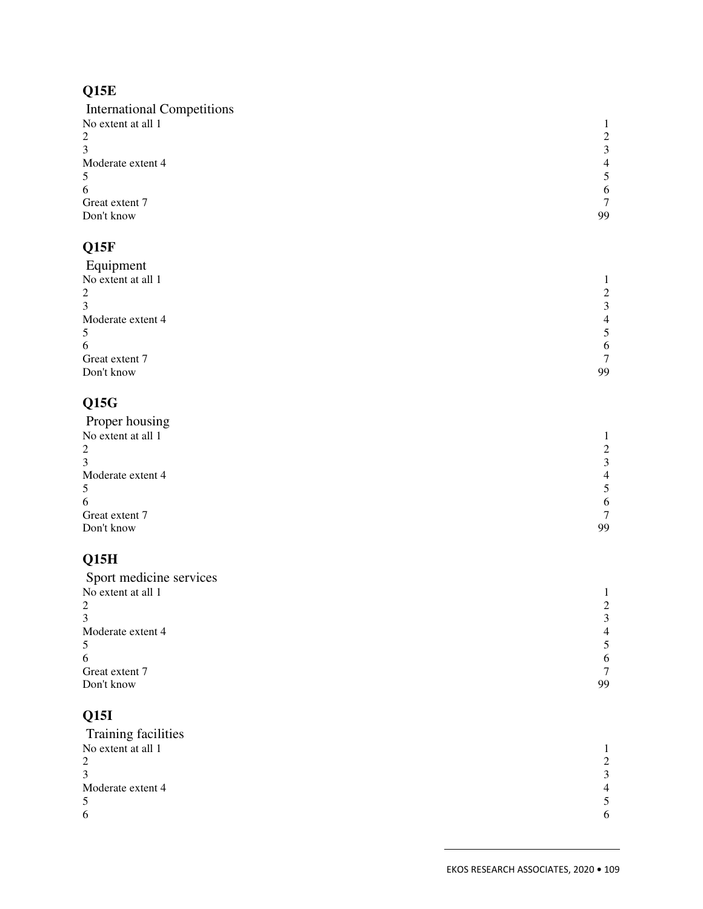## Q15E

International Competitions

| | |
|---|---|
| No extent at all 1 | 1 |
| 2 | 2 |
| 3 | 3 |
| Moderate extent 4 | 4 |
| 5 | 5 |
| 6 | 6 |
| Great extent 7 | 7 |
| Don't know | 99 |

## Q15F

Equipment

| | |
|---|---|
| No extent at all 1 | 1 |
| 2 | 2 |
| 3 | 3 |
| Moderate extent 4 | 4 |
| 5 | 5 |
| 6 | 6 |
| Great extent 7 | 7 |
| Don't know | 99 |

## Q15G

Proper housing

| | |
|---|---|
| No extent at all 1 | 1 |
| 2 | 2 |
| 3 | 3 |
| Moderate extent 4 | 4 |
| 5 | 5 |
| 6 | 6 |
| Great extent 7 | 7 |
| Don't know | 99 |

## Q15H

Sport medicine services

| | |
|---|---|
| No extent at all 1 | 1 |
| 2 | 2 |
| 3 | 3 |
| Moderate extent 4 | 4 |
| 5 | 5 |
| 6 | 6 |
| Great extent 7 | 7 |
| Don't know | 99 |

## Q15I

Training facilities

| | |
|---|---|
| No extent at all 1 | 1 |
| 2 | 2 |
| 3 | 3 |
| Moderate extent 4 | 4 |
| 5 | 5 |
| 6 | 6 |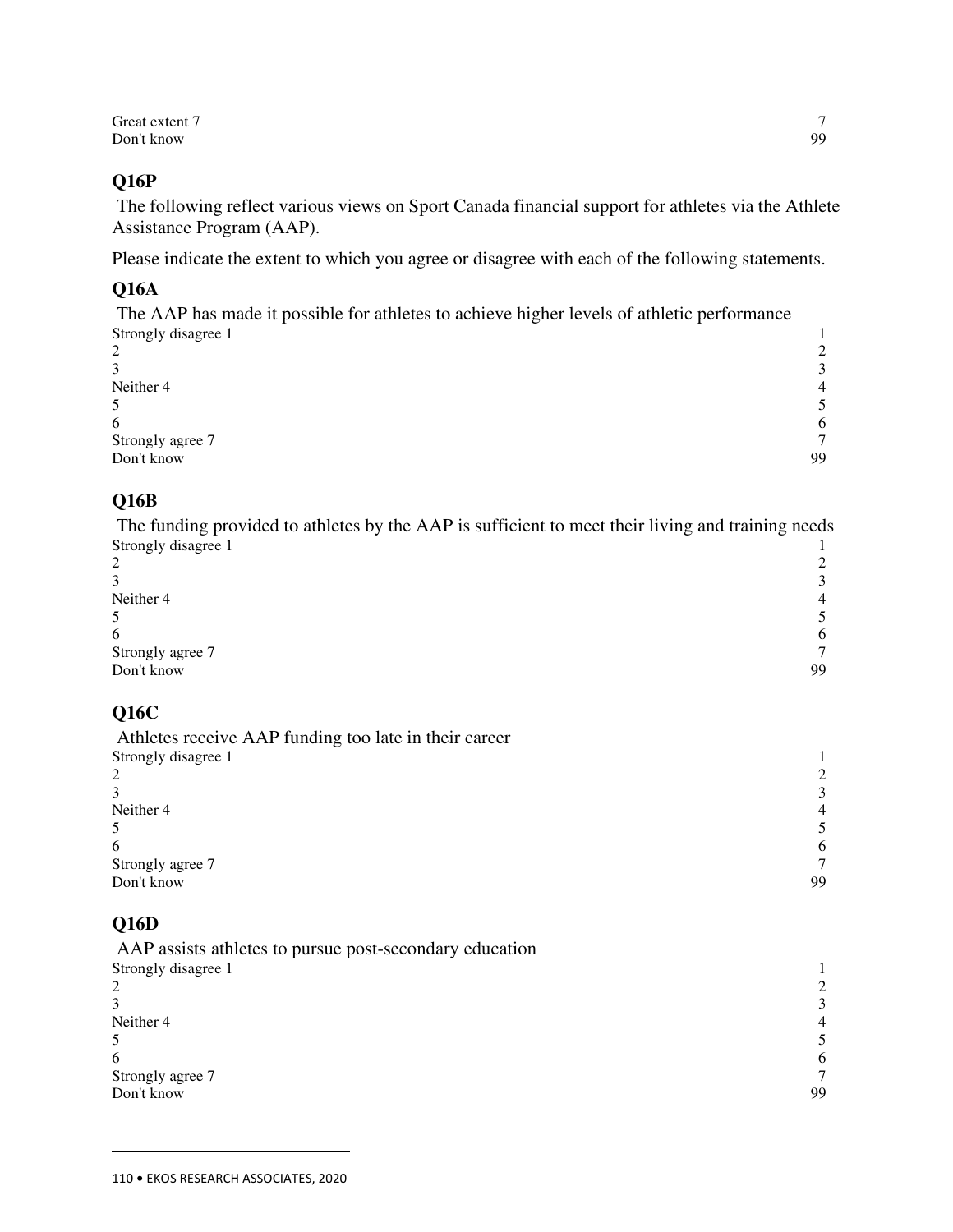| | |
|---|---|
| Great extent 7 | 7 |
| Don't know | 99 |

### Q16P

The following reflect various views on Sport Canada financial support for athletes via the Athlete Assistance Program (AAP).

Please indicate the extent to which you agree or disagree with each of the following statements.

### Q16A

The AAP has made it possible for athletes to achieve higher levels of athletic performance

| | |
|---|---|
| Strongly disagree 1 | 1 |
| 2 | 2 |
| 3 | 3 |
| Neither 4 | 4 |
| 5 | 5 |
| 6 | 6 |
| Strongly agree 7 | 7 |
| Don't know | 99 |

### Q16B

The funding provided to athletes by the AAP is sufficient to meet their living and training needs

| | |
|---|---|
| Strongly disagree 1 | 1 |
| 2 | 2 |
| 3 | 3 |
| Neither 4 | 4 |
| 5 | 5 |
| 6 | 6 |
| Strongly agree 7 | 7 |
| Don't know | 99 |

### Q16C

Athletes receive AAP funding too late in their career

| | |
|---|---|
| Strongly disagree 1 | 1 |
| 2 | 2 |
| 3 | 3 |
| Neither 4 | 4 |
| 5 | 5 |
| 6 | 6 |
| Strongly agree 7 | 7 |
| Don't know | 99 |

### Q16D

AAP assists athletes to pursue post-secondary education

| | |
|---|---|
| Strongly disagree 1 | 1 |
| 2 | 2 |
| 3 | 3 |
| Neither 4 | 4 |
| 5 | 5 |
| 6 | 6 |
| Strongly agree 7 | 7 |
| Don't know | 99 |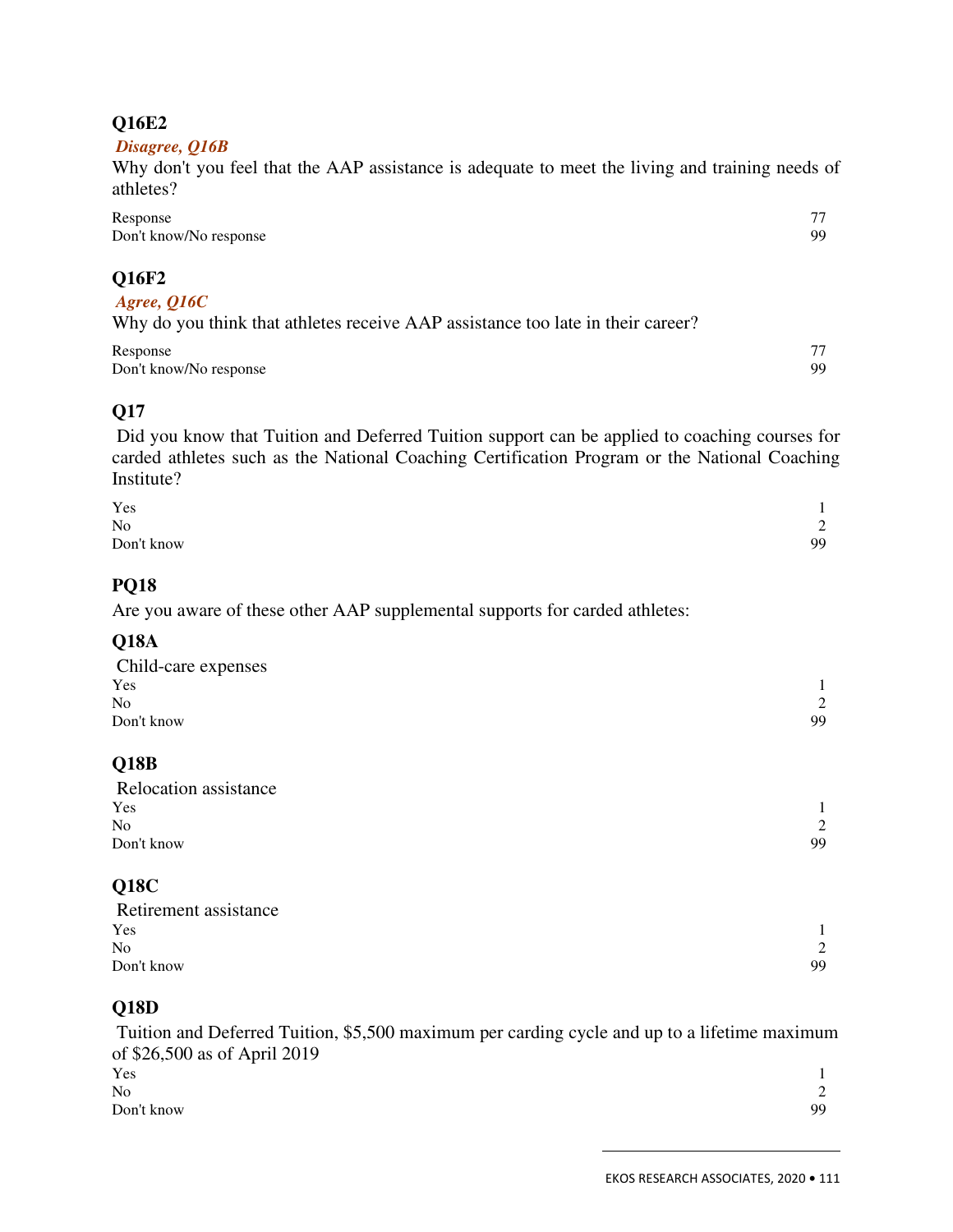### Q16E2

***Disagree, Q16B***

Why don't you feel that the AAP assistance is adequate to meet the living and training needs of athletes?

| | |
|---|---|
| Response | 77 |
| Don't know/No response | 99 |

### Q16F2

***Agree, Q16C***

Why do you think that athletes receive AAP assistance too late in their career?

| | |
|---|---|
| Response | 77 |
| Don't know/No response | 99 |

### Q17

Did you know that Tuition and Deferred Tuition support can be applied to coaching courses for carded athletes such as the National Coaching Certification Program or the National Coaching Institute?

| | |
|---|---|
| Yes | 1 |
| No | 2 |
| Don't know | 99 |

### PQ18

Are you aware of these other AAP supplemental supports for carded athletes:

### Q18A

Child-care expenses

| | |
|---|---|
| Yes | 1 |
| No | 2 |
| Don't know | 99 |

### Q18B

Relocation assistance

| | |
|---|---|
| Yes | 1 |
| No | 2 |
| Don't know | 99 |

### Q18C

Retirement assistance

| | |
|---|---|
| Yes | 1 |
| No | 2 |
| Don't know | 99 |

### Q18D

Tuition and Deferred Tuition, $5,500 maximum per carding cycle and up to a lifetime maximum of $26,500 as of April 2019

| | |
|---|---|
| Yes | 1 |
| No | 2 |
| Don't know | 99 |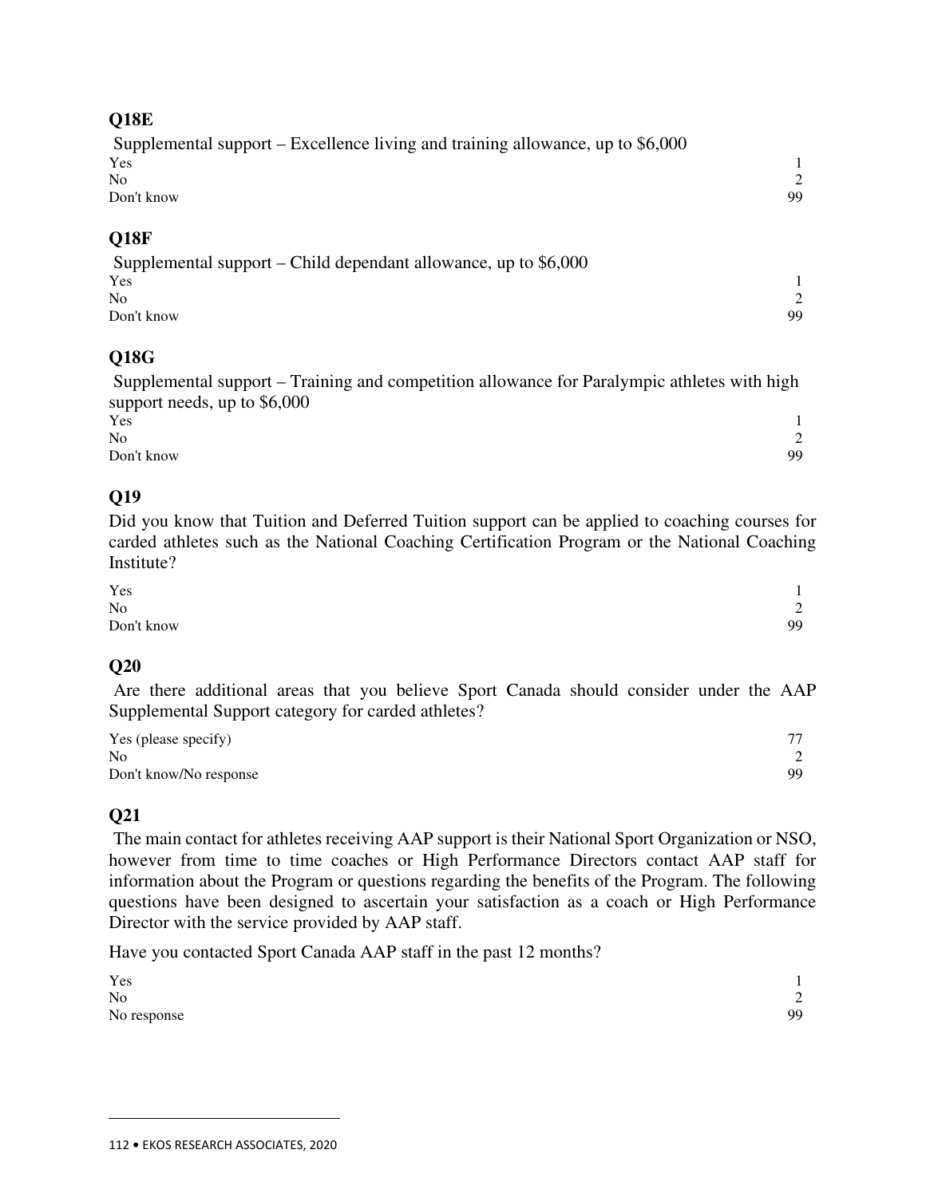### Q18E

Supplemental support – Excellence living and training allowance, up to $6,000

| | |
|---|---|
| Yes | 1 |
| No | 2 |
| Don't know | 99 |

### Q18F

Supplemental support – Child dependant allowance, up to $6,000

| | |
|---|---|
| Yes | 1 |
| No | 2 |
| Don't know | 99 |

### Q18G

Supplemental support – Training and competition allowance for Paralympic athletes with high support needs, up to $6,000

| | |
|---|---|
| Yes | 1 |
| No | 2 |
| Don't know | 99 |

### Q19

Did you know that Tuition and Deferred Tuition support can be applied to coaching courses for carded athletes such as the National Coaching Certification Program or the National Coaching Institute?

| | |
|---|---|
| Yes | 1 |
| No | 2 |
| Don't know | 99 |

### Q20

Are there additional areas that you believe Sport Canada should consider under the AAP Supplemental Support category for carded athletes?

| | |
|---|---|
| Yes (please specify) | 77 |
| No | 2 |
| Don't know/No response | 99 |

### Q21

The main contact for athletes receiving AAP support is their National Sport Organization or NSO, however from time to time coaches or High Performance Directors contact AAP staff for information about the Program or questions regarding the benefits of the Program. The following questions have been designed to ascertain your satisfaction as a coach or High Performance Director with the service provided by AAP staff.

Have you contacted Sport Canada AAP staff in the past 12 months?

| | |
|---|---|
| Yes | 1 |
| No | 2 |
| No response | 99 |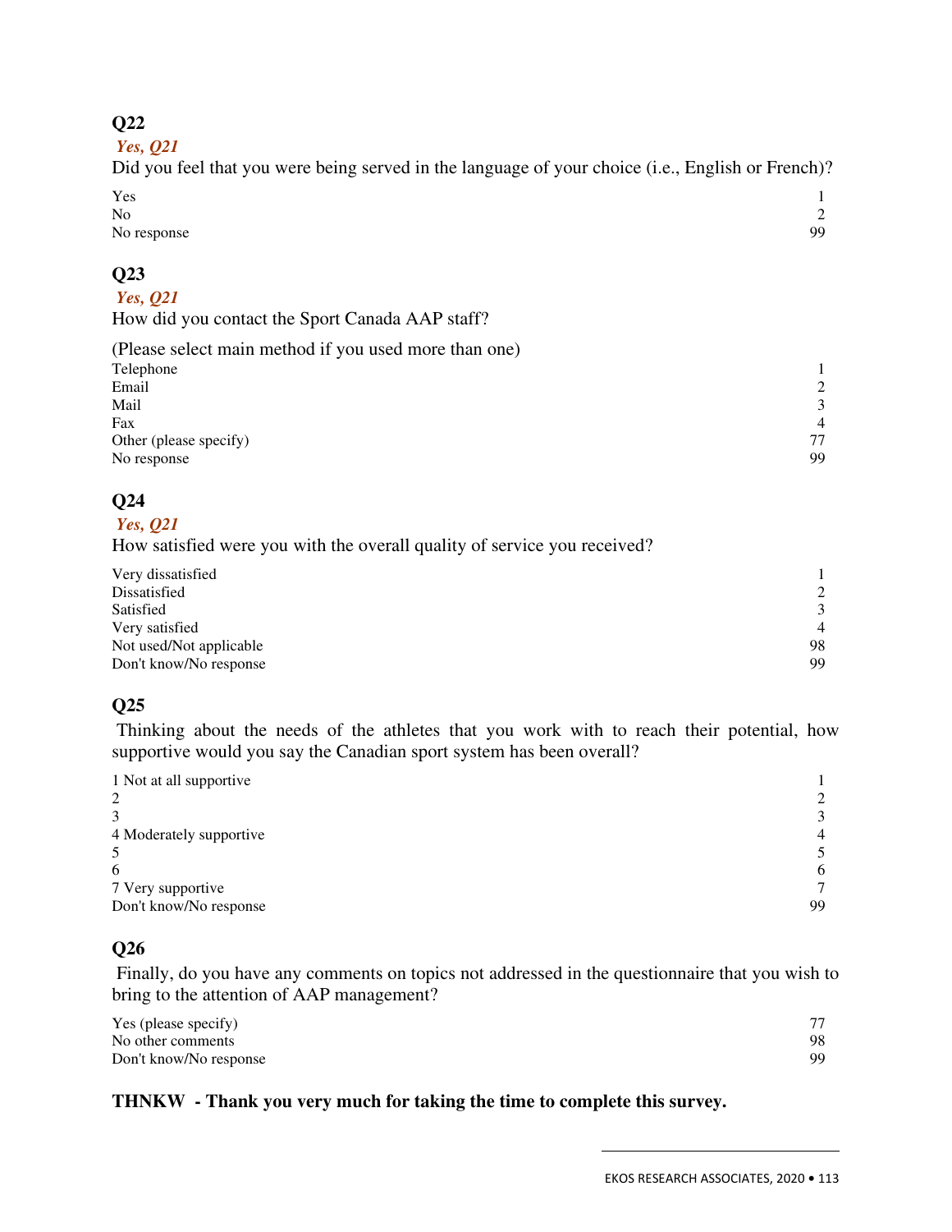### Q22

*Yes, Q21*

Did you feel that you were being served in the language of your choice (i.e., English or French)?

| | |
|---|---|
| Yes | 1 |
| No | 2 |
| No response | 99 |

### Q23

*Yes, Q21*

How did you contact the Sport Canada AAP staff?

(Please select main method if you used more than one)

| | |
|---|---|
| Telephone | 1 |
| Email | 2 |
| Mail | 3 |
| Fax | 4 |
| Other (please specify) | 77 |
| No response | 99 |

### Q24

*Yes, Q21*

How satisfied were you with the overall quality of service you received?

| | |
|---|---|
| Very dissatisfied | 1 |
| Dissatisfied | 2 |
| Satisfied | 3 |
| Very satisfied | 4 |
| Not used/Not applicable | 98 |
| Don't know/No response | 99 |

### Q25

Thinking about the needs of the athletes that you work with to reach their potential, how supportive would you say the Canadian sport system has been overall?

| | |
|---|---|
| 1 Not at all supportive | 1 |
| 2 | 2 |
| 3 | 3 |
| 4 Moderately supportive | 4 |
| 5 | 5 |
| 6 | 6 |
| 7 Very supportive | 7 |
| Don't know/No response | 99 |

### Q26

Finally, do you have any comments on topics not addressed in the questionnaire that you wish to bring to the attention of AAP management?

| | |
|---|---|
| Yes (please specify) | 77 |
| No other comments | 98 |
| Don't know/No response | 99 |

**THNKW - Thank you very much for taking the time to complete this survey.**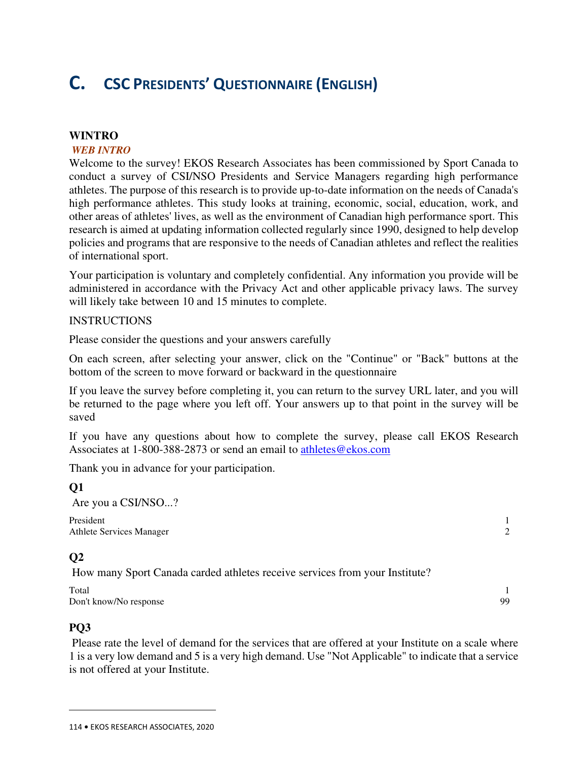# C. CSC PRESIDENTS' QUESTIONNAIRE (ENGLISH)

**WINTRO**

***WEB INTRO***

Welcome to the survey! EKOS Research Associates has been commissioned by Sport Canada to conduct a survey of CSI/NSO Presidents and Service Managers regarding high performance athletes. The purpose of this research is to provide up-to-date information on the needs of Canada's high performance athletes. This study looks at training, economic, social, education, work, and other areas of athletes' lives, as well as the environment of Canadian high performance sport. This research is aimed at updating information collected regularly since 1990, designed to help develop policies and programs that are responsive to the needs of Canadian athletes and reflect the realities of international sport.

Your participation is voluntary and completely confidential. Any information you provide will be administered in accordance with the Privacy Act and other applicable privacy laws. The survey will likely take between 10 and 15 minutes to complete.

INSTRUCTIONS

Please consider the questions and your answers carefully

On each screen, after selecting your answer, click on the "Continue" or "Back" buttons at the bottom of the screen to move forward or backward in the questionnaire

If you leave the survey before completing it, you can return to the survey URL later, and you will be returned to the page where you left off. Your answers up to that point in the survey will be saved

If you have any questions about how to complete the survey, please call EKOS Research Associates at 1-800-388-2873 or send an email to athletes@ekos.com

Thank you in advance for your participation.

**Q1**

Are you a CSI/NSO...?

| | |
|---|---|
| President | 1 |
| Athlete Services Manager | 2 |

**Q2**

How many Sport Canada carded athletes receive services from your Institute?

| | |
|---|---|
| Total | 1 |
| Don't know/No response | 99 |

**PQ3**

Please rate the level of demand for the services that are offered at your Institute on a scale where 1 is a very low demand and 5 is a very high demand. Use "Not Applicable" to indicate that a service is not offered at your Institute.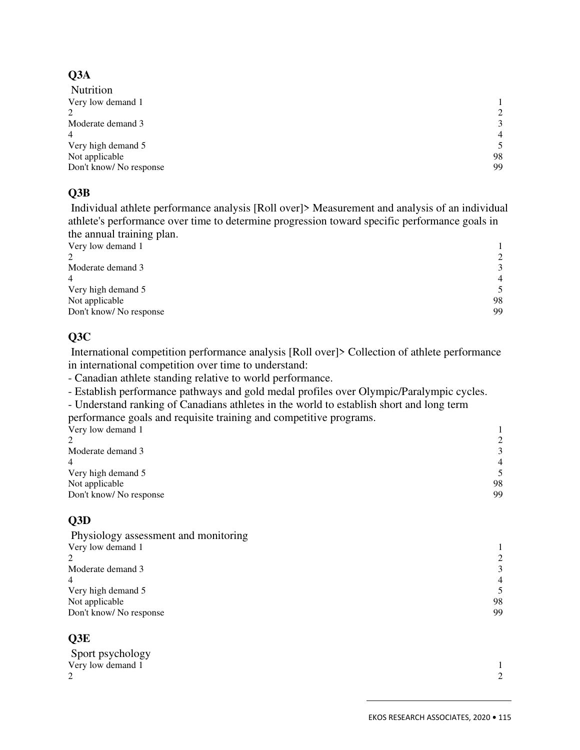## Q3A

Nutrition

| | |
|---|---|
| Very low demand 1 | 1 |
| 2 | 2 |
| Moderate demand 3 | 3 |
| 4 | 4 |
| Very high demand 5 | 5 |
| Not applicable | 98 |
| Don't know/ No response | 99 |

## Q3B

Individual athlete performance analysis [Roll over]> Measurement and analysis of an individual athlete's performance over time to determine progression toward specific performance goals in the annual training plan.

| | |
|---|---|
| Very low demand 1 | 1 |
| 2 | 2 |
| Moderate demand 3 | 3 |
| 4 | 4 |
| Very high demand 5 | 5 |
| Not applicable | 98 |
| Don't know/ No response | 99 |

## Q3C

International competition performance analysis [Roll over]> Collection of athlete performance in international competition over time to understand:

- Canadian athlete standing relative to world performance.
- Establish performance pathways and gold medal profiles over Olympic/Paralympic cycles.
- Understand ranking of Canadians athletes in the world to establish short and long term performance goals and requisite training and competitive programs.

| | |
|---|---|
| Very low demand 1 | 1 |
| 2 | 2 |
| Moderate demand 3 | 3 |
| 4 | 4 |
| Very high demand 5 | 5 |
| Not applicable | 98 |
| Don't know/ No response | 99 |

## Q3D

Physiology assessment and monitoring

| | |
|---|---|
| Very low demand 1 | 1 |
| 2 | 2 |
| Moderate demand 3 | 3 |
| 4 | 4 |
| Very high demand 5 | 5 |
| Not applicable | 98 |
| Don't know/ No response | 99 |

## Q3E

Sport psychology

| | |
|---|---|
| Very low demand 1 | 1 |
| 2 | 2 |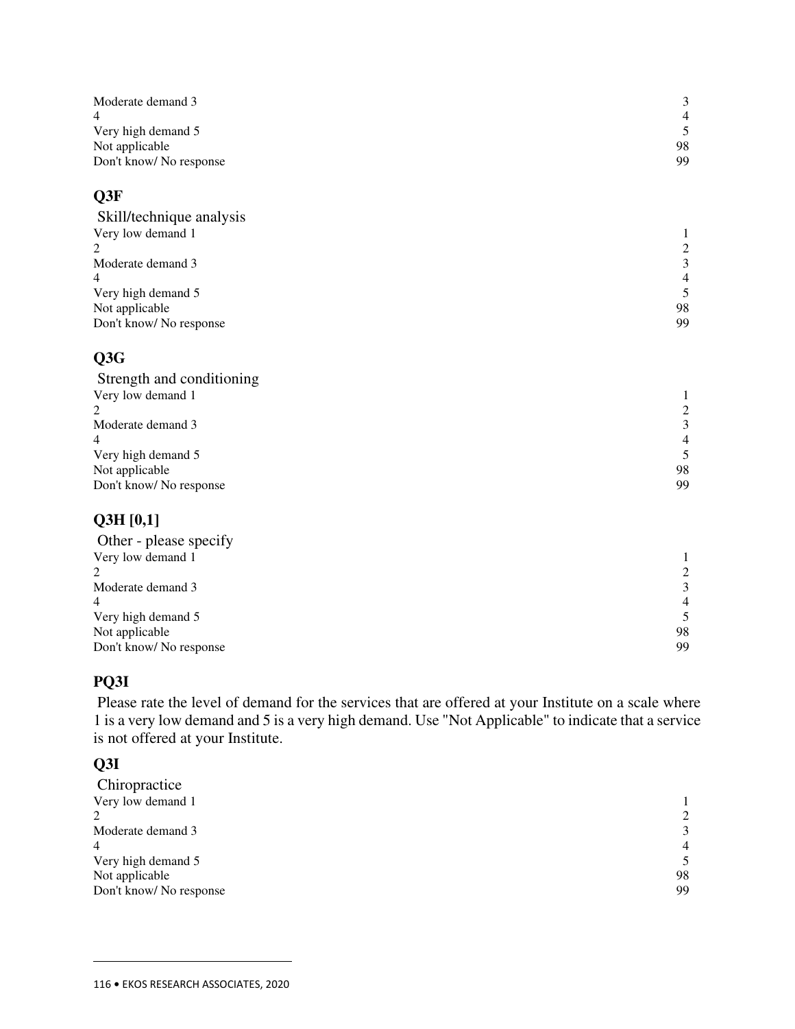| | |
|---|---|
| Moderate demand 3 | 3 |
| 4 | 4 |
| Very high demand 5 | 5 |
| Not applicable | 98 |
| Don't know/ No response | 99 |

## Q3F

Skill/technique analysis

| | |
|---|---|
| Very low demand 1 | 1 |
| 2 | 2 |
| Moderate demand 3 | 3 |
| 4 | 4 |
| Very high demand 5 | 5 |
| Not applicable | 98 |
| Don't know/ No response | 99 |

## Q3G

Strength and conditioning

| | |
|---|---|
| Very low demand 1 | 1 |
| 2 | 2 |
| Moderate demand 3 | 3 |
| 4 | 4 |
| Very high demand 5 | 5 |
| Not applicable | 98 |
| Don't know/ No response | 99 |

## Q3H [0,1]

Other - please specify

| | |
|---|---|
| Very low demand 1 | 1 |
| 2 | 2 |
| Moderate demand 3 | 3 |
| 4 | 4 |
| Very high demand 5 | 5 |
| Not applicable | 98 |
| Don't know/ No response | 99 |

## PQ3I

Please rate the level of demand for the services that are offered at your Institute on a scale where 1 is a very low demand and 5 is a very high demand. Use "Not Applicable" to indicate that a service is not offered at your Institute.

## Q3I

Chiropractice

| | |
|---|---|
| Very low demand 1 | 1 |
| 2 | 2 |
| Moderate demand 3 | 3 |
| 4 | 4 |
| Very high demand 5 | 5 |
| Not applicable | 98 |
| Don't know/ No response | 99 |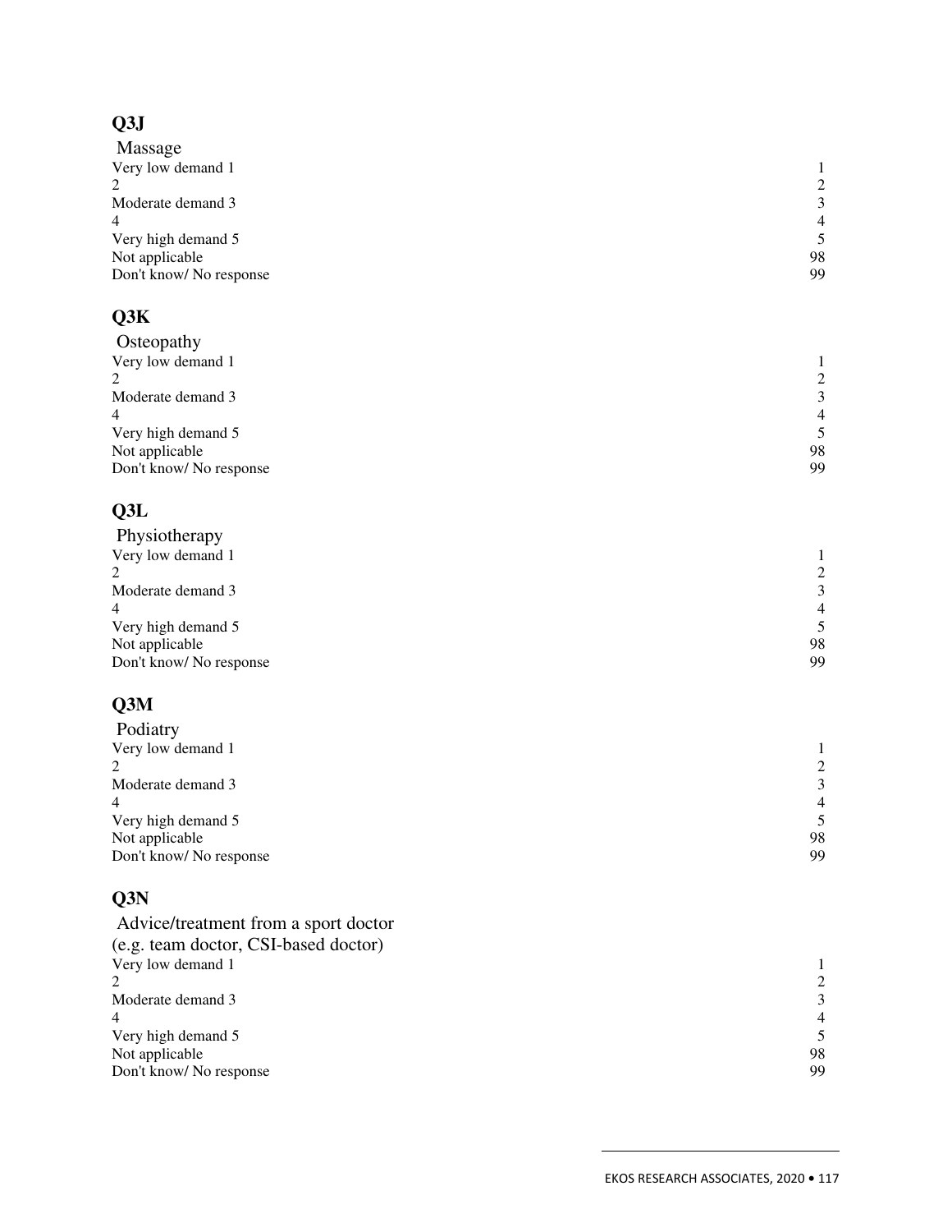## Q3J

Massage

| | |
|---|---|
| Very low demand 1 | 1 |
| 2 | 2 |
| Moderate demand 3 | 3 |
| 4 | 4 |
| Very high demand 5 | 5 |
| Not applicable | 98 |
| Don't know/ No response | 99 |

## Q3K

Osteopathy

| | |
|---|---|
| Very low demand 1 | 1 |
| 2 | 2 |
| Moderate demand 3 | 3 |
| 4 | 4 |
| Very high demand 5 | 5 |
| Not applicable | 98 |
| Don't know/ No response | 99 |

## Q3L

Physiotherapy

| | |
|---|---|
| Very low demand 1 | 1 |
| 2 | 2 |
| Moderate demand 3 | 3 |
| 4 | 4 |
| Very high demand 5 | 5 |
| Not applicable | 98 |
| Don't know/ No response | 99 |

## Q3M

Podiatry

| | |
|---|---|
| Very low demand 1 | 1 |
| 2 | 2 |
| Moderate demand 3 | 3 |
| 4 | 4 |
| Very high demand 5 | 5 |
| Not applicable | 98 |
| Don't know/ No response | 99 |

## Q3N

Advice/treatment from a sport doctor (e.g. team doctor, CSI-based doctor)

| | |
|---|---|
| Very low demand 1 | 1 |
| 2 | 2 |
| Moderate demand 3 | 3 |
| 4 | 4 |
| Very high demand 5 | 5 |
| Not applicable | 98 |
| Don't know/ No response | 99 |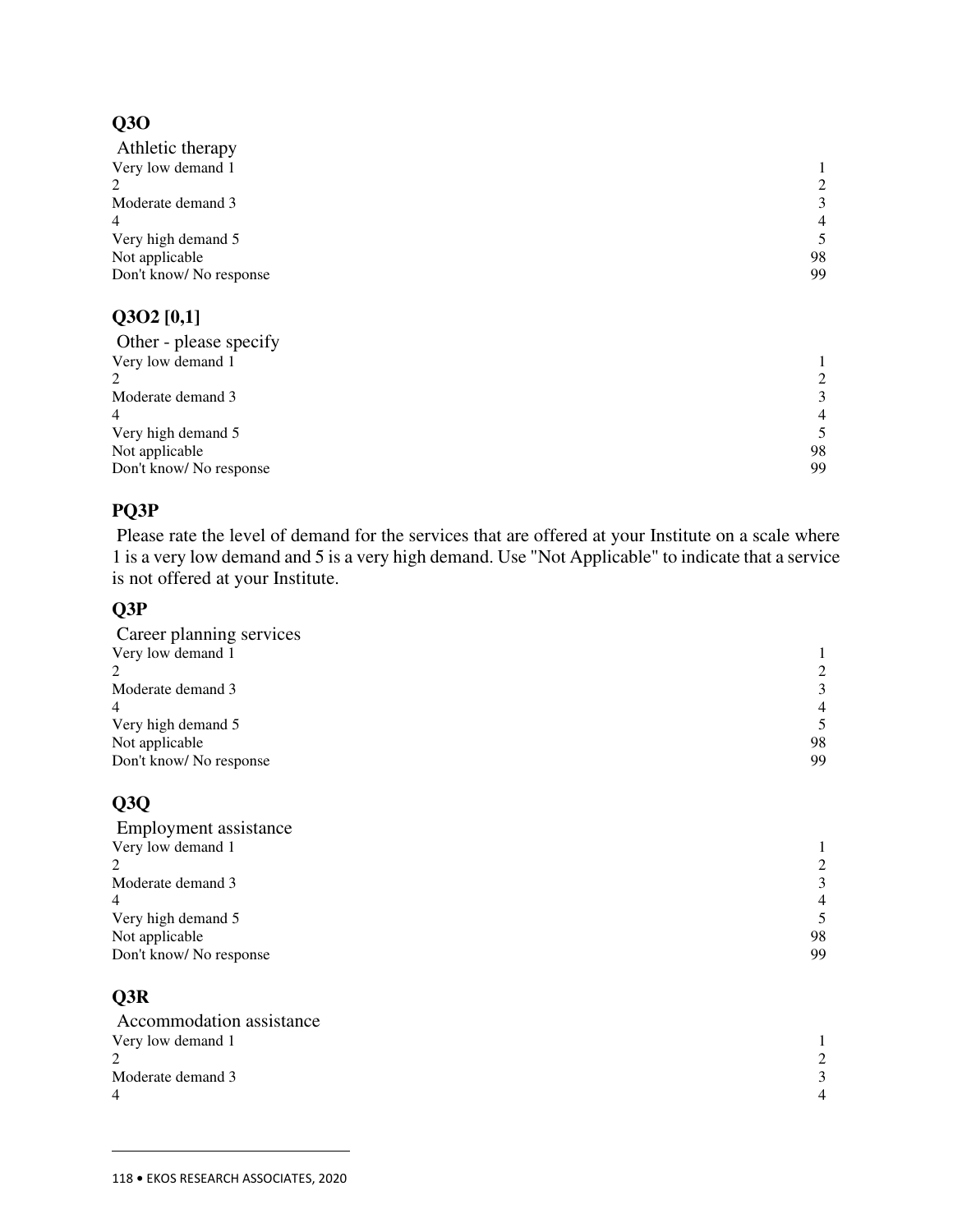**Q3O**

Athletic therapy

| | |
|---|---|
| Very low demand 1 | 1 |
| 2 | 2 |
| Moderate demand 3 | 3 |
| 4 | 4 |
| Very high demand 5 | 5 |
| Not applicable | 98 |
| Don't know/ No response | 99 |

**Q3O2 [0,1]**

Other - please specify

| | |
|---|---|
| Very low demand 1 | 1 |
| 2 | 2 |
| Moderate demand 3 | 3 |
| 4 | 4 |
| Very high demand 5 | 5 |
| Not applicable | 98 |
| Don't know/ No response | 99 |

**PQ3P**

Please rate the level of demand for the services that are offered at your Institute on a scale where 1 is a very low demand and 5 is a very high demand. Use "Not Applicable" to indicate that a service is not offered at your Institute.

**Q3P**

Career planning services

| | |
|---|---|
| Very low demand 1 | 1 |
| 2 | 2 |
| Moderate demand 3 | 3 |
| 4 | 4 |
| Very high demand 5 | 5 |
| Not applicable | 98 |
| Don't know/ No response | 99 |

**Q3Q**

Employment assistance

| | |
|---|---|
| Very low demand 1 | 1 |
| 2 | 2 |
| Moderate demand 3 | 3 |
| 4 | 4 |
| Very high demand 5 | 5 |
| Not applicable | 98 |
| Don't know/ No response | 99 |

**Q3R**

Accommodation assistance

| | |
|---|---|
| Very low demand 1 | 1 |
| 2 | 2 |
| Moderate demand 3 | 3 |
| 4 | 4 |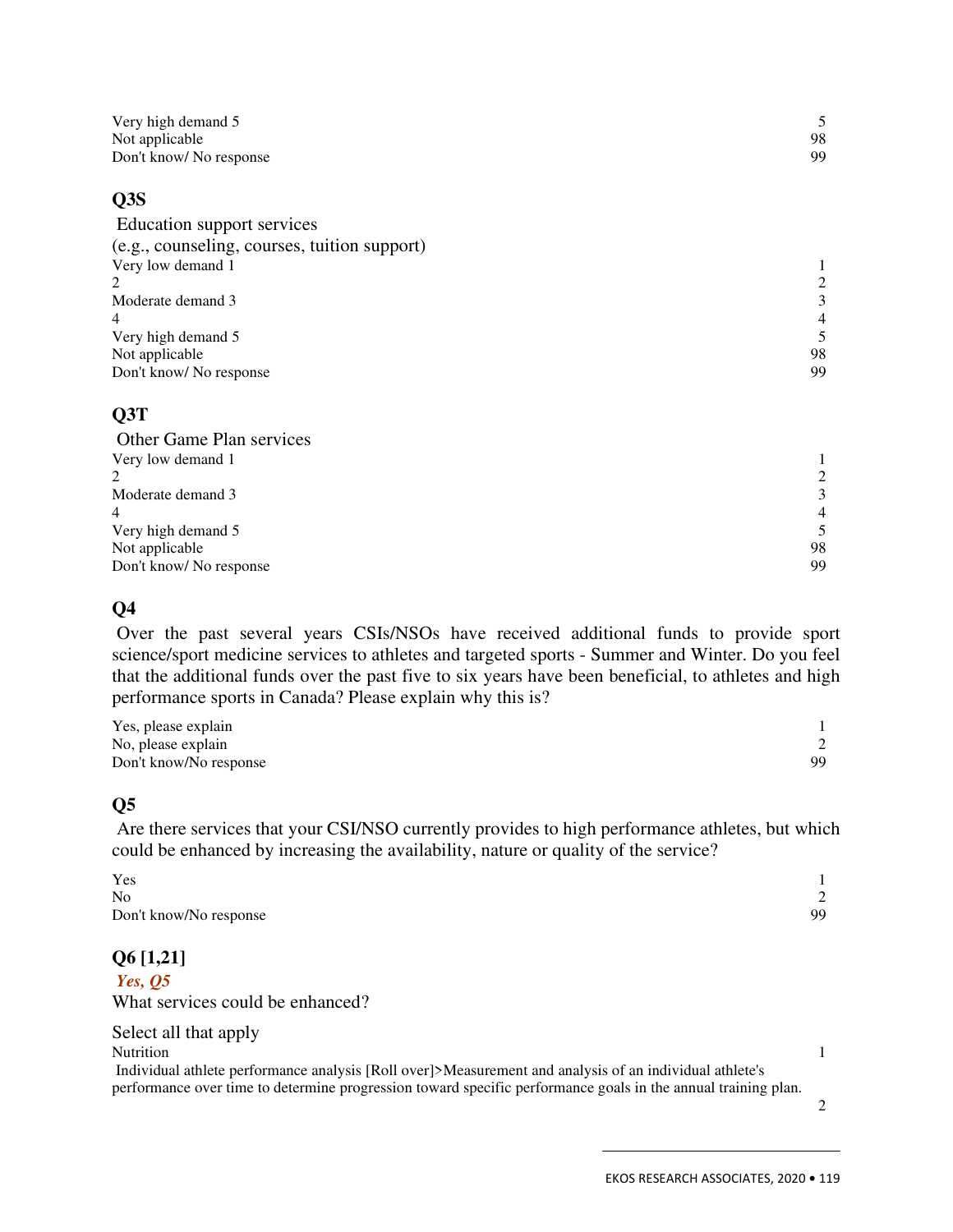| | |
|---|---|
| Very high demand 5 | 5 |
| Not applicable | 98 |
| Don't know/ No response | 99 |

### Q3S

Education support services
(e.g., counseling, courses, tuition support)

| | |
|---|---|
| Very low demand 1 | 1 |
| 2 | 2 |
| Moderate demand 3 | 3 |
| 4 | 4 |
| Very high demand 5 | 5 |
| Not applicable | 98 |
| Don't know/ No response | 99 |

### Q3T

Other Game Plan services

| | |
|---|---|
| Very low demand 1 | 1 |
| 2 | 2 |
| Moderate demand 3 | 3 |
| 4 | 4 |
| Very high demand 5 | 5 |
| Not applicable | 98 |
| Don't know/ No response | 99 |

### Q4

Over the past several years CSIs/NSOs have received additional funds to provide sport science/sport medicine services to athletes and targeted sports - Summer and Winter. Do you feel that the additional funds over the past five to six years have been beneficial, to athletes and high performance sports in Canada? Please explain why this is?

| | |
|---|---|
| Yes, please explain | 1 |
| No, please explain | 2 |
| Don't know/No response | 99 |

### Q5

Are there services that your CSI/NSO currently provides to high performance athletes, but which could be enhanced by increasing the availability, nature or quality of the service?

| | |
|---|---|
| Yes | 1 |
| No | 2 |
| Don't know/No response | 99 |

### Q6 [1,21]

*Yes, Q5*

What services could be enhanced?

Select all that apply

| | |
|---|---|
| Nutrition | 1 |
| Individual athlete performance analysis [Roll over]>Measurement and analysis of an individual athlete's performance over time to determine progression toward specific performance goals in the annual training plan. | 2 |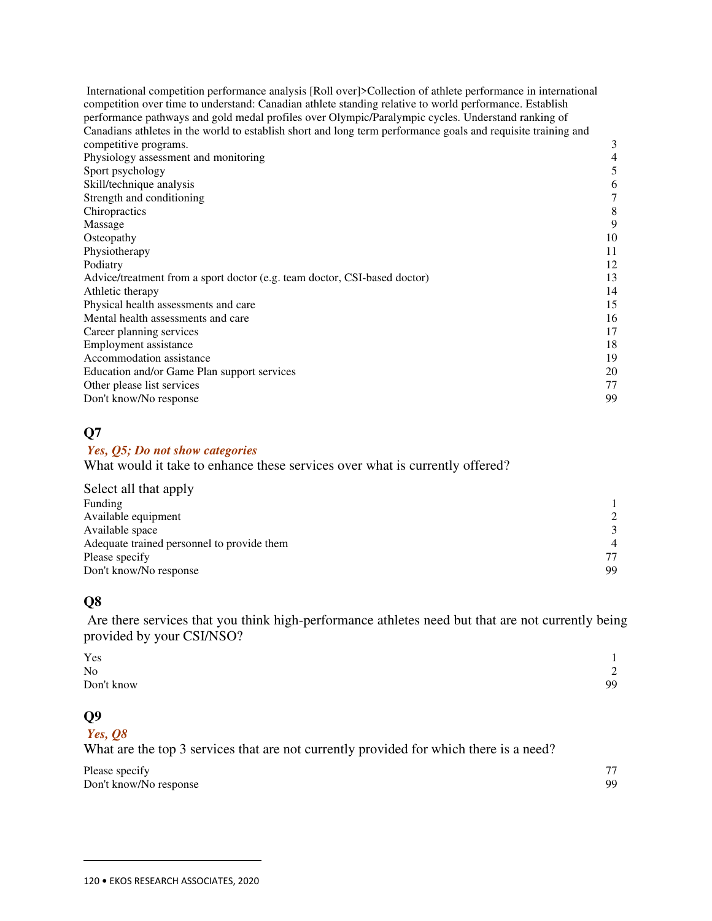| | |
|---|---|
| International competition performance analysis [Roll over]>Collection of athlete performance in international competition over time to understand: Canadian athlete standing relative to world performance. Establish performance pathways and gold medal profiles over Olympic/Paralympic cycles. Understand ranking of Canadians athletes in the world to establish short and long term performance goals and requisite training and competitive programs. | 3 |
| Physiology assessment and monitoring | 4 |
| Sport psychology | 5 |
| Skill/technique analysis | 6 |
| Strength and conditioning | 7 |
| Chiropractics | 8 |
| Massage | 9 |
| Osteopathy | 10 |
| Physiotherapy | 11 |
| Podiatry | 12 |
| Advice/treatment from a sport doctor (e.g. team doctor, CSI-based doctor) | 13 |
| Athletic therapy | 14 |
| Physical health assessments and care | 15 |
| Mental health assessments and care | 16 |
| Career planning services | 17 |
| Employment assistance | 18 |
| Accommodation assistance | 19 |
| Education and/or Game Plan support services | 20 |
| Other please list services | 77 |
| Don't know/No response | 99 |

## Q7

*Yes, Q5; Do not show categories*

What would it take to enhance these services over what is currently offered?

Select all that apply

| | |
|---|---|
| Funding | 1 |
| Available equipment | 2 |
| Available space | 3 |
| Adequate trained personnel to provide them | 4 |
| Please specify | 77 |
| Don't know/No response | 99 |

## Q8

Are there services that you think high-performance athletes need but that are not currently being provided by your CSI/NSO?

| | |
|---|---|
| Yes | 1 |
| No | 2 |
| Don't know | 99 |

## Q9

*Yes, Q8*

What are the top 3 services that are not currently provided for which there is a need?

| | |
|---|---|
| Please specify | 77 |
| Don't know/No response | 99 |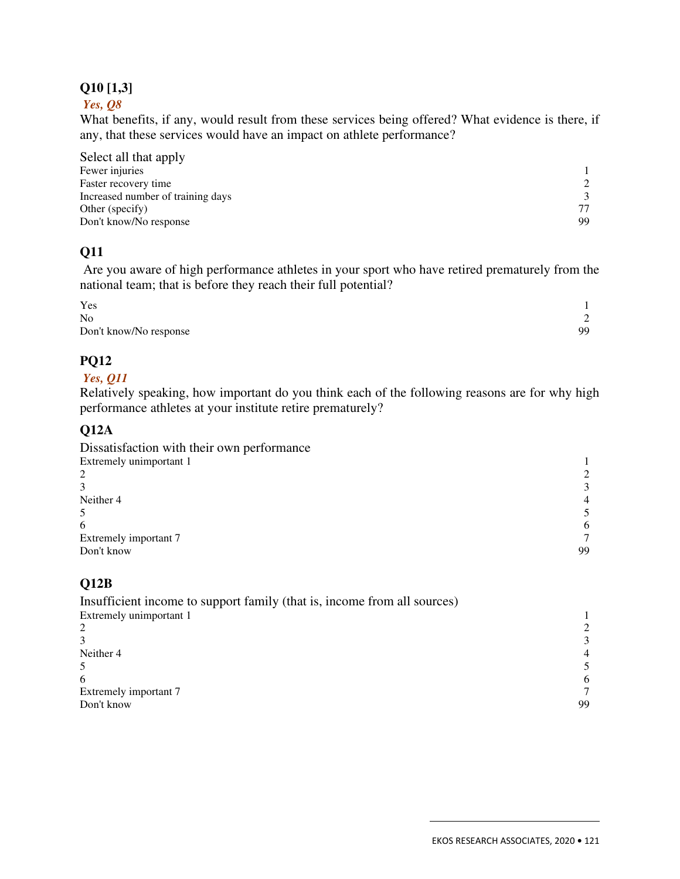### Q10 [1,3]

***Yes, Q8***

What benefits, if any, would result from these services being offered? What evidence is there, if any, that these services would have an impact on athlete performance?

| Select all that apply | |
|---|---|
| Fewer injuries | 1 |
| Faster recovery time | 2 |
| Increased number of training days | 3 |
| Other (specify) | 77 |
| Don't know/No response | 99 |

### Q11

Are you aware of high performance athletes in your sport who have retired prematurely from the national team; that is before they reach their full potential?

| | |
|---|---|
| Yes | 1 |
| No | 2 |
| Don't know/No response | 99 |

### PQ12

***Yes, Q11***

Relatively speaking, how important do you think each of the following reasons are for why high performance athletes at your institute retire prematurely?

### Q12A

| Dissatisfaction with their own performance | |
|---|---|
| Extremely unimportant 1 | 1 |
| 2 | 2 |
| 3 | 3 |
| Neither 4 | 4 |
| 5 | 5 |
| 6 | 6 |
| Extremely important 7 | 7 |
| Don't know | 99 |

### Q12B

| Insufficient income to support family (that is, income from all sources) | |
|---|---|
| Extremely unimportant 1 | 1 |
| 2 | 2 |
| 3 | 3 |
| Neither 4 | 4 |
| 5 | 5 |
| 6 | 6 |
| Extremely important 7 | 7 |
| Don't know | 99 |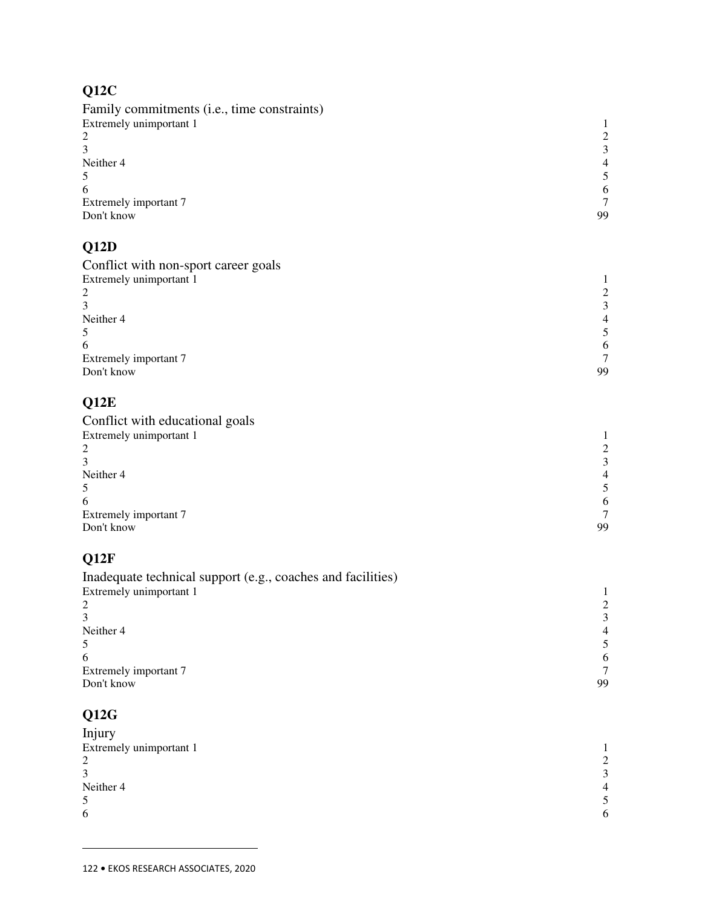## Q12C

Family commitments (i.e., time constraints)

| | |
|---|---|
| Extremely unimportant 1 | 1 |
| 2 | 2 |
| 3 | 3 |
| Neither 4 | 4 |
| 5 | 5 |
| 6 | 6 |
| Extremely important 7 | 7 |
| Don't know | 99 |

## Q12D

Conflict with non-sport career goals

| | |
|---|---|
| Extremely unimportant 1 | 1 |
| 2 | 2 |
| 3 | 3 |
| Neither 4 | 4 |
| 5 | 5 |
| 6 | 6 |
| Extremely important 7 | 7 |
| Don't know | 99 |

## Q12E

Conflict with educational goals

| | |
|---|---|
| Extremely unimportant 1 | 1 |
| 2 | 2 |
| 3 | 3 |
| Neither 4 | 4 |
| 5 | 5 |
| 6 | 6 |
| Extremely important 7 | 7 |
| Don't know | 99 |

## Q12F

Inadequate technical support (e.g., coaches and facilities)

| | |
|---|---|
| Extremely unimportant 1 | 1 |
| 2 | 2 |
| 3 | 3 |
| Neither 4 | 4 |
| 5 | 5 |
| 6 | 6 |
| Extremely important 7 | 7 |
| Don't know | 99 |

## Q12G

Injury

| | |
|---|---|
| Extremely unimportant 1 | 1 |
| 2 | 2 |
| 3 | 3 |
| Neither 4 | 4 |
| 5 | 5 |
| 6 | 6 |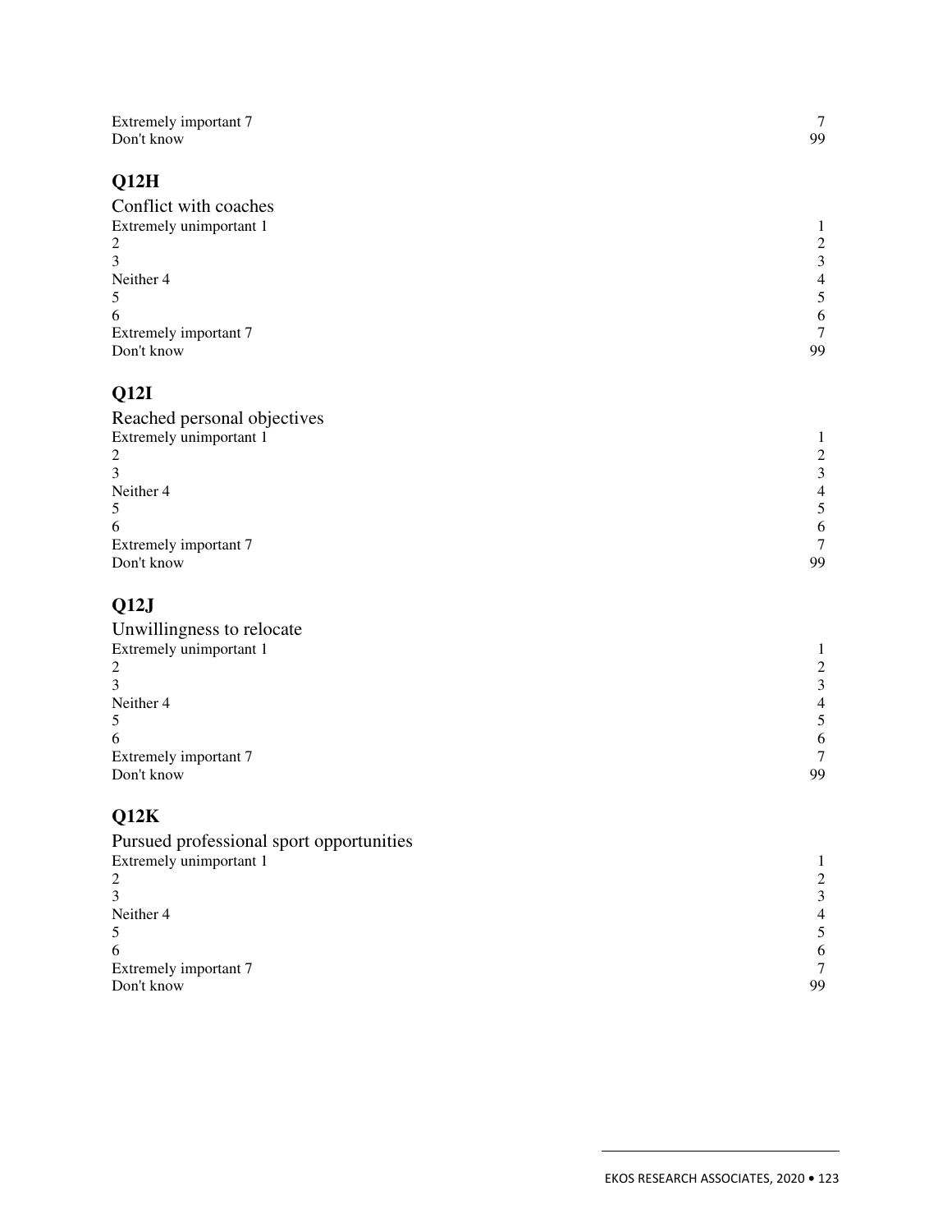| | |
|---|---|
| Extremely important 7 | 7 |
| Don't know | 99 |

## Q12H

Conflict with coaches

| | |
|---|---|
| Extremely unimportant 1 | 1 |
| 2 | 2 |
| 3 | 3 |
| Neither 4 | 4 |
| 5 | 5 |
| 6 | 6 |
| Extremely important 7 | 7 |
| Don't know | 99 |

## Q12I

Reached personal objectives

| | |
|---|---|
| Extremely unimportant 1 | 1 |
| 2 | 2 |
| 3 | 3 |
| Neither 4 | 4 |
| 5 | 5 |
| 6 | 6 |
| Extremely important 7 | 7 |
| Don't know | 99 |

## Q12J

Unwillingness to relocate

| | |
|---|---|
| Extremely unimportant 1 | 1 |
| 2 | 2 |
| 3 | 3 |
| Neither 4 | 4 |
| 5 | 5 |
| 6 | 6 |
| Extremely important 7 | 7 |
| Don't know | 99 |

## Q12K

Pursued professional sport opportunities

| | |
|---|---|
| Extremely unimportant 1 | 1 |
| 2 | 2 |
| 3 | 3 |
| Neither 4 | 4 |
| 5 | 5 |
| 6 | 6 |
| Extremely important 7 | 7 |
| Don't know | 99 |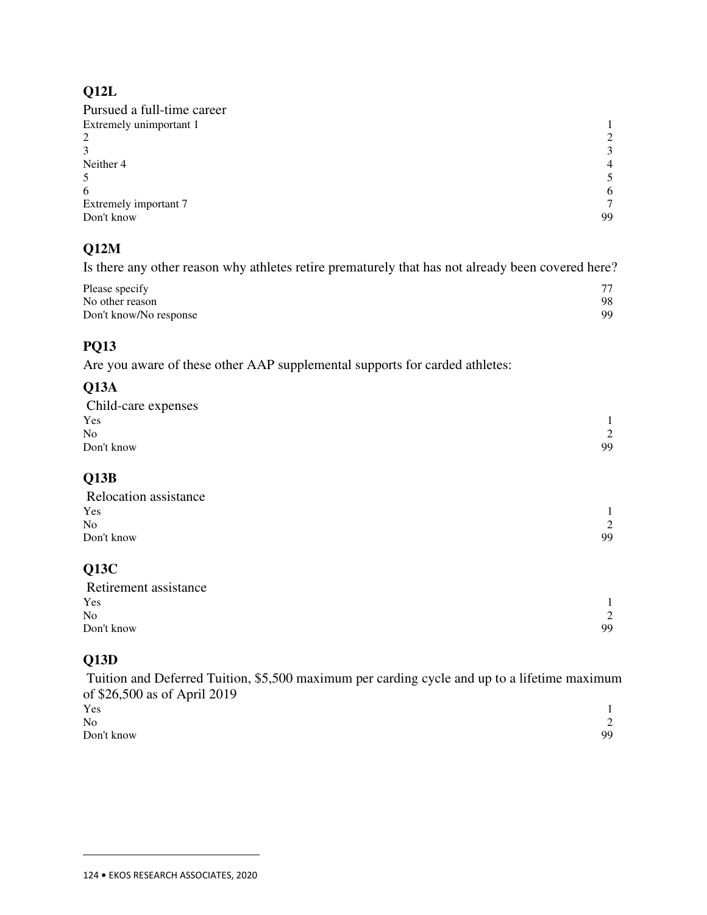## Q12L

Pursued a full-time career

| | |
|---|---|
| Extremely unimportant 1 | 1 |
| 2 | 2 |
| 3 | 3 |
| Neither 4 | 4 |
| 5 | 5 |
| 6 | 6 |
| Extremely important 7 | 7 |
| Don't know | 99 |

## Q12M

Is there any other reason why athletes retire prematurely that has not already been covered here?

| | |
|---|---|
| Please specify | 77 |
| No other reason | 98 |
| Don't know/No response | 99 |

## PQ13

Are you aware of these other AAP supplemental supports for carded athletes:

## Q13A

Child-care expenses

| | |
|---|---|
| Yes | 1 |
| No | 2 |
| Don't know | 99 |

## Q13B

Relocation assistance

| | |
|---|---|
| Yes | 1 |
| No | 2 |
| Don't know | 99 |

## Q13C

Retirement assistance

| | |
|---|---|
| Yes | 1 |
| No | 2 |
| Don't know | 99 |

## Q13D

Tuition and Deferred Tuition, $5,500 maximum per carding cycle and up to a lifetime maximum of $26,500 as of April 2019

| | |
|---|---|
| Yes | 1 |
| No | 2 |
| Don't know | 99 |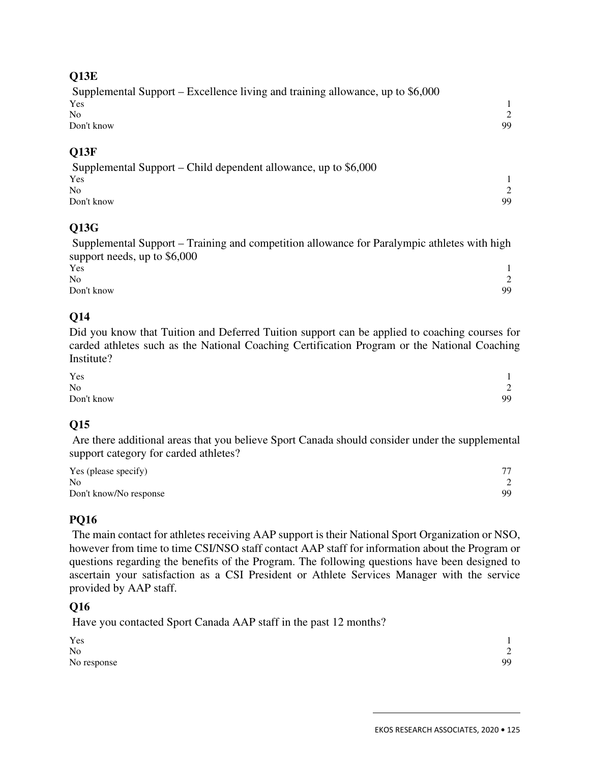**Q13E**

Supplemental Support – Excellence living and training allowance, up to $6,000

| | |
|---|---|
| Yes | 1 |
| No | 2 |
| Don't know | 99 |

**Q13F**

Supplemental Support – Child dependent allowance, up to $6,000

| | |
|---|---|
| Yes | 1 |
| No | 2 |
| Don't know | 99 |

**Q13G**

Supplemental Support – Training and competition allowance for Paralympic athletes with high support needs, up to $6,000

| | |
|---|---|
| Yes | 1 |
| No | 2 |
| Don't know | 99 |

**Q14**

Did you know that Tuition and Deferred Tuition support can be applied to coaching courses for carded athletes such as the National Coaching Certification Program or the National Coaching Institute?

| | |
|---|---|
| Yes | 1 |
| No | 2 |
| Don't know | 99 |

**Q15**

Are there additional areas that you believe Sport Canada should consider under the supplemental support category for carded athletes?

| | |
|---|---|
| Yes (please specify) | 77 |
| No | 2 |
| Don't know/No response | 99 |

**PQ16**

The main contact for athletes receiving AAP support is their National Sport Organization or NSO, however from time to time CSI/NSO staff contact AAP staff for information about the Program or questions regarding the benefits of the Program. The following questions have been designed to ascertain your satisfaction as a CSI President or Athlete Services Manager with the service provided by AAP staff.

**Q16**

Have you contacted Sport Canada AAP staff in the past 12 months?

| | |
|---|---|
| Yes | 1 |
| No | 2 |
| No response | 99 |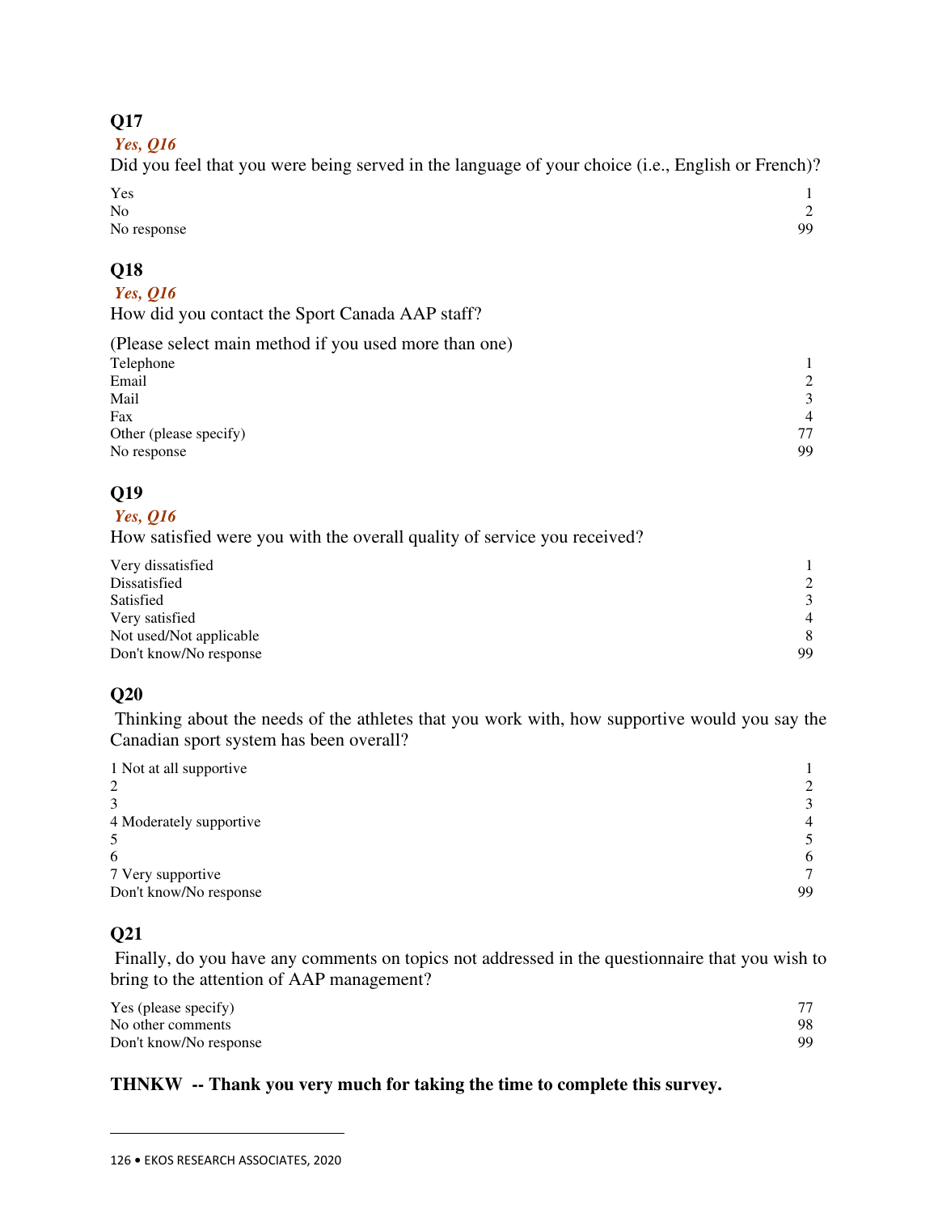### Q17

***Yes, Q16***

Did you feel that you were being served in the language of your choice (i.e., English or French)?

| | |
|---|---|
| Yes | 1 |
| No | 2 |
| No response | 99 |

### Q18

***Yes, Q16***

How did you contact the Sport Canada AAP staff?

(Please select main method if you used more than one)

| | |
|---|---|
| Telephone | 1 |
| Email | 2 |
| Mail | 3 |
| Fax | 4 |
| Other (please specify) | 77 |
| No response | 99 |

### Q19

***Yes, Q16***

How satisfied were you with the overall quality of service you received?

| | |
|---|---|
| Very dissatisfied | 1 |
| Dissatisfied | 2 |
| Satisfied | 3 |
| Very satisfied | 4 |
| Not used/Not applicable | 8 |
| Don't know/No response | 99 |

### Q20

Thinking about the needs of the athletes that you work with, how supportive would you say the Canadian sport system has been overall?

| | |
|---|---|
| 1 Not at all supportive | 1 |
| 2 | 2 |
| 3 | 3 |
| 4 Moderately supportive | 4 |
| 5 | 5 |
| 6 | 6 |
| 7 Very supportive | 7 |
| Don't know/No response | 99 |

### Q21

Finally, do you have any comments on topics not addressed in the questionnaire that you wish to bring to the attention of AAP management?

| | |
|---|---|
| Yes (please specify) | 77 |
| No other comments | 98 |
| Don't know/No response | 99 |

**THNKW -- Thank you very much for taking the time to complete this survey.**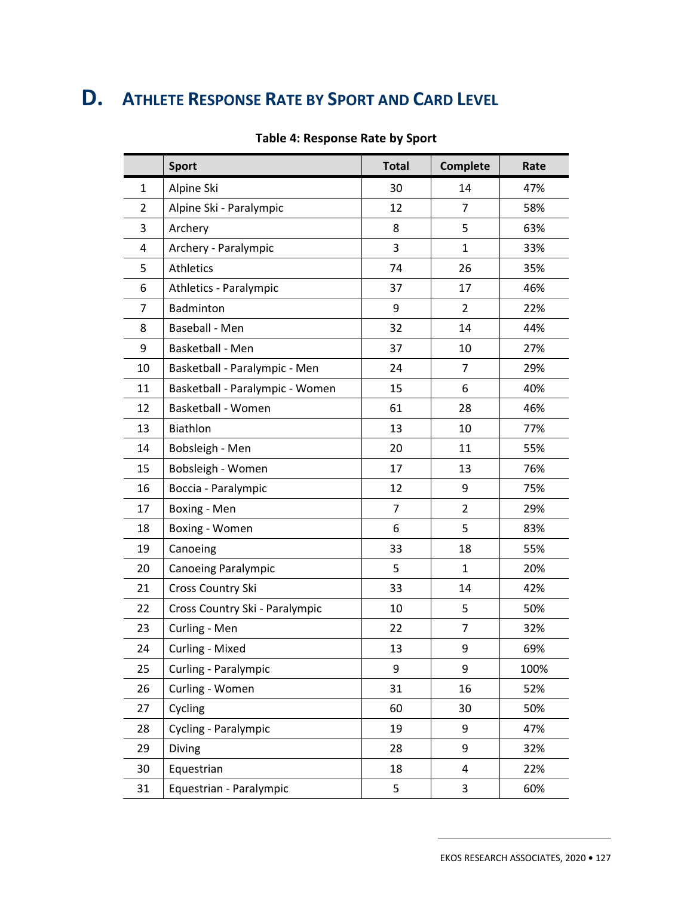# D. ATHLETE RESPONSE RATE BY SPORT AND CARD LEVEL

**Table 4: Response Rate by Sport**

| | Sport | Total | Complete | Rate |
|---|---|---|---|---|
| 1 | Alpine Ski | 30 | 14 | 47% |
| 2 | Alpine Ski - Paralympic | 12 | 7 | 58% |
| 3 | Archery | 8 | 5 | 63% |
| 4 | Archery - Paralympic | 3 | 1 | 33% |
| 5 | Athletics | 74 | 26 | 35% |
| 6 | Athletics - Paralympic | 37 | 17 | 46% |
| 7 | Badminton | 9 | 2 | 22% |
| 8 | Baseball - Men | 32 | 14 | 44% |
| 9 | Basketball - Men | 37 | 10 | 27% |
| 10 | Basketball - Paralympic - Men | 24 | 7 | 29% |
| 11 | Basketball - Paralympic - Women | 15 | 6 | 40% |
| 12 | Basketball - Women | 61 | 28 | 46% |
| 13 | Biathlon | 13 | 10 | 77% |
| 14 | Bobsleigh - Men | 20 | 11 | 55% |
| 15 | Bobsleigh - Women | 17 | 13 | 76% |
| 16 | Boccia - Paralympic | 12 | 9 | 75% |
| 17 | Boxing - Men | 7 | 2 | 29% |
| 18 | Boxing - Women | 6 | 5 | 83% |
| 19 | Canoeing | 33 | 18 | 55% |
| 20 | Canoeing Paralympic | 5 | 1 | 20% |
| 21 | Cross Country Ski | 33 | 14 | 42% |
| 22 | Cross Country Ski - Paralympic | 10 | 5 | 50% |
| 23 | Curling - Men | 22 | 7 | 32% |
| 24 | Curling - Mixed | 13 | 9 | 69% |
| 25 | Curling - Paralympic | 9 | 9 | 100% |
| 26 | Curling - Women | 31 | 16 | 52% |
| 27 | Cycling | 60 | 30 | 50% |
| 28 | Cycling - Paralympic | 19 | 9 | 47% |
| 29 | Diving | 28 | 9 | 32% |
| 30 | Equestrian | 18 | 4 | 22% |
| 31 | Equestrian - Paralympic | 5 | 3 | 60% |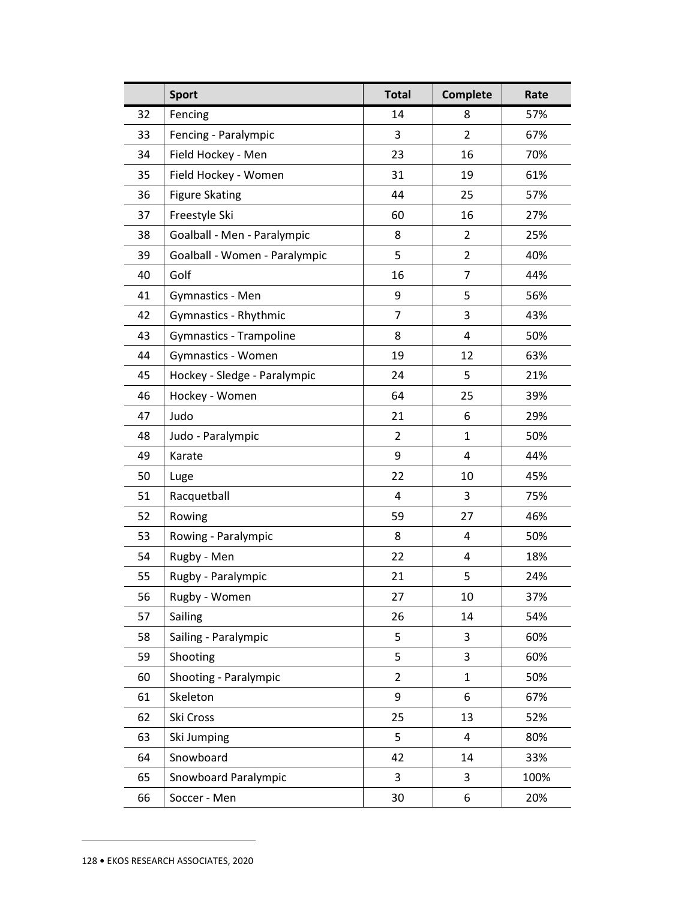|  | Sport | Total | Complete | Rate |
|---|---|---|---|---|
| 32 | Fencing | 14 | 8 | 57% |
| 33 | Fencing - Paralympic | 3 | 2 | 67% |
| 34 | Field Hockey - Men | 23 | 16 | 70% |
| 35 | Field Hockey - Women | 31 | 19 | 61% |
| 36 | Figure Skating | 44 | 25 | 57% |
| 37 | Freestyle Ski | 60 | 16 | 27% |
| 38 | Goalball - Men - Paralympic | 8 | 2 | 25% |
| 39 | Goalball - Women - Paralympic | 5 | 2 | 40% |
| 40 | Golf | 16 | 7 | 44% |
| 41 | Gymnastics - Men | 9 | 5 | 56% |
| 42 | Gymnastics - Rhythmic | 7 | 3 | 43% |
| 43 | Gymnastics - Trampoline | 8 | 4 | 50% |
| 44 | Gymnastics - Women | 19 | 12 | 63% |
| 45 | Hockey - Sledge - Paralympic | 24 | 5 | 21% |
| 46 | Hockey - Women | 64 | 25 | 39% |
| 47 | Judo | 21 | 6 | 29% |
| 48 | Judo - Paralympic | 2 | 1 | 50% |
| 49 | Karate | 9 | 4 | 44% |
| 50 | Luge | 22 | 10 | 45% |
| 51 | Racquetball | 4 | 3 | 75% |
| 52 | Rowing | 59 | 27 | 46% |
| 53 | Rowing - Paralympic | 8 | 4 | 50% |
| 54 | Rugby - Men | 22 | 4 | 18% |
| 55 | Rugby - Paralympic | 21 | 5 | 24% |
| 56 | Rugby - Women | 27 | 10 | 37% |
| 57 | Sailing | 26 | 14 | 54% |
| 58 | Sailing - Paralympic | 5 | 3 | 60% |
| 59 | Shooting | 5 | 3 | 60% |
| 60 | Shooting - Paralympic | 2 | 1 | 50% |
| 61 | Skeleton | 9 | 6 | 67% |
| 62 | Ski Cross | 25 | 13 | 52% |
| 63 | Ski Jumping | 5 | 4 | 80% |
| 64 | Snowboard | 42 | 14 | 33% |
| 65 | Snowboard Paralympic | 3 | 3 | 100% |
| 66 | Soccer - Men | 30 | 6 | 20% |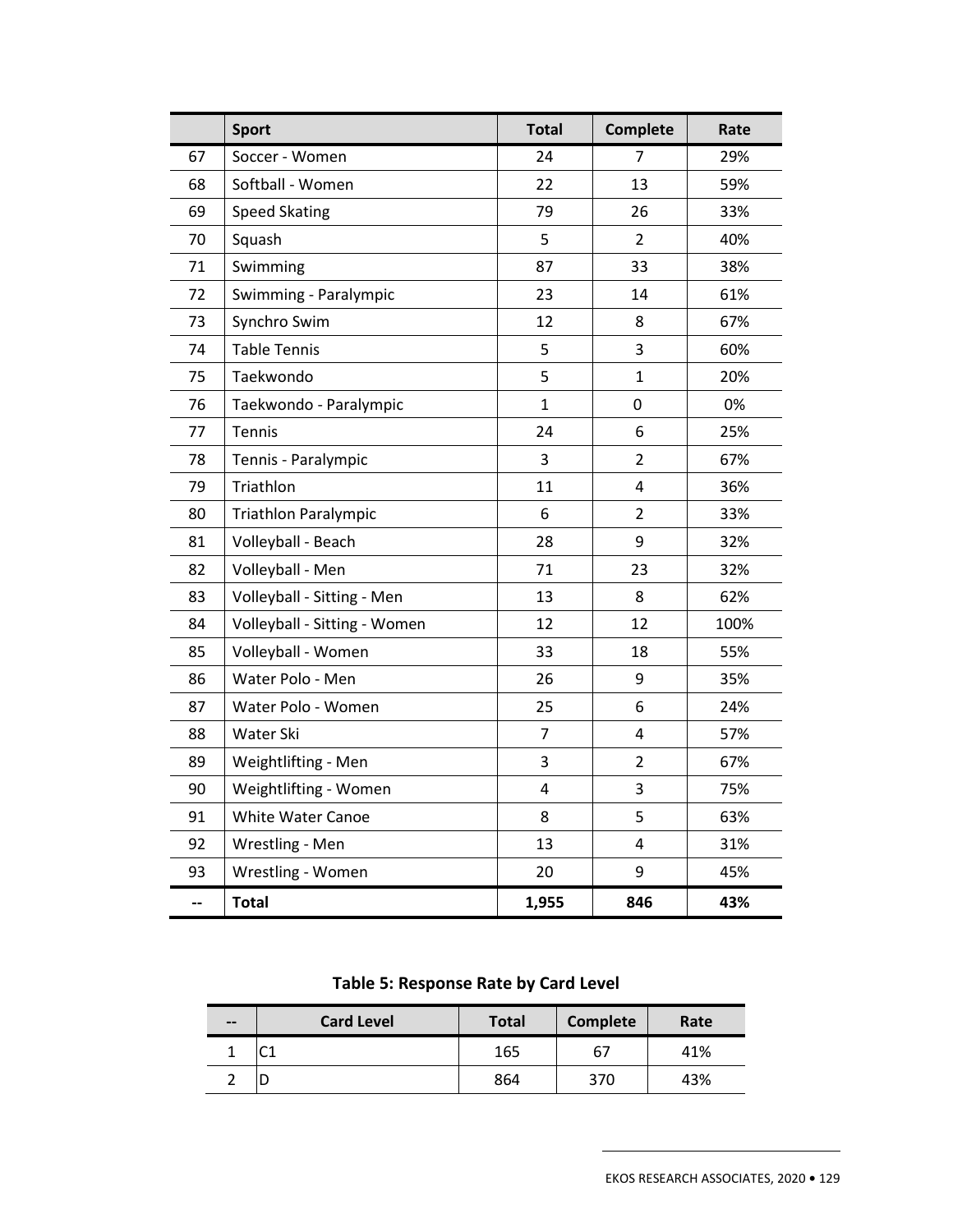| | Sport | Total | Complete | Rate |
|---|---|---|---|---|
| 67 | Soccer - Women | 24 | 7 | 29% |
| 68 | Softball - Women | 22 | 13 | 59% |
| 69 | Speed Skating | 79 | 26 | 33% |
| 70 | Squash | 5 | 2 | 40% |
| 71 | Swimming | 87 | 33 | 38% |
| 72 | Swimming - Paralympic | 23 | 14 | 61% |
| 73 | Synchro Swim | 12 | 8 | 67% |
| 74 | Table Tennis | 5 | 3 | 60% |
| 75 | Taekwondo | 5 | 1 | 20% |
| 76 | Taekwondo - Paralympic | 1 | 0 | 0% |
| 77 | Tennis | 24 | 6 | 25% |
| 78 | Tennis - Paralympic | 3 | 2 | 67% |
| 79 | Triathlon | 11 | 4 | 36% |
| 80 | Triathlon Paralympic | 6 | 2 | 33% |
| 81 | Volleyball - Beach | 28 | 9 | 32% |
| 82 | Volleyball - Men | 71 | 23 | 32% |
| 83 | Volleyball - Sitting - Men | 13 | 8 | 62% |
| 84 | Volleyball - Sitting - Women | 12 | 12 | 100% |
| 85 | Volleyball - Women | 33 | 18 | 55% |
| 86 | Water Polo - Men | 26 | 9 | 35% |
| 87 | Water Polo - Women | 25 | 6 | 24% |
| 88 | Water Ski | 7 | 4 | 57% |
| 89 | Weightlifting - Men | 3 | 2 | 67% |
| 90 | Weightlifting - Women | 4 | 3 | 75% |
| 91 | White Water Canoe | 8 | 5 | 63% |
| 92 | Wrestling - Men | 13 | 4 | 31% |
| 93 | Wrestling - Women | 20 | 9 | 45% |
| -- | **Total** | **1,955** | **846** | **43%** |

**Table 5: Response Rate by Card Level**

| -- | Card Level | Total | Complete | Rate |
|---|---|---|---|---|
| 1 | C1 | 165 | 67 | 41% |
| 2 | D | 864 | 370 | 43% |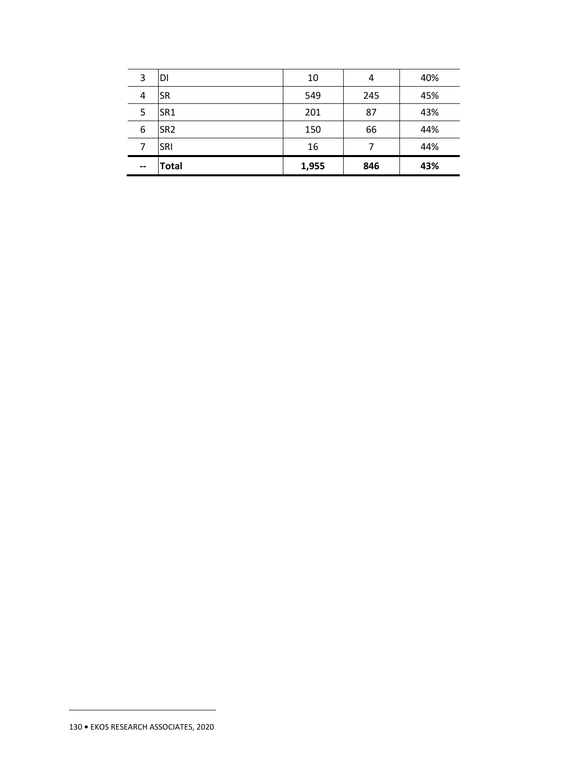| | | | | |
|---|---|---|---|---|
| 3 | DI | 10 | 4 | 40% |
| 4 | SR | 549 | 245 | 45% |
| 5 | SR1 | 201 | 87 | 43% |
| 6 | SR2 | 150 | 66 | 44% |
| 7 | SRI | 16 | 7 | 44% |
| **--** | **Total** | **1,955** | **846** | **43%** |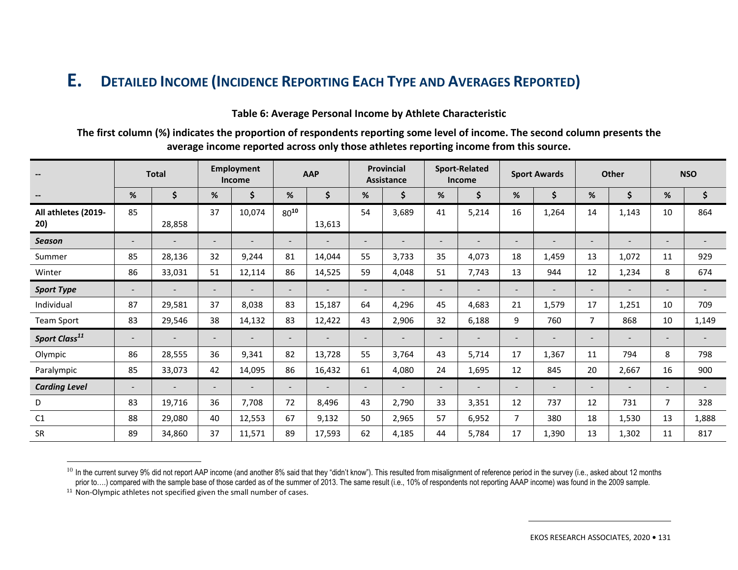# E. Detailed Income (Incidence Reporting Each Type and Averages Reported)

**Table 6: Average Personal Income by Athlete Characteristic**

**The first column (%) indicates the proportion of respondents reporting some level of income. The second column presents the average income reported across only those athletes reporting income from this source.**

| -- | Total | | Employment Income | | AAP | | Provincial Assistance | | Sport-Related Income | | Sport Awards | | Other | | NSO | |
|---|---|---|---|---|---|---|---|---|---|---|---|---|---|---|---|---|
| -- | % | $ | % | $ | % | $ | % | $ | % | $ | % | $ | % | $ | % | $ |
| **All athletes (2019-20)** | 85 | 28,858 | 37 | 10,074 | 80[10] | 13,613 | 54 | 3,689 | 41 | 5,214 | 16 | 1,264 | 14 | 1,143 | 10 | 864 |
| ***Season*** | - | - | - | - | - | - | - | - | - | - | - | - | - | - | - | - |
| Summer | 85 | 28,136 | 32 | 9,244 | 81 | 14,044 | 55 | 3,733 | 35 | 4,073 | 18 | 1,459 | 13 | 1,072 | 11 | 929 |
| Winter | 86 | 33,031 | 51 | 12,114 | 86 | 14,525 | 59 | 4,048 | 51 | 7,743 | 13 | 944 | 12 | 1,234 | 8 | 674 |
| ***Sport Type*** | - | - | - | - | - | - | - | - | - | - | - | - | - | - | - | - |
| Individual | 87 | 29,581 | 37 | 8,038 | 83 | 15,187 | 64 | 4,296 | 45 | 4,683 | 21 | 1,579 | 17 | 1,251 | 10 | 709 |
| Team Sport | 83 | 29,546 | 38 | 14,132 | 83 | 12,422 | 43 | 2,906 | 32 | 6,188 | 9 | 760 | 7 | 868 | 10 | 1,149 |
| ***Sport Class[11]*** | - | - | - | - | - | - | - | - | - | - | - | - | - | - | - | - |
| Olympic | 86 | 28,555 | 36 | 9,341 | 82 | 13,728 | 55 | 3,764 | 43 | 5,714 | 17 | 1,367 | 11 | 794 | 8 | 798 |
| Paralympic | 85 | 33,073 | 42 | 14,095 | 86 | 16,432 | 61 | 4,080 | 24 | 1,695 | 12 | 845 | 20 | 2,667 | 16 | 900 |
| ***Carding Level*** | - | - | - | - | - | - | - | - | - | - | - | - | - | - | - | - |
| D | 83 | 19,716 | 36 | 7,708 | 72 | 8,496 | 43 | 2,790 | 33 | 3,351 | 12 | 737 | 12 | 731 | 7 | 328 |
| C1 | 88 | 29,080 | 40 | 12,553 | 67 | 9,132 | 50 | 2,965 | 57 | 6,952 | 7 | 380 | 18 | 1,530 | 13 | 1,888 |
| SR | 89 | 34,860 | 37 | 11,571 | 89 | 17,593 | 62 | 4,185 | 44 | 5,784 | 17 | 1,390 | 13 | 1,302 | 11 | 817 |

[10] In the current survey 9% did not report AAP income (and another 8% said that they "didn't know"). This resulted from misalignment of reference period in the survey (i.e., asked about 12 months prior to….) compared with the sample base of those carded as of the summer of 2013. The same result (i.e., 10% of respondents not reporting AAAP income) was found in the 2009 sample.

[11] Non-Olympic athletes not specified given the small number of cases.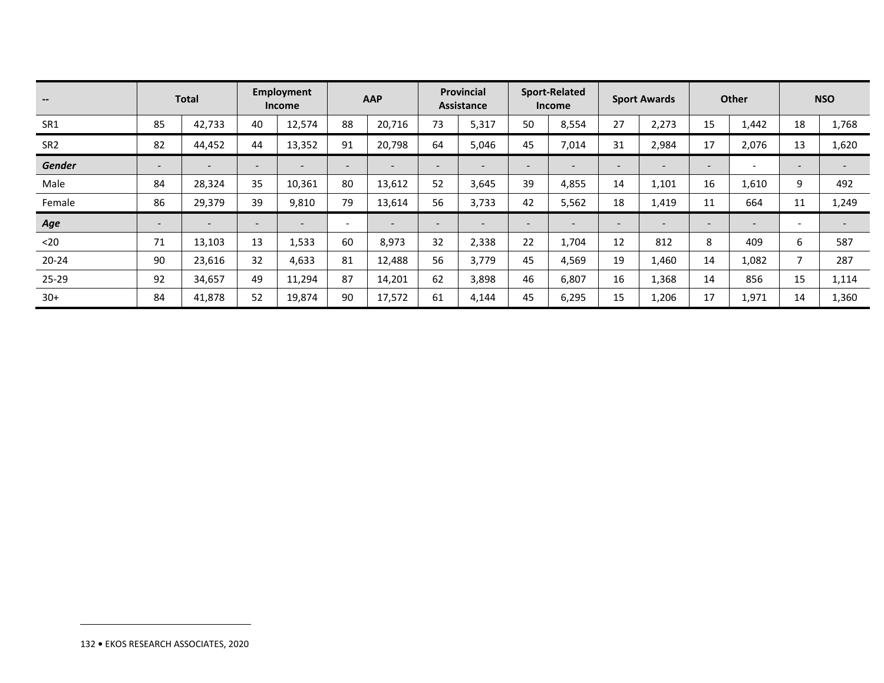| -- | Total | | Employment Income | | AAP | | Provincial Assistance | | Sport-Related Income | | Sport Awards | | Other | | NSO | |
|---|---|---|---|---|---|---|---|---|---|---|---|---|---|---|---|---|
| SR1 | 85 | 42,733 | 40 | 12,574 | 88 | 20,716 | 73 | 5,317 | 50 | 8,554 | 27 | 2,273 | 15 | 1,442 | 18 | 1,768 |
| SR2 | 82 | 44,452 | 44 | 13,352 | 91 | 20,798 | 64 | 5,046 | 45 | 7,014 | 31 | 2,984 | 17 | 2,076 | 13 | 1,620 |
| ***Gender*** | - | - | - | - | - | - | - | - | - | - | - | - | - | - | - | - |
| Male | 84 | 28,324 | 35 | 10,361 | 80 | 13,612 | 52 | 3,645 | 39 | 4,855 | 14 | 1,101 | 16 | 1,610 | 9 | 492 |
| Female | 86 | 29,379 | 39 | 9,810 | 79 | 13,614 | 56 | 3,733 | 42 | 5,562 | 18 | 1,419 | 11 | 664 | 11 | 1,249 |
| ***Age*** | - | - | - | - | - | - | - | - | - | - | - | - | - | - | - | - |
| <20 | 71 | 13,103 | 13 | 1,533 | 60 | 8,973 | 32 | 2,338 | 22 | 1,704 | 12 | 812 | 8 | 409 | 6 | 587 |
| 20-24 | 90 | 23,616 | 32 | 4,633 | 81 | 12,488 | 56 | 3,779 | 45 | 4,569 | 19 | 1,460 | 14 | 1,082 | 7 | 287 |
| 25-29 | 92 | 34,657 | 49 | 11,294 | 87 | 14,201 | 62 | 3,898 | 46 | 6,807 | 16 | 1,368 | 14 | 856 | 15 | 1,114 |
| 30+ | 84 | 41,878 | 52 | 19,874 | 90 | 17,572 | 61 | 4,144 | 45 | 6,295 | 15 | 1,206 | 17 | 1,971 | 14 | 1,360 |